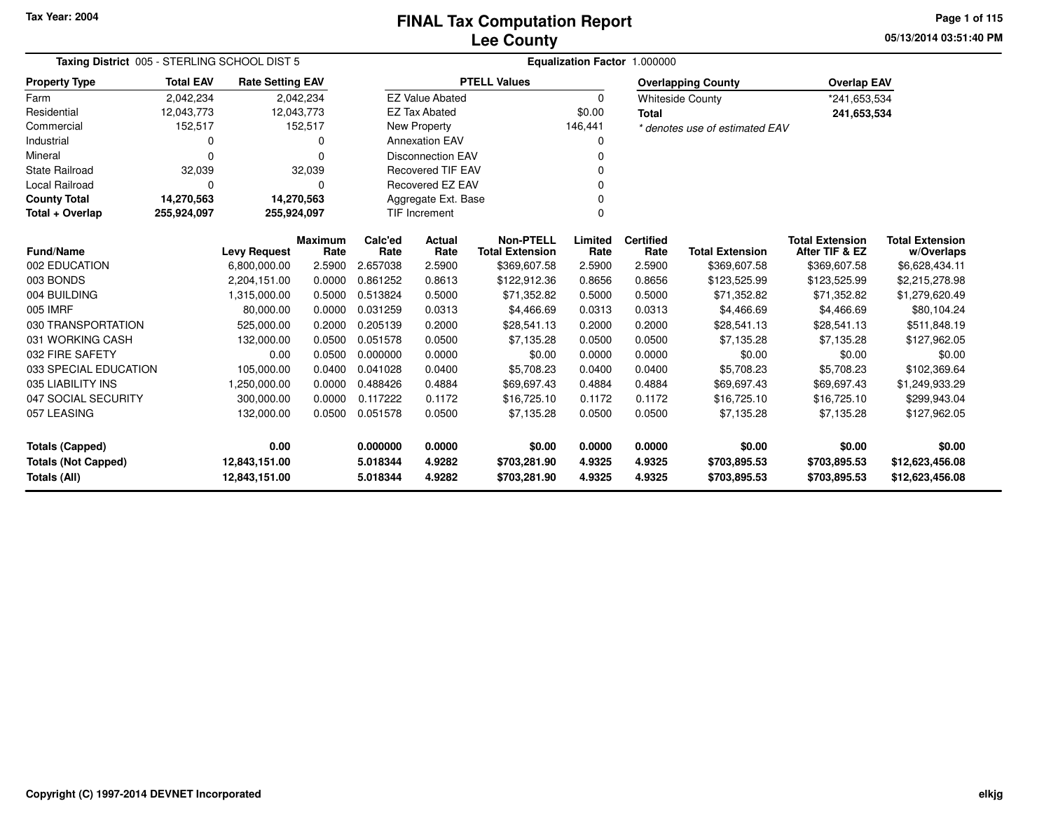Tax Year: 2004

# FINAL Tax Computation Report
## Lee County

05/13/2014 03:51:40 PM

**Taxing District** 005 - STERLING SCHOOL DIST 5 | **Equalization Factor** 1.000000

| Property Type | Total EAV | Rate Setting EAV |
|---|---|---|
| Farm | 2,042,234 | 2,042,234 |
| Residential | 12,043,773 | 12,043,773 |
| Commercial | 152,517 | 152,517 |
| Industrial | 0 | 0 |
| Mineral | 0 | 0 |
| State Railroad | 32,039 | 32,039 |
| Local Railroad | 0 | 0 |
| **County Total** | **14,270,563** | **14,270,563** |
| **Total + Overlap** | **255,924,097** | **255,924,097** |

| PTELL Values | |
|---|---|
| EZ Value Abated | 0 |
| EZ Tax Abated | $0.00 |
| New Property | 146,441 |
| Annexation EAV | 0 |
| Disconnection EAV | 0 |
| Recovered TIF EAV | 0 |
| Recovered EZ EAV | 0 |
| Aggregate Ext. Base | 0 |
| TIF Increment | 0 |

| Overlapping County | Overlap EAV |
|---|---|
| Whiteside County | *241,653,534 |
| **Total** | **241,653,534** |

*\* denotes use of estimated EAV*

| Fund/Name | Levy Request | Maximum Rate | Calc'ed Rate | Actual Rate | Non-PTELL Total Extension | Limited Rate | Certified Rate | Total Extension | Total Extension After TIF & EZ | Total Extension w/Overlaps |
|---|---|---|---|---|---|---|---|---|---|---|
| 002 EDUCATION | 6,800,000.00 | 2.5900 | 2.657038 | 2.5900 | $369,607.58 | 2.5900 | 2.5900 | $369,607.58 | $369,607.58 | $6,628,434.11 |
| 003 BONDS | 2,204,151.00 | 0.0000 | 0.861252 | 0.8613 | $122,912.36 | 0.8656 | 0.8656 | $123,525.99 | $123,525.99 | $2,215,278.98 |
| 004 BUILDING | 1,315,000.00 | 0.5000 | 0.513824 | 0.5000 | $71,352.82 | 0.5000 | 0.5000 | $71,352.82 | $71,352.82 | $1,279,620.49 |
| 005 IMRF | 80,000.00 | 0.0000 | 0.031259 | 0.0313 | $4,466.69 | 0.0313 | 0.0313 | $4,466.69 | $4,466.69 | $80,104.24 |
| 030 TRANSPORTATION | 525,000.00 | 0.2000 | 0.205139 | 0.2000 | $28,541.13 | 0.2000 | 0.2000 | $28,541.13 | $28,541.13 | $511,848.19 |
| 031 WORKING CASH | 132,000.00 | 0.0500 | 0.051578 | 0.0500 | $7,135.28 | 0.0500 | 0.0500 | $7,135.28 | $7,135.28 | $127,962.05 |
| 032 FIRE SAFETY | 0.00 | 0.0500 | 0.000000 | 0.0000 | $0.00 | 0.0000 | 0.0000 | $0.00 | $0.00 | $0.00 |
| 033 SPECIAL EDUCATION | 105,000.00 | 0.0400 | 0.041028 | 0.0400 | $5,708.23 | 0.0400 | 0.0400 | $5,708.23 | $5,708.23 | $102,369.64 |
| 035 LIABILITY INS | 1,250,000.00 | 0.0000 | 0.488426 | 0.4884 | $69,697.43 | 0.4884 | 0.4884 | $69,697.43 | $69,697.43 | $1,249,933.29 |
| 047 SOCIAL SECURITY | 300,000.00 | 0.0000 | 0.117222 | 0.1172 | $16,725.10 | 0.1172 | 0.1172 | $16,725.10 | $16,725.10 | $299,943.04 |
| 057 LEASING | 132,000.00 | 0.0500 | 0.051578 | 0.0500 | $7,135.28 | 0.0500 | 0.0500 | $7,135.28 | $7,135.28 | $127,962.05 |
| **Totals (Capped)** | **0.00** | | **0.000000** | **0.0000** | **$0.00** | **0.0000** | **0.0000** | **$0.00** | **$0.00** | **$0.00** |
| **Totals (Not Capped)** | **12,843,151.00** | | **5.018344** | **4.9282** | **$703,281.90** | **4.9325** | **4.9325** | **$703,895.53** | **$703,895.53** | **$12,623,456.08** |
| **Totals (All)** | **12,843,151.00** | | **5.018344** | **4.9282** | **$703,281.90** | **4.9325** | **4.9325** | **$703,895.53** | **$703,895.53** | **$12,623,456.08** |

Copyright (C) 1997-2014 DEVNET Incorporated

elkjg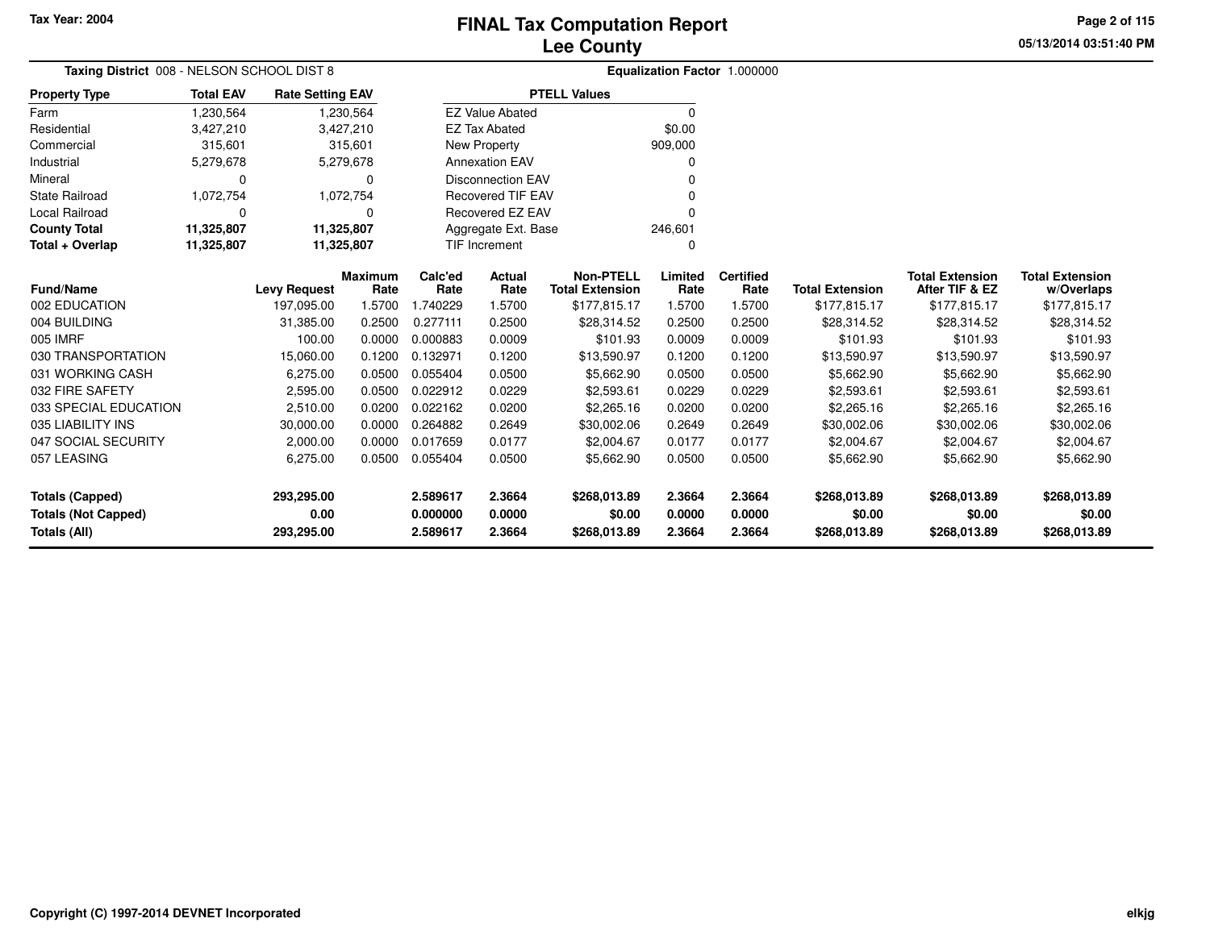Tax Year: 2004

# FINAL Tax Computation Report
## Lee County

05/13/2014 03:51:40 PM

**Taxing District** 008 - NELSON SCHOOL DIST 8 — **Equalization Factor** 1.000000

| Property Type | Total EAV | Rate Setting EAV |
|---|---|---|
| Farm | 1,230,564 | 1,230,564 |
| Residential | 3,427,210 | 3,427,210 |
| Commercial | 315,601 | 315,601 |
| Industrial | 5,279,678 | 5,279,678 |
| Mineral | 0 | 0 |
| State Railroad | 1,072,754 | 1,072,754 |
| Local Railroad | 0 | 0 |
| **County Total** | **11,325,807** | **11,325,807** |
| **Total + Overlap** | **11,325,807** | **11,325,807** |

| PTELL Values | |
|---|---|
| EZ Value Abated | 0 |
| EZ Tax Abated | $0.00 |
| New Property | 909,000 |
| Annexation EAV | 0 |
| Disconnection EAV | 0 |
| Recovered TIF EAV | 0 |
| Recovered EZ EAV | 0 |
| Aggregate Ext. Base | 246,601 |
| TIF Increment | 0 |

| Fund/Name | Levy Request | Maximum Rate | Calc'ed Rate | Actual Rate | Non-PTELL Total Extension | Limited Rate | Certified Rate | Total Extension | Total Extension After TIF & EZ | Total Extension w/Overlaps |
|---|---|---|---|---|---|---|---|---|---|---|
| 002 EDUCATION | 197,095.00 | 1.5700 | 1.740229 | 1.5700 | $177,815.17 | 1.5700 | 1.5700 | $177,815.17 | $177,815.17 | $177,815.17 |
| 004 BUILDING | 31,385.00 | 0.2500 | 0.277111 | 0.2500 | $28,314.52 | 0.2500 | 0.2500 | $28,314.52 | $28,314.52 | $28,314.52 |
| 005 IMRF | 100.00 | 0.0000 | 0.000883 | 0.0009 | $101.93 | 0.0009 | 0.0009 | $101.93 | $101.93 | $101.93 |
| 030 TRANSPORTATION | 15,060.00 | 0.1200 | 0.132971 | 0.1200 | $13,590.97 | 0.1200 | 0.1200 | $13,590.97 | $13,590.97 | $13,590.97 |
| 031 WORKING CASH | 6,275.00 | 0.0500 | 0.055404 | 0.0500 | $5,662.90 | 0.0500 | 0.0500 | $5,662.90 | $5,662.90 | $5,662.90 |
| 032 FIRE SAFETY | 2,595.00 | 0.0500 | 0.022912 | 0.0229 | $2,593.61 | 0.0229 | 0.0229 | $2,593.61 | $2,593.61 | $2,593.61 |
| 033 SPECIAL EDUCATION | 2,510.00 | 0.0200 | 0.022162 | 0.0200 | $2,265.16 | 0.0200 | 0.0200 | $2,265.16 | $2,265.16 | $2,265.16 |
| 035 LIABILITY INS | 30,000.00 | 0.0000 | 0.264882 | 0.2649 | $30,002.06 | 0.2649 | 0.2649 | $30,002.06 | $30,002.06 | $30,002.06 |
| 047 SOCIAL SECURITY | 2,000.00 | 0.0000 | 0.017659 | 0.0177 | $2,004.67 | 0.0177 | 0.0177 | $2,004.67 | $2,004.67 | $2,004.67 |
| 057 LEASING | 6,275.00 | 0.0500 | 0.055404 | 0.0500 | $5,662.90 | 0.0500 | 0.0500 | $5,662.90 | $5,662.90 | $5,662.90 |
| **Totals (Capped)** | **293,295.00** | | **2.589617** | **2.3664** | **$268,013.89** | **2.3664** | **2.3664** | **$268,013.89** | **$268,013.89** | **$268,013.89** |
| **Totals (Not Capped)** | **0.00** | | **0.000000** | **0.0000** | **$0.00** | **0.0000** | **0.0000** | **$0.00** | **$0.00** | **$0.00** |
| **Totals (All)** | **293,295.00** | | **2.589617** | **2.3664** | **$268,013.89** | **2.3664** | **2.3664** | **$268,013.89** | **$268,013.89** | **$268,013.89** |

Copyright (C) 1997-2014 DEVNET Incorporated — elkjg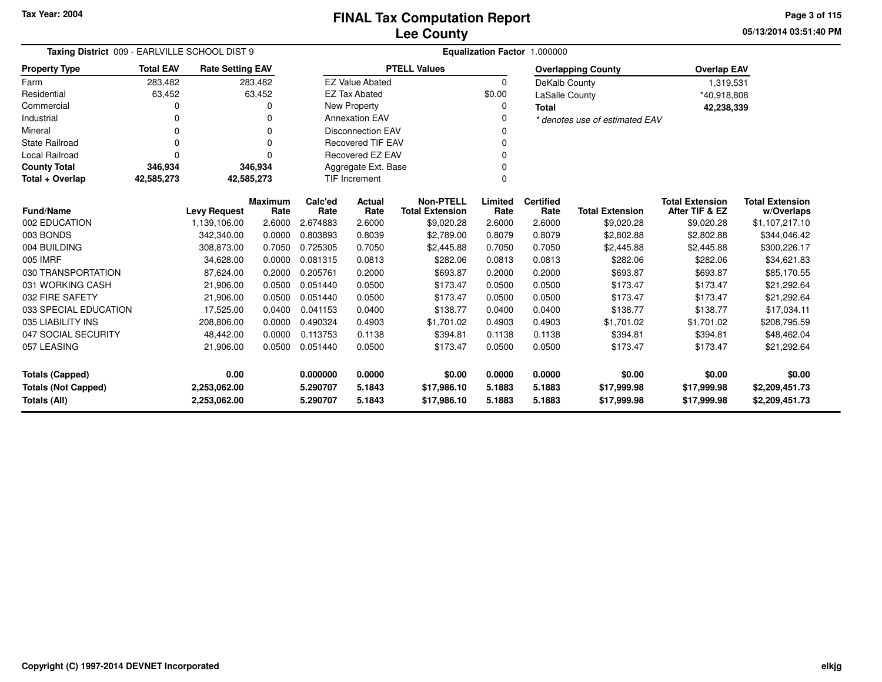# FINAL Tax Computation Report
## Lee County

Tax Year: 2004

05/13/2014 03:51:40 PM

**Taxing District** 009 - EARLVILLE SCHOOL DIST 9

**Equalization Factor** 1.000000

| Property Type | Total EAV | Rate Setting EAV |
|---|---|---|
| Farm | 283,482 | 283,482 |
| Residential | 63,452 | 63,452 |
| Commercial | 0 | 0 |
| Industrial | 0 | 0 |
| Mineral | 0 | 0 |
| State Railroad | 0 | 0 |
| Local Railroad | 0 | 0 |
| **County Total** | **346,934** | **346,934** |
| **Total + Overlap** | **42,585,273** | **42,585,273** |

| PTELL Values | |
|---|---|
| EZ Value Abated | 0 |
| EZ Tax Abated | $0.00 |
| New Property | 0 |
| Annexation EAV | 0 |
| Disconnection EAV | 0 |
| Recovered TIF EAV | 0 |
| Recovered EZ EAV | 0 |
| Aggregate Ext. Base | 0 |
| TIF Increment | 0 |

| Overlapping County | Overlap EAV |
|---|---|
| DeKalb County | 1,319,531 |
| LaSalle County | *40,918,808 |
| **Total** | **42,238,339** |

*\* denotes use of estimated EAV*

| Fund/Name | Levy Request | Maximum Rate | Calc'ed Rate | Actual Rate | Non-PTELL Total Extension | Limited Rate | Certified Rate | Total Extension | Total Extension After TIF & EZ | Total Extension w/Overlaps |
|---|---|---|---|---|---|---|---|---|---|---|
| 002 EDUCATION | 1,139,106.00 | 2.6000 | 2.674883 | 2.6000 | $9,020.28 | 2.6000 | 2.6000 | $9,020.28 | $9,020.28 | $1,107,217.10 |
| 003 BONDS | 342,340.00 | 0.0000 | 0.803893 | 0.8039 | $2,789.00 | 0.8079 | 0.8079 | $2,802.88 | $2,802.88 | $344,046.42 |
| 004 BUILDING | 308,873.00 | 0.7050 | 0.725305 | 0.7050 | $2,445.88 | 0.7050 | 0.7050 | $2,445.88 | $2,445.88 | $300,226.17 |
| 005 IMRF | 34,628.00 | 0.0000 | 0.081315 | 0.0813 | $282.06 | 0.0813 | 0.0813 | $282.06 | $282.06 | $34,621.83 |
| 030 TRANSPORTATION | 87,624.00 | 0.2000 | 0.205761 | 0.2000 | $693.87 | 0.2000 | 0.2000 | $693.87 | $693.87 | $85,170.55 |
| 031 WORKING CASH | 21,906.00 | 0.0500 | 0.051440 | 0.0500 | $173.47 | 0.0500 | 0.0500 | $173.47 | $173.47 | $21,292.64 |
| 032 FIRE SAFETY | 21,906.00 | 0.0500 | 0.051440 | 0.0500 | $173.47 | 0.0500 | 0.0500 | $173.47 | $173.47 | $21,292.64 |
| 033 SPECIAL EDUCATION | 17,525.00 | 0.0400 | 0.041153 | 0.0400 | $138.77 | 0.0400 | 0.0400 | $138.77 | $138.77 | $17,034.11 |
| 035 LIABILITY INS | 208,806.00 | 0.0000 | 0.490324 | 0.4903 | $1,701.02 | 0.4903 | 0.4903 | $1,701.02 | $1,701.02 | $208,795.59 |
| 047 SOCIAL SECURITY | 48,442.00 | 0.0000 | 0.113753 | 0.1138 | $394.81 | 0.1138 | 0.1138 | $394.81 | $394.81 | $48,462.04 |
| 057 LEASING | 21,906.00 | 0.0500 | 0.051440 | 0.0500 | $173.47 | 0.0500 | 0.0500 | $173.47 | $173.47 | $21,292.64 |
| **Totals (Capped)** | **0.00** | | **0.000000** | **0.0000** | **$0.00** | **0.0000** | **0.0000** | **$0.00** | **$0.00** | **$0.00** |
| **Totals (Not Capped)** | **2,253,062.00** | | **5.290707** | **5.1843** | **$17,986.10** | **5.1883** | **5.1883** | **$17,999.98** | **$17,999.98** | **$2,209,451.73** |
| **Totals (All)** | **2,253,062.00** | | **5.290707** | **5.1843** | **$17,986.10** | **5.1883** | **5.1883** | **$17,999.98** | **$17,999.98** | **$2,209,451.73** |

Copyright (C) 1997-2014 DEVNET Incorporated

elkjg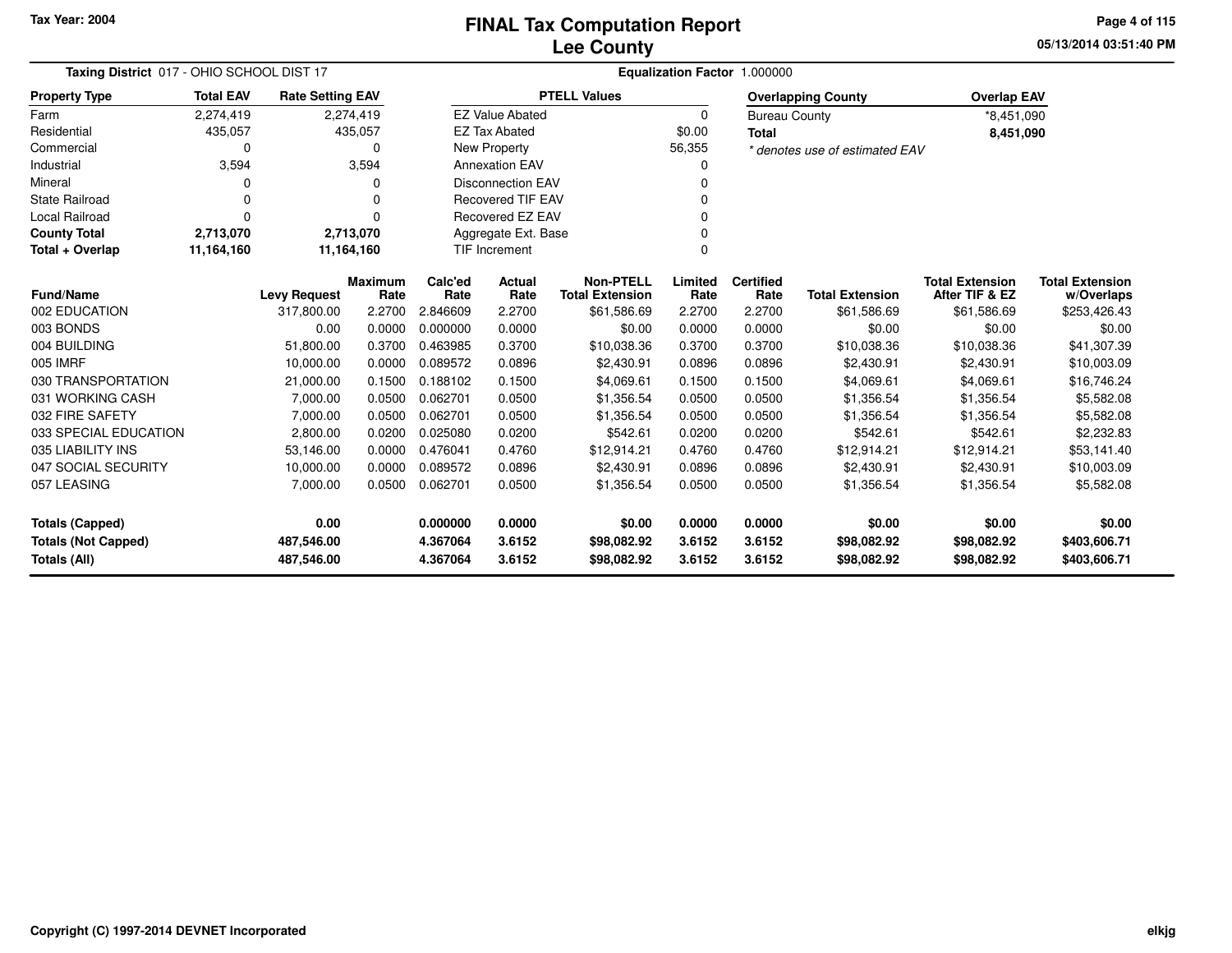Tax Year: 2004

# FINAL Tax Computation Report
## Lee County

05/13/2014 03:51:40 PM

**Taxing District** 017 - OHIO SCHOOL DIST 17

**Equalization Factor** 1.000000

| Property Type | Total EAV | Rate Setting EAV |
|---|---|---|
| Farm | 2,274,419 | 2,274,419 |
| Residential | 435,057 | 435,057 |
| Commercial | 0 | 0 |
| Industrial | 3,594 | 3,594 |
| Mineral | 0 | 0 |
| State Railroad | 0 | 0 |
| Local Railroad | 0 | 0 |
| **County Total** | **2,713,070** | **2,713,070** |
| **Total + Overlap** | **11,164,160** | **11,164,160** |

| PTELL Values | |
|---|---|
| EZ Value Abated | 0 |
| EZ Tax Abated | $0.00 |
| New Property | 56,355 |
| Annexation EAV | 0 |
| Disconnection EAV | 0 |
| Recovered TIF EAV | 0 |
| Recovered EZ EAV | 0 |
| Aggregate Ext. Base | 0 |
| TIF Increment | 0 |

| Overlapping County | Overlap EAV |
|---|---|
| Bureau County | *8,451,090 |
| **Total** | **8,451,090** |

*\* denotes use of estimated EAV*

| Fund/Name | Levy Request | Maximum Rate | Calc'ed Rate | Actual Rate | Non-PTELL Total Extension | Limited Rate | Certified Rate | Total Extension | Total Extension After TIF & EZ | Total Extension w/Overlaps |
|---|---|---|---|---|---|---|---|---|---|---|
| 002 EDUCATION | 317,800.00 | 2.2700 | 2.846609 | 2.2700 | $61,586.69 | 2.2700 | 2.2700 | $61,586.69 | $61,586.69 | $253,426.43 |
| 003 BONDS | 0.00 | 0.0000 | 0.000000 | 0.0000 | $0.00 | 0.0000 | 0.0000 | $0.00 | $0.00 | $0.00 |
| 004 BUILDING | 51,800.00 | 0.3700 | 0.463985 | 0.3700 | $10,038.36 | 0.3700 | 0.3700 | $10,038.36 | $10,038.36 | $41,307.39 |
| 005 IMRF | 10,000.00 | 0.0000 | 0.089572 | 0.0896 | $2,430.91 | 0.0896 | 0.0896 | $2,430.91 | $2,430.91 | $10,003.09 |
| 030 TRANSPORTATION | 21,000.00 | 0.1500 | 0.188102 | 0.1500 | $4,069.61 | 0.1500 | 0.1500 | $4,069.61 | $4,069.61 | $16,746.24 |
| 031 WORKING CASH | 7,000.00 | 0.0500 | 0.062701 | 0.0500 | $1,356.54 | 0.0500 | 0.0500 | $1,356.54 | $1,356.54 | $5,582.08 |
| 032 FIRE SAFETY | 7,000.00 | 0.0500 | 0.062701 | 0.0500 | $1,356.54 | 0.0500 | 0.0500 | $1,356.54 | $1,356.54 | $5,582.08 |
| 033 SPECIAL EDUCATION | 2,800.00 | 0.0200 | 0.025080 | 0.0200 | $542.61 | 0.0200 | 0.0200 | $542.61 | $542.61 | $2,232.83 |
| 035 LIABILITY INS | 53,146.00 | 0.0000 | 0.476041 | 0.4760 | $12,914.21 | 0.4760 | 0.4760 | $12,914.21 | $12,914.21 | $53,141.40 |
| 047 SOCIAL SECURITY | 10,000.00 | 0.0000 | 0.089572 | 0.0896 | $2,430.91 | 0.0896 | 0.0896 | $2,430.91 | $2,430.91 | $10,003.09 |
| 057 LEASING | 7,000.00 | 0.0500 | 0.062701 | 0.0500 | $1,356.54 | 0.0500 | 0.0500 | $1,356.54 | $1,356.54 | $5,582.08 |
| **Totals (Capped)** | **0.00** | | **0.000000** | **0.0000** | **$0.00** | **0.0000** | **0.0000** | **$0.00** | **$0.00** | **$0.00** |
| **Totals (Not Capped)** | **487,546.00** | | **4.367064** | **3.6152** | **$98,082.92** | **3.6152** | **3.6152** | **$98,082.92** | **$98,082.92** | **$403,606.71** |
| **Totals (All)** | **487,546.00** | | **4.367064** | **3.6152** | **$98,082.92** | **3.6152** | **3.6152** | **$98,082.92** | **$98,082.92** | **$403,606.71** |

Copyright (C) 1997-2014 DEVNET Incorporated

elkjg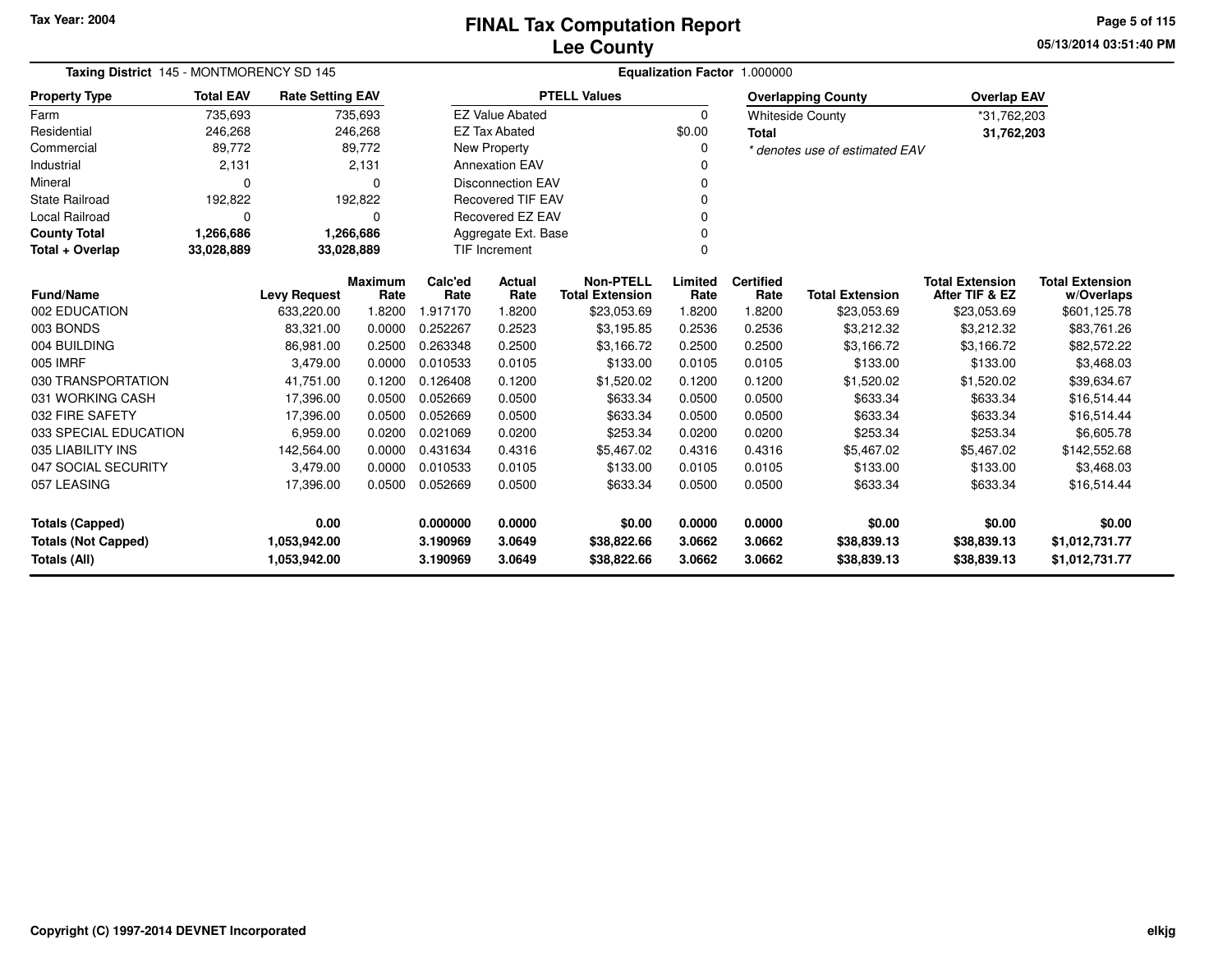Tax Year: 2004

# FINAL Tax Computation Report
## Lee County

**Taxing District** 145 - MONTMORENCY SD 145 | **Equalization Factor** 1.000000

| Property Type | Total EAV | Rate Setting EAV |
|---|---|---|
| Farm | 735,693 | 735,693 |
| Residential | 246,268 | 246,268 |
| Commercial | 89,772 | 89,772 |
| Industrial | 2,131 | 2,131 |
| Mineral | 0 | 0 |
| State Railroad | 192,822 | 192,822 |
| Local Railroad | 0 | 0 |
| **County Total** | **1,266,686** | **1,266,686** |
| **Total + Overlap** | **33,028,889** | **33,028,889** |

| PTELL Values | |
|---|---|
| EZ Value Abated | 0 |
| EZ Tax Abated | $0.00 |
| New Property | 0 |
| Annexation EAV | 0 |
| Disconnection EAV | 0 |
| Recovered TIF EAV | 0 |
| Recovered EZ EAV | 0 |
| Aggregate Ext. Base | 0 |
| TIF Increment | 0 |

| Overlapping County | Overlap EAV |
|---|---|
| Whiteside County | *31,762,203 |
| **Total** | **31,762,203** |

*\* denotes use of estimated EAV*

| Fund/Name | Levy Request | Maximum Rate | Calc'ed Rate | Actual Rate | Non-PTELL Total Extension | Limited Rate | Certified Rate | Total Extension | Total Extension After TIF & EZ | Total Extension w/Overlaps |
|---|---|---|---|---|---|---|---|---|---|---|
| 002 EDUCATION | 633,220.00 | 1.8200 | 1.917170 | 1.8200 | $23,053.69 | 1.8200 | 1.8200 | $23,053.69 | $23,053.69 | $601,125.78 |
| 003 BONDS | 83,321.00 | 0.0000 | 0.252267 | 0.2523 | $3,195.85 | 0.2536 | 0.2536 | $3,212.32 | $3,212.32 | $83,761.26 |
| 004 BUILDING | 86,981.00 | 0.2500 | 0.263348 | 0.2500 | $3,166.72 | 0.2500 | 0.2500 | $3,166.72 | $3,166.72 | $82,572.22 |
| 005 IMRF | 3,479.00 | 0.0000 | 0.010533 | 0.0105 | $133.00 | 0.0105 | 0.0105 | $133.00 | $133.00 | $3,468.03 |
| 030 TRANSPORTATION | 41,751.00 | 0.1200 | 0.126408 | 0.1200 | $1,520.02 | 0.1200 | 0.1200 | $1,520.02 | $1,520.02 | $39,634.67 |
| 031 WORKING CASH | 17,396.00 | 0.0500 | 0.052669 | 0.0500 | $633.34 | 0.0500 | 0.0500 | $633.34 | $633.34 | $16,514.44 |
| 032 FIRE SAFETY | 17,396.00 | 0.0500 | 0.052669 | 0.0500 | $633.34 | 0.0500 | 0.0500 | $633.34 | $633.34 | $16,514.44 |
| 033 SPECIAL EDUCATION | 6,959.00 | 0.0200 | 0.021069 | 0.0200 | $253.34 | 0.0200 | 0.0200 | $253.34 | $253.34 | $6,605.78 |
| 035 LIABILITY INS | 142,564.00 | 0.0000 | 0.431634 | 0.4316 | $5,467.02 | 0.4316 | 0.4316 | $5,467.02 | $5,467.02 | $142,552.68 |
| 047 SOCIAL SECURITY | 3,479.00 | 0.0000 | 0.010533 | 0.0105 | $133.00 | 0.0105 | 0.0105 | $133.00 | $133.00 | $3,468.03 |
| 057 LEASING | 17,396.00 | 0.0500 | 0.052669 | 0.0500 | $633.34 | 0.0500 | 0.0500 | $633.34 | $633.34 | $16,514.44 |
| **Totals (Capped)** | **0.00** | | **0.000000** | **0.0000** | **$0.00** | **0.0000** | **0.0000** | **$0.00** | **$0.00** | **$0.00** |
| **Totals (Not Capped)** | **1,053,942.00** | | **3.190969** | **3.0649** | **$38,822.66** | **3.0662** | **3.0662** | **$38,839.13** | **$38,839.13** | **$1,012,731.77** |
| **Totals (All)** | **1,053,942.00** | | **3.190969** | **3.0649** | **$38,822.66** | **3.0662** | **3.0662** | **$38,839.13** | **$38,839.13** | **$1,012,731.77** |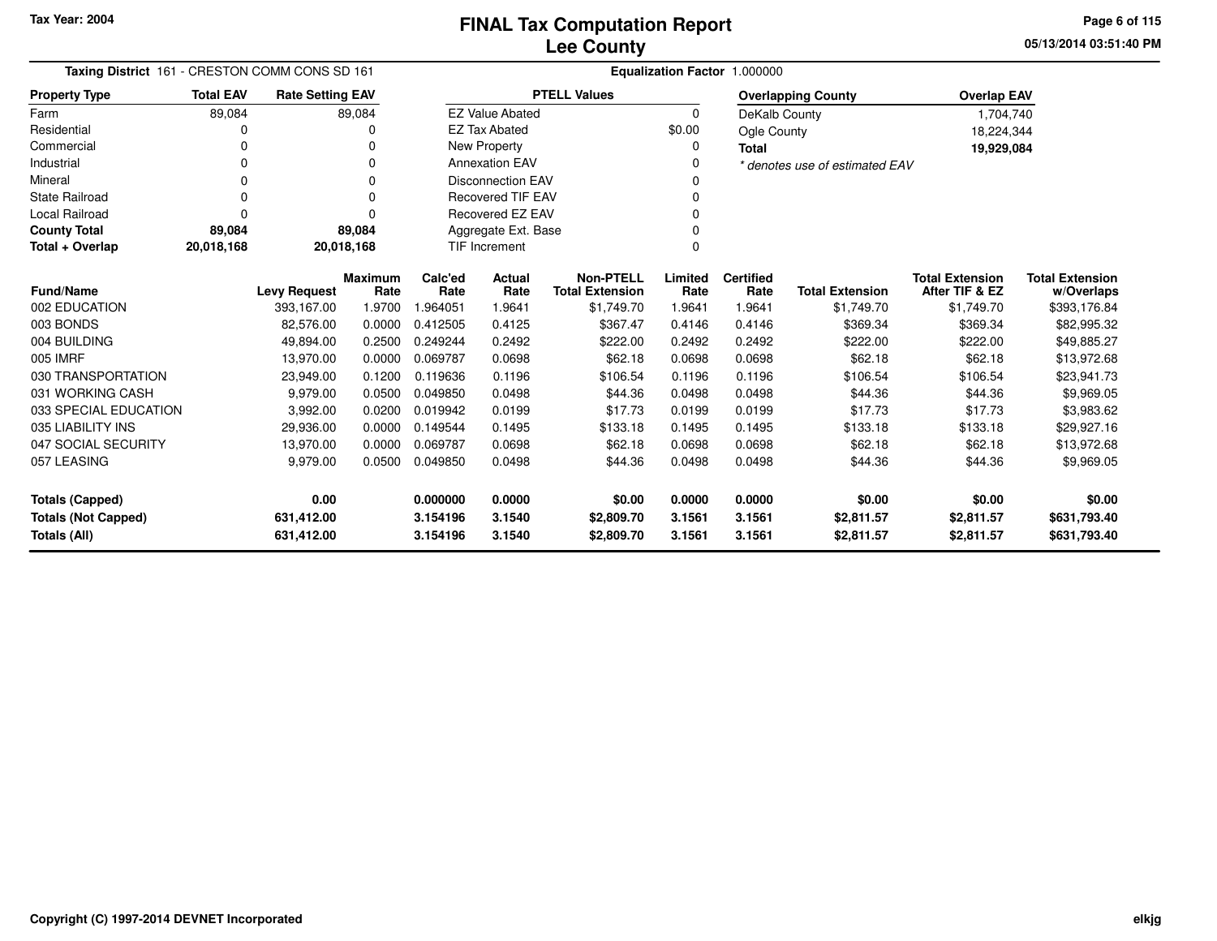Tax Year: 2004

# FINAL Tax Computation Report
## Lee County

05/13/2014 03:51:40 PM

**Taxing District** 161 - CRESTON COMM CONS SD 161

**Equalization Factor** 1.000000

| Property Type | Total EAV | Rate Setting EAV |
|---|---|---|
| Farm | 89,084 | 89,084 |
| Residential | 0 | 0 |
| Commercial | 0 | 0 |
| Industrial | 0 | 0 |
| Mineral | 0 | 0 |
| State Railroad | 0 | 0 |
| Local Railroad | 0 | 0 |
| **County Total** | **89,084** | **89,084** |
| **Total + Overlap** | **20,018,168** | **20,018,168** |

| PTELL Values | |
|---|---|
| EZ Value Abated | 0 |
| EZ Tax Abated | $0.00 |
| New Property | 0 |
| Annexation EAV | 0 |
| Disconnection EAV | 0 |
| Recovered TIF EAV | 0 |
| Recovered EZ EAV | 0 |
| Aggregate Ext. Base | 0 |
| TIF Increment | 0 |

| Overlapping County | Overlap EAV |
|---|---|
| DeKalb County | 1,704,740 |
| Ogle County | 18,224,344 |
| **Total** | **19,929,084** |

*\* denotes use of estimated EAV*

| Fund/Name | Levy Request | Maximum Rate | Calc'ed Rate | Actual Rate | Non-PTELL Total Extension | Limited Rate | Certified Rate | Total Extension | Total Extension After TIF & EZ | Total Extension w/Overlaps |
|---|---|---|---|---|---|---|---|---|---|---|
| 002 EDUCATION | 393,167.00 | 1.9700 | 1.964051 | 1.9641 | $1,749.70 | 1.9641 | 1.9641 | $1,749.70 | $1,749.70 | $393,176.84 |
| 003 BONDS | 82,576.00 | 0.0000 | 0.412505 | 0.4125 | $367.47 | 0.4146 | 0.4146 | $369.34 | $369.34 | $82,995.32 |
| 004 BUILDING | 49,894.00 | 0.2500 | 0.249244 | 0.2492 | $222.00 | 0.2492 | 0.2492 | $222.00 | $222.00 | $49,885.27 |
| 005 IMRF | 13,970.00 | 0.0000 | 0.069787 | 0.0698 | $62.18 | 0.0698 | 0.0698 | $62.18 | $62.18 | $13,972.68 |
| 030 TRANSPORTATION | 23,949.00 | 0.1200 | 0.119636 | 0.1196 | $106.54 | 0.1196 | 0.1196 | $106.54 | $106.54 | $23,941.73 |
| 031 WORKING CASH | 9,979.00 | 0.0500 | 0.049850 | 0.0498 | $44.36 | 0.0498 | 0.0498 | $44.36 | $44.36 | $9,969.05 |
| 033 SPECIAL EDUCATION | 3,992.00 | 0.0200 | 0.019942 | 0.0199 | $17.73 | 0.0199 | 0.0199 | $17.73 | $17.73 | $3,983.62 |
| 035 LIABILITY INS | 29,936.00 | 0.0000 | 0.149544 | 0.1495 | $133.18 | 0.1495 | 0.1495 | $133.18 | $133.18 | $29,927.16 |
| 047 SOCIAL SECURITY | 13,970.00 | 0.0000 | 0.069787 | 0.0698 | $62.18 | 0.0698 | 0.0698 | $62.18 | $62.18 | $13,972.68 |
| 057 LEASING | 9,979.00 | 0.0500 | 0.049850 | 0.0498 | $44.36 | 0.0498 | 0.0498 | $44.36 | $44.36 | $9,969.05 |
| **Totals (Capped)** | **0.00** | | **0.000000** | **0.0000** | **$0.00** | **0.0000** | **0.0000** | **$0.00** | **$0.00** | **$0.00** |
| **Totals (Not Capped)** | **631,412.00** | | **3.154196** | **3.1540** | **$2,809.70** | **3.1561** | **3.1561** | **$2,811.57** | **$2,811.57** | **$631,793.40** |
| **Totals (All)** | **631,412.00** | | **3.154196** | **3.1540** | **$2,809.70** | **3.1561** | **3.1561** | **$2,811.57** | **$2,811.57** | **$631,793.40** |

Copyright (C) 1997-2014 DEVNET Incorporated

elkjg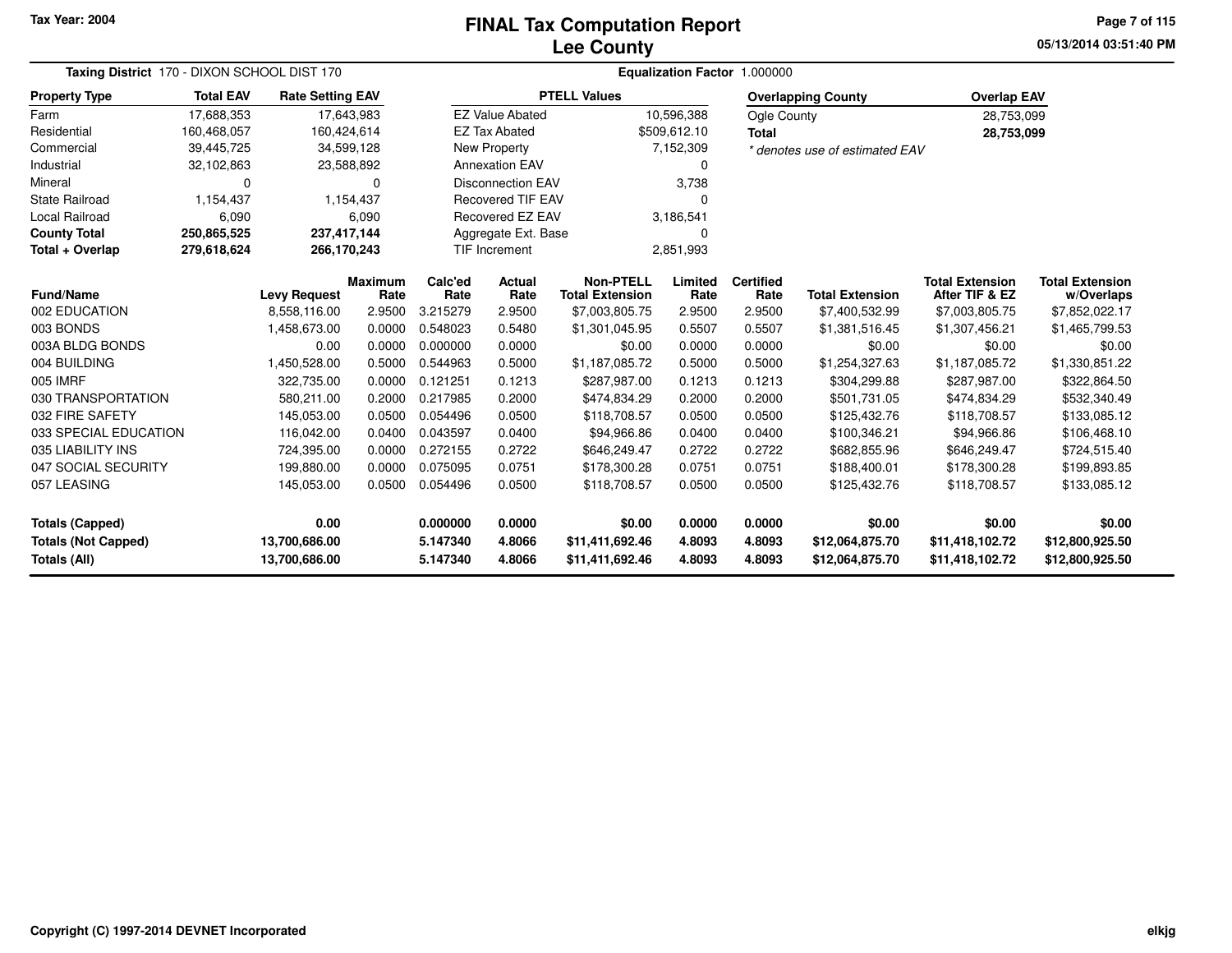Tax Year: 2004

# FINAL Tax Computation Report
## Lee County

05/13/2014 03:51:40 PM

**Taxing District** 170 - DIXON SCHOOL DIST 170

**Equalization Factor** 1.000000

| Property Type | Total EAV | Rate Setting EAV |
|---|---|---|
| Farm | 17,688,353 | 17,643,983 |
| Residential | 160,468,057 | 160,424,614 |
| Commercial | 39,445,725 | 34,599,128 |
| Industrial | 32,102,863 | 23,588,892 |
| Mineral | 0 | 0 |
| State Railroad | 1,154,437 | 1,154,437 |
| Local Railroad | 6,090 | 6,090 |
| **County Total** | **250,865,525** | **237,417,144** |
| **Total + Overlap** | **279,618,624** | **266,170,243** |

| PTELL Values | |
|---|---|
| EZ Value Abated | 10,596,388 |
| EZ Tax Abated | $509,612.10 |
| New Property | 7,152,309 |
| Annexation EAV | 0 |
| Disconnection EAV | 3,738 |
| Recovered TIF EAV | 0 |
| Recovered EZ EAV | 3,186,541 |
| Aggregate Ext. Base | 0 |
| TIF Increment | 2,851,993 |

| Overlapping County | Overlap EAV |
|---|---|
| Ogle County | 28,753,099 |
| **Total** | **28,753,099** |

* denotes use of estimated EAV

| Fund/Name | Levy Request | Maximum Rate | Calc'ed Rate | Actual Rate | Non-PTELL Total Extension | Limited Rate | Certified Rate | Total Extension | Total Extension After TIF & EZ | Total Extension w/Overlaps |
|---|---|---|---|---|---|---|---|---|---|---|
| 002 EDUCATION | 8,558,116.00 | 2.9500 | 3.215279 | 2.9500 | $7,003,805.75 | 2.9500 | 2.9500 | $7,400,532.99 | $7,003,805.75 | $7,852,022.17 |
| 003 BONDS | 1,458,673.00 | 0.0000 | 0.548023 | 0.5480 | $1,301,045.95 | 0.5507 | 0.5507 | $1,381,516.45 | $1,307,456.21 | $1,465,799.53 |
| 003A BLDG BONDS | 0.00 | 0.0000 | 0.000000 | 0.0000 | $0.00 | 0.0000 | 0.0000 | $0.00 | $0.00 | $0.00 |
| 004 BUILDING | 1,450,528.00 | 0.5000 | 0.544963 | 0.5000 | $1,187,085.72 | 0.5000 | 0.5000 | $1,254,327.63 | $1,187,085.72 | $1,330,851.22 |
| 005 IMRF | 322,735.00 | 0.0000 | 0.121251 | 0.1213 | $287,987.00 | 0.1213 | 0.1213 | $304,299.88 | $287,987.00 | $322,864.50 |
| 030 TRANSPORTATION | 580,211.00 | 0.2000 | 0.217985 | 0.2000 | $474,834.29 | 0.2000 | 0.2000 | $501,731.05 | $474,834.29 | $532,340.49 |
| 032 FIRE SAFETY | 145,053.00 | 0.0500 | 0.054496 | 0.0500 | $118,708.57 | 0.0500 | 0.0500 | $125,432.76 | $118,708.57 | $133,085.12 |
| 033 SPECIAL EDUCATION | 116,042.00 | 0.0400 | 0.043597 | 0.0400 | $94,966.86 | 0.0400 | 0.0400 | $100,346.21 | $94,966.86 | $106,468.10 |
| 035 LIABILITY INS | 724,395.00 | 0.0000 | 0.272155 | 0.2722 | $646,249.47 | 0.2722 | 0.2722 | $682,855.96 | $646,249.47 | $724,515.40 |
| 047 SOCIAL SECURITY | 199,880.00 | 0.0000 | 0.075095 | 0.0751 | $178,300.28 | 0.0751 | 0.0751 | $188,400.01 | $178,300.28 | $199,893.85 |
| 057 LEASING | 145,053.00 | 0.0500 | 0.054496 | 0.0500 | $118,708.57 | 0.0500 | 0.0500 | $125,432.76 | $118,708.57 | $133,085.12 |
| **Totals (Capped)** | **0.00** | | **0.000000** | **0.0000** | **$0.00** | **0.0000** | **0.0000** | **$0.00** | **$0.00** | **$0.00** |
| **Totals (Not Capped)** | **13,700,686.00** | | **5.147340** | **4.8066** | **$11,411,692.46** | **4.8093** | **4.8093** | **$12,064,875.70** | **$11,418,102.72** | **$12,800,925.50** |
| **Totals (All)** | **13,700,686.00** | | **5.147340** | **4.8066** | **$11,411,692.46** | **4.8093** | **4.8093** | **$12,064,875.70** | **$11,418,102.72** | **$12,800,925.50** |

Copyright (C) 1997-2014 DEVNET Incorporated

elkjg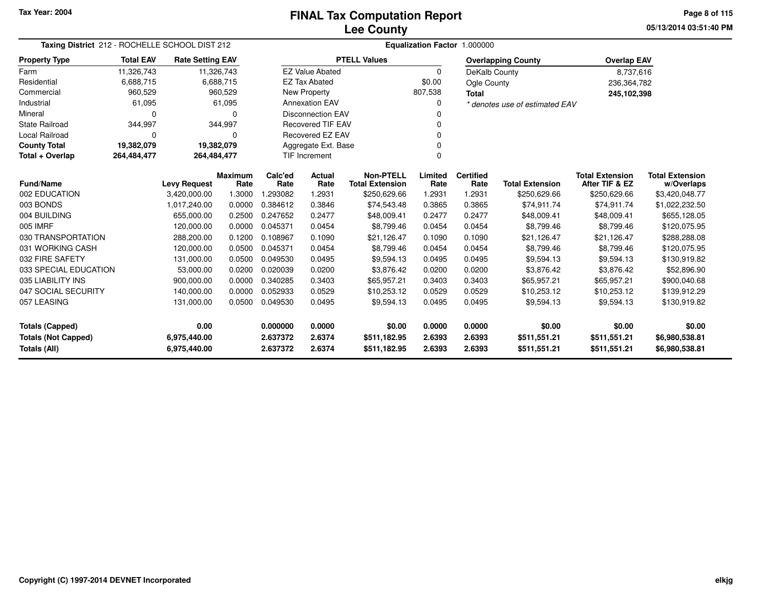Tax Year: 2004

# FINAL Tax Computation Report
## Lee County

05/13/2014 03:51:40 PM

**Taxing District** 212 - ROCHELLE SCHOOL DIST 212 **Equalization Factor** 1.000000

| Property Type | Total EAV | Rate Setting EAV |
|---|---|---|
| Farm | 11,326,743 | 11,326,743 |
| Residential | 6,688,715 | 6,688,715 |
| Commercial | 960,529 | 960,529 |
| Industrial | 61,095 | 61,095 |
| Mineral | 0 | 0 |
| State Railroad | 344,997 | 344,997 |
| Local Railroad | 0 | 0 |
| **County Total** | **19,382,079** | **19,382,079** |
| **Total + Overlap** | **264,484,477** | **264,484,477** |

| PTELL Values | |
|---|---|
| EZ Value Abated | 0 |
| EZ Tax Abated | $0.00 |
| New Property | 807,538 |
| Annexation EAV | 0 |
| Disconnection EAV | 0 |
| Recovered TIF EAV | 0 |
| Recovered EZ EAV | 0 |
| Aggregate Ext. Base | 0 |
| TIF Increment | 0 |

| Overlapping County | Overlap EAV |
|---|---|
| DeKalb County | 8,737,616 |
| Ogle County | 236,364,782 |
| **Total** | **245,102,398** |

*\* denotes use of estimated EAV*

| Fund/Name | Levy Request | Maximum Rate | Calc'ed Rate | Actual Rate | Non-PTELL Total Extension | Limited Rate | Certified Rate | Total Extension | Total Extension After TIF & EZ | Total Extension w/Overlaps |
|---|---|---|---|---|---|---|---|---|---|---|
| 002 EDUCATION | 3,420,000.00 | 1.3000 | 1.293082 | 1.2931 | $250,629.66 | 1.2931 | 1.2931 | $250,629.66 | $250,629.66 | $3,420,048.77 |
| 003 BONDS | 1,017,240.00 | 0.0000 | 0.384612 | 0.3846 | $74,543.48 | 0.3865 | 0.3865 | $74,911.74 | $74,911.74 | $1,022,232.50 |
| 004 BUILDING | 655,000.00 | 0.2500 | 0.247652 | 0.2477 | $48,009.41 | 0.2477 | 0.2477 | $48,009.41 | $48,009.41 | $655,128.05 |
| 005 IMRF | 120,000.00 | 0.0000 | 0.045371 | 0.0454 | $8,799.46 | 0.0454 | 0.0454 | $8,799.46 | $8,799.46 | $120,075.95 |
| 030 TRANSPORTATION | 288,200.00 | 0.1200 | 0.108967 | 0.1090 | $21,126.47 | 0.1090 | 0.1090 | $21,126.47 | $21,126.47 | $288,288.08 |
| 031 WORKING CASH | 120,000.00 | 0.0500 | 0.045371 | 0.0454 | $8,799.46 | 0.0454 | 0.0454 | $8,799.46 | $8,799.46 | $120,075.95 |
| 032 FIRE SAFETY | 131,000.00 | 0.0500 | 0.049530 | 0.0495 | $9,594.13 | 0.0495 | 0.0495 | $9,594.13 | $9,594.13 | $130,919.82 |
| 033 SPECIAL EDUCATION | 53,000.00 | 0.0200 | 0.020039 | 0.0200 | $3,876.42 | 0.0200 | 0.0200 | $3,876.42 | $3,876.42 | $52,896.90 |
| 035 LIABILITY INS | 900,000.00 | 0.0000 | 0.340285 | 0.3403 | $65,957.21 | 0.3403 | 0.3403 | $65,957.21 | $65,957.21 | $900,040.68 |
| 047 SOCIAL SECURITY | 140,000.00 | 0.0000 | 0.052933 | 0.0529 | $10,253.12 | 0.0529 | 0.0529 | $10,253.12 | $10,253.12 | $139,912.29 |
| 057 LEASING | 131,000.00 | 0.0500 | 0.049530 | 0.0495 | $9,594.13 | 0.0495 | 0.0495 | $9,594.13 | $9,594.13 | $130,919.82 |
| **Totals (Capped)** | **0.00** | | **0.000000** | **0.0000** | **$0.00** | **0.0000** | **0.0000** | **$0.00** | **$0.00** | **$0.00** |
| **Totals (Not Capped)** | **6,975,440.00** | | **2.637372** | **2.6374** | **$511,182.95** | **2.6393** | **2.6393** | **$511,551.21** | **$511,551.21** | **$6,980,538.81** |
| **Totals (All)** | **6,975,440.00** | | **2.637372** | **2.6374** | **$511,182.95** | **2.6393** | **2.6393** | **$511,551.21** | **$511,551.21** | **$6,980,538.81** |

Copyright (C) 1997-2014 DEVNET Incorporated

elkjg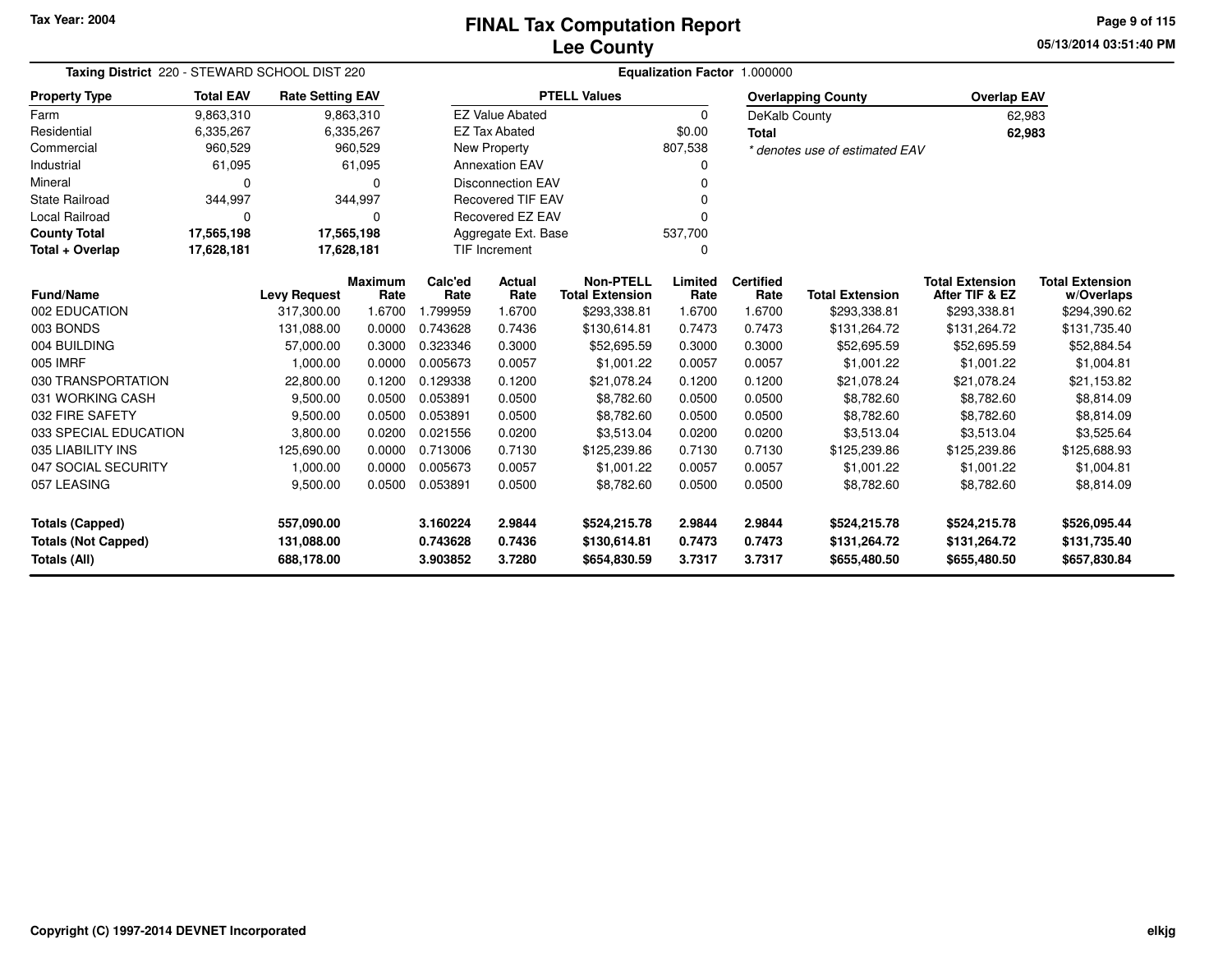Tax Year: 2004

# FINAL Tax Computation Report
## Lee County

05/13/2014 03:51:40 PM

**Taxing District** 220 - STEWARD SCHOOL DIST 220 **Equalization Factor** 1.000000

| Property Type | Total EAV | Rate Setting EAV |
|---|---|---|
| Farm | 9,863,310 | 9,863,310 |
| Residential | 6,335,267 | 6,335,267 |
| Commercial | 960,529 | 960,529 |
| Industrial | 61,095 | 61,095 |
| Mineral | 0 | 0 |
| State Railroad | 344,997 | 344,997 |
| Local Railroad | 0 | 0 |
| **County Total** | **17,565,198** | **17,565,198** |
| **Total + Overlap** | **17,628,181** | **17,628,181** |

| PTELL Values | |
|---|---|
| EZ Value Abated | 0 |
| EZ Tax Abated | $0.00 |
| New Property | 807,538 |
| Annexation EAV | 0 |
| Disconnection EAV | 0 |
| Recovered TIF EAV | 0 |
| Recovered EZ EAV | 0 |
| Aggregate Ext. Base | 537,700 |
| TIF Increment | 0 |

| Overlapping County | Overlap EAV |
|---|---|
| DeKalb County | 62,983 |
| **Total** | **62,983** |

*\* denotes use of estimated EAV*

| Fund/Name | Levy Request | Maximum Rate | Calc'ed Rate | Actual Rate | Non-PTELL Total Extension | Limited Rate | Certified Rate | Total Extension | Total Extension After TIF & EZ | Total Extension w/Overlaps |
|---|---|---|---|---|---|---|---|---|---|---|
| 002 EDUCATION | 317,300.00 | 1.6700 | 1.799959 | 1.6700 | $293,338.81 | 1.6700 | 1.6700 | $293,338.81 | $293,338.81 | $294,390.62 |
| 003 BONDS | 131,088.00 | 0.0000 | 0.743628 | 0.7436 | $130,614.81 | 0.7473 | 0.7473 | $131,264.72 | $131,264.72 | $131,735.40 |
| 004 BUILDING | 57,000.00 | 0.3000 | 0.323346 | 0.3000 | $52,695.59 | 0.3000 | 0.3000 | $52,695.59 | $52,695.59 | $52,884.54 |
| 005 IMRF | 1,000.00 | 0.0000 | 0.005673 | 0.0057 | $1,001.22 | 0.0057 | 0.0057 | $1,001.22 | $1,001.22 | $1,004.81 |
| 030 TRANSPORTATION | 22,800.00 | 0.1200 | 0.129338 | 0.1200 | $21,078.24 | 0.1200 | 0.1200 | $21,078.24 | $21,078.24 | $21,153.82 |
| 031 WORKING CASH | 9,500.00 | 0.0500 | 0.053891 | 0.0500 | $8,782.60 | 0.0500 | 0.0500 | $8,782.60 | $8,782.60 | $8,814.09 |
| 032 FIRE SAFETY | 9,500.00 | 0.0500 | 0.053891 | 0.0500 | $8,782.60 | 0.0500 | 0.0500 | $8,782.60 | $8,782.60 | $8,814.09 |
| 033 SPECIAL EDUCATION | 3,800.00 | 0.0200 | 0.021556 | 0.0200 | $3,513.04 | 0.0200 | 0.0200 | $3,513.04 | $3,513.04 | $3,525.64 |
| 035 LIABILITY INS | 125,690.00 | 0.0000 | 0.713006 | 0.7130 | $125,239.86 | 0.7130 | 0.7130 | $125,239.86 | $125,239.86 | $125,688.93 |
| 047 SOCIAL SECURITY | 1,000.00 | 0.0000 | 0.005673 | 0.0057 | $1,001.22 | 0.0057 | 0.0057 | $1,001.22 | $1,001.22 | $1,004.81 |
| 057 LEASING | 9,500.00 | 0.0500 | 0.053891 | 0.0500 | $8,782.60 | 0.0500 | 0.0500 | $8,782.60 | $8,782.60 | $8,814.09 |
| **Totals (Capped)** | **557,090.00** | | **3.160224** | **2.9844** | **$524,215.78** | **2.9844** | **2.9844** | **$524,215.78** | **$524,215.78** | **$526,095.44** |
| **Totals (Not Capped)** | **131,088.00** | | **0.743628** | **0.7436** | **$130,614.81** | **0.7473** | **0.7473** | **$131,264.72** | **$131,264.72** | **$131,735.40** |
| **Totals (All)** | **688,178.00** | | **3.903852** | **3.7280** | **$654,830.59** | **3.7317** | **3.7317** | **$655,480.50** | **$655,480.50** | **$657,830.84** |

Copyright (C) 1997-2014 DEVNET Incorporated

elkjg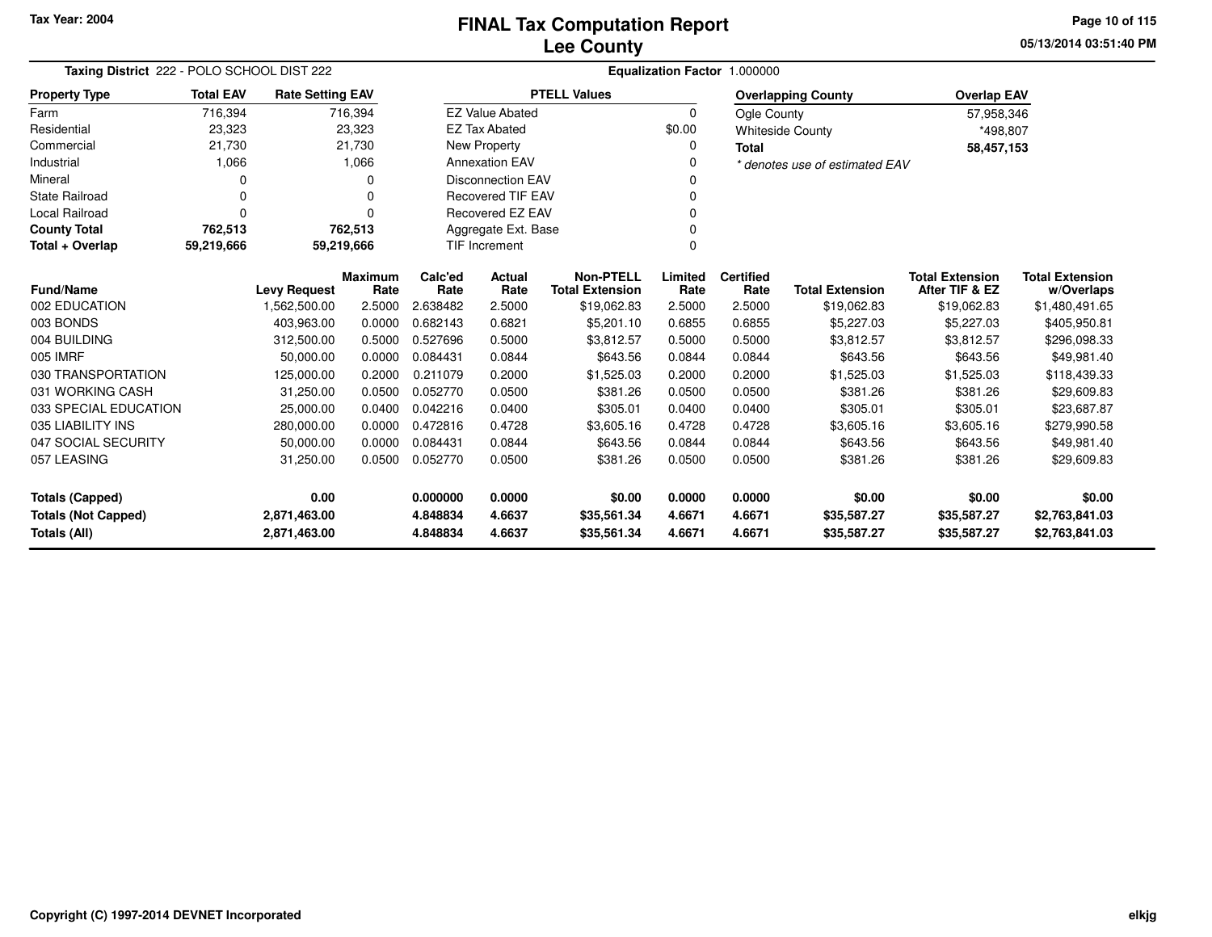# FINAL Tax Computation Report
## Lee County

Tax Year: 2004

**Taxing District** 222 - POLO SCHOOL DIST 222

**Equalization Factor** 1.000000

| Property Type | Total EAV | Rate Setting EAV |
|---|---|---|
| Farm | 716,394 | 716,394 |
| Residential | 23,323 | 23,323 |
| Commercial | 21,730 | 21,730 |
| Industrial | 1,066 | 1,066 |
| Mineral | 0 | 0 |
| State Railroad | 0 | 0 |
| Local Railroad | 0 | 0 |
| **County Total** | **762,513** | **762,513** |
| **Total + Overlap** | **59,219,666** | **59,219,666** |

| PTELL Values | |
|---|---|
| EZ Value Abated | 0 |
| EZ Tax Abated | $0.00 |
| New Property | 0 |
| Annexation EAV | 0 |
| Disconnection EAV | 0 |
| Recovered TIF EAV | 0 |
| Recovered EZ EAV | 0 |
| Aggregate Ext. Base | 0 |
| TIF Increment | 0 |

| Overlapping County | Overlap EAV |
|---|---|
| Ogle County | 57,958,346 |
| Whiteside County | *498,807 |
| **Total** | **58,457,153** |

*\* denotes use of estimated EAV*

| Fund/Name | Levy Request | Maximum Rate | Calc'ed Rate | Actual Rate | Non-PTELL Total Extension | Limited Rate | Certified Rate | Total Extension | Total Extension After TIF & EZ | Total Extension w/Overlaps |
|---|---|---|---|---|---|---|---|---|---|---|
| 002 EDUCATION | 1,562,500.00 | 2.5000 | 2.638482 | 2.5000 | $19,062.83 | 2.5000 | 2.5000 | $19,062.83 | $19,062.83 | $1,480,491.65 |
| 003 BONDS | 403,963.00 | 0.0000 | 0.682143 | 0.6821 | $5,201.10 | 0.6855 | 0.6855 | $5,227.03 | $5,227.03 | $405,950.81 |
| 004 BUILDING | 312,500.00 | 0.5000 | 0.527696 | 0.5000 | $3,812.57 | 0.5000 | 0.5000 | $3,812.57 | $3,812.57 | $296,098.33 |
| 005 IMRF | 50,000.00 | 0.0000 | 0.084431 | 0.0844 | $643.56 | 0.0844 | 0.0844 | $643.56 | $643.56 | $49,981.40 |
| 030 TRANSPORTATION | 125,000.00 | 0.2000 | 0.211079 | 0.2000 | $1,525.03 | 0.2000 | 0.2000 | $1,525.03 | $1,525.03 | $118,439.33 |
| 031 WORKING CASH | 31,250.00 | 0.0500 | 0.052770 | 0.0500 | $381.26 | 0.0500 | 0.0500 | $381.26 | $381.26 | $29,609.83 |
| 033 SPECIAL EDUCATION | 25,000.00 | 0.0400 | 0.042216 | 0.0400 | $305.01 | 0.0400 | 0.0400 | $305.01 | $305.01 | $23,687.87 |
| 035 LIABILITY INS | 280,000.00 | 0.0000 | 0.472816 | 0.4728 | $3,605.16 | 0.4728 | 0.4728 | $3,605.16 | $3,605.16 | $279,990.58 |
| 047 SOCIAL SECURITY | 50,000.00 | 0.0000 | 0.084431 | 0.0844 | $643.56 | 0.0844 | 0.0844 | $643.56 | $643.56 | $49,981.40 |
| 057 LEASING | 31,250.00 | 0.0500 | 0.052770 | 0.0500 | $381.26 | 0.0500 | 0.0500 | $381.26 | $381.26 | $29,609.83 |
| **Totals (Capped)** | **0.00** | | **0.000000** | **0.0000** | **$0.00** | **0.0000** | **0.0000** | **$0.00** | **$0.00** | **$0.00** |
| **Totals (Not Capped)** | **2,871,463.00** | | **4.848834** | **4.6637** | **$35,561.34** | **4.6671** | **4.6671** | **$35,587.27** | **$35,587.27** | **$2,763,841.03** |
| **Totals (All)** | **2,871,463.00** | | **4.848834** | **4.6637** | **$35,561.34** | **4.6671** | **4.6671** | **$35,587.27** | **$35,587.27** | **$2,763,841.03** |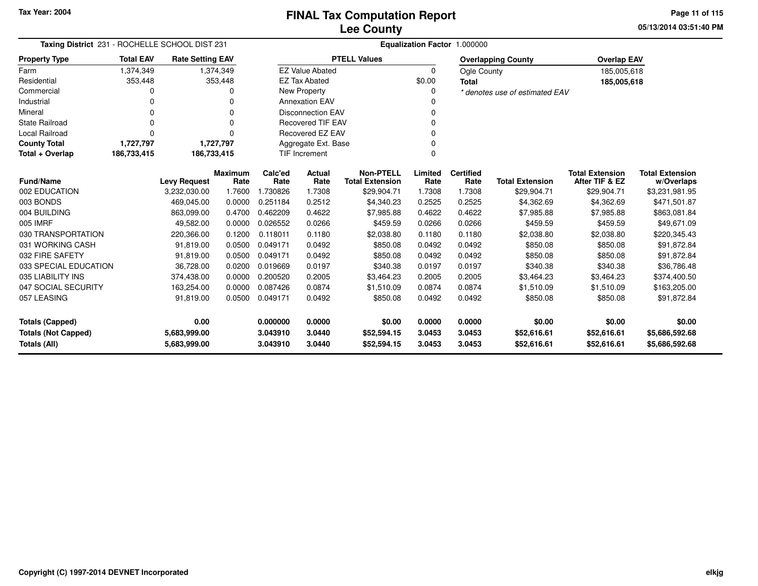Tax Year: 2004

# FINAL Tax Computation Report
## Lee County

05/13/2014 03:51:40 PM

**Taxing District** 231 - ROCHELLE SCHOOL DIST 231 **Equalization Factor** 1.000000

| Property Type | Total EAV | Rate Setting EAV |
|---|---|---|
| Farm | 1,374,349 | 1,374,349 |
| Residential | 353,448 | 353,448 |
| Commercial | 0 | 0 |
| Industrial | 0 | 0 |
| Mineral | 0 | 0 |
| State Railroad | 0 | 0 |
| Local Railroad | 0 | 0 |
| **County Total** | **1,727,797** | **1,727,797** |
| **Total + Overlap** | **186,733,415** | **186,733,415** |

| PTELL Values | |
|---|---|
| EZ Value Abated | 0 |
| EZ Tax Abated | $0.00 |
| New Property | 0 |
| Annexation EAV | 0 |
| Disconnection EAV | 0 |
| Recovered TIF EAV | 0 |
| Recovered EZ EAV | 0 |
| Aggregate Ext. Base | 0 |
| TIF Increment | 0 |

| Overlapping County | Overlap EAV |
|---|---|
| Ogle County | 185,005,618 |
| **Total** | **185,005,618** |

*\* denotes use of estimated EAV*

| Fund/Name | Levy Request | Maximum Rate | Calc'ed Rate | Actual Rate | Non-PTELL Total Extension | Limited Rate | Certified Rate | Total Extension | Total Extension After TIF & EZ | Total Extension w/Overlaps |
|---|---|---|---|---|---|---|---|---|---|---|
| 002 EDUCATION | 3,232,030.00 | 1.7600 | 1.730826 | 1.7308 | $29,904.71 | 1.7308 | 1.7308 | $29,904.71 | $29,904.71 | $3,231,981.95 |
| 003 BONDS | 469,045.00 | 0.0000 | 0.251184 | 0.2512 | $4,340.23 | 0.2525 | 0.2525 | $4,362.69 | $4,362.69 | $471,501.87 |
| 004 BUILDING | 863,099.00 | 0.4700 | 0.462209 | 0.4622 | $7,985.88 | 0.4622 | 0.4622 | $7,985.88 | $7,985.88 | $863,081.84 |
| 005 IMRF | 49,582.00 | 0.0000 | 0.026552 | 0.0266 | $459.59 | 0.0266 | 0.0266 | $459.59 | $459.59 | $49,671.09 |
| 030 TRANSPORTATION | 220,366.00 | 0.1200 | 0.118011 | 0.1180 | $2,038.80 | 0.1180 | 0.1180 | $2,038.80 | $2,038.80 | $220,345.43 |
| 031 WORKING CASH | 91,819.00 | 0.0500 | 0.049171 | 0.0492 | $850.08 | 0.0492 | 0.0492 | $850.08 | $850.08 | $91,872.84 |
| 032 FIRE SAFETY | 91,819.00 | 0.0500 | 0.049171 | 0.0492 | $850.08 | 0.0492 | 0.0492 | $850.08 | $850.08 | $91,872.84 |
| 033 SPECIAL EDUCATION | 36,728.00 | 0.0200 | 0.019669 | 0.0197 | $340.38 | 0.0197 | 0.0197 | $340.38 | $340.38 | $36,786.48 |
| 035 LIABILITY INS | 374,438.00 | 0.0000 | 0.200520 | 0.2005 | $3,464.23 | 0.2005 | 0.2005 | $3,464.23 | $3,464.23 | $374,400.50 |
| 047 SOCIAL SECURITY | 163,254.00 | 0.0000 | 0.087426 | 0.0874 | $1,510.09 | 0.0874 | 0.0874 | $1,510.09 | $1,510.09 | $163,205.00 |
| 057 LEASING | 91,819.00 | 0.0500 | 0.049171 | 0.0492 | $850.08 | 0.0492 | 0.0492 | $850.08 | $850.08 | $91,872.84 |
| **Totals (Capped)** | **0.00** | | **0.000000** | **0.0000** | **$0.00** | **0.0000** | **0.0000** | **$0.00** | **$0.00** | **$0.00** |
| **Totals (Not Capped)** | **5,683,999.00** | | **3.043910** | **3.0440** | **$52,594.15** | **3.0453** | **3.0453** | **$52,616.61** | **$52,616.61** | **$5,686,592.68** |
| **Totals (All)** | **5,683,999.00** | | **3.043910** | **3.0440** | **$52,594.15** | **3.0453** | **3.0453** | **$52,616.61** | **$52,616.61** | **$5,686,592.68** |

Copyright (C) 1997-2014 DEVNET Incorporated

elkjg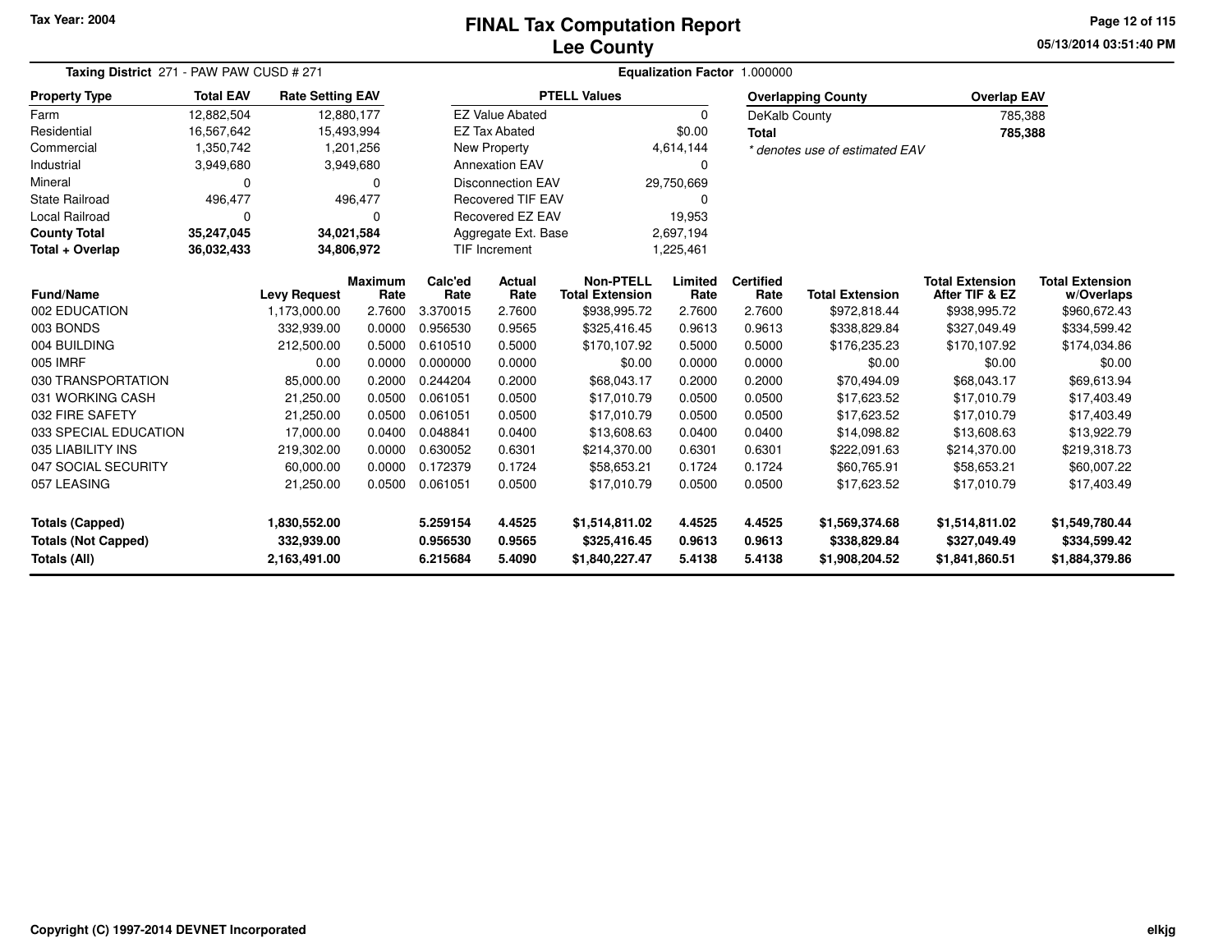Tax Year: 2004

# FINAL Tax Computation Report
# Lee County

05/13/2014 03:51:40 PM

**Taxing District** 271 - PAW PAW CUSD # 271

**Equalization Factor** 1.000000

| Property Type | Total EAV | Rate Setting EAV |
|---|---|---|
| Farm | 12,882,504 | 12,880,177 |
| Residential | 16,567,642 | 15,493,994 |
| Commercial | 1,350,742 | 1,201,256 |
| Industrial | 3,949,680 | 3,949,680 |
| Mineral | 0 | 0 |
| State Railroad | 496,477 | 496,477 |
| Local Railroad | 0 | 0 |
| **County Total** | **35,247,045** | **34,021,584** |
| **Total + Overlap** | **36,032,433** | **34,806,972** |

| PTELL Values | |
|---|---|
| EZ Value Abated | 0 |
| EZ Tax Abated | $0.00 |
| New Property | 4,614,144 |
| Annexation EAV | 0 |
| Disconnection EAV | 29,750,669 |
| Recovered TIF EAV | 0 |
| Recovered EZ EAV | 19,953 |
| Aggregate Ext. Base | 2,697,194 |
| TIF Increment | 1,225,461 |

| Overlapping County | Overlap EAV |
|---|---|
| DeKalb County | 785,388 |
| **Total** | **785,388** |

*\* denotes use of estimated EAV*

| Fund/Name | Levy Request | Maximum Rate | Calc'ed Rate | Actual Rate | Non-PTELL Total Extension | Limited Rate | Certified Rate | Total Extension | Total Extension After TIF & EZ | Total Extension w/Overlaps |
|---|---|---|---|---|---|---|---|---|---|---|
| 002 EDUCATION | 1,173,000.00 | 2.7600 | 3.370015 | 2.7600 | $938,995.72 | 2.7600 | 2.7600 | $972,818.44 | $938,995.72 | $960,672.43 |
| 003 BONDS | 332,939.00 | 0.0000 | 0.956530 | 0.9565 | $325,416.45 | 0.9613 | 0.9613 | $338,829.84 | $327,049.49 | $334,599.42 |
| 004 BUILDING | 212,500.00 | 0.5000 | 0.610510 | 0.5000 | $170,107.92 | 0.5000 | 0.5000 | $176,235.23 | $170,107.92 | $174,034.86 |
| 005 IMRF | 0.00 | 0.0000 | 0.000000 | 0.0000 | $0.00 | 0.0000 | 0.0000 | $0.00 | $0.00 | $0.00 |
| 030 TRANSPORTATION | 85,000.00 | 0.2000 | 0.244204 | 0.2000 | $68,043.17 | 0.2000 | 0.2000 | $70,494.09 | $68,043.17 | $69,613.94 |
| 031 WORKING CASH | 21,250.00 | 0.0500 | 0.061051 | 0.0500 | $17,010.79 | 0.0500 | 0.0500 | $17,623.52 | $17,010.79 | $17,403.49 |
| 032 FIRE SAFETY | 21,250.00 | 0.0500 | 0.061051 | 0.0500 | $17,010.79 | 0.0500 | 0.0500 | $17,623.52 | $17,010.79 | $17,403.49 |
| 033 SPECIAL EDUCATION | 17,000.00 | 0.0400 | 0.048841 | 0.0400 | $13,608.63 | 0.0400 | 0.0400 | $14,098.82 | $13,608.63 | $13,922.79 |
| 035 LIABILITY INS | 219,302.00 | 0.0000 | 0.630052 | 0.6301 | $214,370.00 | 0.6301 | 0.6301 | $222,091.63 | $214,370.00 | $219,318.73 |
| 047 SOCIAL SECURITY | 60,000.00 | 0.0000 | 0.172379 | 0.1724 | $58,653.21 | 0.1724 | 0.1724 | $60,765.91 | $58,653.21 | $60,007.22 |
| 057 LEASING | 21,250.00 | 0.0500 | 0.061051 | 0.0500 | $17,010.79 | 0.0500 | 0.0500 | $17,623.52 | $17,010.79 | $17,403.49 |
| **Totals (Capped)** | **1,830,552.00** | | **5.259154** | **4.4525** | **$1,514,811.02** | **4.4525** | **4.4525** | **$1,569,374.68** | **$1,514,811.02** | **$1,549,780.44** |
| **Totals (Not Capped)** | **332,939.00** | | **0.956530** | **0.9565** | **$325,416.45** | **0.9613** | **0.9613** | **$338,829.84** | **$327,049.49** | **$334,599.42** |
| **Totals (All)** | **2,163,491.00** | | **6.215684** | **5.4090** | **$1,840,227.47** | **5.4138** | **5.4138** | **$1,908,204.52** | **$1,841,860.51** | **$1,884,379.86** |

Copyright (C) 1997-2014 DEVNET Incorporated

elkjg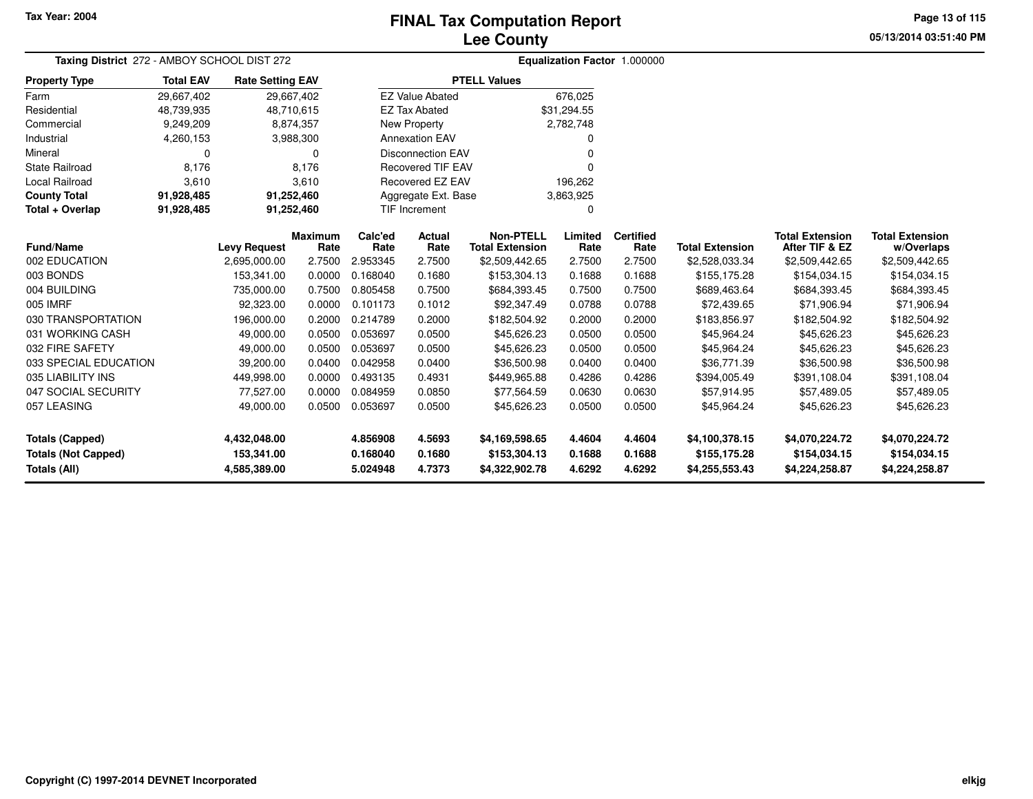# FINAL Tax Computation Report
## Lee County

Tax Year: 2004

**Taxing District** 272 - AMBOY SCHOOL DIST 272

**Equalization Factor** 1.000000

| Property Type | Total EAV | Rate Setting EAV |
|---|---|---|
| Farm | 29,667,402 | 29,667,402 |
| Residential | 48,739,935 | 48,710,615 |
| Commercial | 9,249,209 | 8,874,357 |
| Industrial | 4,260,153 | 3,988,300 |
| Mineral | 0 | 0 |
| State Railroad | 8,176 | 8,176 |
| Local Railroad | 3,610 | 3,610 |
| **County Total** | **91,928,485** | **91,252,460** |
| **Total + Overlap** | **91,928,485** | **91,252,460** |

| PTELL Values | |
|---|---|
| EZ Value Abated | 676,025 |
| EZ Tax Abated | $31,294.55 |
| New Property | 2,782,748 |
| Annexation EAV | 0 |
| Disconnection EAV | 0 |
| Recovered TIF EAV | 0 |
| Recovered EZ EAV | 196,262 |
| Aggregate Ext. Base | 3,863,925 |
| TIF Increment | 0 |

| Fund/Name | Levy Request | Maximum Rate | Calc'ed Rate | Actual Rate | Non-PTELL Total Extension | Limited Rate | Certified Rate | Total Extension | Total Extension After TIF & EZ | Total Extension w/Overlaps |
|---|---|---|---|---|---|---|---|---|---|---|
| 002 EDUCATION | 2,695,000.00 | 2.7500 | 2.953345 | 2.7500 | $2,509,442.65 | 2.7500 | 2.7500 | $2,528,033.34 | $2,509,442.65 | $2,509,442.65 |
| 003 BONDS | 153,341.00 | 0.0000 | 0.168040 | 0.1680 | $153,304.13 | 0.1688 | 0.1688 | $155,175.28 | $154,034.15 | $154,034.15 |
| 004 BUILDING | 735,000.00 | 0.7500 | 0.805458 | 0.7500 | $684,393.45 | 0.7500 | 0.7500 | $689,463.64 | $684,393.45 | $684,393.45 |
| 005 IMRF | 92,323.00 | 0.0000 | 0.101173 | 0.1012 | $92,347.49 | 0.0788 | 0.0788 | $72,439.65 | $71,906.94 | $71,906.94 |
| 030 TRANSPORTATION | 196,000.00 | 0.2000 | 0.214789 | 0.2000 | $182,504.92 | 0.2000 | 0.2000 | $183,856.97 | $182,504.92 | $182,504.92 |
| 031 WORKING CASH | 49,000.00 | 0.0500 | 0.053697 | 0.0500 | $45,626.23 | 0.0500 | 0.0500 | $45,964.24 | $45,626.23 | $45,626.23 |
| 032 FIRE SAFETY | 49,000.00 | 0.0500 | 0.053697 | 0.0500 | $45,626.23 | 0.0500 | 0.0500 | $45,964.24 | $45,626.23 | $45,626.23 |
| 033 SPECIAL EDUCATION | 39,200.00 | 0.0400 | 0.042958 | 0.0400 | $36,500.98 | 0.0400 | 0.0400 | $36,771.39 | $36,500.98 | $36,500.98 |
| 035 LIABILITY INS | 449,998.00 | 0.0000 | 0.493135 | 0.4931 | $449,965.88 | 0.4286 | 0.4286 | $394,005.49 | $391,108.04 | $391,108.04 |
| 047 SOCIAL SECURITY | 77,527.00 | 0.0000 | 0.084959 | 0.0850 | $77,564.59 | 0.0630 | 0.0630 | $57,914.95 | $57,489.05 | $57,489.05 |
| 057 LEASING | 49,000.00 | 0.0500 | 0.053697 | 0.0500 | $45,626.23 | 0.0500 | 0.0500 | $45,964.24 | $45,626.23 | $45,626.23 |
| **Totals (Capped)** | **4,432,048.00** | | **4.856908** | **4.5693** | **$4,169,598.65** | **4.4604** | **4.4604** | **$4,100,378.15** | **$4,070,224.72** | **$4,070,224.72** |
| **Totals (Not Capped)** | **153,341.00** | | **0.168040** | **0.1680** | **$153,304.13** | **0.1688** | **0.1688** | **$155,175.28** | **$154,034.15** | **$154,034.15** |
| **Totals (All)** | **4,585,389.00** | | **5.024948** | **4.7373** | **$4,322,902.78** | **4.6292** | **4.6292** | **$4,255,553.43** | **$4,224,258.87** | **$4,224,258.87** |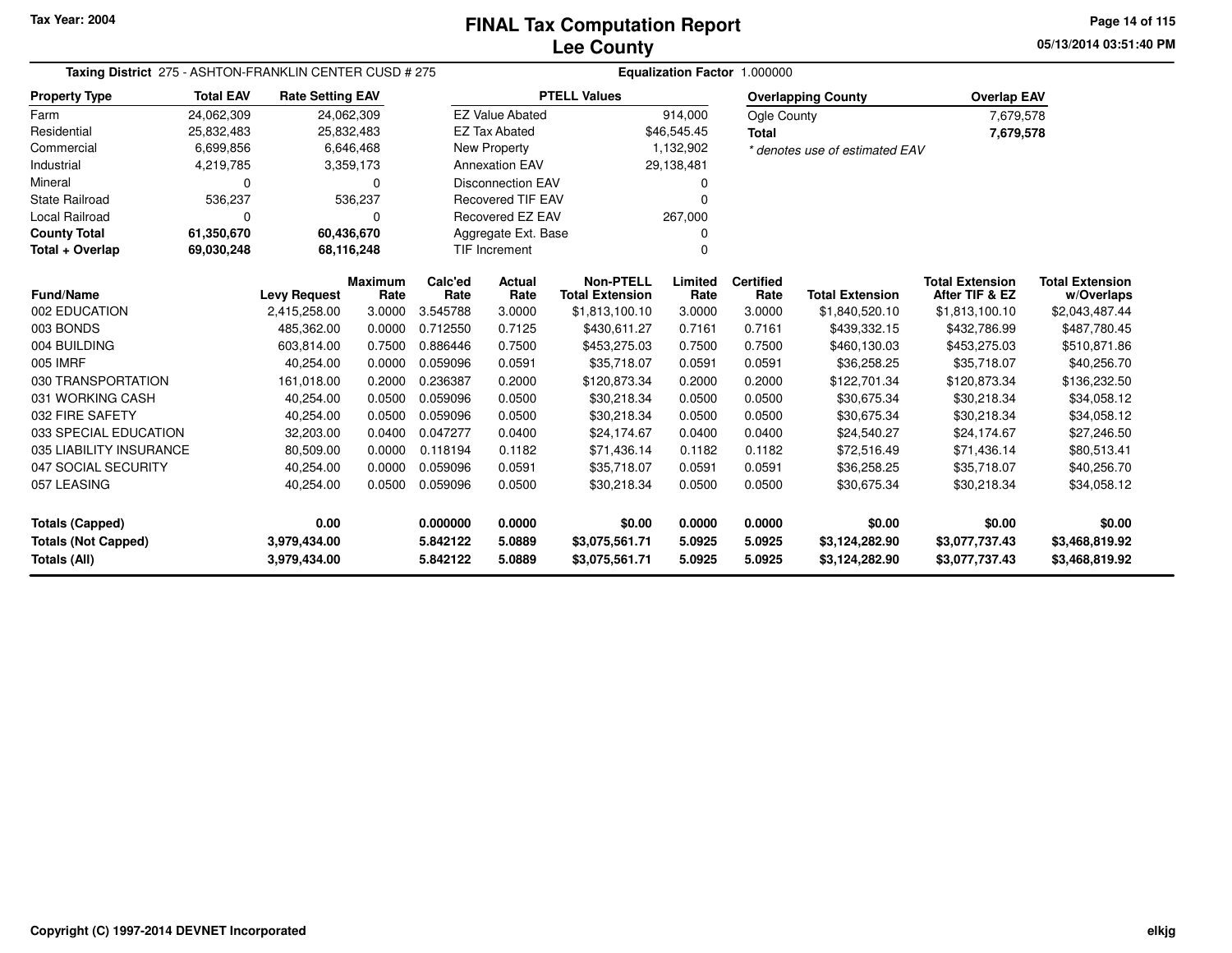Tax Year: 2004

# FINAL Tax Computation Report
# Lee County

05/13/2014 03:51:40 PM

**Taxing District** 275 - ASHTON-FRANKLIN CENTER CUSD # 275 **Equalization Factor** 1.000000

| Property Type | Total EAV | Rate Setting EAV |
|---|---|---|
| Farm | 24,062,309 | 24,062,309 |
| Residential | 25,832,483 | 25,832,483 |
| Commercial | 6,699,856 | 6,646,468 |
| Industrial | 4,219,785 | 3,359,173 |
| Mineral | 0 | 0 |
| State Railroad | 536,237 | 536,237 |
| Local Railroad | 0 | 0 |
| **County Total** | **61,350,670** | **60,436,670** |
| **Total + Overlap** | **69,030,248** | **68,116,248** |

| PTELL Values | |
|---|---|
| EZ Value Abated | 914,000 |
| EZ Tax Abated | $46,545.45 |
| New Property | 1,132,902 |
| Annexation EAV | 29,138,481 |
| Disconnection EAV | 0 |
| Recovered TIF EAV | 0 |
| Recovered EZ EAV | 267,000 |
| Aggregate Ext. Base | 0 |
| TIF Increment | 0 |

| Overlapping County | Overlap EAV |
|---|---|
| Ogle County | 7,679,578 |
| **Total** | **7,679,578** |

*\* denotes use of estimated EAV*

| Fund/Name | Levy Request | Maximum Rate | Calc'ed Rate | Actual Rate | Non-PTELL Total Extension | Limited Rate | Certified Rate | Total Extension | Total Extension After TIF & EZ | Total Extension w/Overlaps |
|---|---|---|---|---|---|---|---|---|---|---|
| 002 EDUCATION | 2,415,258.00 | 3.0000 | 3.545788 | 3.0000 | $1,813,100.10 | 3.0000 | 3.0000 | $1,840,520.10 | $1,813,100.10 | $2,043,487.44 |
| 003 BONDS | 485,362.00 | 0.0000 | 0.712550 | 0.7125 | $430,611.27 | 0.7161 | 0.7161 | $439,332.15 | $432,786.99 | $487,780.45 |
| 004 BUILDING | 603,814.00 | 0.7500 | 0.886446 | 0.7500 | $453,275.03 | 0.7500 | 0.7500 | $460,130.03 | $453,275.03 | $510,871.86 |
| 005 IMRF | 40,254.00 | 0.0000 | 0.059096 | 0.0591 | $35,718.07 | 0.0591 | 0.0591 | $36,258.25 | $35,718.07 | $40,256.70 |
| 030 TRANSPORTATION | 161,018.00 | 0.2000 | 0.236387 | 0.2000 | $120,873.34 | 0.2000 | 0.2000 | $122,701.34 | $120,873.34 | $136,232.50 |
| 031 WORKING CASH | 40,254.00 | 0.0500 | 0.059096 | 0.0500 | $30,218.34 | 0.0500 | 0.0500 | $30,675.34 | $30,218.34 | $34,058.12 |
| 032 FIRE SAFETY | 40,254.00 | 0.0500 | 0.059096 | 0.0500 | $30,218.34 | 0.0500 | 0.0500 | $30,675.34 | $30,218.34 | $34,058.12 |
| 033 SPECIAL EDUCATION | 32,203.00 | 0.0400 | 0.047277 | 0.0400 | $24,174.67 | 0.0400 | 0.0400 | $24,540.27 | $24,174.67 | $27,246.50 |
| 035 LIABILITY INSURANCE | 80,509.00 | 0.0000 | 0.118194 | 0.1182 | $71,436.14 | 0.1182 | 0.1182 | $72,516.49 | $71,436.14 | $80,513.41 |
| 047 SOCIAL SECURITY | 40,254.00 | 0.0000 | 0.059096 | 0.0591 | $35,718.07 | 0.0591 | 0.0591 | $36,258.25 | $35,718.07 | $40,256.70 |
| 057 LEASING | 40,254.00 | 0.0500 | 0.059096 | 0.0500 | $30,218.34 | 0.0500 | 0.0500 | $30,675.34 | $30,218.34 | $34,058.12 |
| **Totals (Capped)** | **0.00** | | **0.000000** | **0.0000** | **$0.00** | **0.0000** | **0.0000** | **$0.00** | **$0.00** | **$0.00** |
| **Totals (Not Capped)** | **3,979,434.00** | | **5.842122** | **5.0889** | **$3,075,561.71** | **5.0925** | **5.0925** | **$3,124,282.90** | **$3,077,737.43** | **$3,468,819.92** |
| **Totals (All)** | **3,979,434.00** | | **5.842122** | **5.0889** | **$3,075,561.71** | **5.0925** | **5.0925** | **$3,124,282.90** | **$3,077,737.43** | **$3,468,819.92** |

Copyright (C) 1997-2014 DEVNET Incorporated

elkjg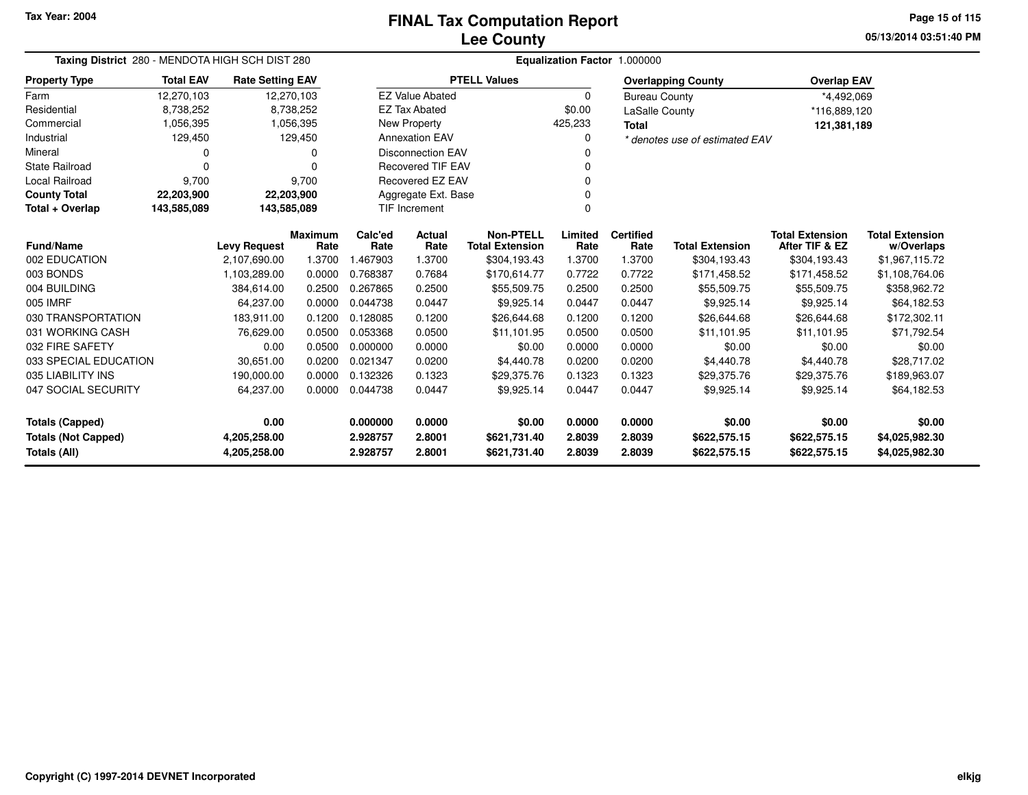Tax Year: 2004

# FINAL Tax Computation Report
## Lee County

05/13/2014 03:51:40 PM

**Taxing District** 280 - MENDOTA HIGH SCH DIST 280 **Equalization Factor** 1.000000

| Property Type | Total EAV | Rate Setting EAV |
|---|---|---|
| Farm | 12,270,103 | 12,270,103 |
| Residential | 8,738,252 | 8,738,252 |
| Commercial | 1,056,395 | 1,056,395 |
| Industrial | 129,450 | 129,450 |
| Mineral | 0 | 0 |
| State Railroad | 0 | 0 |
| Local Railroad | 9,700 | 9,700 |
| **County Total** | **22,203,900** | **22,203,900** |
| **Total + Overlap** | **143,585,089** | **143,585,089** |

| PTELL Values | |
|---|---|
| EZ Value Abated | 0 |
| EZ Tax Abated | $0.00 |
| New Property | 425,233 |
| Annexation EAV | 0 |
| Disconnection EAV | 0 |
| Recovered TIF EAV | 0 |
| Recovered EZ EAV | 0 |
| Aggregate Ext. Base | 0 |
| TIF Increment | 0 |

| Overlapping County | Overlap EAV |
|---|---|
| Bureau County | *4,492,069 |
| LaSalle County | *116,889,120 |
| **Total** | **121,381,189** |

*\* denotes use of estimated EAV*

| Fund/Name | Levy Request | Maximum Rate | Calc'ed Rate | Actual Rate | Non-PTELL Total Extension | Limited Rate | Certified Rate | Total Extension | Total Extension After TIF & EZ | Total Extension w/Overlaps |
|---|---|---|---|---|---|---|---|---|---|---|
| 002 EDUCATION | 2,107,690.00 | 1.3700 | 1.467903 | 1.3700 | $304,193.43 | 1.3700 | 1.3700 | $304,193.43 | $304,193.43 | $1,967,115.72 |
| 003 BONDS | 1,103,289.00 | 0.0000 | 0.768387 | 0.7684 | $170,614.77 | 0.7722 | 0.7722 | $171,458.52 | $171,458.52 | $1,108,764.06 |
| 004 BUILDING | 384,614.00 | 0.2500 | 0.267865 | 0.2500 | $55,509.75 | 0.2500 | 0.2500 | $55,509.75 | $55,509.75 | $358,962.72 |
| 005 IMRF | 64,237.00 | 0.0000 | 0.044738 | 0.0447 | $9,925.14 | 0.0447 | 0.0447 | $9,925.14 | $9,925.14 | $64,182.53 |
| 030 TRANSPORTATION | 183,911.00 | 0.1200 | 0.128085 | 0.1200 | $26,644.68 | 0.1200 | 0.1200 | $26,644.68 | $26,644.68 | $172,302.11 |
| 031 WORKING CASH | 76,629.00 | 0.0500 | 0.053368 | 0.0500 | $11,101.95 | 0.0500 | 0.0500 | $11,101.95 | $11,101.95 | $71,792.54 |
| 032 FIRE SAFETY | 0.00 | 0.0500 | 0.000000 | 0.0000 | $0.00 | 0.0000 | 0.0000 | $0.00 | $0.00 | $0.00 |
| 033 SPECIAL EDUCATION | 30,651.00 | 0.0200 | 0.021347 | 0.0200 | $4,440.78 | 0.0200 | 0.0200 | $4,440.78 | $4,440.78 | $28,717.02 |
| 035 LIABILITY INS | 190,000.00 | 0.0000 | 0.132326 | 0.1323 | $29,375.76 | 0.1323 | 0.1323 | $29,375.76 | $29,375.76 | $189,963.07 |
| 047 SOCIAL SECURITY | 64,237.00 | 0.0000 | 0.044738 | 0.0447 | $9,925.14 | 0.0447 | 0.0447 | $9,925.14 | $9,925.14 | $64,182.53 |
| **Totals (Capped)** | **0.00** | | **0.000000** | **0.0000** | **$0.00** | **0.0000** | **0.0000** | **$0.00** | **$0.00** | **$0.00** |
| **Totals (Not Capped)** | **4,205,258.00** | | **2.928757** | **2.8001** | **$621,731.40** | **2.8039** | **2.8039** | **$622,575.15** | **$622,575.15** | **$4,025,982.30** |
| **Totals (All)** | **4,205,258.00** | | **2.928757** | **2.8001** | **$621,731.40** | **2.8039** | **2.8039** | **$622,575.15** | **$622,575.15** | **$4,025,982.30** |

Copyright (C) 1997-2014 DEVNET Incorporated

elkjg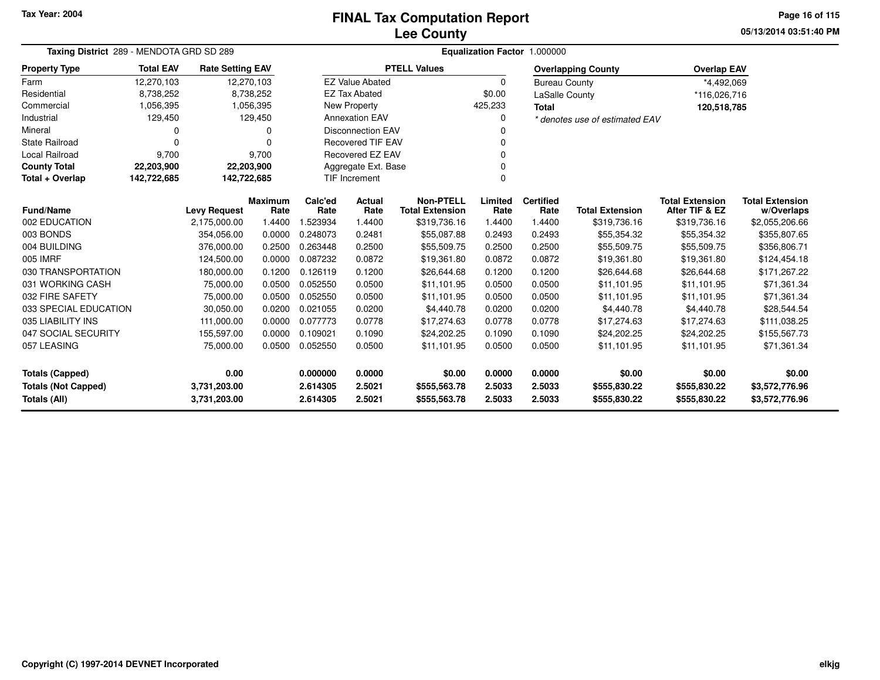Tax Year: 2004

# FINAL Tax Computation Report
## Lee County

**Taxing District** 289 - MENDOTA GRD SD 289 | **Equalization Factor** 1.000000

| Property Type | Total EAV | Rate Setting EAV |
|---|---|---|
| Farm | 12,270,103 | 12,270,103 |
| Residential | 8,738,252 | 8,738,252 |
| Commercial | 1,056,395 | 1,056,395 |
| Industrial | 129,450 | 129,450 |
| Mineral | 0 | 0 |
| State Railroad | 0 | 0 |
| Local Railroad | 9,700 | 9,700 |
| **County Total** | **22,203,900** | **22,203,900** |
| **Total + Overlap** | **142,722,685** | **142,722,685** |

| PTELL Values | |
|---|---|
| EZ Value Abated | 0 |
| EZ Tax Abated | $0.00 |
| New Property | 425,233 |
| Annexation EAV | 0 |
| Disconnection EAV | 0 |
| Recovered TIF EAV | 0 |
| Recovered EZ EAV | 0 |
| Aggregate Ext. Base | 0 |
| TIF Increment | 0 |

| Overlapping County | Overlap EAV |
|---|---|
| Bureau County | *4,492,069 |
| LaSalle County | *116,026,716 |
| **Total** | **120,518,785** |

*\* denotes use of estimated EAV*

| Fund/Name | Levy Request | Maximum Rate | Calc'ed Rate | Actual Rate | Non-PTELL Total Extension | Limited Rate | Certified Rate | Total Extension | Total Extension After TIF & EZ | Total Extension w/Overlaps |
|---|---|---|---|---|---|---|---|---|---|---|
| 002 EDUCATION | 2,175,000.00 | 1.4400 | 1.523934 | 1.4400 | $319,736.16 | 1.4400 | 1.4400 | $319,736.16 | $319,736.16 | $2,055,206.66 |
| 003 BONDS | 354,056.00 | 0.0000 | 0.248073 | 0.2481 | $55,087.88 | 0.2493 | 0.2493 | $55,354.32 | $55,354.32 | $355,807.65 |
| 004 BUILDING | 376,000.00 | 0.2500 | 0.263448 | 0.2500 | $55,509.75 | 0.2500 | 0.2500 | $55,509.75 | $55,509.75 | $356,806.71 |
| 005 IMRF | 124,500.00 | 0.0000 | 0.087232 | 0.0872 | $19,361.80 | 0.0872 | 0.0872 | $19,361.80 | $19,361.80 | $124,454.18 |
| 030 TRANSPORTATION | 180,000.00 | 0.1200 | 0.126119 | 0.1200 | $26,644.68 | 0.1200 | 0.1200 | $26,644.68 | $26,644.68 | $171,267.22 |
| 031 WORKING CASH | 75,000.00 | 0.0500 | 0.052550 | 0.0500 | $11,101.95 | 0.0500 | 0.0500 | $11,101.95 | $11,101.95 | $71,361.34 |
| 032 FIRE SAFETY | 75,000.00 | 0.0500 | 0.052550 | 0.0500 | $11,101.95 | 0.0500 | 0.0500 | $11,101.95 | $11,101.95 | $71,361.34 |
| 033 SPECIAL EDUCATION | 30,050.00 | 0.0200 | 0.021055 | 0.0200 | $4,440.78 | 0.0200 | 0.0200 | $4,440.78 | $4,440.78 | $28,544.54 |
| 035 LIABILITY INS | 111,000.00 | 0.0000 | 0.077773 | 0.0778 | $17,274.63 | 0.0778 | 0.0778 | $17,274.63 | $17,274.63 | $111,038.25 |
| 047 SOCIAL SECURITY | 155,597.00 | 0.0000 | 0.109021 | 0.1090 | $24,202.25 | 0.1090 | 0.1090 | $24,202.25 | $24,202.25 | $155,567.73 |
| 057 LEASING | 75,000.00 | 0.0500 | 0.052550 | 0.0500 | $11,101.95 | 0.0500 | 0.0500 | $11,101.95 | $11,101.95 | $71,361.34 |
| **Totals (Capped)** | **0.00** | | **0.000000** | **0.0000** | **$0.00** | **0.0000** | **0.0000** | **$0.00** | **$0.00** | **$0.00** |
| **Totals (Not Capped)** | **3,731,203.00** | | **2.614305** | **2.5021** | **$555,563.78** | **2.5033** | **2.5033** | **$555,830.22** | **$555,830.22** | **$3,572,776.96** |
| **Totals (All)** | **3,731,203.00** | | **2.614305** | **2.5021** | **$555,563.78** | **2.5033** | **2.5033** | **$555,830.22** | **$555,830.22** | **$3,572,776.96** |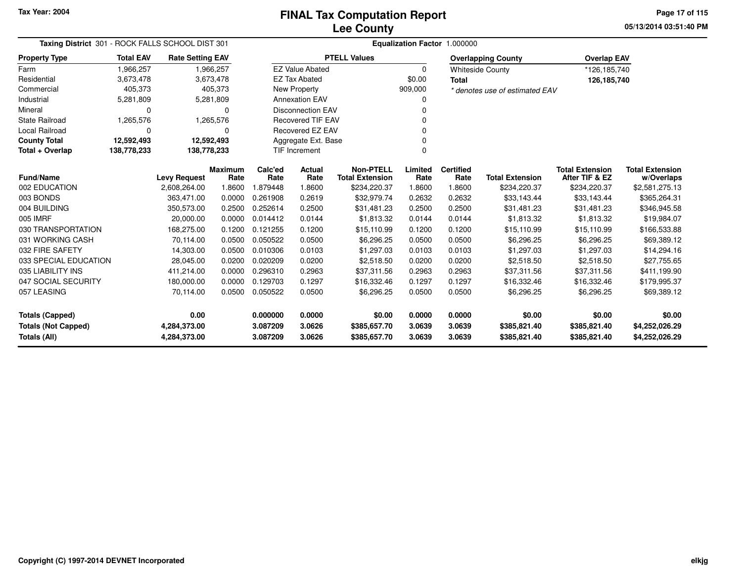Tax Year: 2004

# FINAL Tax Computation Report
## Lee County

05/13/2014 03:51:40 PM

**Taxing District** 301 - ROCK FALLS SCHOOL DIST 301

**Equalization Factor** 1.000000

| Property Type | Total EAV | Rate Setting EAV |
|---|---|---|
| Farm | 1,966,257 | 1,966,257 |
| Residential | 3,673,478 | 3,673,478 |
| Commercial | 405,373 | 405,373 |
| Industrial | 5,281,809 | 5,281,809 |
| Mineral | 0 | 0 |
| State Railroad | 1,265,576 | 1,265,576 |
| Local Railroad | 0 | 0 |
| **County Total** | **12,592,493** | **12,592,493** |
| **Total + Overlap** | **138,778,233** | **138,778,233** |

| PTELL Values | |
|---|---|
| EZ Value Abated | 0 |
| EZ Tax Abated | $0.00 |
| New Property | 909,000 |
| Annexation EAV | 0 |
| Disconnection EAV | 0 |
| Recovered TIF EAV | 0 |
| Recovered EZ EAV | 0 |
| Aggregate Ext. Base | 0 |
| TIF Increment | 0 |

| Overlapping County | Overlap EAV |
|---|---|
| Whiteside County | *126,185,740 |
| **Total** | **126,185,740** |

*\* denotes use of estimated EAV*

| Fund/Name | Levy Request | Maximum Rate | Calc'ed Rate | Actual Rate | Non-PTELL Total Extension | Limited Rate | Certified Rate | Total Extension | Total Extension After TIF & EZ | Total Extension w/Overlaps |
|---|---|---|---|---|---|---|---|---|---|---|
| 002 EDUCATION | 2,608,264.00 | 1.8600 | 1.879448 | 1.8600 | $234,220.37 | 1.8600 | 1.8600 | $234,220.37 | $234,220.37 | $2,581,275.13 |
| 003 BONDS | 363,471.00 | 0.0000 | 0.261908 | 0.2619 | $32,979.74 | 0.2632 | 0.2632 | $33,143.44 | $33,143.44 | $365,264.31 |
| 004 BUILDING | 350,573.00 | 0.2500 | 0.252614 | 0.2500 | $31,481.23 | 0.2500 | 0.2500 | $31,481.23 | $31,481.23 | $346,945.58 |
| 005 IMRF | 20,000.00 | 0.0000 | 0.014412 | 0.0144 | $1,813.32 | 0.0144 | 0.0144 | $1,813.32 | $1,813.32 | $19,984.07 |
| 030 TRANSPORTATION | 168,275.00 | 0.1200 | 0.121255 | 0.1200 | $15,110.99 | 0.1200 | 0.1200 | $15,110.99 | $15,110.99 | $166,533.88 |
| 031 WORKING CASH | 70,114.00 | 0.0500 | 0.050522 | 0.0500 | $6,296.25 | 0.0500 | 0.0500 | $6,296.25 | $6,296.25 | $69,389.12 |
| 032 FIRE SAFETY | 14,303.00 | 0.0500 | 0.010306 | 0.0103 | $1,297.03 | 0.0103 | 0.0103 | $1,297.03 | $1,297.03 | $14,294.16 |
| 033 SPECIAL EDUCATION | 28,045.00 | 0.0200 | 0.020209 | 0.0200 | $2,518.50 | 0.0200 | 0.0200 | $2,518.50 | $2,518.50 | $27,755.65 |
| 035 LIABILITY INS | 411,214.00 | 0.0000 | 0.296310 | 0.2963 | $37,311.56 | 0.2963 | 0.2963 | $37,311.56 | $37,311.56 | $411,199.90 |
| 047 SOCIAL SECURITY | 180,000.00 | 0.0000 | 0.129703 | 0.1297 | $16,332.46 | 0.1297 | 0.1297 | $16,332.46 | $16,332.46 | $179,995.37 |
| 057 LEASING | 70,114.00 | 0.0500 | 0.050522 | 0.0500 | $6,296.25 | 0.0500 | 0.0500 | $6,296.25 | $6,296.25 | $69,389.12 |
| **Totals (Capped)** | **0.00** | | **0.000000** | **0.0000** | **$0.00** | **0.0000** | **0.0000** | **$0.00** | **$0.00** | **$0.00** |
| **Totals (Not Capped)** | **4,284,373.00** | | **3.087209** | **3.0626** | **$385,657.70** | **3.0639** | **3.0639** | **$385,821.40** | **$385,821.40** | **$4,252,026.29** |
| **Totals (All)** | **4,284,373.00** | | **3.087209** | **3.0626** | **$385,657.70** | **3.0639** | **3.0639** | **$385,821.40** | **$385,821.40** | **$4,252,026.29** |

Copyright (C) 1997-2014 DEVNET Incorporated

elkjg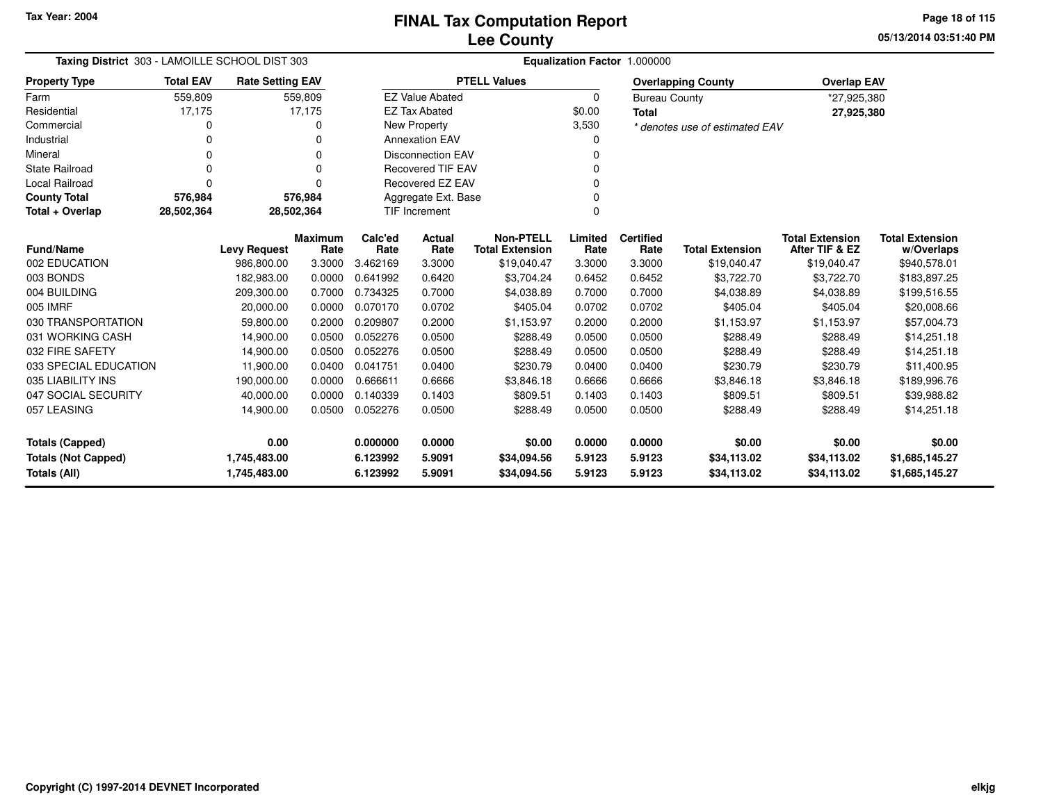Tax Year: 2004

# FINAL Tax Computation Report
## Lee County

05/13/2014 03:51:40 PM

**Taxing District** 303 - LAMOILLE SCHOOL DIST 303 **Equalization Factor** 1.000000

| Property Type | Total EAV | Rate Setting EAV |
|---|---|---|
| Farm | 559,809 | 559,809 |
| Residential | 17,175 | 17,175 |
| Commercial | 0 | 0 |
| Industrial | 0 | 0 |
| Mineral | 0 | 0 |
| State Railroad | 0 | 0 |
| Local Railroad | 0 | 0 |
| **County Total** | **576,984** | **576,984** |
| **Total + Overlap** | **28,502,364** | **28,502,364** |

| PTELL Values | |
|---|---|
| EZ Value Abated | 0 |
| EZ Tax Abated | $0.00 |
| New Property | 3,530 |
| Annexation EAV | 0 |
| Disconnection EAV | 0 |
| Recovered TIF EAV | 0 |
| Recovered EZ EAV | 0 |
| Aggregate Ext. Base | 0 |
| TIF Increment | 0 |

| Overlapping County | Overlap EAV |
|---|---|
| Bureau County | *27,925,380 |
| **Total** | **27,925,380** |

*\* denotes use of estimated EAV*

| Fund/Name | Levy Request | Maximum Rate | Calc'ed Rate | Actual Rate | Non-PTELL Total Extension | Limited Rate | Certified Rate | Total Extension | Total Extension After TIF & EZ | Total Extension w/Overlaps |
|---|---|---|---|---|---|---|---|---|---|---|
| 002 EDUCATION | 986,800.00 | 3.3000 | 3.462169 | 3.3000 | $19,040.47 | 3.3000 | 3.3000 | $19,040.47 | $19,040.47 | $940,578.01 |
| 003 BONDS | 182,983.00 | 0.0000 | 0.641992 | 0.6420 | $3,704.24 | 0.6452 | 0.6452 | $3,722.70 | $3,722.70 | $183,897.25 |
| 004 BUILDING | 209,300.00 | 0.7000 | 0.734325 | 0.7000 | $4,038.89 | 0.7000 | 0.7000 | $4,038.89 | $4,038.89 | $199,516.55 |
| 005 IMRF | 20,000.00 | 0.0000 | 0.070170 | 0.0702 | $405.04 | 0.0702 | 0.0702 | $405.04 | $405.04 | $20,008.66 |
| 030 TRANSPORTATION | 59,800.00 | 0.2000 | 0.209807 | 0.2000 | $1,153.97 | 0.2000 | 0.2000 | $1,153.97 | $1,153.97 | $57,004.73 |
| 031 WORKING CASH | 14,900.00 | 0.0500 | 0.052276 | 0.0500 | $288.49 | 0.0500 | 0.0500 | $288.49 | $288.49 | $14,251.18 |
| 032 FIRE SAFETY | 14,900.00 | 0.0500 | 0.052276 | 0.0500 | $288.49 | 0.0500 | 0.0500 | $288.49 | $288.49 | $14,251.18 |
| 033 SPECIAL EDUCATION | 11,900.00 | 0.0400 | 0.041751 | 0.0400 | $230.79 | 0.0400 | 0.0400 | $230.79 | $230.79 | $11,400.95 |
| 035 LIABILITY INS | 190,000.00 | 0.0000 | 0.666611 | 0.6666 | $3,846.18 | 0.6666 | 0.6666 | $3,846.18 | $3,846.18 | $189,996.76 |
| 047 SOCIAL SECURITY | 40,000.00 | 0.0000 | 0.140339 | 0.1403 | $809.51 | 0.1403 | 0.1403 | $809.51 | $809.51 | $39,988.82 |
| 057 LEASING | 14,900.00 | 0.0500 | 0.052276 | 0.0500 | $288.49 | 0.0500 | 0.0500 | $288.49 | $288.49 | $14,251.18 |
| **Totals (Capped)** | **0.00** | | **0.000000** | **0.0000** | **$0.00** | **0.0000** | **0.0000** | **$0.00** | **$0.00** | **$0.00** |
| **Totals (Not Capped)** | **1,745,483.00** | | **6.123992** | **5.9091** | **$34,094.56** | **5.9123** | **5.9123** | **$34,113.02** | **$34,113.02** | **$1,685,145.27** |
| **Totals (All)** | **1,745,483.00** | | **6.123992** | **5.9091** | **$34,094.56** | **5.9123** | **5.9123** | **$34,113.02** | **$34,113.02** | **$1,685,145.27** |

Copyright (C) 1997-2014 DEVNET Incorporated

elkjg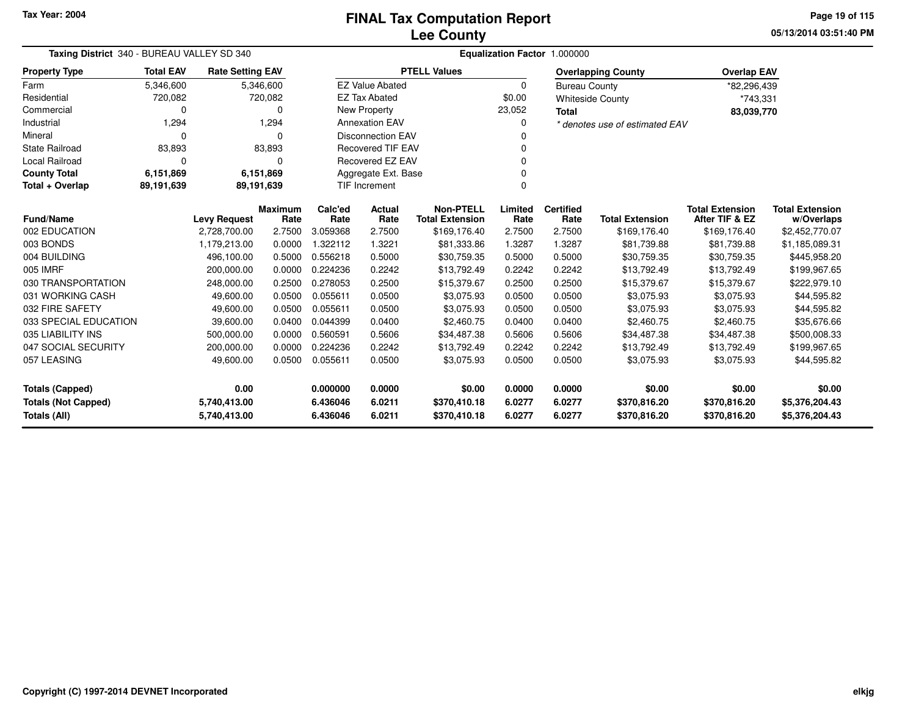# FINAL Tax Computation Report
# Lee County

Tax Year: 2004

05/13/2014 03:51:40 PM

**Taxing District** 340 - BUREAU VALLEY SD 340

**Equalization Factor** 1.000000

| Property Type | Total EAV | Rate Setting EAV |
|---|---|---|
| Farm | 5,346,600 | 5,346,600 |
| Residential | 720,082 | 720,082 |
| Commercial | 0 | 0 |
| Industrial | 1,294 | 1,294 |
| Mineral | 0 | 0 |
| State Railroad | 83,893 | 83,893 |
| Local Railroad | 0 | 0 |
| **County Total** | **6,151,869** | **6,151,869** |
| **Total + Overlap** | **89,191,639** | **89,191,639** |

| PTELL Values | |
|---|---|
| EZ Value Abated | 0 |
| EZ Tax Abated | $0.00 |
| New Property | 23,052 |
| Annexation EAV | 0 |
| Disconnection EAV | 0 |
| Recovered TIF EAV | 0 |
| Recovered EZ EAV | 0 |
| Aggregate Ext. Base | 0 |
| TIF Increment | 0 |

| Overlapping County | Overlap EAV |
|---|---|
| Bureau County | *82,296,439 |
| Whiteside County | *743,331 |
| **Total** | **83,039,770** |

*\* denotes use of estimated EAV*

| Fund/Name | Levy Request | Maximum Rate | Calc'ed Rate | Actual Rate | Non-PTELL Total Extension | Limited Rate | Certified Rate | Total Extension | Total Extension After TIF & EZ | Total Extension w/Overlaps |
|---|---|---|---|---|---|---|---|---|---|---|
| 002 EDUCATION | 2,728,700.00 | 2.7500 | 3.059368 | 2.7500 | $169,176.40 | 2.7500 | 2.7500 | $169,176.40 | $169,176.40 | $2,452,770.07 |
| 003 BONDS | 1,179,213.00 | 0.0000 | 1.322112 | 1.3221 | $81,333.86 | 1.3287 | 1.3287 | $81,739.88 | $81,739.88 | $1,185,089.31 |
| 004 BUILDING | 496,100.00 | 0.5000 | 0.556218 | 0.5000 | $30,759.35 | 0.5000 | 0.5000 | $30,759.35 | $30,759.35 | $445,958.20 |
| 005 IMRF | 200,000.00 | 0.0000 | 0.224236 | 0.2242 | $13,792.49 | 0.2242 | 0.2242 | $13,792.49 | $13,792.49 | $199,967.65 |
| 030 TRANSPORTATION | 248,000.00 | 0.2500 | 0.278053 | 0.2500 | $15,379.67 | 0.2500 | 0.2500 | $15,379.67 | $15,379.67 | $222,979.10 |
| 031 WORKING CASH | 49,600.00 | 0.0500 | 0.055611 | 0.0500 | $3,075.93 | 0.0500 | 0.0500 | $3,075.93 | $3,075.93 | $44,595.82 |
| 032 FIRE SAFETY | 49,600.00 | 0.0500 | 0.055611 | 0.0500 | $3,075.93 | 0.0500 | 0.0500 | $3,075.93 | $3,075.93 | $44,595.82 |
| 033 SPECIAL EDUCATION | 39,600.00 | 0.0400 | 0.044399 | 0.0400 | $2,460.75 | 0.0400 | 0.0400 | $2,460.75 | $2,460.75 | $35,676.66 |
| 035 LIABILITY INS | 500,000.00 | 0.0000 | 0.560591 | 0.5606 | $34,487.38 | 0.5606 | 0.5606 | $34,487.38 | $34,487.38 | $500,008.33 |
| 047 SOCIAL SECURITY | 200,000.00 | 0.0000 | 0.224236 | 0.2242 | $13,792.49 | 0.2242 | 0.2242 | $13,792.49 | $13,792.49 | $199,967.65 |
| 057 LEASING | 49,600.00 | 0.0500 | 0.055611 | 0.0500 | $3,075.93 | 0.0500 | 0.0500 | $3,075.93 | $3,075.93 | $44,595.82 |
| **Totals (Capped)** | **0.00** | | **0.000000** | **0.0000** | **$0.00** | **0.0000** | **0.0000** | **$0.00** | **$0.00** | **$0.00** |
| **Totals (Not Capped)** | **5,740,413.00** | | **6.436046** | **6.0211** | **$370,410.18** | **6.0277** | **6.0277** | **$370,816.20** | **$370,816.20** | **$5,376,204.43** |
| **Totals (All)** | **5,740,413.00** | | **6.436046** | **6.0211** | **$370,410.18** | **6.0277** | **6.0277** | **$370,816.20** | **$370,816.20** | **$5,376,204.43** |

Copyright (C) 1997-2014 DEVNET Incorporated

elkjg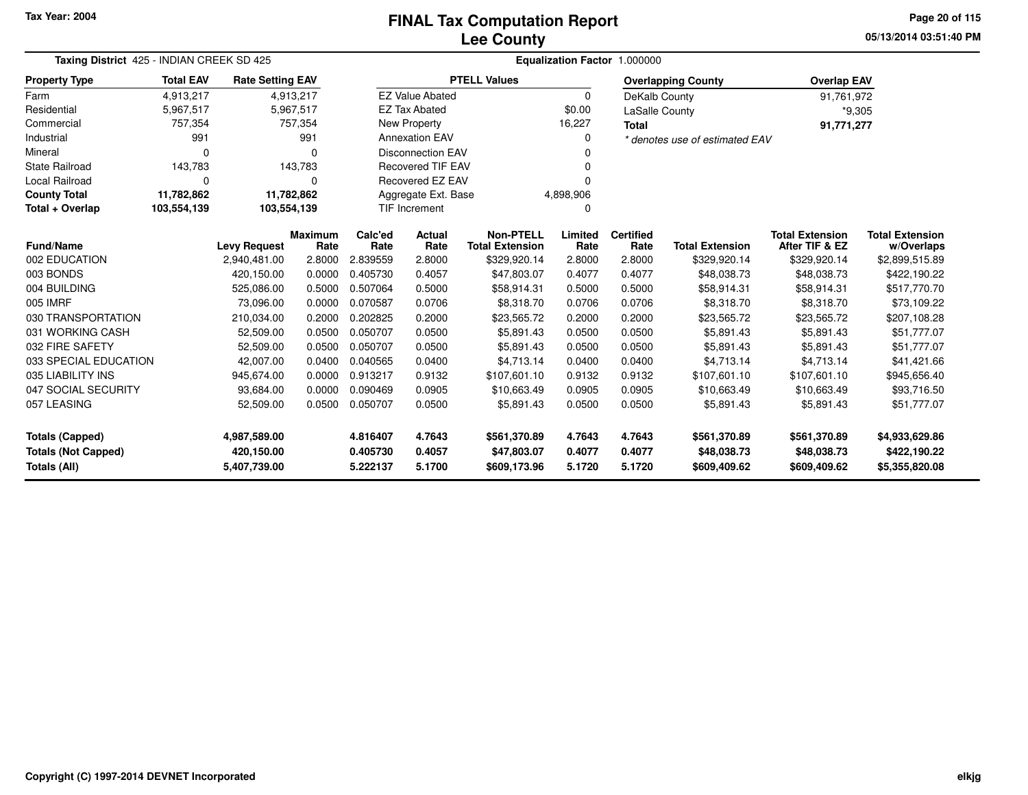Tax Year: 2004

# FINAL Tax Computation Report
## Lee County

05/13/2014 03:51:40 PM

**Taxing District** 425 - INDIAN CREEK SD 425 **Equalization Factor** 1.000000

| Property Type | Total EAV | Rate Setting EAV |
|---|---|---|
| Farm | 4,913,217 | 4,913,217 |
| Residential | 5,967,517 | 5,967,517 |
| Commercial | 757,354 | 757,354 |
| Industrial | 991 | 991 |
| Mineral | 0 | 0 |
| State Railroad | 143,783 | 143,783 |
| Local Railroad | 0 | 0 |
| **County Total** | **11,782,862** | **11,782,862** |
| **Total + Overlap** | **103,554,139** | **103,554,139** |

| PTELL Values | |
|---|---|
| EZ Value Abated | 0 |
| EZ Tax Abated | $0.00 |
| New Property | 16,227 |
| Annexation EAV | 0 |
| Disconnection EAV | 0 |
| Recovered TIF EAV | 0 |
| Recovered EZ EAV | 0 |
| Aggregate Ext. Base | 4,898,906 |
| TIF Increment | 0 |

| Overlapping County | Overlap EAV |
|---|---|
| DeKalb County | 91,761,972 |
| LaSalle County | *9,305 |
| **Total** | **91,771,277** |

*\* denotes use of estimated EAV*

| Fund/Name | Levy Request | Maximum Rate | Calc'ed Rate | Actual Rate | Non-PTELL Total Extension | Limited Rate | Certified Rate | Total Extension | Total Extension After TIF & EZ | Total Extension w/Overlaps |
|---|---|---|---|---|---|---|---|---|---|---|
| 002 EDUCATION | 2,940,481.00 | 2.8000 | 2.839559 | 2.8000 | $329,920.14 | 2.8000 | 2.8000 | $329,920.14 | $329,920.14 | $2,899,515.89 |
| 003 BONDS | 420,150.00 | 0.0000 | 0.405730 | 0.4057 | $47,803.07 | 0.4077 | 0.4077 | $48,038.73 | $48,038.73 | $422,190.22 |
| 004 BUILDING | 525,086.00 | 0.5000 | 0.507064 | 0.5000 | $58,914.31 | 0.5000 | 0.5000 | $58,914.31 | $58,914.31 | $517,770.70 |
| 005 IMRF | 73,096.00 | 0.0000 | 0.070587 | 0.0706 | $8,318.70 | 0.0706 | 0.0706 | $8,318.70 | $8,318.70 | $73,109.22 |
| 030 TRANSPORTATION | 210,034.00 | 0.2000 | 0.202825 | 0.2000 | $23,565.72 | 0.2000 | 0.2000 | $23,565.72 | $23,565.72 | $207,108.28 |
| 031 WORKING CASH | 52,509.00 | 0.0500 | 0.050707 | 0.0500 | $5,891.43 | 0.0500 | 0.0500 | $5,891.43 | $5,891.43 | $51,777.07 |
| 032 FIRE SAFETY | 52,509.00 | 0.0500 | 0.050707 | 0.0500 | $5,891.43 | 0.0500 | 0.0500 | $5,891.43 | $5,891.43 | $51,777.07 |
| 033 SPECIAL EDUCATION | 42,007.00 | 0.0400 | 0.040565 | 0.0400 | $4,713.14 | 0.0400 | 0.0400 | $4,713.14 | $4,713.14 | $41,421.66 |
| 035 LIABILITY INS | 945,674.00 | 0.0000 | 0.913217 | 0.9132 | $107,601.10 | 0.9132 | 0.9132 | $107,601.10 | $107,601.10 | $945,656.40 |
| 047 SOCIAL SECURITY | 93,684.00 | 0.0000 | 0.090469 | 0.0905 | $10,663.49 | 0.0905 | 0.0905 | $10,663.49 | $10,663.49 | $93,716.50 |
| 057 LEASING | 52,509.00 | 0.0500 | 0.050707 | 0.0500 | $5,891.43 | 0.0500 | 0.0500 | $5,891.43 | $5,891.43 | $51,777.07 |
| **Totals (Capped)** | **4,987,589.00** | | **4.816407** | **4.7643** | **$561,370.89** | **4.7643** | **4.7643** | **$561,370.89** | **$561,370.89** | **$4,933,629.86** |
| **Totals (Not Capped)** | **420,150.00** | | **0.405730** | **0.4057** | **$47,803.07** | **0.4077** | **0.4077** | **$48,038.73** | **$48,038.73** | **$422,190.22** |
| **Totals (All)** | **5,407,739.00** | | **5.222137** | **5.1700** | **$609,173.96** | **5.1720** | **5.1720** | **$609,409.62** | **$609,409.62** | **$5,355,820.08** |

Copyright (C) 1997-2014 DEVNET Incorporated

elkjg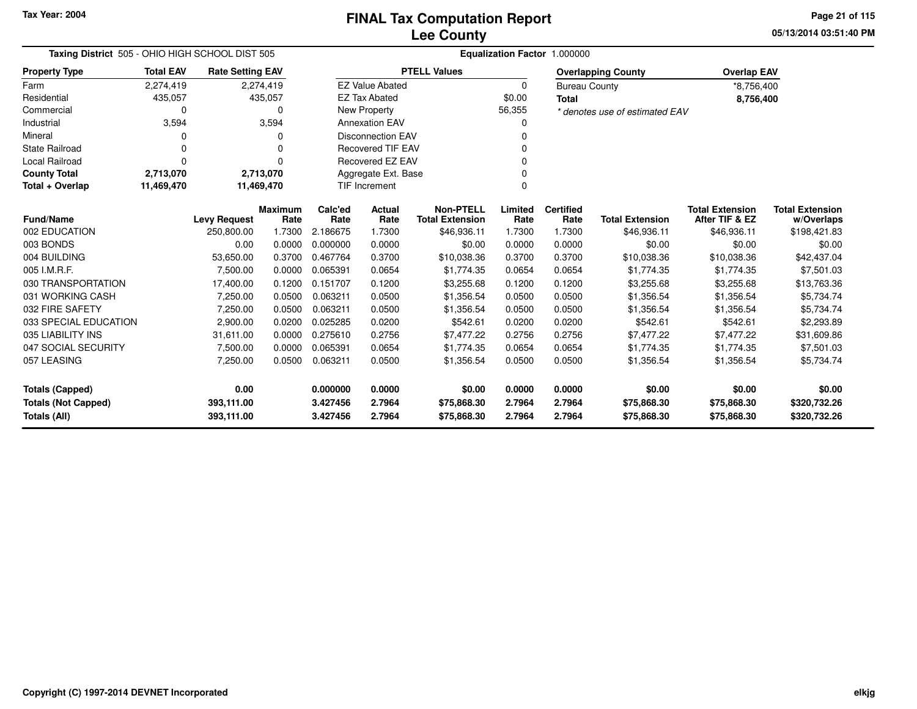Tax Year: 2004

# FINAL Tax Computation Report
## Lee County

05/13/2014 03:51:40 PM

**Taxing District** 505 - OHIO HIGH SCHOOL DIST 505

**Equalization Factor** 1.000000

| Property Type | Total EAV | Rate Setting EAV |
|---|---|---|
| Farm | 2,274,419 | 2,274,419 |
| Residential | 435,057 | 435,057 |
| Commercial | 0 | 0 |
| Industrial | 3,594 | 3,594 |
| Mineral | 0 | 0 |
| State Railroad | 0 | 0 |
| Local Railroad | 0 | 0 |
| **County Total** | **2,713,070** | **2,713,070** |
| **Total + Overlap** | **11,469,470** | **11,469,470** |

| PTELL Values | |
|---|---|
| EZ Value Abated | 0 |
| EZ Tax Abated | $0.00 |
| New Property | 56,355 |
| Annexation EAV | 0 |
| Disconnection EAV | 0 |
| Recovered TIF EAV | 0 |
| Recovered EZ EAV | 0 |
| Aggregate Ext. Base | 0 |
| TIF Increment | 0 |

| Overlapping County | Overlap EAV |
|---|---|
| Bureau County | *8,756,400 |
| **Total** | **8,756,400** |

*\* denotes use of estimated EAV*

| Fund/Name | Levy Request | Maximum Rate | Calc'ed Rate | Actual Rate | Non-PTELL Total Extension | Limited Rate | Certified Rate | Total Extension | Total Extension After TIF & EZ | Total Extension w/Overlaps |
|---|---|---|---|---|---|---|---|---|---|---|
| 002 EDUCATION | 250,800.00 | 1.7300 | 2.186675 | 1.7300 | $46,936.11 | 1.7300 | 1.7300 | $46,936.11 | $46,936.11 | $198,421.83 |
| 003 BONDS | 0.00 | 0.0000 | 0.000000 | 0.0000 | $0.00 | 0.0000 | 0.0000 | $0.00 | $0.00 | $0.00 |
| 004 BUILDING | 53,650.00 | 0.3700 | 0.467764 | 0.3700 | $10,038.36 | 0.3700 | 0.3700 | $10,038.36 | $10,038.36 | $42,437.04 |
| 005 I.M.R.F. | 7,500.00 | 0.0000 | 0.065391 | 0.0654 | $1,774.35 | 0.0654 | 0.0654 | $1,774.35 | $1,774.35 | $7,501.03 |
| 030 TRANSPORTATION | 17,400.00 | 0.1200 | 0.151707 | 0.1200 | $3,255.68 | 0.1200 | 0.1200 | $3,255.68 | $3,255.68 | $13,763.36 |
| 031 WORKING CASH | 7,250.00 | 0.0500 | 0.063211 | 0.0500 | $1,356.54 | 0.0500 | 0.0500 | $1,356.54 | $1,356.54 | $5,734.74 |
| 032 FIRE SAFETY | 7,250.00 | 0.0500 | 0.063211 | 0.0500 | $1,356.54 | 0.0500 | 0.0500 | $1,356.54 | $1,356.54 | $5,734.74 |
| 033 SPECIAL EDUCATION | 2,900.00 | 0.0200 | 0.025285 | 0.0200 | $542.61 | 0.0200 | 0.0200 | $542.61 | $542.61 | $2,293.89 |
| 035 LIABILITY INS | 31,611.00 | 0.0000 | 0.275610 | 0.2756 | $7,477.22 | 0.2756 | 0.2756 | $7,477.22 | $7,477.22 | $31,609.86 |
| 047 SOCIAL SECURITY | 7,500.00 | 0.0000 | 0.065391 | 0.0654 | $1,774.35 | 0.0654 | 0.0654 | $1,774.35 | $1,774.35 | $7,501.03 |
| 057 LEASING | 7,250.00 | 0.0500 | 0.063211 | 0.0500 | $1,356.54 | 0.0500 | 0.0500 | $1,356.54 | $1,356.54 | $5,734.74 |
| **Totals (Capped)** | **0.00** | | **0.000000** | **0.0000** | **$0.00** | **0.0000** | **0.0000** | **$0.00** | **$0.00** | **$0.00** |
| **Totals (Not Capped)** | **393,111.00** | | **3.427456** | **2.7964** | **$75,868.30** | **2.7964** | **2.7964** | **$75,868.30** | **$75,868.30** | **$320,732.26** |
| **Totals (All)** | **393,111.00** | | **3.427456** | **2.7964** | **$75,868.30** | **2.7964** | **2.7964** | **$75,868.30** | **$75,868.30** | **$320,732.26** |

Copyright (C) 1997-2014 DEVNET Incorporated

elkjg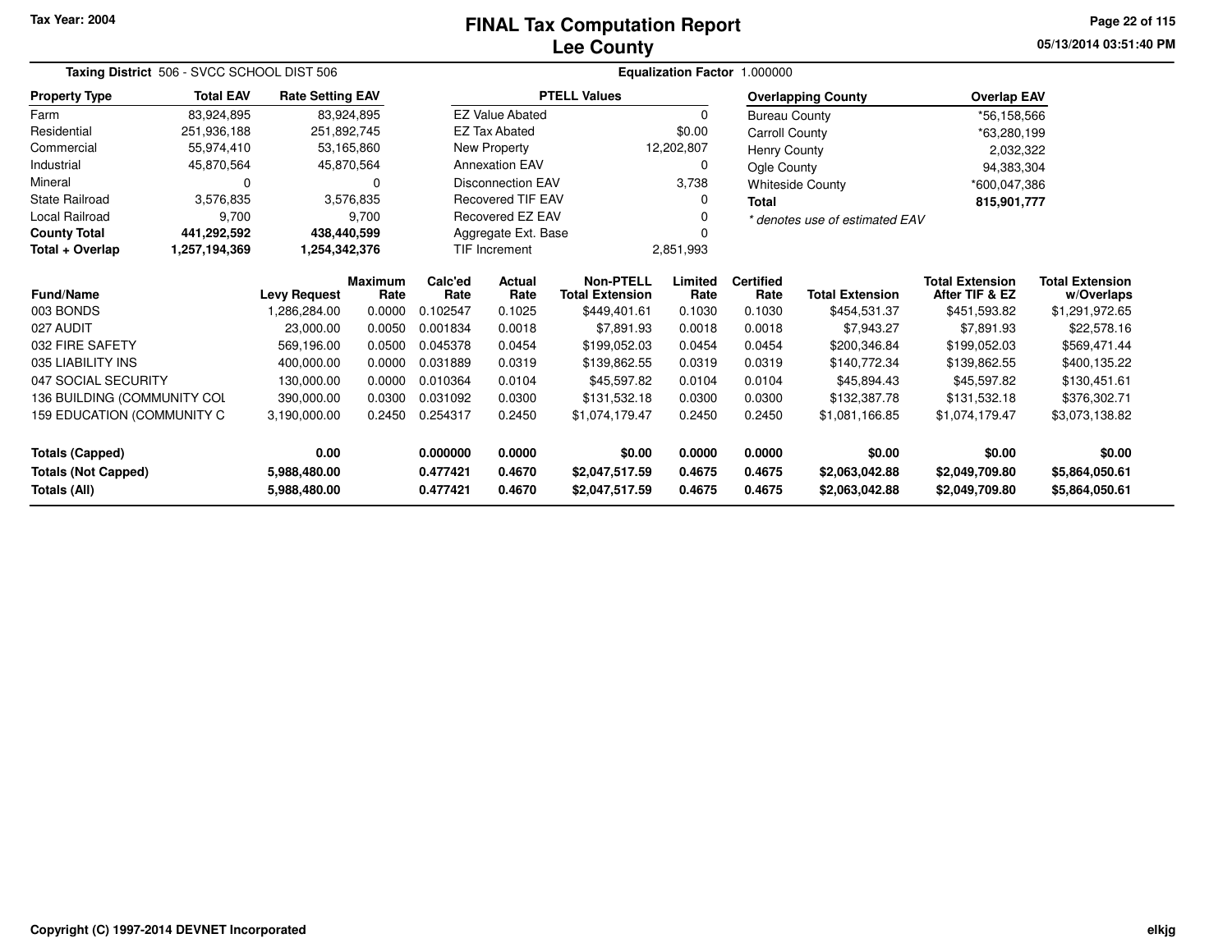Tax Year: 2004

# FINAL Tax Computation Report
## Lee County

05/13/2014 03:51:40 PM

**Taxing District** 506 - SVCC SCHOOL DIST 506

**Equalization Factor** 1.000000

| Property Type | Total EAV | Rate Setting EAV |
|---|---|---|
| Farm | 83,924,895 | 83,924,895 |
| Residential | 251,936,188 | 251,892,745 |
| Commercial | 55,974,410 | 53,165,860 |
| Industrial | 45,870,564 | 45,870,564 |
| Mineral | 0 | 0 |
| State Railroad | 3,576,835 | 3,576,835 |
| Local Railroad | 9,700 | 9,700 |
| **County Total** | **441,292,592** | **438,440,599** |
| **Total + Overlap** | **1,257,194,369** | **1,254,342,376** |

| PTELL Values | |
|---|---|
| EZ Value Abated | 0 |
| EZ Tax Abated | $0.00 |
| New Property | 12,202,807 |
| Annexation EAV | 0 |
| Disconnection EAV | 3,738 |
| Recovered TIF EAV | 0 |
| Recovered EZ EAV | 0 |
| Aggregate Ext. Base | 0 |
| TIF Increment | 2,851,993 |

| Overlapping County | Overlap EAV |
|---|---|
| Bureau County | *56,158,566 |
| Carroll County | *63,280,199 |
| Henry County | 2,032,322 |
| Ogle County | 94,383,304 |
| Whiteside County | *600,047,386 |
| **Total** | **815,901,777** |

* denotes use of estimated EAV

| Fund/Name | Levy Request | Maximum Rate | Calc'ed Rate | Actual Rate | Non-PTELL Total Extension | Limited Rate | Certified Rate | Total Extension | Total Extension After TIF & EZ | Total Extension w/Overlaps |
|---|---|---|---|---|---|---|---|---|---|---|
| 003 BONDS | 1,286,284.00 | 0.0000 | 0.102547 | 0.1025 | $449,401.61 | 0.1030 | 0.1030 | $454,531.37 | $451,593.82 | $1,291,972.65 |
| 027 AUDIT | 23,000.00 | 0.0050 | 0.001834 | 0.0018 | $7,891.93 | 0.0018 | 0.0018 | $7,943.27 | $7,891.93 | $22,578.16 |
| 032 FIRE SAFETY | 569,196.00 | 0.0500 | 0.045378 | 0.0454 | $199,052.03 | 0.0454 | 0.0454 | $200,346.84 | $199,052.03 | $569,471.44 |
| 035 LIABILITY INS | 400,000.00 | 0.0000 | 0.031889 | 0.0319 | $139,862.55 | 0.0319 | 0.0319 | $140,772.34 | $139,862.55 | $400,135.22 |
| 047 SOCIAL SECURITY | 130,000.00 | 0.0000 | 0.010364 | 0.0104 | $45,597.82 | 0.0104 | 0.0104 | $45,894.43 | $45,597.82 | $130,451.61 |
| 136 BUILDING (COMMUNITY COL | 390,000.00 | 0.0300 | 0.031092 | 0.0300 | $131,532.18 | 0.0300 | 0.0300 | $132,387.78 | $131,532.18 | $376,302.71 |
| 159 EDUCATION (COMMUNITY C | 3,190,000.00 | 0.2450 | 0.254317 | 0.2450 | $1,074,179.47 | 0.2450 | 0.2450 | $1,081,166.85 | $1,074,179.47 | $3,073,138.82 |
| **Totals (Capped)** | **0.00** | | **0.000000** | **0.0000** | **$0.00** | **0.0000** | **0.0000** | **$0.00** | **$0.00** | **$0.00** |
| **Totals (Not Capped)** | **5,988,480.00** | | **0.477421** | **0.4670** | **$2,047,517.59** | **0.4675** | **0.4675** | **$2,063,042.88** | **$2,049,709.80** | **$5,864,050.61** |
| **Totals (All)** | **5,988,480.00** | | **0.477421** | **0.4670** | **$2,047,517.59** | **0.4675** | **0.4675** | **$2,063,042.88** | **$2,049,709.80** | **$5,864,050.61** |

Copyright (C) 1997-2014 DEVNET Incorporated

elkjg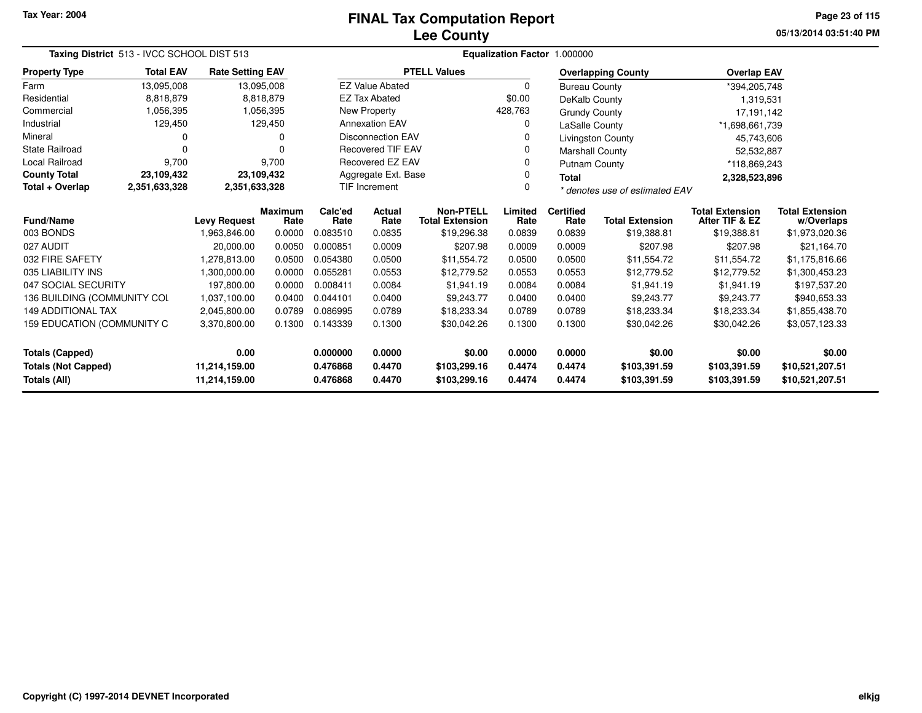Tax Year: 2004

# FINAL Tax Computation Report
## Lee County

05/13/2014 03:51:40 PM

**Taxing District** 513 - IVCC SCHOOL DIST 513 **Equalization Factor** 1.000000

| Property Type | Total EAV | Rate Setting EAV |
|---|---|---|
| Farm | 13,095,008 | 13,095,008 |
| Residential | 8,818,879 | 8,818,879 |
| Commercial | 1,056,395 | 1,056,395 |
| Industrial | 129,450 | 129,450 |
| Mineral | 0 | 0 |
| State Railroad | 0 | 0 |
| Local Railroad | 9,700 | 9,700 |
| **County Total** | **23,109,432** | **23,109,432** |
| **Total + Overlap** | **2,351,633,328** | **2,351,633,328** |

| PTELL Values | |
|---|---|
| EZ Value Abated | 0 |
| EZ Tax Abated | $0.00 |
| New Property | 428,763 |
| Annexation EAV | 0 |
| Disconnection EAV | 0 |
| Recovered TIF EAV | 0 |
| Recovered EZ EAV | 0 |
| Aggregate Ext. Base | 0 |
| TIF Increment | 0 |

| Overlapping County | Overlap EAV |
|---|---|
| Bureau County | *394,205,748 |
| DeKalb County | 1,319,531 |
| Grundy County | 17,191,142 |
| LaSalle County | *1,698,661,739 |
| Livingston County | 45,743,606 |
| Marshall County | 52,532,887 |
| Putnam County | *118,869,243 |
| **Total** | **2,328,523,896** |

*\* denotes use of estimated EAV*

| Fund/Name | Levy Request | Maximum Rate | Calc'ed Rate | Actual Rate | Non-PTELL Total Extension | Limited Rate | Certified Rate | Total Extension | Total Extension After TIF & EZ | Total Extension w/Overlaps |
|---|---|---|---|---|---|---|---|---|---|---|
| 003 BONDS | 1,963,846.00 | 0.0000 | 0.083510 | 0.0835 | $19,296.38 | 0.0839 | 0.0839 | $19,388.81 | $19,388.81 | $1,973,020.36 |
| 027 AUDIT | 20,000.00 | 0.0050 | 0.000851 | 0.0009 | $207.98 | 0.0009 | 0.0009 | $207.98 | $207.98 | $21,164.70 |
| 032 FIRE SAFETY | 1,278,813.00 | 0.0500 | 0.054380 | 0.0500 | $11,554.72 | 0.0500 | 0.0500 | $11,554.72 | $11,554.72 | $1,175,816.66 |
| 035 LIABILITY INS | 1,300,000.00 | 0.0000 | 0.055281 | 0.0553 | $12,779.52 | 0.0553 | 0.0553 | $12,779.52 | $12,779.52 | $1,300,453.23 |
| 047 SOCIAL SECURITY | 197,800.00 | 0.0000 | 0.008411 | 0.0084 | $1,941.19 | 0.0084 | 0.0084 | $1,941.19 | $1,941.19 | $197,537.20 |
| 136 BUILDING (COMMUNITY COL | 1,037,100.00 | 0.0400 | 0.044101 | 0.0400 | $9,243.77 | 0.0400 | 0.0400 | $9,243.77 | $9,243.77 | $940,653.33 |
| 149 ADDITIONAL TAX | 2,045,800.00 | 0.0789 | 0.086995 | 0.0789 | $18,233.34 | 0.0789 | 0.0789 | $18,233.34 | $18,233.34 | $1,855,438.70 |
| 159 EDUCATION (COMMUNITY C | 3,370,800.00 | 0.1300 | 0.143339 | 0.1300 | $30,042.26 | 0.1300 | 0.1300 | $30,042.26 | $30,042.26 | $3,057,123.33 |
| **Totals (Capped)** | **0.00** | | **0.000000** | **0.0000** | **$0.00** | **0.0000** | **0.0000** | **$0.00** | **$0.00** | **$0.00** |
| **Totals (Not Capped)** | **11,214,159.00** | | **0.476868** | **0.4470** | **$103,299.16** | **0.4474** | **0.4474** | **$103,391.59** | **$103,391.59** | **$10,521,207.51** |
| **Totals (All)** | **11,214,159.00** | | **0.476868** | **0.4470** | **$103,299.16** | **0.4474** | **0.4474** | **$103,391.59** | **$103,391.59** | **$10,521,207.51** |

Copyright (C) 1997-2014 DEVNET Incorporated elkjg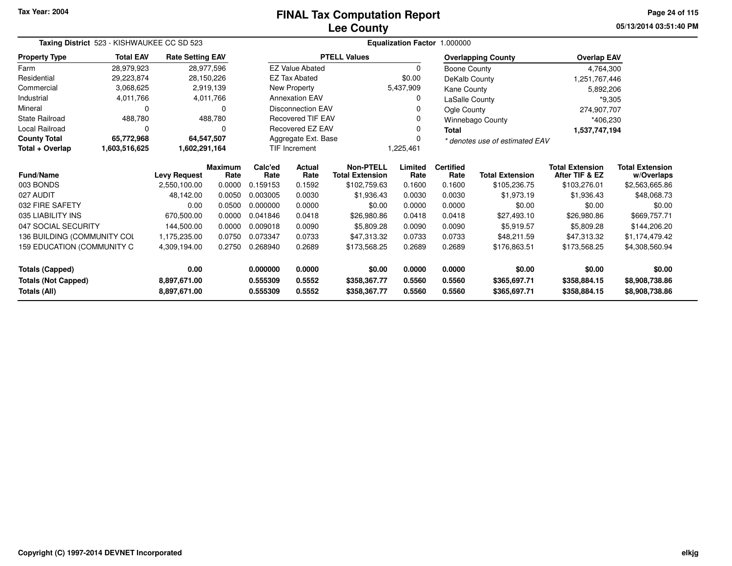Tax Year: 2004

# FINAL Tax Computation Report
## Lee County

05/13/2014 03:51:40 PM

**Taxing District** 523 - KISHWAUKEE CC SD 523 **Equalization Factor** 1.000000

| Property Type | Total EAV | Rate Setting EAV |
|---|---|---|
| Farm | 28,979,923 | 28,977,596 |
| Residential | 29,223,874 | 28,150,226 |
| Commercial | 3,068,625 | 2,919,139 |
| Industrial | 4,011,766 | 4,011,766 |
| Mineral | 0 | 0 |
| State Railroad | 488,780 | 488,780 |
| Local Railroad | 0 | 0 |
| **County Total** | **65,772,968** | **64,547,507** |
| **Total + Overlap** | **1,603,516,625** | **1,602,291,164** |

| PTELL Values | |
|---|---|
| EZ Value Abated | 0 |
| EZ Tax Abated | $0.00 |
| New Property | 5,437,909 |
| Annexation EAV | 0 |
| Disconnection EAV | 0 |
| Recovered TIF EAV | 0 |
| Recovered EZ EAV | 0 |
| Aggregate Ext. Base | 0 |
| TIF Increment | 1,225,461 |

| Overlapping County | Overlap EAV |
|---|---|
| Boone County | 4,764,300 |
| DeKalb County | 1,251,767,446 |
| Kane County | 5,892,206 |
| LaSalle County | *9,305 |
| Ogle County | 274,907,707 |
| Winnebago County | *406,230 |
| **Total** | **1,537,747,194** |

*\* denotes use of estimated EAV*

| Fund/Name | Levy Request | Maximum Rate | Calc'ed Rate | Actual Rate | Non-PTELL Total Extension | Limited Rate | Certified Rate | Total Extension | Total Extension After TIF & EZ | Total Extension w/Overlaps |
|---|---|---|---|---|---|---|---|---|---|---|
| 003 BONDS | 2,550,100.00 | 0.0000 | 0.159153 | 0.1592 | $102,759.63 | 0.1600 | 0.1600 | $105,236.75 | $103,276.01 | $2,563,665.86 |
| 027 AUDIT | 48,142.00 | 0.0050 | 0.003005 | 0.0030 | $1,936.43 | 0.0030 | 0.0030 | $1,973.19 | $1,936.43 | $48,068.73 |
| 032 FIRE SAFETY | 0.00 | 0.0500 | 0.000000 | 0.0000 | $0.00 | 0.0000 | 0.0000 | $0.00 | $0.00 | $0.00 |
| 035 LIABILITY INS | 670,500.00 | 0.0000 | 0.041846 | 0.0418 | $26,980.86 | 0.0418 | 0.0418 | $27,493.10 | $26,980.86 | $669,757.71 |
| 047 SOCIAL SECURITY | 144,500.00 | 0.0000 | 0.009018 | 0.0090 | $5,809.28 | 0.0090 | 0.0090 | $5,919.57 | $5,809.28 | $144,206.20 |
| 136 BUILDING (COMMUNITY COL | 1,175,235.00 | 0.0750 | 0.073347 | 0.0733 | $47,313.32 | 0.0733 | 0.0733 | $48,211.59 | $47,313.32 | $1,174,479.42 |
| 159 EDUCATION (COMMUNITY C | 4,309,194.00 | 0.2750 | 0.268940 | 0.2689 | $173,568.25 | 0.2689 | 0.2689 | $176,863.51 | $173,568.25 | $4,308,560.94 |
| **Totals (Capped)** | **0.00** | | **0.000000** | **0.0000** | **$0.00** | **0.0000** | **0.0000** | **$0.00** | **$0.00** | **$0.00** |
| **Totals (Not Capped)** | **8,897,671.00** | | **0.555309** | **0.5552** | **$358,367.77** | **0.5560** | **0.5560** | **$365,697.71** | **$358,884.15** | **$8,908,738.86** |
| **Totals (All)** | **8,897,671.00** | | **0.555309** | **0.5552** | **$358,367.77** | **0.5560** | **0.5560** | **$365,697.71** | **$358,884.15** | **$8,908,738.86** |

Copyright (C) 1997-2014 DEVNET Incorporated elkjg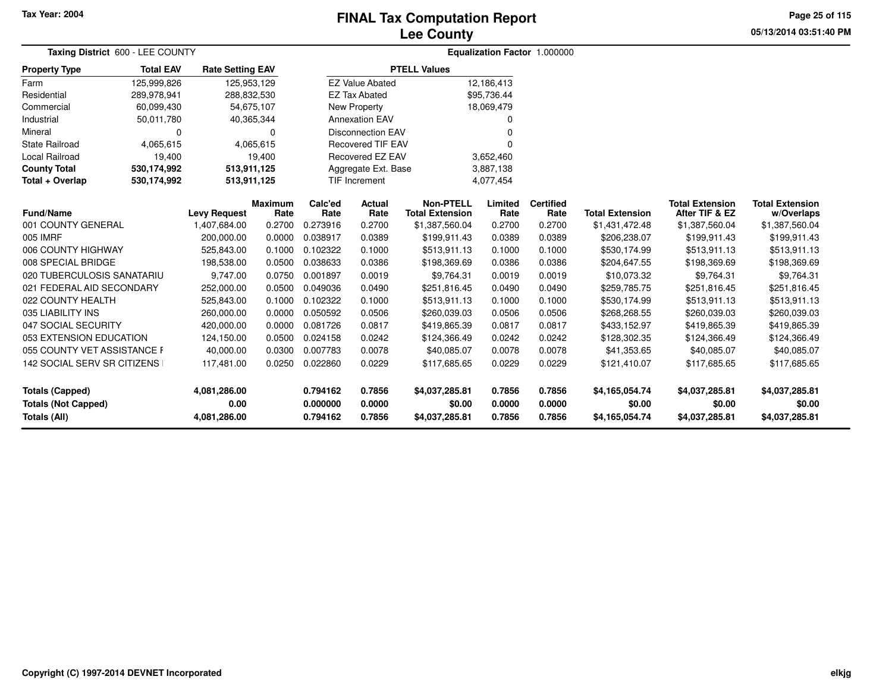Tax Year: 2004

# FINAL Tax Computation Report
## Lee County

05/13/2014 03:51:40 PM

**Taxing District** 600 - LEE COUNTY

**Equalization Factor** 1.000000

| Property Type | Total EAV | Rate Setting EAV |
|---|---|---|
| Farm | 125,999,826 | 125,953,129 |
| Residential | 289,978,941 | 288,832,530 |
| Commercial | 60,099,430 | 54,675,107 |
| Industrial | 50,011,780 | 40,365,344 |
| Mineral | 0 | 0 |
| State Railroad | 4,065,615 | 4,065,615 |
| Local Railroad | 19,400 | 19,400 |
| **County Total** | **530,174,992** | **513,911,125** |
| **Total + Overlap** | **530,174,992** | **513,911,125** |

| PTELL Values | |
|---|---|
| EZ Value Abated | 12,186,413 |
| EZ Tax Abated | $95,736.44 |
| New Property | 18,069,479 |
| Annexation EAV | 0 |
| Disconnection EAV | 0 |
| Recovered TIF EAV | 0 |
| Recovered EZ EAV | 3,652,460 |
| Aggregate Ext. Base | 3,887,138 |
| TIF Increment | 4,077,454 |

| Fund/Name | Levy Request | Maximum Rate | Calc'ed Rate | Actual Rate | Non-PTELL Total Extension | Limited Rate | Certified Rate | Total Extension | Total Extension After TIF & EZ | Total Extension w/Overlaps |
|---|---|---|---|---|---|---|---|---|---|---|
| 001 COUNTY GENERAL | 1,407,684.00 | 0.2700 | 0.273916 | 0.2700 | $1,387,560.04 | 0.2700 | 0.2700 | $1,431,472.48 | $1,387,560.04 | $1,387,560.04 |
| 005 IMRF | 200,000.00 | 0.0000 | 0.038917 | 0.0389 | $199,911.43 | 0.0389 | 0.0389 | $206,238.07 | $199,911.43 | $199,911.43 |
| 006 COUNTY HIGHWAY | 525,843.00 | 0.1000 | 0.102322 | 0.1000 | $513,911.13 | 0.1000 | 0.1000 | $530,174.99 | $513,911.13 | $513,911.13 |
| 008 SPECIAL BRIDGE | 198,538.00 | 0.0500 | 0.038633 | 0.0386 | $198,369.69 | 0.0386 | 0.0386 | $204,647.55 | $198,369.69 | $198,369.69 |
| 020 TUBERCULOSIS SANATARIU | 9,747.00 | 0.0750 | 0.001897 | 0.0019 | $9,764.31 | 0.0019 | 0.0019 | $10,073.32 | $9,764.31 | $9,764.31 |
| 021 FEDERAL AID SECONDARY | 252,000.00 | 0.0500 | 0.049036 | 0.0490 | $251,816.45 | 0.0490 | 0.0490 | $259,785.75 | $251,816.45 | $251,816.45 |
| 022 COUNTY HEALTH | 525,843.00 | 0.1000 | 0.102322 | 0.1000 | $513,911.13 | 0.1000 | 0.1000 | $530,174.99 | $513,911.13 | $513,911.13 |
| 035 LIABILITY INS | 260,000.00 | 0.0000 | 0.050592 | 0.0506 | $260,039.03 | 0.0506 | 0.0506 | $268,268.55 | $260,039.03 | $260,039.03 |
| 047 SOCIAL SECURITY | 420,000.00 | 0.0000 | 0.081726 | 0.0817 | $419,865.39 | 0.0817 | 0.0817 | $433,152.97 | $419,865.39 | $419,865.39 |
| 053 EXTENSION EDUCATION | 124,150.00 | 0.0500 | 0.024158 | 0.0242 | $124,366.49 | 0.0242 | 0.0242 | $128,302.35 | $124,366.49 | $124,366.49 |
| 055 COUNTY VET ASSISTANCE F | 40,000.00 | 0.0300 | 0.007783 | 0.0078 | $40,085.07 | 0.0078 | 0.0078 | $41,353.65 | $40,085.07 | $40,085.07 |
| 142 SOCIAL SERV SR CITIZENS | 117,481.00 | 0.0250 | 0.022860 | 0.0229 | $117,685.65 | 0.0229 | 0.0229 | $121,410.07 | $117,685.65 | $117,685.65 |
| **Totals (Capped)** | **4,081,286.00** | | **0.794162** | **0.7856** | **$4,037,285.81** | **0.7856** | **0.7856** | **$4,165,054.74** | **$4,037,285.81** | **$4,037,285.81** |
| **Totals (Not Capped)** | **0.00** | | **0.000000** | **0.0000** | **$0.00** | **0.0000** | **0.0000** | **$0.00** | **$0.00** | **$0.00** |
| **Totals (All)** | **4,081,286.00** | | **0.794162** | **0.7856** | **$4,037,285.81** | **0.7856** | **0.7856** | **$4,165,054.74** | **$4,037,285.81** | **$4,037,285.81** |

Copyright (C) 1997-2014 DEVNET Incorporated

elkjg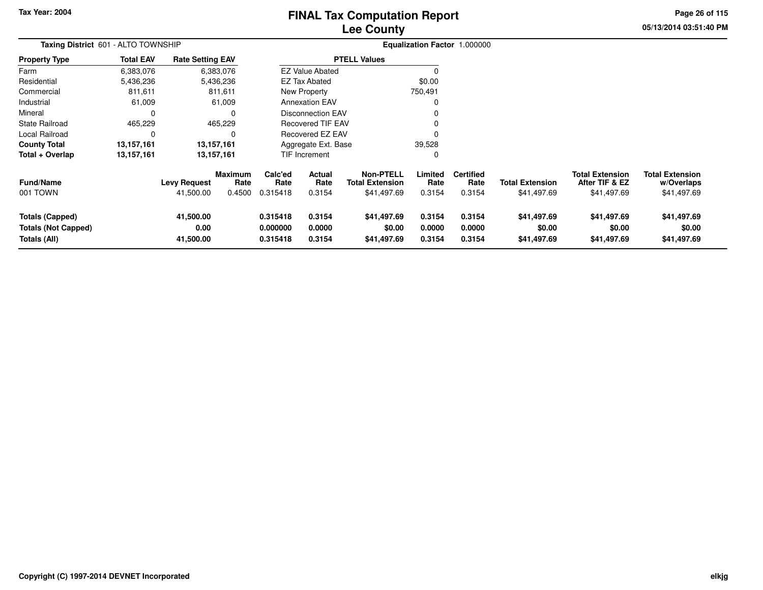Tax Year: 2004

# FINAL Tax Computation Report
## Lee County

05/13/2014 03:51:40 PM

**Taxing District** 601 - ALTO TOWNSHIP

**Equalization Factor** 1.000000

| Property Type | Total EAV | Rate Setting EAV |
|---|---|---|
| Farm | 6,383,076 | 6,383,076 |
| Residential | 5,436,236 | 5,436,236 |
| Commercial | 811,611 | 811,611 |
| Industrial | 61,009 | 61,009 |
| Mineral | 0 | 0 |
| State Railroad | 465,229 | 465,229 |
| Local Railroad | 0 | 0 |
| **County Total** | **13,157,161** | **13,157,161** |
| **Total + Overlap** | **13,157,161** | **13,157,161** |

| PTELL Values | |
|---|---|
| EZ Value Abated | 0 |
| EZ Tax Abated | $0.00 |
| New Property | 750,491 |
| Annexation EAV | 0 |
| Disconnection EAV | 0 |
| Recovered TIF EAV | 0 |
| Recovered EZ EAV | 0 |
| Aggregate Ext. Base | 39,528 |
| TIF Increment | 0 |

| Fund/Name | Levy Request | Maximum Rate | Calc'ed Rate | Actual Rate | Non-PTELL Total Extension | Limited Rate | Certified Rate | Total Extension | Total Extension After TIF & EZ | Total Extension w/Overlaps |
|---|---|---|---|---|---|---|---|---|---|---|
| 001 TOWN | 41,500.00 | 0.4500 | 0.315418 | 0.3154 | $41,497.69 | 0.3154 | 0.3154 | $41,497.69 | $41,497.69 | $41,497.69 |
| **Totals (Capped)** | **41,500.00** | | **0.315418** | **0.3154** | **$41,497.69** | **0.3154** | **0.3154** | **$41,497.69** | **$41,497.69** | **$41,497.69** |
| **Totals (Not Capped)** | **0.00** | | **0.000000** | **0.0000** | **$0.00** | **0.0000** | **0.0000** | **$0.00** | **$0.00** | **$0.00** |
| **Totals (All)** | **41,500.00** | | **0.315418** | **0.3154** | **$41,497.69** | **0.3154** | **0.3154** | **$41,497.69** | **$41,497.69** | **$41,497.69** |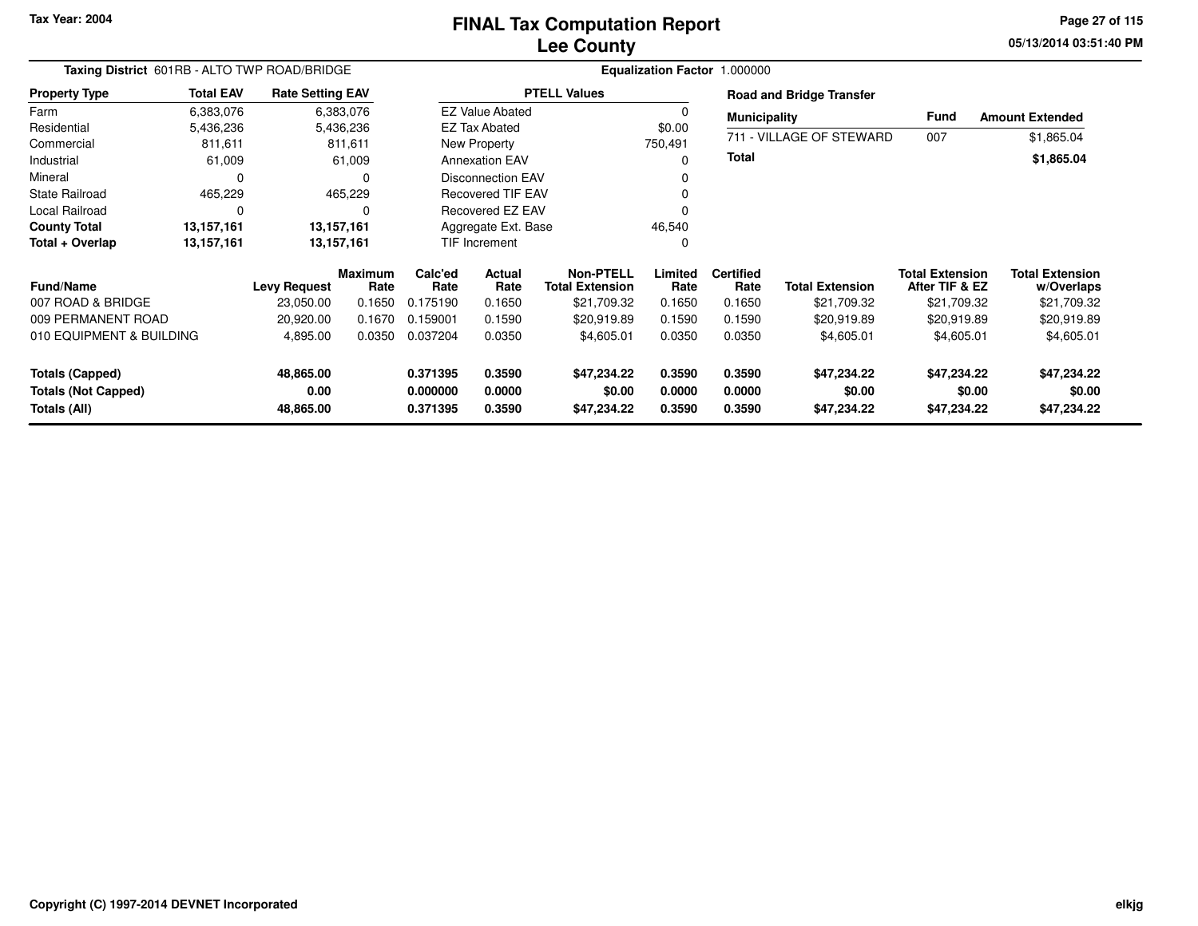Tax Year: 2004

# FINAL Tax Computation Report
## Lee County

**Taxing District** 601RB - ALTO TWP ROAD/BRIDGE

**Equalization Factor** 1.000000

| Property Type | Total EAV | Rate Setting EAV |
|---|---|---|
| Farm | 6,383,076 | 6,383,076 |
| Residential | 5,436,236 | 5,436,236 |
| Commercial | 811,611 | 811,611 |
| Industrial | 61,009 | 61,009 |
| Mineral | 0 | 0 |
| State Railroad | 465,229 | 465,229 |
| Local Railroad | 0 | 0 |
| **County Total** | **13,157,161** | **13,157,161** |
| **Total + Overlap** | **13,157,161** | **13,157,161** |

| PTELL Values | |
|---|---|
| EZ Value Abated | 0 |
| EZ Tax Abated | $0.00 |
| New Property | 750,491 |
| Annexation EAV | 0 |
| Disconnection EAV | 0 |
| Recovered TIF EAV | 0 |
| Recovered EZ EAV | 0 |
| Aggregate Ext. Base | 46,540 |
| TIF Increment | 0 |

**Road and Bridge Transfer**

| Municipality | Fund | Amount Extended |
|---|---|---|
| 711 - VILLAGE OF STEWARD | 007 | $1,865.04 |
| **Total** | | **$1,865.04** |

| Fund/Name | Levy Request | Maximum Rate | Calc'ed Rate | Actual Rate | Non-PTELL Total Extension | Limited Rate | Certified Rate | Total Extension | Total Extension After TIF & EZ | Total Extension w/Overlaps |
|---|---|---|---|---|---|---|---|---|---|---|
| 007 ROAD & BRIDGE | 23,050.00 | 0.1650 | 0.175190 | 0.1650 | $21,709.32 | 0.1650 | 0.1650 | $21,709.32 | $21,709.32 | $21,709.32 |
| 009 PERMANENT ROAD | 20,920.00 | 0.1670 | 0.159001 | 0.1590 | $20,919.89 | 0.1590 | 0.1590 | $20,919.89 | $20,919.89 | $20,919.89 |
| 010 EQUIPMENT & BUILDING | 4,895.00 | 0.0350 | 0.037204 | 0.0350 | $4,605.01 | 0.0350 | 0.0350 | $4,605.01 | $4,605.01 | $4,605.01 |
| **Totals (Capped)** | **48,865.00** | | **0.371395** | **0.3590** | **$47,234.22** | **0.3590** | **0.3590** | **$47,234.22** | **$47,234.22** | **$47,234.22** |
| **Totals (Not Capped)** | **0.00** | | **0.000000** | **0.0000** | **$0.00** | **0.0000** | **0.0000** | **$0.00** | **$0.00** | **$0.00** |
| **Totals (All)** | **48,865.00** | | **0.371395** | **0.3590** | **$47,234.22** | **0.3590** | **0.3590** | **$47,234.22** | **$47,234.22** | **$47,234.22** |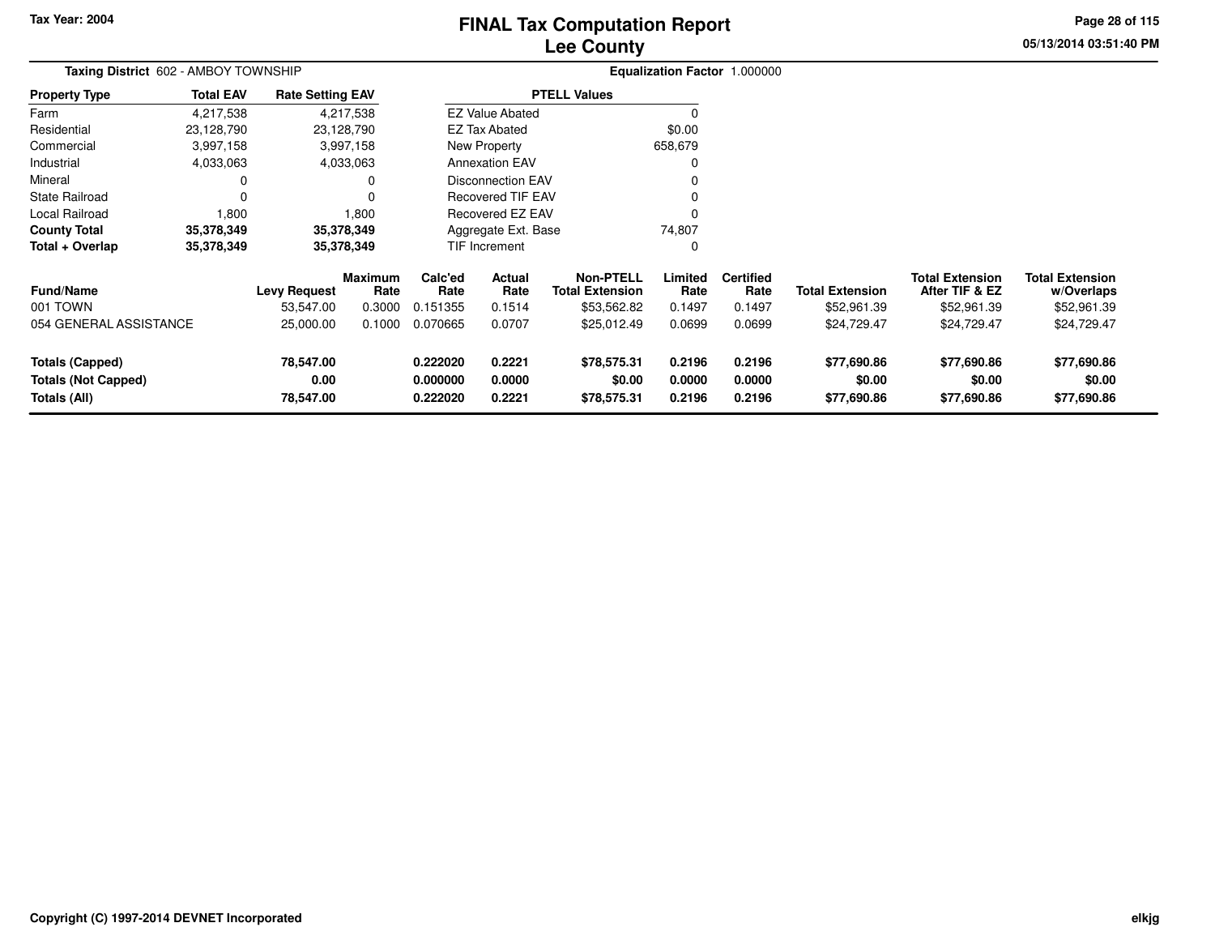Tax Year: 2004

# FINAL Tax Computation Report
## Lee County

05/13/2014 03:51:40 PM

**Taxing District** 602 - AMBOY TOWNSHIP

**Equalization Factor** 1.000000

| Property Type | Total EAV | Rate Setting EAV |
|---|---|---|
| Farm | 4,217,538 | 4,217,538 |
| Residential | 23,128,790 | 23,128,790 |
| Commercial | 3,997,158 | 3,997,158 |
| Industrial | 4,033,063 | 4,033,063 |
| Mineral | 0 | 0 |
| State Railroad | 0 | 0 |
| Local Railroad | 1,800 | 1,800 |
| **County Total** | **35,378,349** | **35,378,349** |
| **Total + Overlap** | **35,378,349** | **35,378,349** |

| PTELL Values | |
|---|---|
| EZ Value Abated | 0 |
| EZ Tax Abated | $0.00 |
| New Property | 658,679 |
| Annexation EAV | 0 |
| Disconnection EAV | 0 |
| Recovered TIF EAV | 0 |
| Recovered EZ EAV | 0 |
| Aggregate Ext. Base | 74,807 |
| TIF Increment | 0 |

| Fund/Name | Levy Request | Maximum Rate | Calc'ed Rate | Actual Rate | Non-PTELL Total Extension | Limited Rate | Certified Rate | Total Extension | Total Extension After TIF & EZ | Total Extension w/Overlaps |
|---|---|---|---|---|---|---|---|---|---|---|
| 001 TOWN | 53,547.00 | 0.3000 | 0.151355 | 0.1514 | $53,562.82 | 0.1497 | 0.1497 | $52,961.39 | $52,961.39 | $52,961.39 |
| 054 GENERAL ASSISTANCE | 25,000.00 | 0.1000 | 0.070665 | 0.0707 | $25,012.49 | 0.0699 | 0.0699 | $24,729.47 | $24,729.47 | $24,729.47 |
| **Totals (Capped)** | **78,547.00** | | **0.222020** | **0.2221** | **$78,575.31** | **0.2196** | **0.2196** | **$77,690.86** | **$77,690.86** | **$77,690.86** |
| **Totals (Not Capped)** | **0.00** | | **0.000000** | **0.0000** | **$0.00** | **0.0000** | **0.0000** | **$0.00** | **$0.00** | **$0.00** |
| **Totals (All)** | **78,547.00** | | **0.222020** | **0.2221** | **$78,575.31** | **0.2196** | **0.2196** | **$77,690.86** | **$77,690.86** | **$77,690.86** |

Copyright (C) 1997-2014 DEVNET Incorporated

elkjg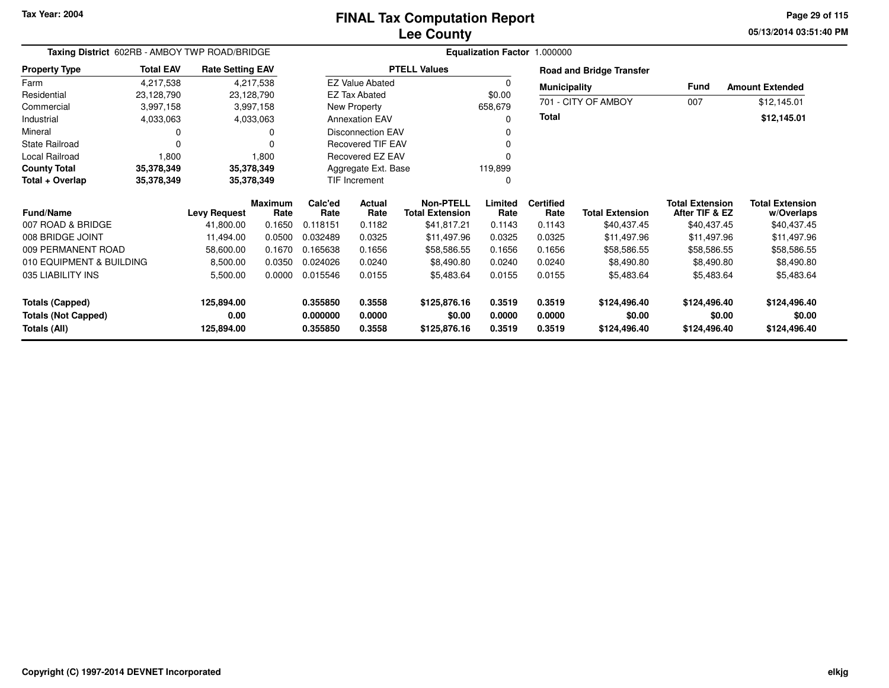Tax Year: 2004

# FINAL Tax Computation Report
## Lee County

05/13/2014 03:51:40 PM

**Taxing District** 602RB - AMBOY TWP ROAD/BRIDGE

**Equalization Factor** 1.000000

| Property Type | Total EAV | Rate Setting EAV |
|---|---|---|
| Farm | 4,217,538 | 4,217,538 |
| Residential | 23,128,790 | 23,128,790 |
| Commercial | 3,997,158 | 3,997,158 |
| Industrial | 4,033,063 | 4,033,063 |
| Mineral | 0 | 0 |
| State Railroad | 0 | 0 |
| Local Railroad | 1,800 | 1,800 |
| **County Total** | **35,378,349** | **35,378,349** |
| **Total + Overlap** | **35,378,349** | **35,378,349** |

| PTELL Values | |
|---|---|
| EZ Value Abated | 0 |
| EZ Tax Abated | $0.00 |
| New Property | 658,679 |
| Annexation EAV | 0 |
| Disconnection EAV | 0 |
| Recovered TIF EAV | 0 |
| Recovered EZ EAV | 0 |
| Aggregate Ext. Base | 119,899 |
| TIF Increment | 0 |

**Road and Bridge Transfer**

| Municipality | Fund | Amount Extended |
|---|---|---|
| 701 - CITY OF AMBOY | 007 | $12,145.01 |
| **Total** | | **$12,145.01** |

| Fund/Name | Levy Request | Maximum Rate | Calc'ed Rate | Actual Rate | Non-PTELL Total Extension | Limited Rate | Certified Rate | Total Extension | Total Extension After TIF & EZ | Total Extension w/Overlaps |
|---|---|---|---|---|---|---|---|---|---|---|
| 007 ROAD & BRIDGE | 41,800.00 | 0.1650 | 0.118151 | 0.1182 | $41,817.21 | 0.1143 | 0.1143 | $40,437.45 | $40,437.45 | $40,437.45 |
| 008 BRIDGE JOINT | 11,494.00 | 0.0500 | 0.032489 | 0.0325 | $11,497.96 | 0.0325 | 0.0325 | $11,497.96 | $11,497.96 | $11,497.96 |
| 009 PERMANENT ROAD | 58,600.00 | 0.1670 | 0.165638 | 0.1656 | $58,586.55 | 0.1656 | 0.1656 | $58,586.55 | $58,586.55 | $58,586.55 |
| 010 EQUIPMENT & BUILDING | 8,500.00 | 0.0350 | 0.024026 | 0.0240 | $8,490.80 | 0.0240 | 0.0240 | $8,490.80 | $8,490.80 | $8,490.80 |
| 035 LIABILITY INS | 5,500.00 | 0.0000 | 0.015546 | 0.0155 | $5,483.64 | 0.0155 | 0.0155 | $5,483.64 | $5,483.64 | $5,483.64 |
| **Totals (Capped)** | **125,894.00** | | **0.355850** | **0.3558** | **$125,876.16** | **0.3519** | **0.3519** | **$124,496.40** | **$124,496.40** | **$124,496.40** |
| **Totals (Not Capped)** | **0.00** | | **0.000000** | **0.0000** | **$0.00** | **0.0000** | **0.0000** | **$0.00** | **$0.00** | **$0.00** |
| **Totals (All)** | **125,894.00** | | **0.355850** | **0.3558** | **$125,876.16** | **0.3519** | **0.3519** | **$124,496.40** | **$124,496.40** | **$124,496.40** |

Copyright (C) 1997-2014 DEVNET Incorporated

elkjg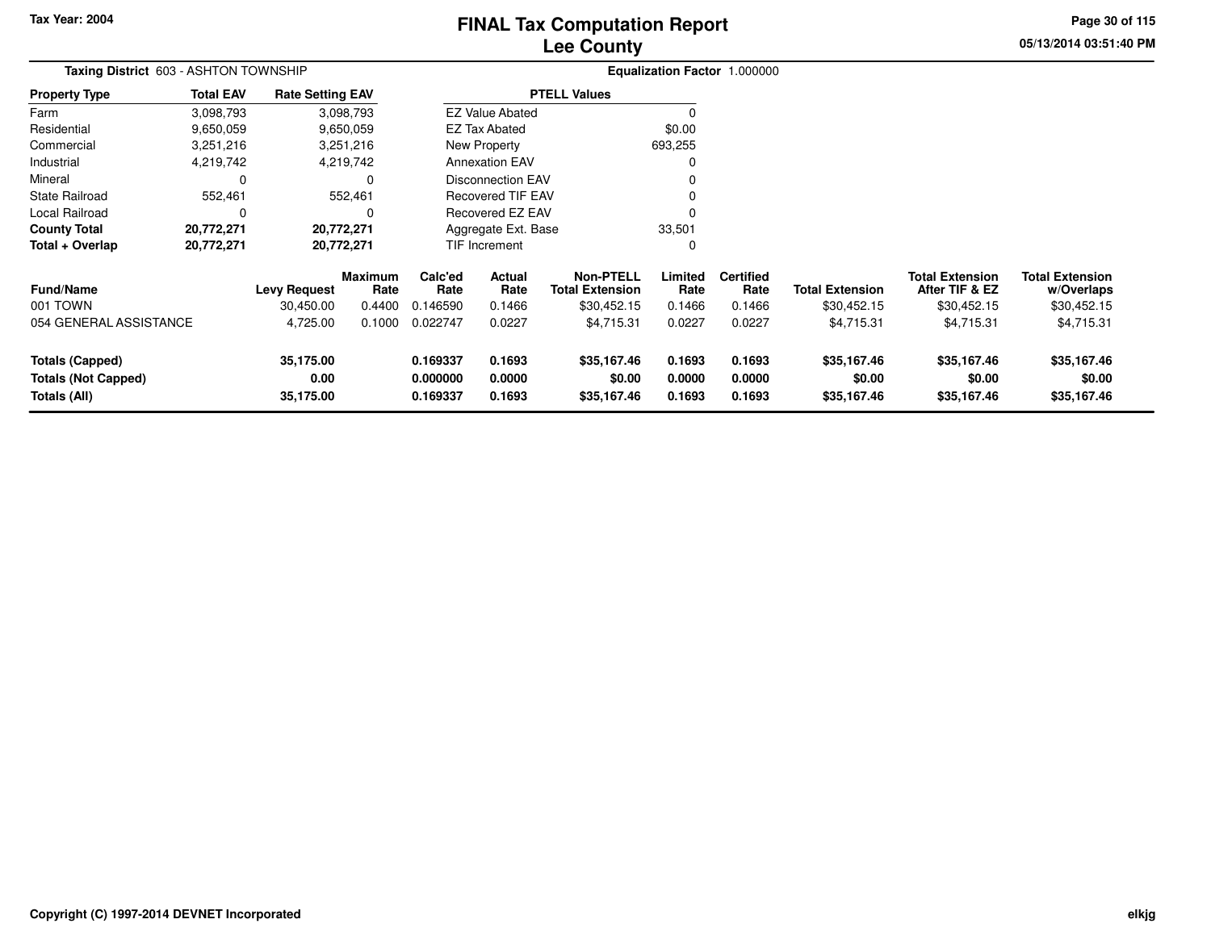Tax Year: 2004

# FINAL Tax Computation Report
## Lee County

05/13/2014 03:51:40 PM

**Taxing District** 603 - ASHTON TOWNSHIP

**Equalization Factor** 1.000000

| Property Type | Total EAV | Rate Setting EAV |
|---|---|---|
| Farm | 3,098,793 | 3,098,793 |
| Residential | 9,650,059 | 9,650,059 |
| Commercial | 3,251,216 | 3,251,216 |
| Industrial | 4,219,742 | 4,219,742 |
| Mineral | 0 | 0 |
| State Railroad | 552,461 | 552,461 |
| Local Railroad | 0 | 0 |
| **County Total** | **20,772,271** | **20,772,271** |
| **Total + Overlap** | **20,772,271** | **20,772,271** |

| PTELL Values | |
|---|---|
| EZ Value Abated | 0 |
| EZ Tax Abated | $0.00 |
| New Property | 693,255 |
| Annexation EAV | 0 |
| Disconnection EAV | 0 |
| Recovered TIF EAV | 0 |
| Recovered EZ EAV | 0 |
| Aggregate Ext. Base | 33,501 |
| TIF Increment | 0 |

| Fund/Name | Levy Request | Maximum Rate | Calc'ed Rate | Actual Rate | Non-PTELL Total Extension | Limited Rate | Certified Rate | Total Extension | Total Extension After TIF & EZ | Total Extension w/Overlaps |
|---|---|---|---|---|---|---|---|---|---|---|
| 001 TOWN | 30,450.00 | 0.4400 | 0.146590 | 0.1466 | $30,452.15 | 0.1466 | 0.1466 | $30,452.15 | $30,452.15 | $30,452.15 |
| 054 GENERAL ASSISTANCE | 4,725.00 | 0.1000 | 0.022747 | 0.0227 | $4,715.31 | 0.0227 | 0.0227 | $4,715.31 | $4,715.31 | $4,715.31 |
| **Totals (Capped)** | **35,175.00** | | **0.169337** | **0.1693** | **$35,167.46** | **0.1693** | **0.1693** | **$35,167.46** | **$35,167.46** | **$35,167.46** |
| **Totals (Not Capped)** | **0.00** | | **0.000000** | **0.0000** | **$0.00** | **0.0000** | **0.0000** | **$0.00** | **$0.00** | **$0.00** |
| **Totals (All)** | **35,175.00** | | **0.169337** | **0.1693** | **$35,167.46** | **0.1693** | **0.1693** | **$35,167.46** | **$35,167.46** | **$35,167.46** |

Copyright (C) 1997-2014 DEVNET Incorporated

elkjg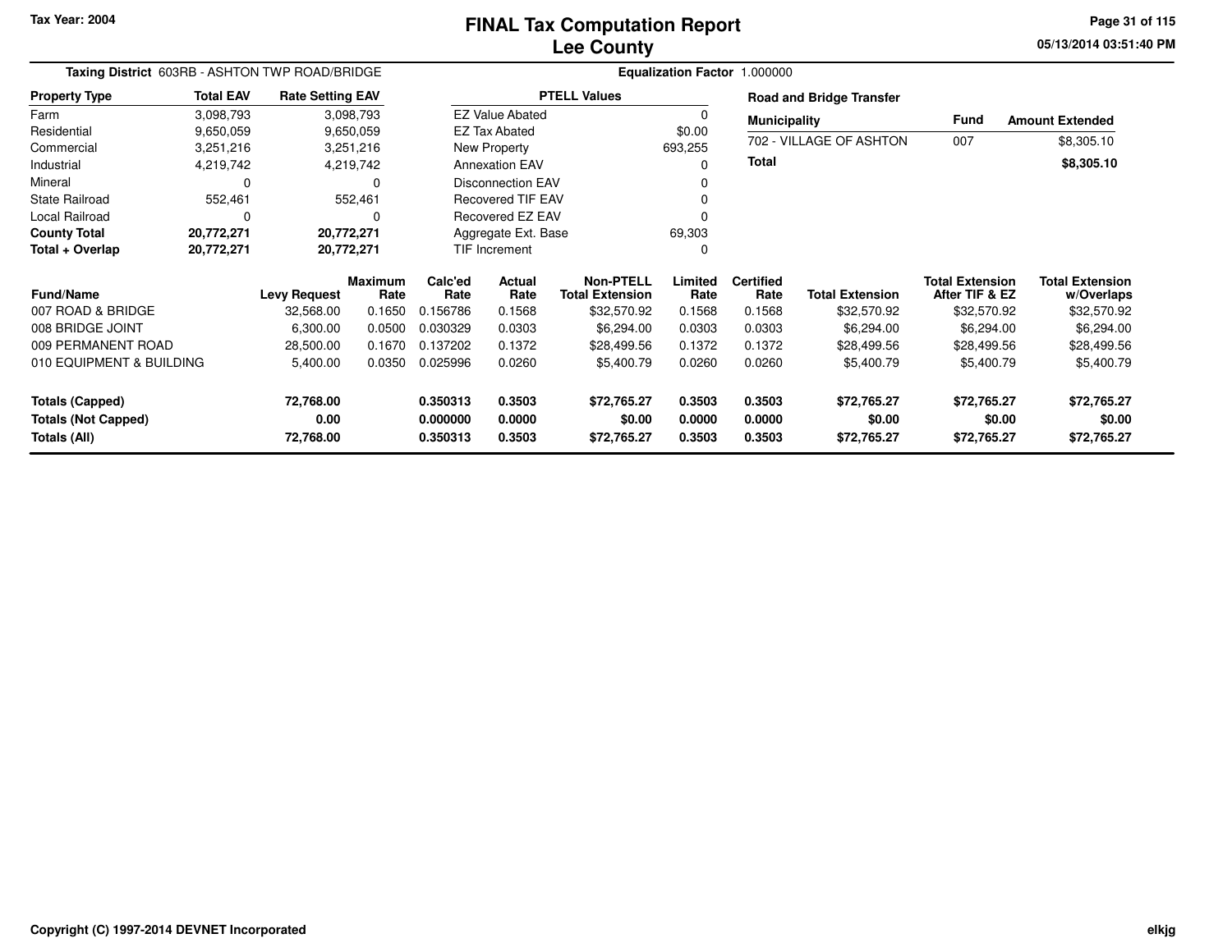# FINAL Tax Computation Report
# Lee County

Tax Year: 2004

**Taxing District** 603RB - ASHTON TWP ROAD/BRIDGE

**Equalization Factor** 1.000000

| Property Type | Total EAV | Rate Setting EAV |
|---|---|---|
| Farm | 3,098,793 | 3,098,793 |
| Residential | 9,650,059 | 9,650,059 |
| Commercial | 3,251,216 | 3,251,216 |
| Industrial | 4,219,742 | 4,219,742 |
| Mineral | 0 | 0 |
| State Railroad | 552,461 | 552,461 |
| Local Railroad | 0 | 0 |
| **County Total** | **20,772,271** | **20,772,271** |
| **Total + Overlap** | **20,772,271** | **20,772,271** |

| PTELL Values | |
|---|---|
| EZ Value Abated | 0 |
| EZ Tax Abated | $0.00 |
| New Property | 693,255 |
| Annexation EAV | 0 |
| Disconnection EAV | 0 |
| Recovered TIF EAV | 0 |
| Recovered EZ EAV | 0 |
| Aggregate Ext. Base | 69,303 |
| TIF Increment | 0 |

**Road and Bridge Transfer**

| Municipality | Fund | Amount Extended |
|---|---|---|
| 702 - VILLAGE OF ASHTON | 007 | $8,305.10 |
| **Total** | | **$8,305.10** |

| Fund/Name | Levy Request | Maximum Rate | Calc'ed Rate | Actual Rate | Non-PTELL Total Extension | Limited Rate | Certified Rate | Total Extension | Total Extension After TIF & EZ | Total Extension w/Overlaps |
|---|---|---|---|---|---|---|---|---|---|---|
| 007 ROAD & BRIDGE | 32,568.00 | 0.1650 | 0.156786 | 0.1568 | $32,570.92 | 0.1568 | 0.1568 | $32,570.92 | $32,570.92 | $32,570.92 |
| 008 BRIDGE JOINT | 6,300.00 | 0.0500 | 0.030329 | 0.0303 | $6,294.00 | 0.0303 | 0.0303 | $6,294.00 | $6,294.00 | $6,294.00 |
| 009 PERMANENT ROAD | 28,500.00 | 0.1670 | 0.137202 | 0.1372 | $28,499.56 | 0.1372 | 0.1372 | $28,499.56 | $28,499.56 | $28,499.56 |
| 010 EQUIPMENT & BUILDING | 5,400.00 | 0.0350 | 0.025996 | 0.0260 | $5,400.79 | 0.0260 | 0.0260 | $5,400.79 | $5,400.79 | $5,400.79 |
| **Totals (Capped)** | **72,768.00** | | **0.350313** | **0.3503** | **$72,765.27** | **0.3503** | **0.3503** | **$72,765.27** | **$72,765.27** | **$72,765.27** |
| **Totals (Not Capped)** | **0.00** | | **0.000000** | **0.0000** | **$0.00** | **0.0000** | **0.0000** | **$0.00** | **$0.00** | **$0.00** |
| **Totals (All)** | **72,768.00** | | **0.350313** | **0.3503** | **$72,765.27** | **0.3503** | **0.3503** | **$72,765.27** | **$72,765.27** | **$72,765.27** |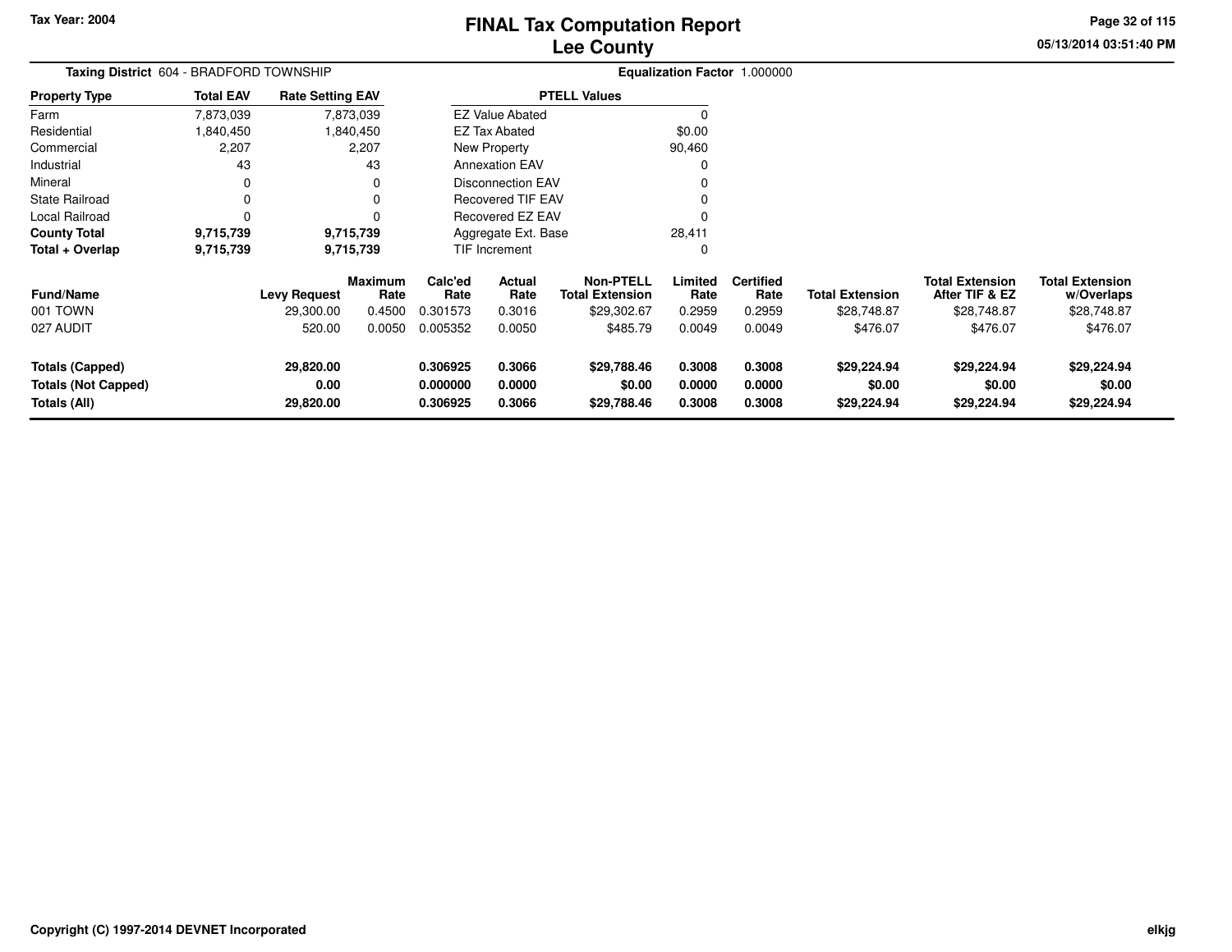# FINAL Tax Computation Report
# Lee County

Tax Year: 2004

**Taxing District** 604 - BRADFORD TOWNSHIP

**Equalization Factor** 1.000000

| Property Type | Total EAV | Rate Setting EAV |
|---|---|---|
| Farm | 7,873,039 | 7,873,039 |
| Residential | 1,840,450 | 1,840,450 |
| Commercial | 2,207 | 2,207 |
| Industrial | 43 | 43 |
| Mineral | 0 | 0 |
| State Railroad | 0 | 0 |
| Local Railroad | 0 | 0 |
| **County Total** | **9,715,739** | **9,715,739** |
| **Total + Overlap** | **9,715,739** | **9,715,739** |

| PTELL Values | |
|---|---|
| EZ Value Abated | 0 |
| EZ Tax Abated | $0.00 |
| New Property | 90,460 |
| Annexation EAV | 0 |
| Disconnection EAV | 0 |
| Recovered TIF EAV | 0 |
| Recovered EZ EAV | 0 |
| Aggregate Ext. Base | 28,411 |
| TIF Increment | 0 |

| Fund/Name | Levy Request | Maximum Rate | Calc'ed Rate | Actual Rate | Non-PTELL Total Extension | Limited Rate | Certified Rate | Total Extension | Total Extension After TIF & EZ | Total Extension w/Overlaps |
|---|---|---|---|---|---|---|---|---|---|---|
| 001 TOWN | 29,300.00 | 0.4500 | 0.301573 | 0.3016 | $29,302.67 | 0.2959 | 0.2959 | $28,748.87 | $28,748.87 | $28,748.87 |
| 027 AUDIT | 520.00 | 0.0050 | 0.005352 | 0.0050 | $485.79 | 0.0049 | 0.0049 | $476.07 | $476.07 | $476.07 |
| **Totals (Capped)** | **29,820.00** | | **0.306925** | **0.3066** | **$29,788.46** | **0.3008** | **0.3008** | **$29,224.94** | **$29,224.94** | **$29,224.94** |
| **Totals (Not Capped)** | **0.00** | | **0.000000** | **0.0000** | **$0.00** | **0.0000** | **0.0000** | **$0.00** | **$0.00** | **$0.00** |
| **Totals (All)** | **29,820.00** | | **0.306925** | **0.3066** | **$29,788.46** | **0.3008** | **0.3008** | **$29,224.94** | **$29,224.94** | **$29,224.94** |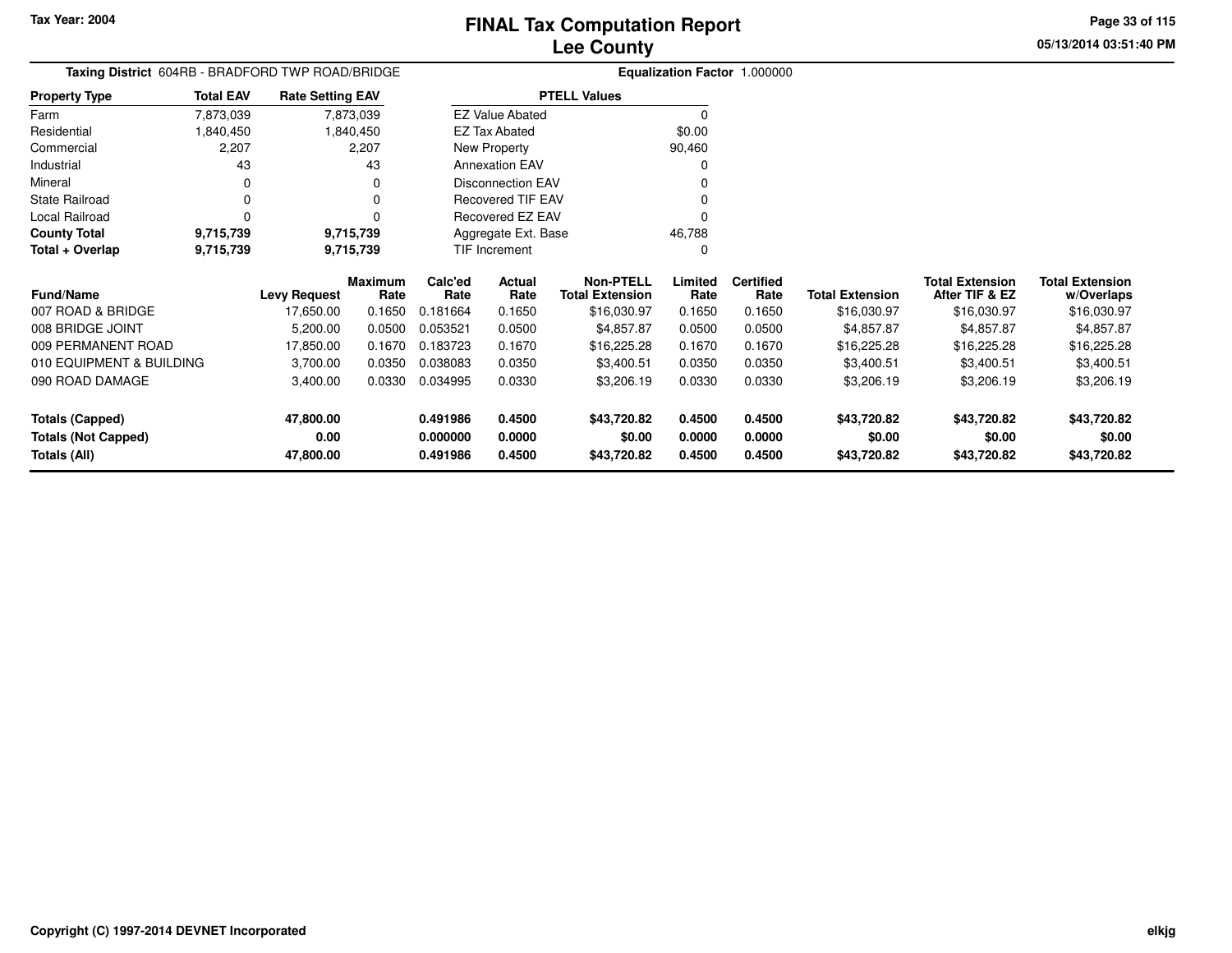Tax Year: 2004

# FINAL Tax Computation Report
## Lee County

05/13/2014 03:51:40 PM

**Taxing District** 604RB - BRADFORD TWP ROAD/BRIDGE

**Equalization Factor** 1.000000

| Property Type | Total EAV | Rate Setting EAV |
|---|---|---|
| Farm | 7,873,039 | 7,873,039 |
| Residential | 1,840,450 | 1,840,450 |
| Commercial | 2,207 | 2,207 |
| Industrial | 43 | 43 |
| Mineral | 0 | 0 |
| State Railroad | 0 | 0 |
| Local Railroad | 0 | 0 |
| **County Total** | **9,715,739** | **9,715,739** |
| **Total + Overlap** | **9,715,739** | **9,715,739** |

| PTELL Values | |
|---|---|
| EZ Value Abated | 0 |
| EZ Tax Abated | $0.00 |
| New Property | 90,460 |
| Annexation EAV | 0 |
| Disconnection EAV | 0 |
| Recovered TIF EAV | 0 |
| Recovered EZ EAV | 0 |
| Aggregate Ext. Base | 46,788 |
| TIF Increment | 0 |

| Fund/Name | Levy Request | Maximum Rate | Calc'ed Rate | Actual Rate | Non-PTELL Total Extension | Limited Rate | Certified Rate | Total Extension | Total Extension After TIF & EZ | Total Extension w/Overlaps |
|---|---|---|---|---|---|---|---|---|---|---|
| 007 ROAD & BRIDGE | 17,650.00 | 0.1650 | 0.181664 | 0.1650 | $16,030.97 | 0.1650 | 0.1650 | $16,030.97 | $16,030.97 | $16,030.97 |
| 008 BRIDGE JOINT | 5,200.00 | 0.0500 | 0.053521 | 0.0500 | $4,857.87 | 0.0500 | 0.0500 | $4,857.87 | $4,857.87 | $4,857.87 |
| 009 PERMANENT ROAD | 17,850.00 | 0.1670 | 0.183723 | 0.1670 | $16,225.28 | 0.1670 | 0.1670 | $16,225.28 | $16,225.28 | $16,225.28 |
| 010 EQUIPMENT & BUILDING | 3,700.00 | 0.0350 | 0.038083 | 0.0350 | $3,400.51 | 0.0350 | 0.0350 | $3,400.51 | $3,400.51 | $3,400.51 |
| 090 ROAD DAMAGE | 3,400.00 | 0.0330 | 0.034995 | 0.0330 | $3,206.19 | 0.0330 | 0.0330 | $3,206.19 | $3,206.19 | $3,206.19 |
| **Totals (Capped)** | **47,800.00** | | **0.491986** | **0.4500** | **$43,720.82** | **0.4500** | **0.4500** | **$43,720.82** | **$43,720.82** | **$43,720.82** |
| **Totals (Not Capped)** | **0.00** | | **0.000000** | **0.0000** | **$0.00** | **0.0000** | **0.0000** | **$0.00** | **$0.00** | **$0.00** |
| **Totals (All)** | **47,800.00** | | **0.491986** | **0.4500** | **$43,720.82** | **0.4500** | **0.4500** | **$43,720.82** | **$43,720.82** | **$43,720.82** |

Copyright (C) 1997-2014 DEVNET Incorporated

elkjg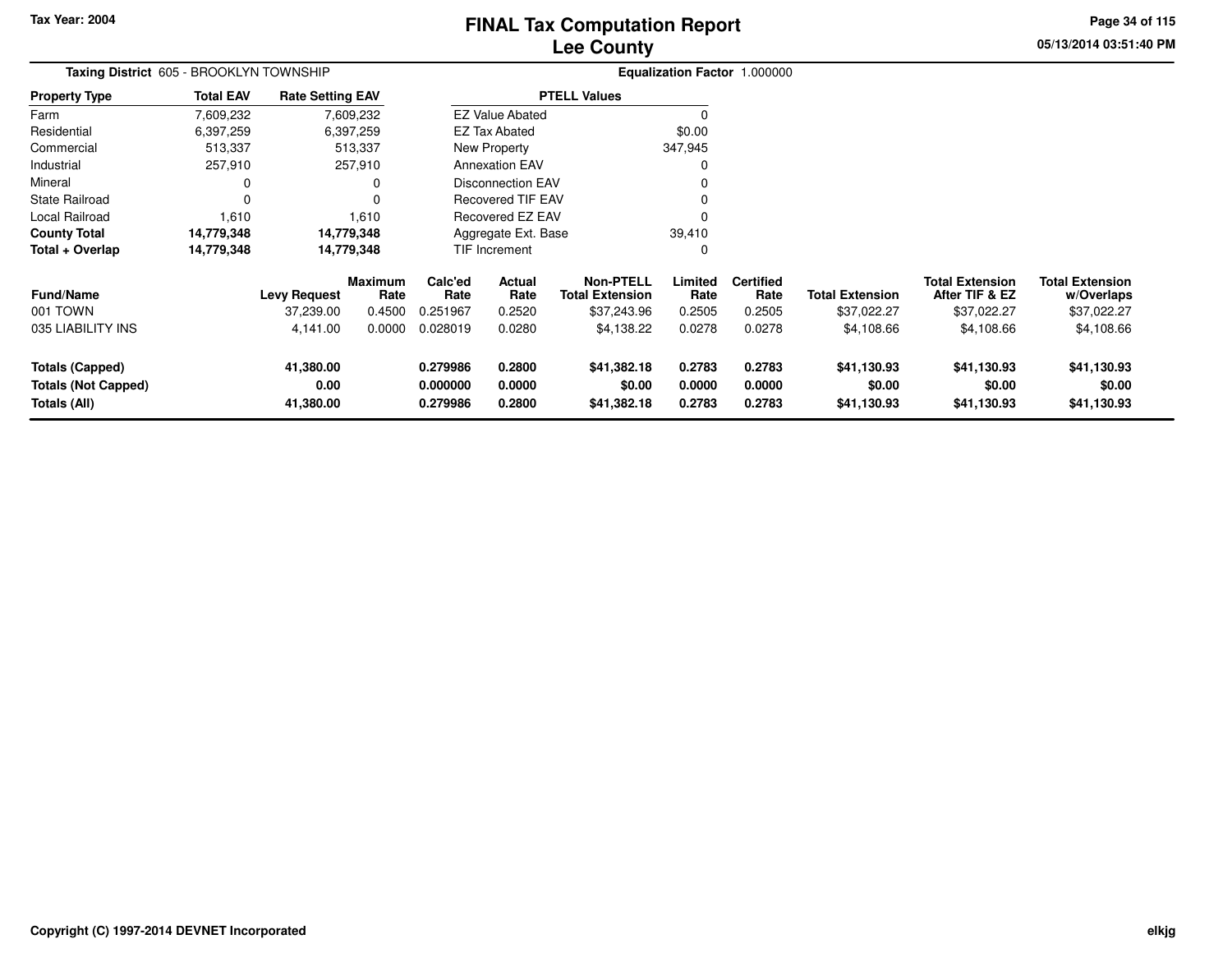Tax Year: 2004

# FINAL Tax Computation Report
## Lee County

**Taxing District** 605 - BROOKLYN TOWNSHIP

**Equalization Factor** 1.000000

| Property Type | Total EAV | Rate Setting EAV |
|---|---|---|
| Farm | 7,609,232 | 7,609,232 |
| Residential | 6,397,259 | 6,397,259 |
| Commercial | 513,337 | 513,337 |
| Industrial | 257,910 | 257,910 |
| Mineral | 0 | 0 |
| State Railroad | 0 | 0 |
| Local Railroad | 1,610 | 1,610 |
| **County Total** | **14,779,348** | **14,779,348** |
| **Total + Overlap** | **14,779,348** | **14,779,348** |

| PTELL Values | |
|---|---|
| EZ Value Abated | 0 |
| EZ Tax Abated | $0.00 |
| New Property | 347,945 |
| Annexation EAV | 0 |
| Disconnection EAV | 0 |
| Recovered TIF EAV | 0 |
| Recovered EZ EAV | 0 |
| Aggregate Ext. Base | 39,410 |
| TIF Increment | 0 |

| Fund/Name | Levy Request | Maximum Rate | Calc'ed Rate | Actual Rate | Non-PTELL Total Extension | Limited Rate | Certified Rate | Total Extension | Total Extension After TIF & EZ | Total Extension w/Overlaps |
|---|---|---|---|---|---|---|---|---|---|---|
| 001 TOWN | 37,239.00 | 0.4500 | 0.251967 | 0.2520 | $37,243.96 | 0.2505 | 0.2505 | $37,022.27 | $37,022.27 | $37,022.27 |
| 035 LIABILITY INS | 4,141.00 | 0.0000 | 0.028019 | 0.0280 | $4,138.22 | 0.0278 | 0.0278 | $4,108.66 | $4,108.66 | $4,108.66 |
| **Totals (Capped)** | **41,380.00** | | **0.279986** | **0.2800** | **$41,382.18** | **0.2783** | **0.2783** | **$41,130.93** | **$41,130.93** | **$41,130.93** |
| **Totals (Not Capped)** | **0.00** | | **0.000000** | **0.0000** | **$0.00** | **0.0000** | **0.0000** | **$0.00** | **$0.00** | **$0.00** |
| **Totals (All)** | **41,380.00** | | **0.279986** | **0.2800** | **$41,382.18** | **0.2783** | **0.2783** | **$41,130.93** | **$41,130.93** | **$41,130.93** |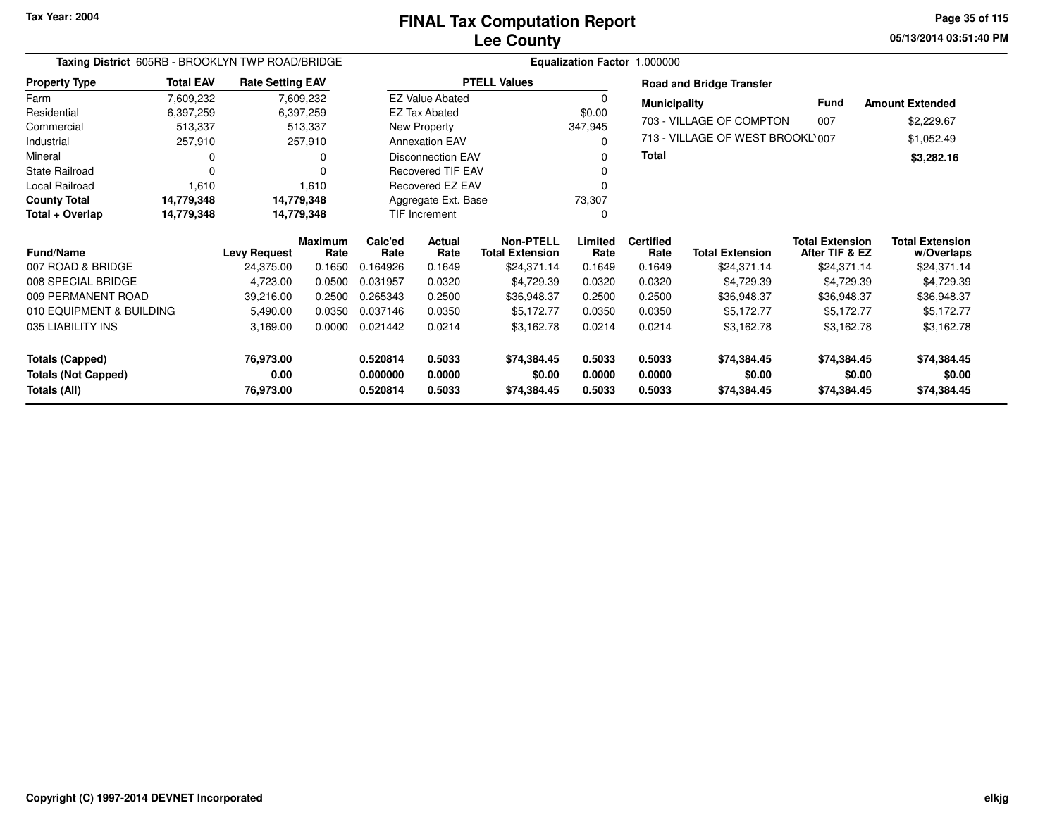# FINAL Tax Computation Report
## Lee County

Tax Year: 2004

**Taxing District** 605RB - BROOKLYN TWP ROAD/BRIDGE

**Equalization Factor** 1.000000

| Property Type | Total EAV | Rate Setting EAV |
|---|---|---|
| Farm | 7,609,232 | 7,609,232 |
| Residential | 6,397,259 | 6,397,259 |
| Commercial | 513,337 | 513,337 |
| Industrial | 257,910 | 257,910 |
| Mineral | 0 | 0 |
| State Railroad | 0 | 0 |
| Local Railroad | 1,610 | 1,610 |
| **County Total** | **14,779,348** | **14,779,348** |
| **Total + Overlap** | **14,779,348** | **14,779,348** |

| PTELL Values | |
|---|---|
| EZ Value Abated | 0 |
| EZ Tax Abated | $0.00 |
| New Property | 347,945 |
| Annexation EAV | 0 |
| Disconnection EAV | 0 |
| Recovered TIF EAV | 0 |
| Recovered EZ EAV | 0 |
| Aggregate Ext. Base | 73,307 |
| TIF Increment | 0 |

**Road and Bridge Transfer**

| Municipality | Fund | Amount Extended |
|---|---|---|
| 703 - VILLAGE OF COMPTON | 007 | $2,229.67 |
| 713 - VILLAGE OF WEST BROOKL' | 007 | $1,052.49 |
| **Total** | | **$3,282.16** |

| Fund/Name | Levy Request | Maximum Rate | Calc'ed Rate | Actual Rate | Non-PTELL Total Extension | Limited Rate | Certified Rate | Total Extension | Total Extension After TIF & EZ | Total Extension w/Overlaps |
|---|---|---|---|---|---|---|---|---|---|---|
| 007 ROAD & BRIDGE | 24,375.00 | 0.1650 | 0.164926 | 0.1649 | $24,371.14 | 0.1649 | 0.1649 | $24,371.14 | $24,371.14 | $24,371.14 |
| 008 SPECIAL BRIDGE | 4,723.00 | 0.0500 | 0.031957 | 0.0320 | $4,729.39 | 0.0320 | 0.0320 | $4,729.39 | $4,729.39 | $4,729.39 |
| 009 PERMANENT ROAD | 39,216.00 | 0.2500 | 0.265343 | 0.2500 | $36,948.37 | 0.2500 | 0.2500 | $36,948.37 | $36,948.37 | $36,948.37 |
| 010 EQUIPMENT & BUILDING | 5,490.00 | 0.0350 | 0.037146 | 0.0350 | $5,172.77 | 0.0350 | 0.0350 | $5,172.77 | $5,172.77 | $5,172.77 |
| 035 LIABILITY INS | 3,169.00 | 0.0000 | 0.021442 | 0.0214 | $3,162.78 | 0.0214 | 0.0214 | $3,162.78 | $3,162.78 | $3,162.78 |
| **Totals (Capped)** | **76,973.00** | | **0.520814** | **0.5033** | **$74,384.45** | **0.5033** | **0.5033** | **$74,384.45** | **$74,384.45** | **$74,384.45** |
| **Totals (Not Capped)** | **0.00** | | **0.000000** | **0.0000** | **$0.00** | **0.0000** | **0.0000** | **$0.00** | **$0.00** | **$0.00** |
| **Totals (All)** | **76,973.00** | | **0.520814** | **0.5033** | **$74,384.45** | **0.5033** | **0.5033** | **$74,384.45** | **$74,384.45** | **$74,384.45** |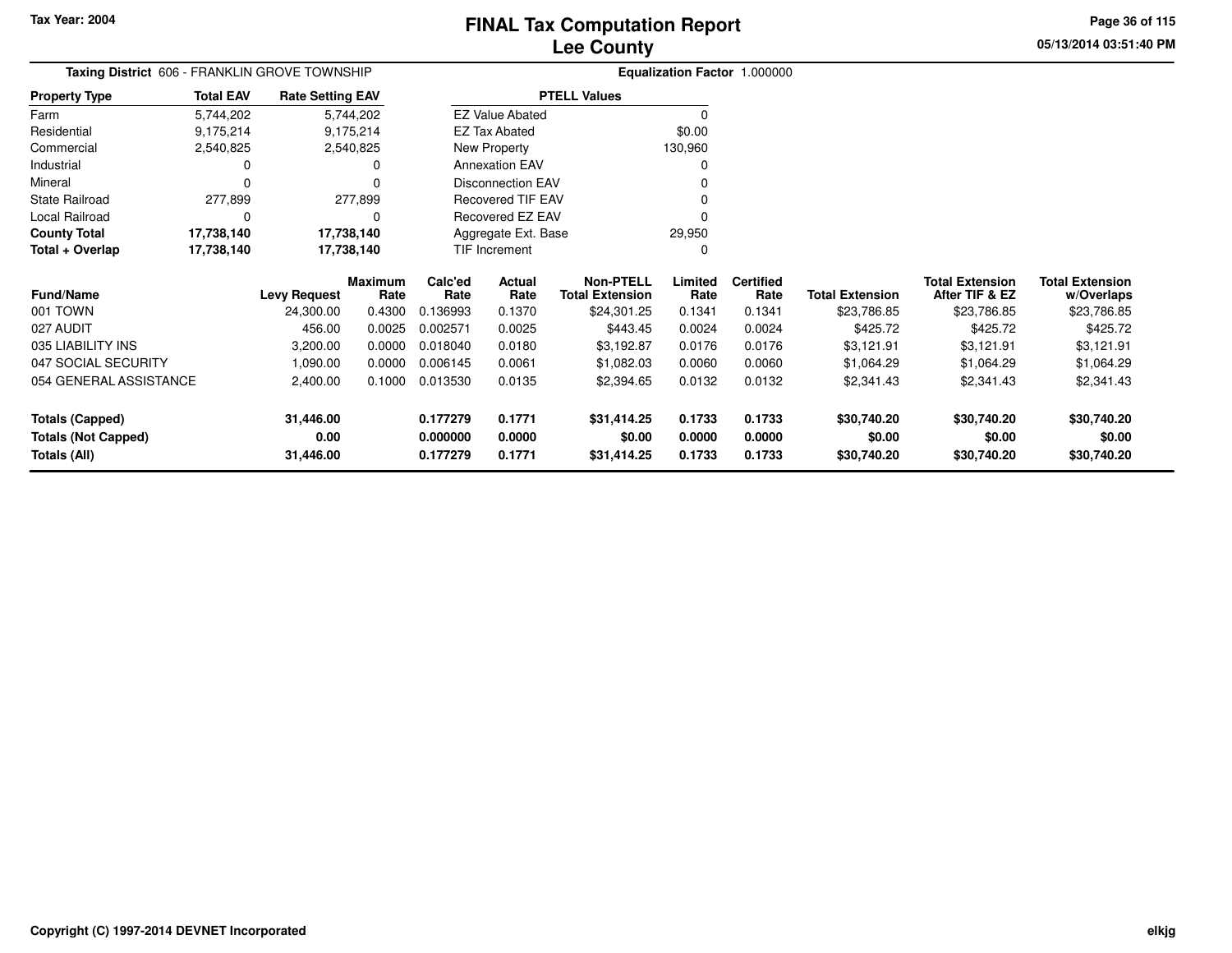# FINAL Tax Computation Report
## Lee County

Tax Year: 2004

**Taxing District** 606 - FRANKLIN GROVE TOWNSHIP

**Equalization Factor** 1.000000

| Property Type | Total EAV | Rate Setting EAV |
|---|---|---|
| Farm | 5,744,202 | 5,744,202 |
| Residential | 9,175,214 | 9,175,214 |
| Commercial | 2,540,825 | 2,540,825 |
| Industrial | 0 | 0 |
| Mineral | 0 | 0 |
| State Railroad | 277,899 | 277,899 |
| Local Railroad | 0 | 0 |
| **County Total** | **17,738,140** | **17,738,140** |
| **Total + Overlap** | **17,738,140** | **17,738,140** |

| PTELL Values | |
|---|---|
| EZ Value Abated | 0 |
| EZ Tax Abated | $0.00 |
| New Property | 130,960 |
| Annexation EAV | 0 |
| Disconnection EAV | 0 |
| Recovered TIF EAV | 0 |
| Recovered EZ EAV | 0 |
| Aggregate Ext. Base | 29,950 |
| TIF Increment | 0 |

| Fund/Name | Levy Request | Maximum Rate | Calc'ed Rate | Actual Rate | Non-PTELL Total Extension | Limited Rate | Certified Rate | Total Extension | Total Extension After TIF & EZ | Total Extension w/Overlaps |
|---|---|---|---|---|---|---|---|---|---|---|
| 001 TOWN | 24,300.00 | 0.4300 | 0.136993 | 0.1370 | $24,301.25 | 0.1341 | 0.1341 | $23,786.85 | $23,786.85 | $23,786.85 |
| 027 AUDIT | 456.00 | 0.0025 | 0.002571 | 0.0025 | $443.45 | 0.0024 | 0.0024 | $425.72 | $425.72 | $425.72 |
| 035 LIABILITY INS | 3,200.00 | 0.0000 | 0.018040 | 0.0180 | $3,192.87 | 0.0176 | 0.0176 | $3,121.91 | $3,121.91 | $3,121.91 |
| 047 SOCIAL SECURITY | 1,090.00 | 0.0000 | 0.006145 | 0.0061 | $1,082.03 | 0.0060 | 0.0060 | $1,064.29 | $1,064.29 | $1,064.29 |
| 054 GENERAL ASSISTANCE | 2,400.00 | 0.1000 | 0.013530 | 0.0135 | $2,394.65 | 0.0132 | 0.0132 | $2,341.43 | $2,341.43 | $2,341.43 |
| **Totals (Capped)** | **31,446.00** | | **0.177279** | **0.1771** | **$31,414.25** | **0.1733** | **0.1733** | **$30,740.20** | **$30,740.20** | **$30,740.20** |
| **Totals (Not Capped)** | **0.00** | | **0.000000** | **0.0000** | **$0.00** | **0.0000** | **0.0000** | **$0.00** | **$0.00** | **$0.00** |
| **Totals (All)** | **31,446.00** | | **0.177279** | **0.1771** | **$31,414.25** | **0.1733** | **0.1733** | **$30,740.20** | **$30,740.20** | **$30,740.20** |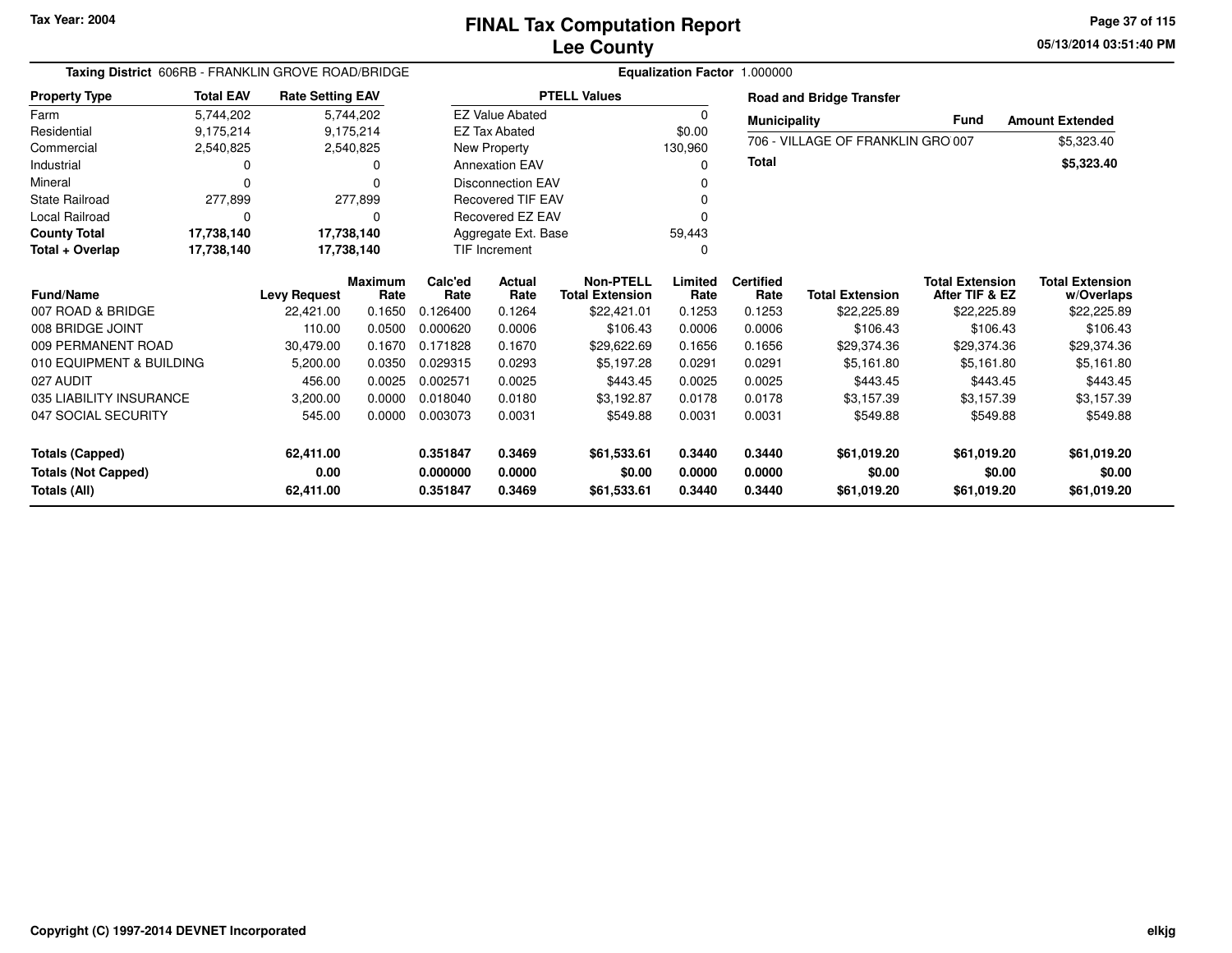Tax Year: 2004

# FINAL Tax Computation Report
# Lee County

05/13/2014 03:51:40 PM

**Taxing District** 606RB - FRANKLIN GROVE ROAD/BRIDGE

**Equalization Factor** 1.000000

| Property Type | Total EAV | Rate Setting EAV |
|---|---|---|
| Farm | 5,744,202 | 5,744,202 |
| Residential | 9,175,214 | 9,175,214 |
| Commercial | 2,540,825 | 2,540,825 |
| Industrial | 0 | 0 |
| Mineral | 0 | 0 |
| State Railroad | 277,899 | 277,899 |
| Local Railroad | 0 | 0 |
| **County Total** | **17,738,140** | **17,738,140** |
| **Total + Overlap** | **17,738,140** | **17,738,140** |

| PTELL Values | |
|---|---|
| EZ Value Abated | 0 |
| EZ Tax Abated | $0.00 |
| New Property | 130,960 |
| Annexation EAV | 0 |
| Disconnection EAV | 0 |
| Recovered TIF EAV | 0 |
| Recovered EZ EAV | 0 |
| Aggregate Ext. Base | 59,443 |
| TIF Increment | 0 |

**Road and Bridge Transfer**

| Municipality | Fund | Amount Extended |
|---|---|---|
| 706 - VILLAGE OF FRANKLIN GRO | 007 | $5,323.40 |
| **Total** | | **$5,323.40** |

| Fund/Name | Levy Request | Maximum Rate | Calc'ed Rate | Actual Rate | Non-PTELL Total Extension | Limited Rate | Certified Rate | Total Extension | Total Extension After TIF & EZ | Total Extension w/Overlaps |
|---|---|---|---|---|---|---|---|---|---|---|
| 007 ROAD & BRIDGE | 22,421.00 | 0.1650 | 0.126400 | 0.1264 | $22,421.01 | 0.1253 | 0.1253 | $22,225.89 | $22,225.89 | $22,225.89 |
| 008 BRIDGE JOINT | 110.00 | 0.0500 | 0.000620 | 0.0006 | $106.43 | 0.0006 | 0.0006 | $106.43 | $106.43 | $106.43 |
| 009 PERMANENT ROAD | 30,479.00 | 0.1670 | 0.171828 | 0.1670 | $29,622.69 | 0.1656 | 0.1656 | $29,374.36 | $29,374.36 | $29,374.36 |
| 010 EQUIPMENT & BUILDING | 5,200.00 | 0.0350 | 0.029315 | 0.0293 | $5,197.28 | 0.0291 | 0.0291 | $5,161.80 | $5,161.80 | $5,161.80 |
| 027 AUDIT | 456.00 | 0.0025 | 0.002571 | 0.0025 | $443.45 | 0.0025 | 0.0025 | $443.45 | $443.45 | $443.45 |
| 035 LIABILITY INSURANCE | 3,200.00 | 0.0000 | 0.018040 | 0.0180 | $3,192.87 | 0.0178 | 0.0178 | $3,157.39 | $3,157.39 | $3,157.39 |
| 047 SOCIAL SECURITY | 545.00 | 0.0000 | 0.003073 | 0.0031 | $549.88 | 0.0031 | 0.0031 | $549.88 | $549.88 | $549.88 |
| **Totals (Capped)** | **62,411.00** | | **0.351847** | **0.3469** | **$61,533.61** | **0.3440** | **0.3440** | **$61,019.20** | **$61,019.20** | **$61,019.20** |
| **Totals (Not Capped)** | **0.00** | | **0.000000** | **0.0000** | **$0.00** | **0.0000** | **0.0000** | **$0.00** | **$0.00** | **$0.00** |
| **Totals (All)** | **62,411.00** | | **0.351847** | **0.3469** | **$61,533.61** | **0.3440** | **0.3440** | **$61,019.20** | **$61,019.20** | **$61,019.20** |

Copyright (C) 1997-2014 DEVNET Incorporated

elkjg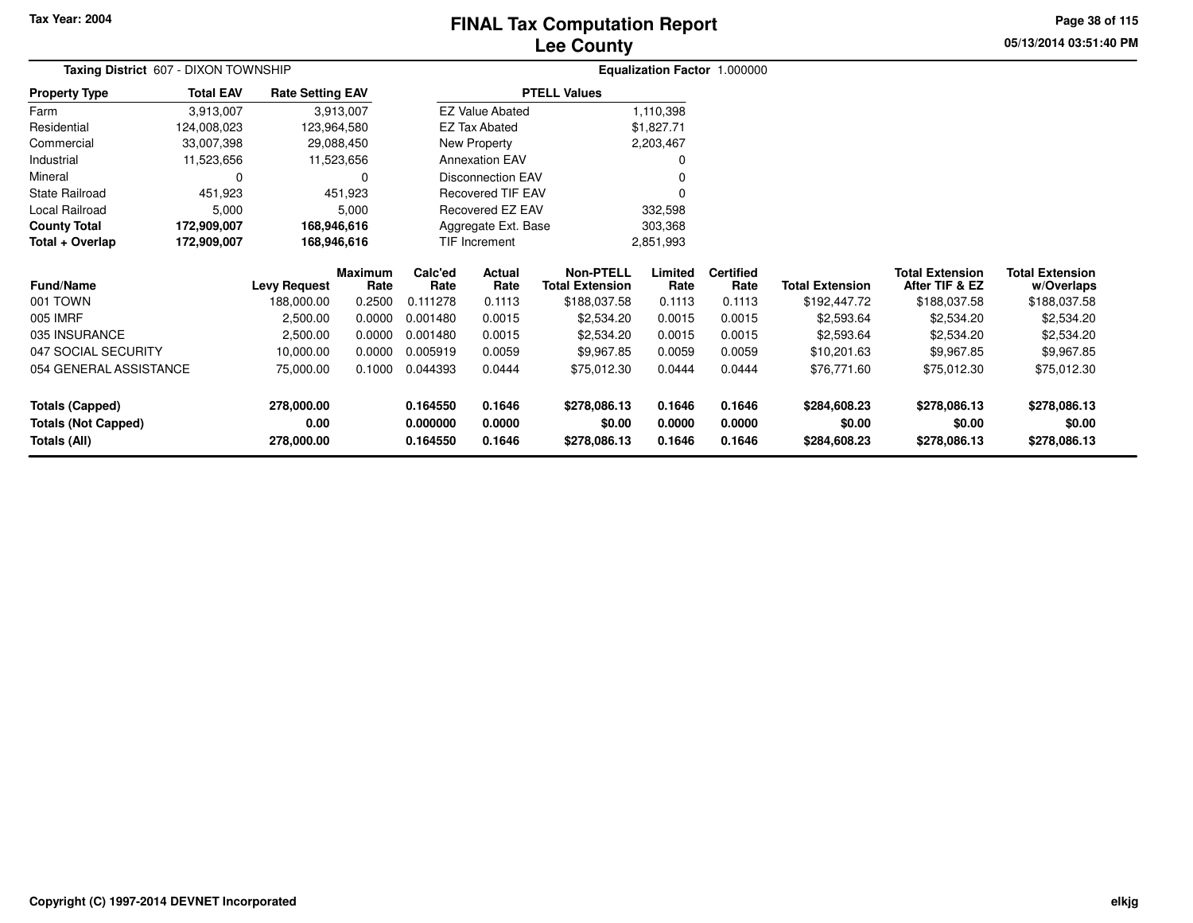# FINAL Tax Computation Report
# Lee County

Tax Year: 2004

**Taxing District** 607 - DIXON TOWNSHIP

**Equalization Factor** 1.000000

| Property Type | Total EAV | Rate Setting EAV |
|---|---|---|
| Farm | 3,913,007 | 3,913,007 |
| Residential | 124,008,023 | 123,964,580 |
| Commercial | 33,007,398 | 29,088,450 |
| Industrial | 11,523,656 | 11,523,656 |
| Mineral | 0 | 0 |
| State Railroad | 451,923 | 451,923 |
| Local Railroad | 5,000 | 5,000 |
| **County Total** | **172,909,007** | **168,946,616** |
| **Total + Overlap** | **172,909,007** | **168,946,616** |

| PTELL Values | |
|---|---|
| EZ Value Abated | 1,110,398 |
| EZ Tax Abated | $1,827.71 |
| New Property | 2,203,467 |
| Annexation EAV | 0 |
| Disconnection EAV | 0 |
| Recovered TIF EAV | 0 |
| Recovered EZ EAV | 332,598 |
| Aggregate Ext. Base | 303,368 |
| TIF Increment | 2,851,993 |

| Fund/Name | Levy Request | Maximum Rate | Calc'ed Rate | Actual Rate | Non-PTELL Total Extension | Limited Rate | Certified Rate | Total Extension | Total Extension After TIF & EZ | Total Extension w/Overlaps |
|---|---|---|---|---|---|---|---|---|---|---|
| 001 TOWN | 188,000.00 | 0.2500 | 0.111278 | 0.1113 | $188,037.58 | 0.1113 | 0.1113 | $192,447.72 | $188,037.58 | $188,037.58 |
| 005 IMRF | 2,500.00 | 0.0000 | 0.001480 | 0.0015 | $2,534.20 | 0.0015 | 0.0015 | $2,593.64 | $2,534.20 | $2,534.20 |
| 035 INSURANCE | 2,500.00 | 0.0000 | 0.001480 | 0.0015 | $2,534.20 | 0.0015 | 0.0015 | $2,593.64 | $2,534.20 | $2,534.20 |
| 047 SOCIAL SECURITY | 10,000.00 | 0.0000 | 0.005919 | 0.0059 | $9,967.85 | 0.0059 | 0.0059 | $10,201.63 | $9,967.85 | $9,967.85 |
| 054 GENERAL ASSISTANCE | 75,000.00 | 0.1000 | 0.044393 | 0.0444 | $75,012.30 | 0.0444 | 0.0444 | $76,771.60 | $75,012.30 | $75,012.30 |
| **Totals (Capped)** | **278,000.00** | | **0.164550** | **0.1646** | **$278,086.13** | **0.1646** | **0.1646** | **$284,608.23** | **$278,086.13** | **$278,086.13** |
| **Totals (Not Capped)** | **0.00** | | **0.000000** | **0.0000** | **$0.00** | **0.0000** | **0.0000** | **$0.00** | **$0.00** | **$0.00** |
| **Totals (All)** | **278,000.00** | | **0.164550** | **0.1646** | **$278,086.13** | **0.1646** | **0.1646** | **$284,608.23** | **$278,086.13** | **$278,086.13** |

Copyright (C) 1997-2014 DEVNET Incorporated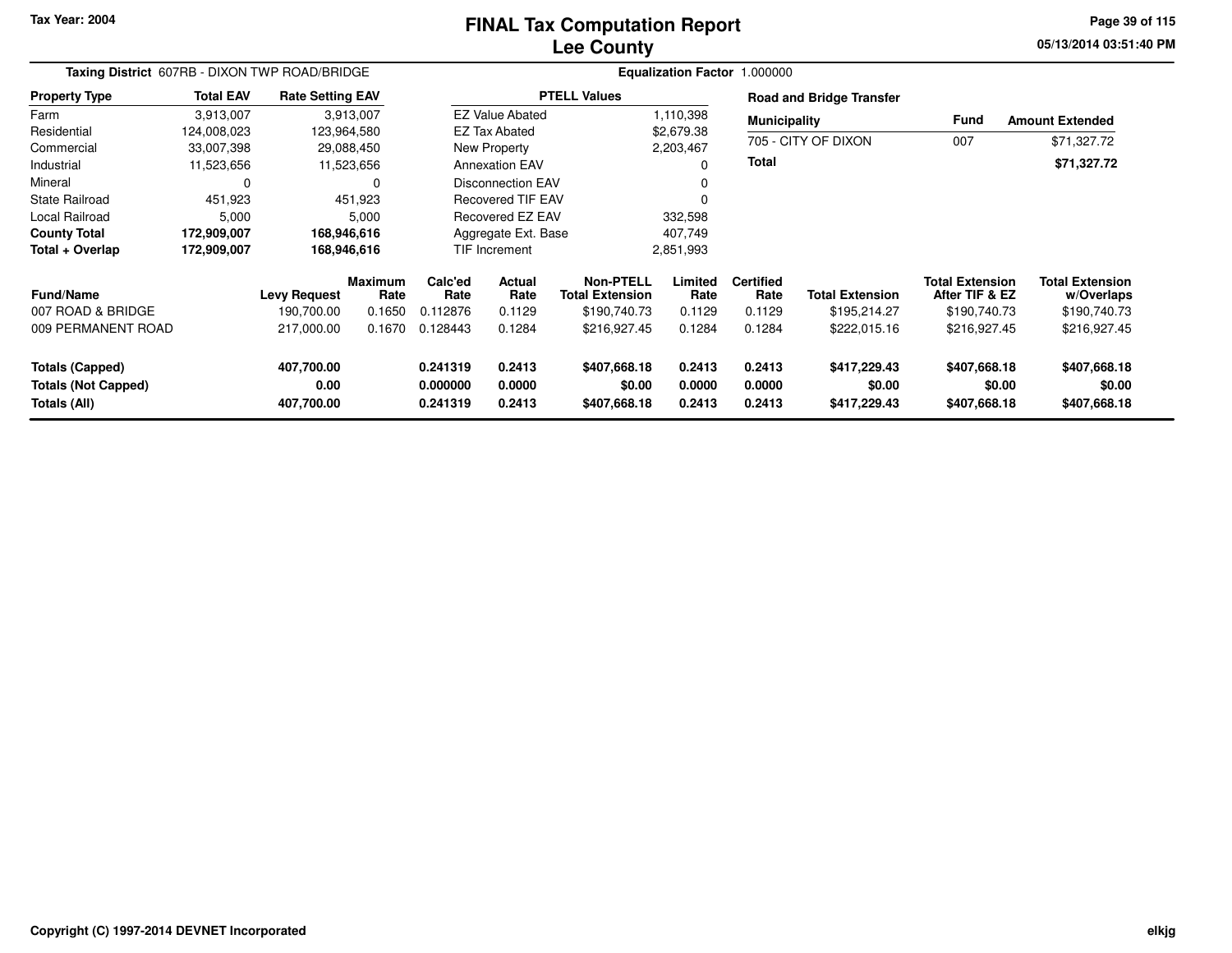Tax Year: 2004

# FINAL Tax Computation Report
## Lee County

05/13/2014 03:51:40 PM

**Taxing District** 607RB - DIXON TWP ROAD/BRIDGE

**Equalization Factor** 1.000000

| Property Type | Total EAV | Rate Setting EAV |
|---|---|---|
| Farm | 3,913,007 | 3,913,007 |
| Residential | 124,008,023 | 123,964,580 |
| Commercial | 33,007,398 | 29,088,450 |
| Industrial | 11,523,656 | 11,523,656 |
| Mineral | 0 | 0 |
| State Railroad | 451,923 | 451,923 |
| Local Railroad | 5,000 | 5,000 |
| **County Total** | **172,909,007** | **168,946,616** |
| **Total + Overlap** | **172,909,007** | **168,946,616** |

| PTELL Values | |
|---|---|
| EZ Value Abated | 1,110,398 |
| EZ Tax Abated | $2,679.38 |
| New Property | 2,203,467 |
| Annexation EAV | 0 |
| Disconnection EAV | 0 |
| Recovered TIF EAV | 0 |
| Recovered EZ EAV | 332,598 |
| Aggregate Ext. Base | 407,749 |
| TIF Increment | 2,851,993 |

**Road and Bridge Transfer**

| Municipality | Fund | Amount Extended |
|---|---|---|
| 705 - CITY OF DIXON | 007 | $71,327.72 |
| **Total** | | **$71,327.72** |

| Fund/Name | Levy Request | Maximum Rate | Calc'ed Rate | Actual Rate | Non-PTELL Total Extension | Limited Rate | Certified Rate | Total Extension | Total Extension After TIF & EZ | Total Extension w/Overlaps |
|---|---|---|---|---|---|---|---|---|---|---|
| 007 ROAD & BRIDGE | 190,700.00 | 0.1650 | 0.112876 | 0.1129 | $190,740.73 | 0.1129 | 0.1129 | $195,214.27 | $190,740.73 | $190,740.73 |
| 009 PERMANENT ROAD | 217,000.00 | 0.1670 | 0.128443 | 0.1284 | $216,927.45 | 0.1284 | 0.1284 | $222,015.16 | $216,927.45 | $216,927.45 |
| **Totals (Capped)** | **407,700.00** | | **0.241319** | **0.2413** | **$407,668.18** | **0.2413** | **0.2413** | **$417,229.43** | **$407,668.18** | **$407,668.18** |
| **Totals (Not Capped)** | **0.00** | | **0.000000** | **0.0000** | **$0.00** | **0.0000** | **0.0000** | **$0.00** | **$0.00** | **$0.00** |
| **Totals (All)** | **407,700.00** | | **0.241319** | **0.2413** | **$407,668.18** | **0.2413** | **0.2413** | **$417,229.43** | **$407,668.18** | **$407,668.18** |

Copyright (C) 1997-2014 DEVNET Incorporated

elkjg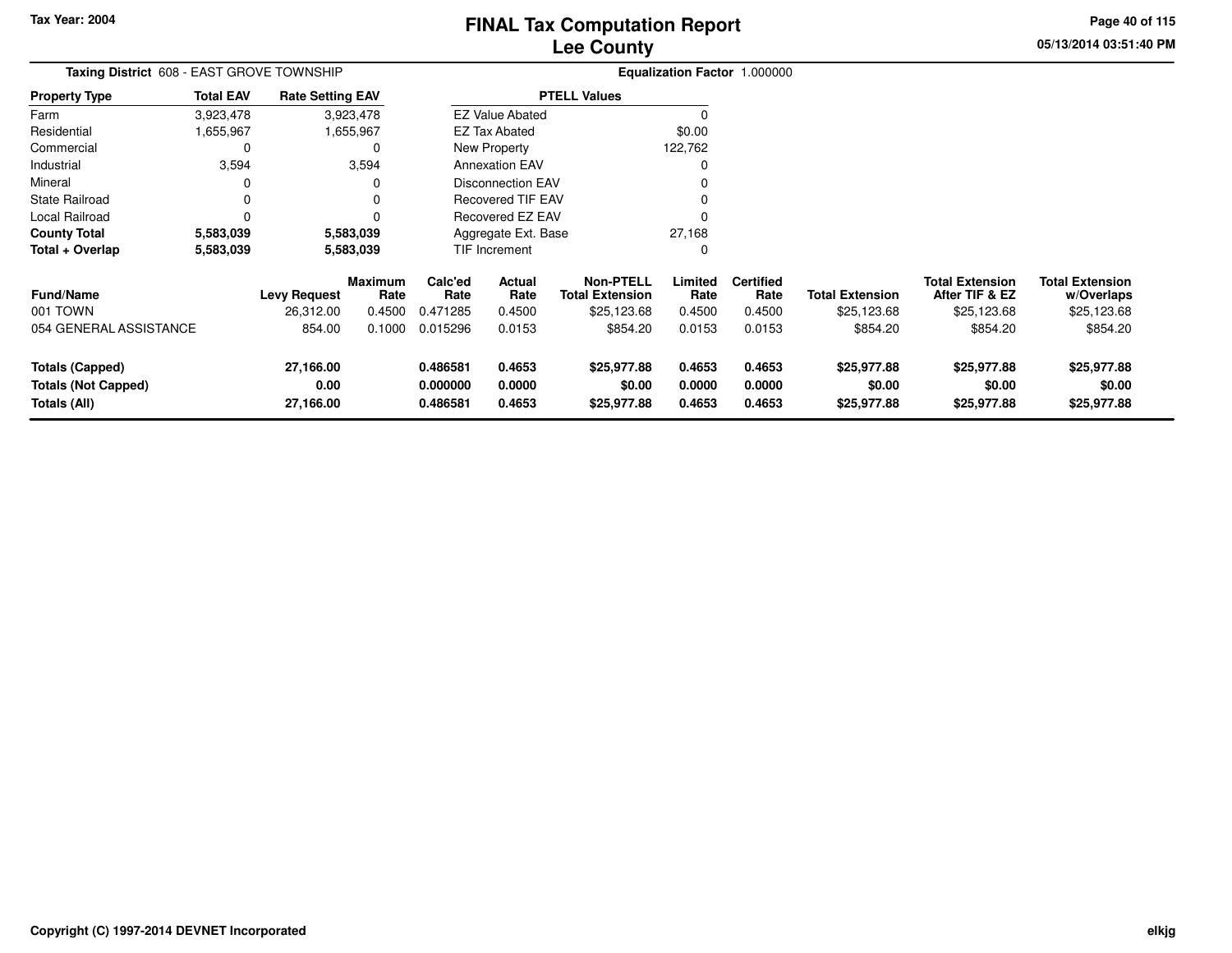# FINAL Tax Computation Report
## Lee County

Tax Year: 2004

05/13/2014 03:51:40 PM

**Taxing District** 608 - EAST GROVE TOWNSHIP

**Equalization Factor** 1.000000

| Property Type | Total EAV | Rate Setting EAV |
|---|---|---|
| Farm | 3,923,478 | 3,923,478 |
| Residential | 1,655,967 | 1,655,967 |
| Commercial | 0 | 0 |
| Industrial | 3,594 | 3,594 |
| Mineral | 0 | 0 |
| State Railroad | 0 | 0 |
| Local Railroad | 0 | 0 |
| **County Total** | **5,583,039** | **5,583,039** |
| **Total + Overlap** | **5,583,039** | **5,583,039** |

| PTELL Values | |
|---|---|
| EZ Value Abated | 0 |
| EZ Tax Abated | $0.00 |
| New Property | 122,762 |
| Annexation EAV | 0 |
| Disconnection EAV | 0 |
| Recovered TIF EAV | 0 |
| Recovered EZ EAV | 0 |
| Aggregate Ext. Base | 27,168 |
| TIF Increment | 0 |

| Fund/Name | Levy Request | Maximum Rate | Calc'ed Rate | Actual Rate | Non-PTELL Total Extension | Limited Rate | Certified Rate | Total Extension | Total Extension After TIF & EZ | Total Extension w/Overlaps |
|---|---|---|---|---|---|---|---|---|---|---|
| 001 TOWN | 26,312.00 | 0.4500 | 0.471285 | 0.4500 | $25,123.68 | 0.4500 | 0.4500 | $25,123.68 | $25,123.68 | $25,123.68 |
| 054 GENERAL ASSISTANCE | 854.00 | 0.1000 | 0.015296 | 0.0153 | $854.20 | 0.0153 | 0.0153 | $854.20 | $854.20 | $854.20 |
| **Totals (Capped)** | **27,166.00** | | **0.486581** | **0.4653** | **$25,977.88** | **0.4653** | **0.4653** | **$25,977.88** | **$25,977.88** | **$25,977.88** |
| **Totals (Not Capped)** | **0.00** | | **0.000000** | **0.0000** | **$0.00** | **0.0000** | **0.0000** | **$0.00** | **$0.00** | **$0.00** |
| **Totals (All)** | **27,166.00** | | **0.486581** | **0.4653** | **$25,977.88** | **0.4653** | **0.4653** | **$25,977.88** | **$25,977.88** | **$25,977.88** |

Copyright (C) 1997-2014 DEVNET Incorporated

elkjg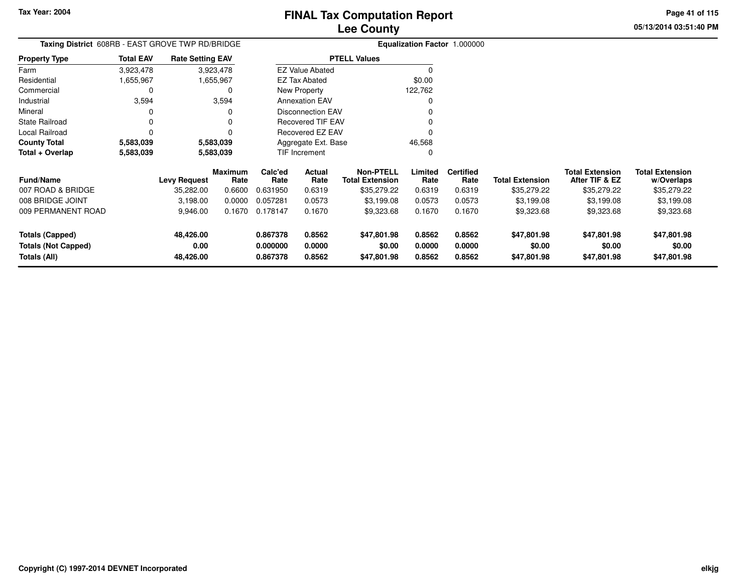# FINAL Tax Computation Report
## Lee County

Tax Year: 2004

**Taxing District** 608RB - EAST GROVE TWP RD/BRIDGE

**Equalization Factor** 1.000000

| Property Type | Total EAV | Rate Setting EAV |
|---|---|---|
| Farm | 3,923,478 | 3,923,478 |
| Residential | 1,655,967 | 1,655,967 |
| Commercial | 0 | 0 |
| Industrial | 3,594 | 3,594 |
| Mineral | 0 | 0 |
| State Railroad | 0 | 0 |
| Local Railroad | 0 | 0 |
| **County Total** | **5,583,039** | **5,583,039** |
| **Total + Overlap** | **5,583,039** | **5,583,039** |

| PTELL Values | |
|---|---|
| EZ Value Abated | 0 |
| EZ Tax Abated | $0.00 |
| New Property | 122,762 |
| Annexation EAV | 0 |
| Disconnection EAV | 0 |
| Recovered TIF EAV | 0 |
| Recovered EZ EAV | 0 |
| Aggregate Ext. Base | 46,568 |
| TIF Increment | 0 |

| Fund/Name | Levy Request | Maximum Rate | Calc'ed Rate | Actual Rate | Non-PTELL Total Extension | Limited Rate | Certified Rate | Total Extension | Total Extension After TIF & EZ | Total Extension w/Overlaps |
|---|---|---|---|---|---|---|---|---|---|---|
| 007 ROAD & BRIDGE | 35,282.00 | 0.6600 | 0.631950 | 0.6319 | $35,279.22 | 0.6319 | 0.6319 | $35,279.22 | $35,279.22 | $35,279.22 |
| 008 BRIDGE JOINT | 3,198.00 | 0.0000 | 0.057281 | 0.0573 | $3,199.08 | 0.0573 | 0.0573 | $3,199.08 | $3,199.08 | $3,199.08 |
| 009 PERMANENT ROAD | 9,946.00 | 0.1670 | 0.178147 | 0.1670 | $9,323.68 | 0.1670 | 0.1670 | $9,323.68 | $9,323.68 | $9,323.68 |
| **Totals (Capped)** | **48,426.00** | | **0.867378** | **0.8562** | **$47,801.98** | **0.8562** | **0.8562** | **$47,801.98** | **$47,801.98** | **$47,801.98** |
| **Totals (Not Capped)** | **0.00** | | **0.000000** | **0.0000** | **$0.00** | **0.0000** | **0.0000** | **$0.00** | **$0.00** | **$0.00** |
| **Totals (All)** | **48,426.00** | | **0.867378** | **0.8562** | **$47,801.98** | **0.8562** | **0.8562** | **$47,801.98** | **$47,801.98** | **$47,801.98** |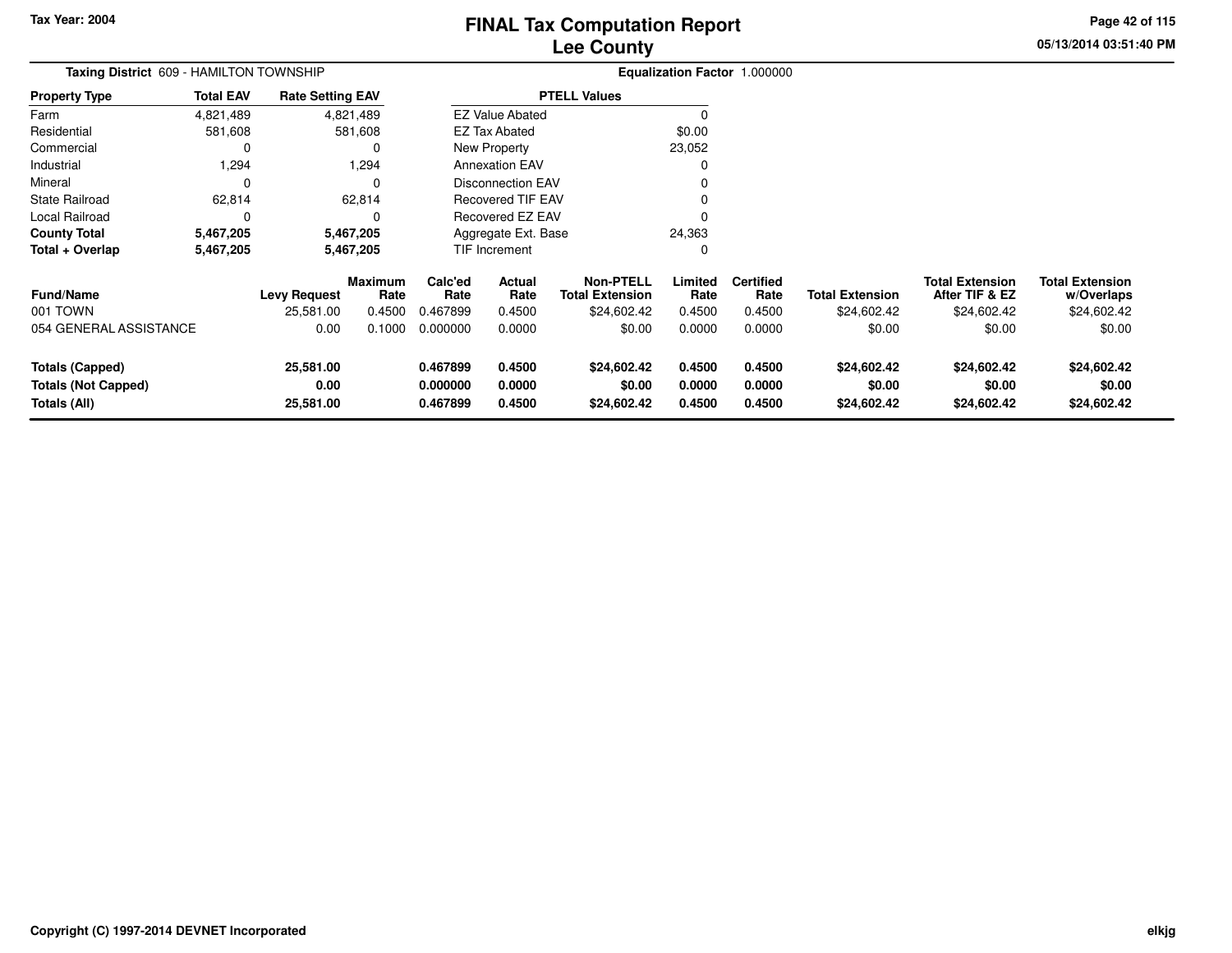# FINAL Tax Computation Report
## Lee County

Tax Year: 2004

05/13/2014 03:51:40 PM

**Taxing District** 609 - HAMILTON TOWNSHIP

**Equalization Factor** 1.000000

| Property Type | Total EAV | Rate Setting EAV |
|---|---|---|
| Farm | 4,821,489 | 4,821,489 |
| Residential | 581,608 | 581,608 |
| Commercial | 0 | 0 |
| Industrial | 1,294 | 1,294 |
| Mineral | 0 | 0 |
| State Railroad | 62,814 | 62,814 |
| Local Railroad | 0 | 0 |
| **County Total** | **5,467,205** | **5,467,205** |
| **Total + Overlap** | **5,467,205** | **5,467,205** |

| PTELL Values | |
|---|---|
| EZ Value Abated | 0 |
| EZ Tax Abated | $0.00 |
| New Property | 23,052 |
| Annexation EAV | 0 |
| Disconnection EAV | 0 |
| Recovered TIF EAV | 0 |
| Recovered EZ EAV | 0 |
| Aggregate Ext. Base | 24,363 |
| TIF Increment | 0 |

| Fund/Name | Levy Request | Maximum Rate | Calc'ed Rate | Actual Rate | Non-PTELL Total Extension | Limited Rate | Certified Rate | Total Extension | Total Extension After TIF & EZ | Total Extension w/Overlaps |
|---|---|---|---|---|---|---|---|---|---|---|
| 001 TOWN | 25,581.00 | 0.4500 | 0.467899 | 0.4500 | $24,602.42 | 0.4500 | 0.4500 | $24,602.42 | $24,602.42 | $24,602.42 |
| 054 GENERAL ASSISTANCE | 0.00 | 0.1000 | 0.000000 | 0.0000 | $0.00 | 0.0000 | 0.0000 | $0.00 | $0.00 | $0.00 |
| **Totals (Capped)** | **25,581.00** | | **0.467899** | **0.4500** | **$24,602.42** | **0.4500** | **0.4500** | **$24,602.42** | **$24,602.42** | **$24,602.42** |
| **Totals (Not Capped)** | **0.00** | | **0.000000** | **0.0000** | **$0.00** | **0.0000** | **0.0000** | **$0.00** | **$0.00** | **$0.00** |
| **Totals (All)** | **25,581.00** | | **0.467899** | **0.4500** | **$24,602.42** | **0.4500** | **0.4500** | **$24,602.42** | **$24,602.42** | **$24,602.42** |

Copyright (C) 1997-2014 DEVNET Incorporated

elkjg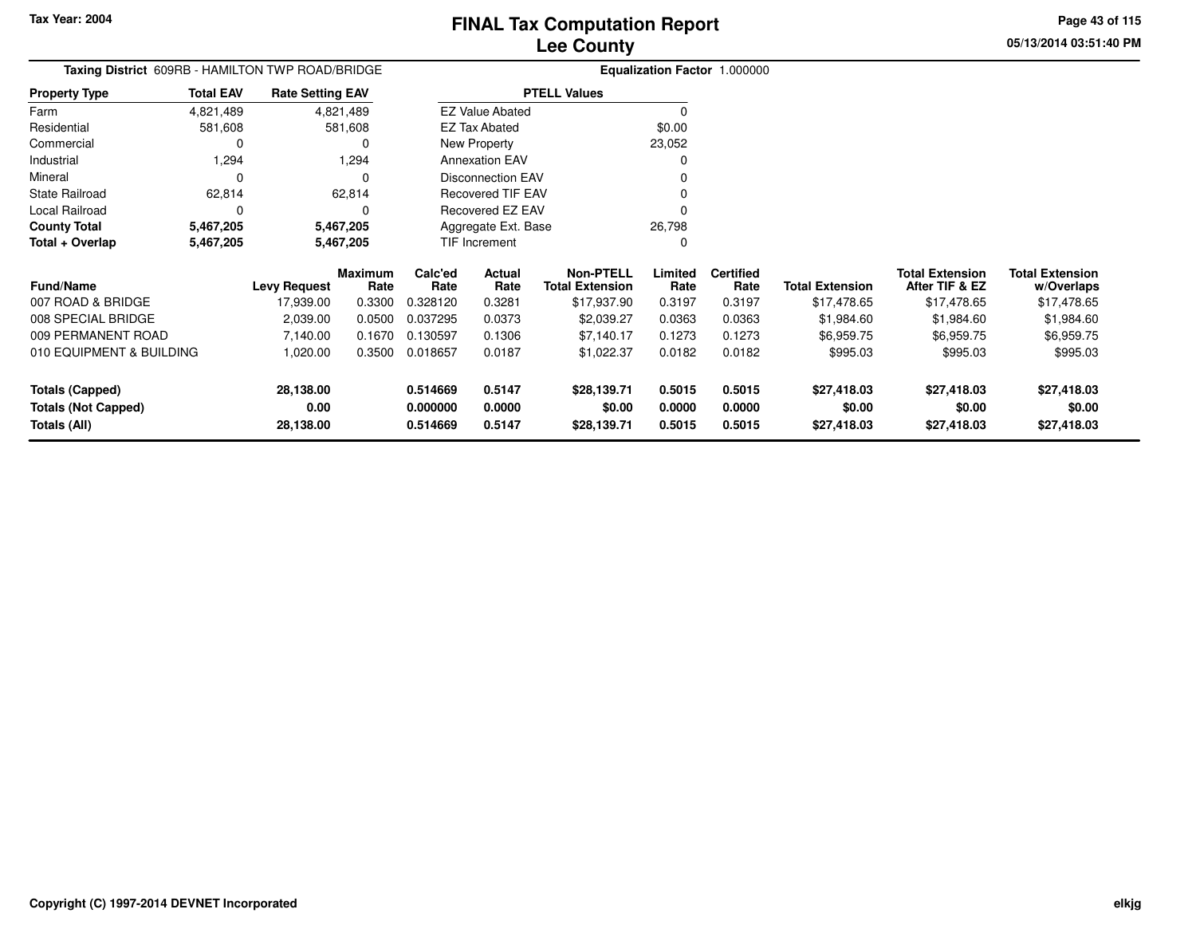Tax Year: 2004

# FINAL Tax Computation Report
## Lee County

05/13/2014 03:51:40 PM

**Taxing District** 609RB - HAMILTON TWP ROAD/BRIDGE **Equalization Factor** 1.000000

| Property Type | Total EAV | Rate Setting EAV |
|---|---|---|
| Farm | 4,821,489 | 4,821,489 |
| Residential | 581,608 | 581,608 |
| Commercial | 0 | 0 |
| Industrial | 1,294 | 1,294 |
| Mineral | 0 | 0 |
| State Railroad | 62,814 | 62,814 |
| Local Railroad | 0 | 0 |
| **County Total** | **5,467,205** | **5,467,205** |
| **Total + Overlap** | **5,467,205** | **5,467,205** |

| PTELL Values | |
|---|---|
| EZ Value Abated | 0 |
| EZ Tax Abated | $0.00 |
| New Property | 23,052 |
| Annexation EAV | 0 |
| Disconnection EAV | 0 |
| Recovered TIF EAV | 0 |
| Recovered EZ EAV | 0 |
| Aggregate Ext. Base | 26,798 |
| TIF Increment | 0 |

| Fund/Name | Levy Request | Maximum Rate | Calc'ed Rate | Actual Rate | Non-PTELL Total Extension | Limited Rate | Certified Rate | Total Extension | Total Extension After TIF & EZ | Total Extension w/Overlaps |
|---|---|---|---|---|---|---|---|---|---|---|
| 007 ROAD & BRIDGE | 17,939.00 | 0.3300 | 0.328120 | 0.3281 | $17,937.90 | 0.3197 | 0.3197 | $17,478.65 | $17,478.65 | $17,478.65 |
| 008 SPECIAL BRIDGE | 2,039.00 | 0.0500 | 0.037295 | 0.0373 | $2,039.27 | 0.0363 | 0.0363 | $1,984.60 | $1,984.60 | $1,984.60 |
| 009 PERMANENT ROAD | 7,140.00 | 0.1670 | 0.130597 | 0.1306 | $7,140.17 | 0.1273 | 0.1273 | $6,959.75 | $6,959.75 | $6,959.75 |
| 010 EQUIPMENT & BUILDING | 1,020.00 | 0.3500 | 0.018657 | 0.0187 | $1,022.37 | 0.0182 | 0.0182 | $995.03 | $995.03 | $995.03 |
| **Totals (Capped)** | **28,138.00** | | **0.514669** | **0.5147** | **$28,139.71** | **0.5015** | **0.5015** | **$27,418.03** | **$27,418.03** | **$27,418.03** |
| **Totals (Not Capped)** | **0.00** | | **0.000000** | **0.0000** | **$0.00** | **0.0000** | **0.0000** | **$0.00** | **$0.00** | **$0.00** |
| **Totals (All)** | **28,138.00** | | **0.514669** | **0.5147** | **$28,139.71** | **0.5015** | **0.5015** | **$27,418.03** | **$27,418.03** | **$27,418.03** |

Copyright (C) 1997-2014 DEVNET Incorporated

elkjg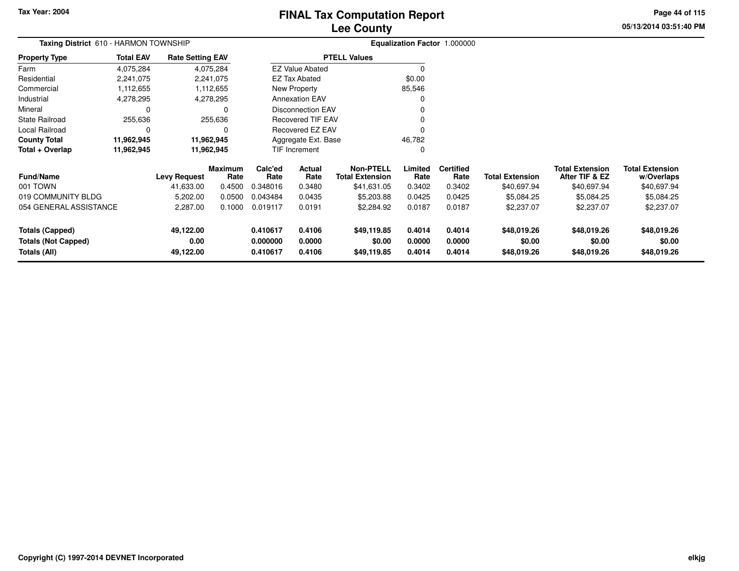Tax Year: 2004

# FINAL Tax Computation Report
## Lee County

**Taxing District** 610 - HARMON TOWNSHIP

**Equalization Factor** 1.000000

| Property Type | Total EAV | Rate Setting EAV |
|---|---|---|
| Farm | 4,075,284 | 4,075,284 |
| Residential | 2,241,075 | 2,241,075 |
| Commercial | 1,112,655 | 1,112,655 |
| Industrial | 4,278,295 | 4,278,295 |
| Mineral | 0 | 0 |
| State Railroad | 255,636 | 255,636 |
| Local Railroad | 0 | 0 |
| **County Total** | **11,962,945** | **11,962,945** |
| **Total + Overlap** | **11,962,945** | **11,962,945** |

| PTELL Values | |
|---|---|
| EZ Value Abated | 0 |
| EZ Tax Abated | $0.00 |
| New Property | 85,546 |
| Annexation EAV | 0 |
| Disconnection EAV | 0 |
| Recovered TIF EAV | 0 |
| Recovered EZ EAV | 0 |
| Aggregate Ext. Base | 46,782 |
| TIF Increment | 0 |

| Fund/Name | Levy Request | Maximum Rate | Calc'ed Rate | Actual Rate | Non-PTELL Total Extension | Limited Rate | Certified Rate | Total Extension | Total Extension After TIF & EZ | Total Extension w/Overlaps |
|---|---|---|---|---|---|---|---|---|---|---|
| 001 TOWN | 41,633.00 | 0.4500 | 0.348016 | 0.3480 | $41,631.05 | 0.3402 | 0.3402 | $40,697.94 | $40,697.94 | $40,697.94 |
| 019 COMMUNITY BLDG | 5,202.00 | 0.0500 | 0.043484 | 0.0435 | $5,203.88 | 0.0425 | 0.0425 | $5,084.25 | $5,084.25 | $5,084.25 |
| 054 GENERAL ASSISTANCE | 2,287.00 | 0.1000 | 0.019117 | 0.0191 | $2,284.92 | 0.0187 | 0.0187 | $2,237.07 | $2,237.07 | $2,237.07 |
| **Totals (Capped)** | **49,122.00** | | **0.410617** | **0.4106** | **$49,119.85** | **0.4014** | **0.4014** | **$48,019.26** | **$48,019.26** | **$48,019.26** |
| **Totals (Not Capped)** | **0.00** | | **0.000000** | **0.0000** | **$0.00** | **0.0000** | **0.0000** | **$0.00** | **$0.00** | **$0.00** |
| **Totals (All)** | **49,122.00** | | **0.410617** | **0.4106** | **$49,119.85** | **0.4014** | **0.4014** | **$48,019.26** | **$48,019.26** | **$48,019.26** |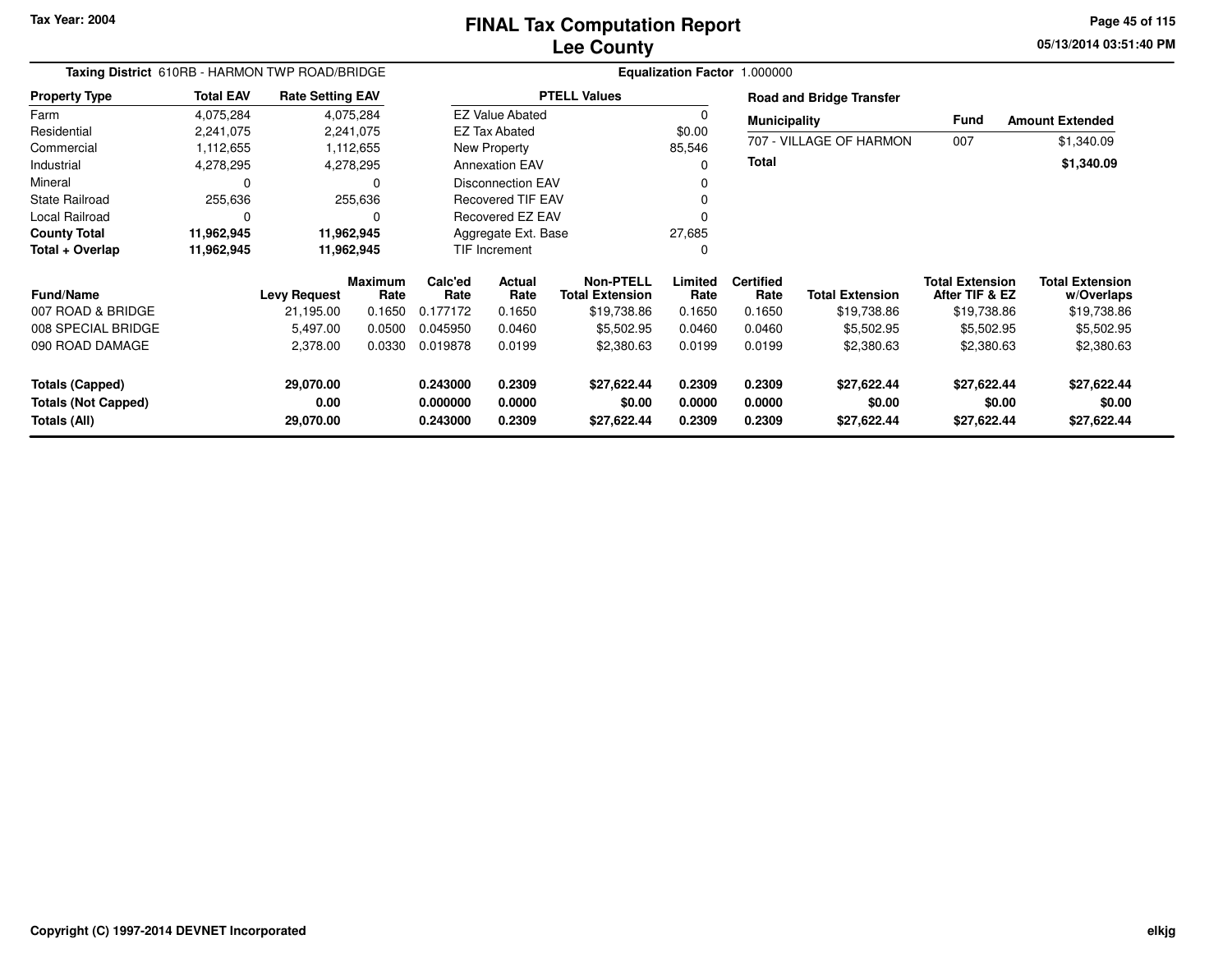Tax Year: 2004

# FINAL Tax Computation Report
## Lee County

05/13/2014 03:51:40 PM

**Taxing District** 610RB - HARMON TWP ROAD/BRIDGE

**Equalization Factor** 1.000000

| Property Type | Total EAV | Rate Setting EAV |
|---|---|---|
| Farm | 4,075,284 | 4,075,284 |
| Residential | 2,241,075 | 2,241,075 |
| Commercial | 1,112,655 | 1,112,655 |
| Industrial | 4,278,295 | 4,278,295 |
| Mineral | 0 | 0 |
| State Railroad | 255,636 | 255,636 |
| Local Railroad | 0 | 0 |
| **County Total** | **11,962,945** | **11,962,945** |
| **Total + Overlap** | **11,962,945** | **11,962,945** |

| PTELL Values | |
|---|---|
| EZ Value Abated | 0 |
| EZ Tax Abated | $0.00 |
| New Property | 85,546 |
| Annexation EAV | 0 |
| Disconnection EAV | 0 |
| Recovered TIF EAV | 0 |
| Recovered EZ EAV | 0 |
| Aggregate Ext. Base | 27,685 |
| TIF Increment | 0 |

**Road and Bridge Transfer**

| Municipality | Fund | Amount Extended |
|---|---|---|
| 707 - VILLAGE OF HARMON | 007 | $1,340.09 |
| **Total** | | **$1,340.09** |

| Fund/Name | Levy Request | Maximum Rate | Calc'ed Rate | Actual Rate | Non-PTELL Total Extension | Limited Rate | Certified Rate | Total Extension | Total Extension After TIF & EZ | Total Extension w/Overlaps |
|---|---|---|---|---|---|---|---|---|---|---|
| 007 ROAD & BRIDGE | 21,195.00 | 0.1650 | 0.177172 | 0.1650 | $19,738.86 | 0.1650 | 0.1650 | $19,738.86 | $19,738.86 | $19,738.86 |
| 008 SPECIAL BRIDGE | 5,497.00 | 0.0500 | 0.045950 | 0.0460 | $5,502.95 | 0.0460 | 0.0460 | $5,502.95 | $5,502.95 | $5,502.95 |
| 090 ROAD DAMAGE | 2,378.00 | 0.0330 | 0.019878 | 0.0199 | $2,380.63 | 0.0199 | 0.0199 | $2,380.63 | $2,380.63 | $2,380.63 |
| **Totals (Capped)** | **29,070.00** | | **0.243000** | **0.2309** | **$27,622.44** | **0.2309** | **0.2309** | **$27,622.44** | **$27,622.44** | **$27,622.44** |
| **Totals (Not Capped)** | **0.00** | | **0.000000** | **0.0000** | **$0.00** | **0.0000** | **0.0000** | **$0.00** | **$0.00** | **$0.00** |
| **Totals (All)** | **29,070.00** | | **0.243000** | **0.2309** | **$27,622.44** | **0.2309** | **0.2309** | **$27,622.44** | **$27,622.44** | **$27,622.44** |

Copyright (C) 1997-2014 DEVNET Incorporated

elkjg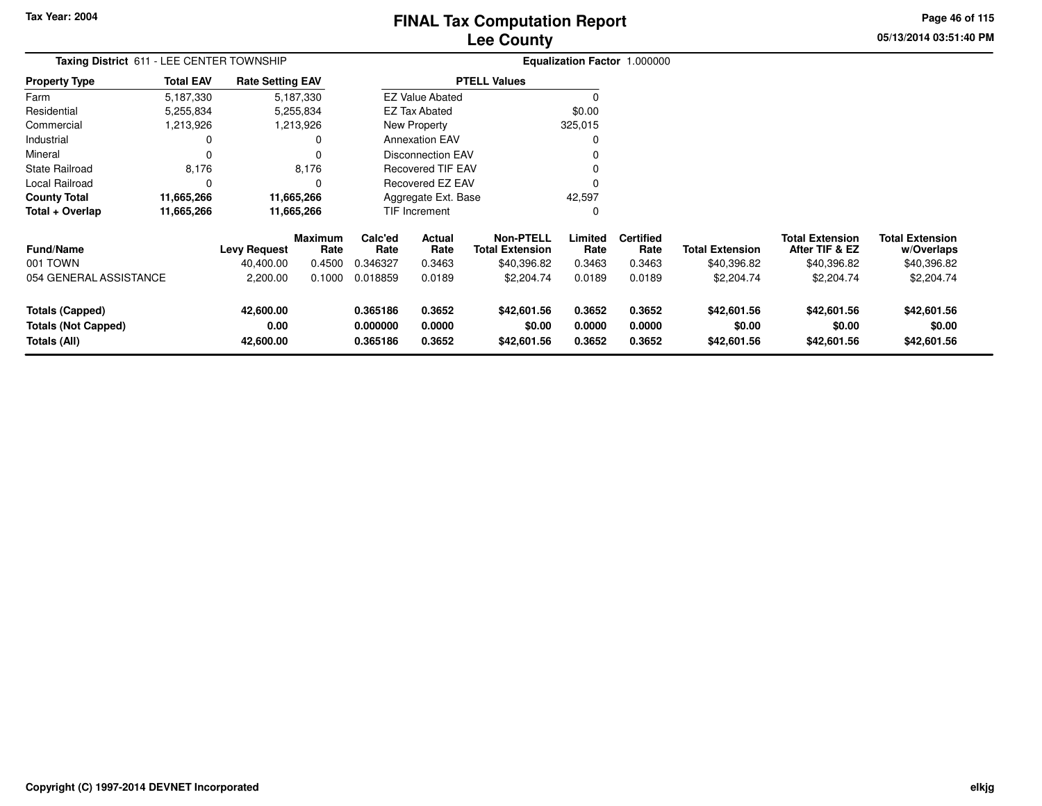Tax Year: 2004

# FINAL Tax Computation Report
## Lee County

05/13/2014 03:51:40 PM

**Taxing District** 611 - LEE CENTER TOWNSHIP

**Equalization Factor** 1.000000

| Property Type | Total EAV | Rate Setting EAV |
|---|---|---|
| Farm | 5,187,330 | 5,187,330 |
| Residential | 5,255,834 | 5,255,834 |
| Commercial | 1,213,926 | 1,213,926 |
| Industrial | 0 | 0 |
| Mineral | 0 | 0 |
| State Railroad | 8,176 | 8,176 |
| Local Railroad | 0 | 0 |
| **County Total** | **11,665,266** | **11,665,266** |
| **Total + Overlap** | **11,665,266** | **11,665,266** |

| PTELL Values | |
|---|---|
| EZ Value Abated | 0 |
| EZ Tax Abated | $0.00 |
| New Property | 325,015 |
| Annexation EAV | 0 |
| Disconnection EAV | 0 |
| Recovered TIF EAV | 0 |
| Recovered EZ EAV | 0 |
| Aggregate Ext. Base | 42,597 |
| TIF Increment | 0 |

| Fund/Name | Levy Request | Maximum Rate | Calc'ed Rate | Actual Rate | Non-PTELL Total Extension | Limited Rate | Certified Rate | Total Extension | Total Extension After TIF & EZ | Total Extension w/Overlaps |
|---|---|---|---|---|---|---|---|---|---|---|
| 001 TOWN | 40,400.00 | 0.4500 | 0.346327 | 0.3463 | $40,396.82 | 0.3463 | 0.3463 | $40,396.82 | $40,396.82 | $40,396.82 |
| 054 GENERAL ASSISTANCE | 2,200.00 | 0.1000 | 0.018859 | 0.0189 | $2,204.74 | 0.0189 | 0.0189 | $2,204.74 | $2,204.74 | $2,204.74 |
| **Totals (Capped)** | **42,600.00** | | **0.365186** | **0.3652** | **$42,601.56** | **0.3652** | **0.3652** | **$42,601.56** | **$42,601.56** | **$42,601.56** |
| **Totals (Not Capped)** | **0.00** | | **0.000000** | **0.0000** | **$0.00** | **0.0000** | **0.0000** | **$0.00** | **$0.00** | **$0.00** |
| **Totals (All)** | **42,600.00** | | **0.365186** | **0.3652** | **$42,601.56** | **0.3652** | **0.3652** | **$42,601.56** | **$42,601.56** | **$42,601.56** |

Copyright (C) 1997-2014 DEVNET Incorporated

elkjg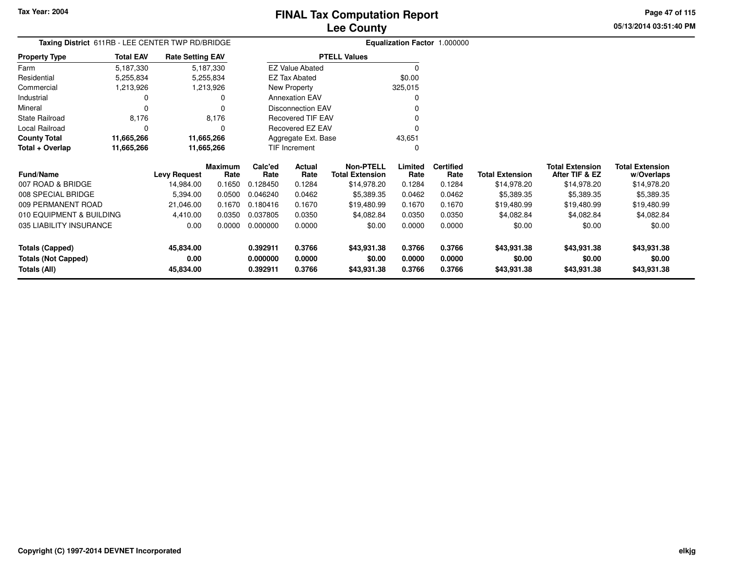Tax Year: 2004

# FINAL Tax Computation Report
## Lee County

**Taxing District** 611RB - LEE CENTER TWP RD/BRIDGE

**Equalization Factor** 1.000000

| Property Type | Total EAV | Rate Setting EAV |
|---|---|---|
| Farm | 5,187,330 | 5,187,330 |
| Residential | 5,255,834 | 5,255,834 |
| Commercial | 1,213,926 | 1,213,926 |
| Industrial | 0 | 0 |
| Mineral | 0 | 0 |
| State Railroad | 8,176 | 8,176 |
| Local Railroad | 0 | 0 |
| **County Total** | **11,665,266** | **11,665,266** |
| **Total + Overlap** | **11,665,266** | **11,665,266** |

| PTELL Values | |
|---|---|
| EZ Value Abated | 0 |
| EZ Tax Abated | $0.00 |
| New Property | 325,015 |
| Annexation EAV | 0 |
| Disconnection EAV | 0 |
| Recovered TIF EAV | 0 |
| Recovered EZ EAV | 0 |
| Aggregate Ext. Base | 43,651 |
| TIF Increment | 0 |

| Fund/Name | Levy Request | Maximum Rate | Calc'ed Rate | Actual Rate | Non-PTELL Total Extension | Limited Rate | Certified Rate | Total Extension | Total Extension After TIF & EZ | Total Extension w/Overlaps |
|---|---|---|---|---|---|---|---|---|---|---|
| 007 ROAD & BRIDGE | 14,984.00 | 0.1650 | 0.128450 | 0.1284 | $14,978.20 | 0.1284 | 0.1284 | $14,978.20 | $14,978.20 | $14,978.20 |
| 008 SPECIAL BRIDGE | 5,394.00 | 0.0500 | 0.046240 | 0.0462 | $5,389.35 | 0.0462 | 0.0462 | $5,389.35 | $5,389.35 | $5,389.35 |
| 009 PERMANENT ROAD | 21,046.00 | 0.1670 | 0.180416 | 0.1670 | $19,480.99 | 0.1670 | 0.1670 | $19,480.99 | $19,480.99 | $19,480.99 |
| 010 EQUIPMENT & BUILDING | 4,410.00 | 0.0350 | 0.037805 | 0.0350 | $4,082.84 | 0.0350 | 0.0350 | $4,082.84 | $4,082.84 | $4,082.84 |
| 035 LIABILITY INSURANCE | 0.00 | 0.0000 | 0.000000 | 0.0000 | $0.00 | 0.0000 | 0.0000 | $0.00 | $0.00 | $0.00 |
| **Totals (Capped)** | **45,834.00** | | **0.392911** | **0.3766** | **$43,931.38** | **0.3766** | **0.3766** | **$43,931.38** | **$43,931.38** | **$43,931.38** |
| **Totals (Not Capped)** | **0.00** | | **0.000000** | **0.0000** | **$0.00** | **0.0000** | **0.0000** | **$0.00** | **$0.00** | **$0.00** |
| **Totals (All)** | **45,834.00** | | **0.392911** | **0.3766** | **$43,931.38** | **0.3766** | **0.3766** | **$43,931.38** | **$43,931.38** | **$43,931.38** |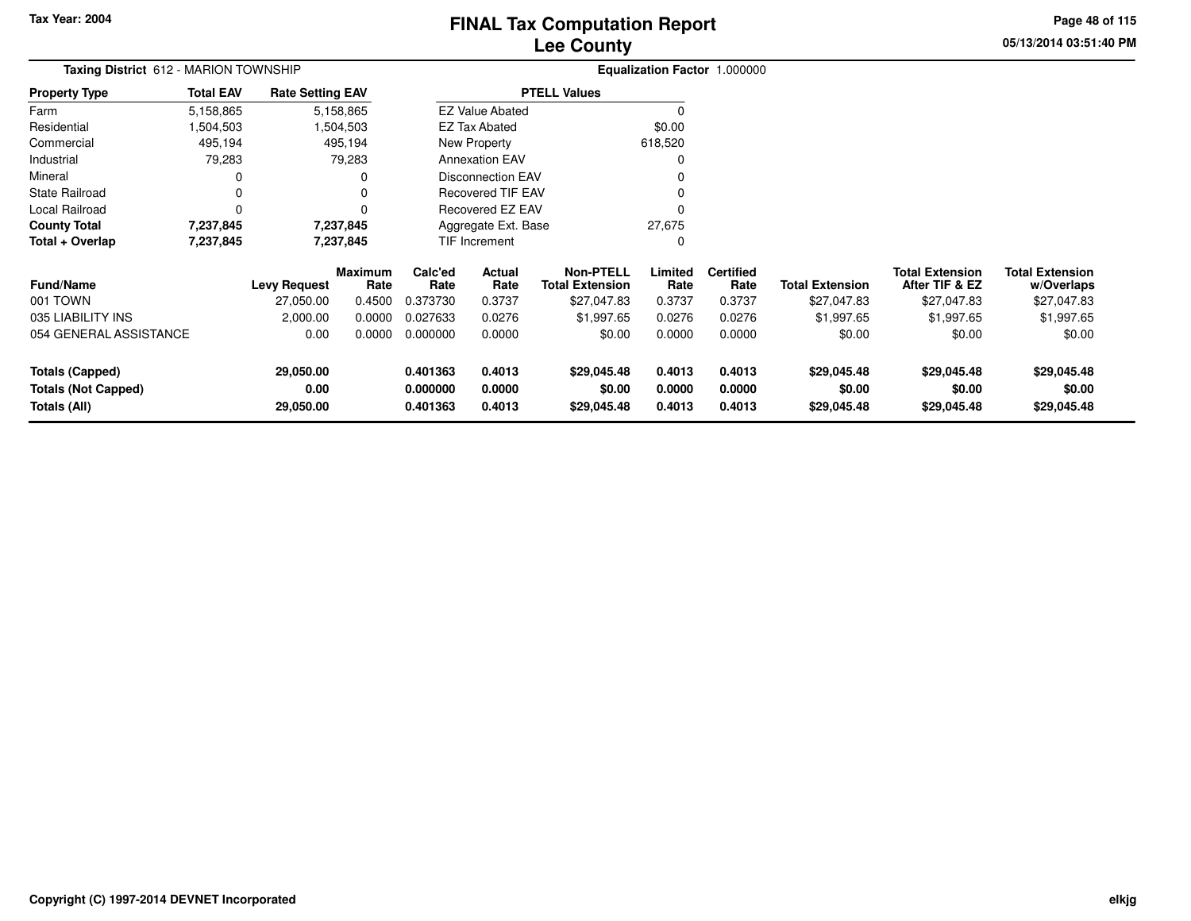Tax Year: 2004

# FINAL Tax Computation Report
## Lee County

05/13/2014 03:51:40 PM

**Taxing District** 612 - MARION TOWNSHIP

**Equalization Factor** 1.000000

| Property Type | Total EAV | Rate Setting EAV |
|---|---|---|
| Farm | 5,158,865 | 5,158,865 |
| Residential | 1,504,503 | 1,504,503 |
| Commercial | 495,194 | 495,194 |
| Industrial | 79,283 | 79,283 |
| Mineral | 0 | 0 |
| State Railroad | 0 | 0 |
| Local Railroad | 0 | 0 |
| **County Total** | **7,237,845** | **7,237,845** |
| **Total + Overlap** | **7,237,845** | **7,237,845** |

| PTELL Values | |
|---|---|
| EZ Value Abated | 0 |
| EZ Tax Abated | $0.00 |
| New Property | 618,520 |
| Annexation EAV | 0 |
| Disconnection EAV | 0 |
| Recovered TIF EAV | 0 |
| Recovered EZ EAV | 0 |
| Aggregate Ext. Base | 27,675 |
| TIF Increment | 0 |

| Fund/Name | Levy Request | Maximum Rate | Calc'ed Rate | Actual Rate | Non-PTELL Total Extension | Limited Rate | Certified Rate | Total Extension | Total Extension After TIF & EZ | Total Extension w/Overlaps |
|---|---|---|---|---|---|---|---|---|---|---|
| 001 TOWN | 27,050.00 | 0.4500 | 0.373730 | 0.3737 | $27,047.83 | 0.3737 | 0.3737 | $27,047.83 | $27,047.83 | $27,047.83 |
| 035 LIABILITY INS | 2,000.00 | 0.0000 | 0.027633 | 0.0276 | $1,997.65 | 0.0276 | 0.0276 | $1,997.65 | $1,997.65 | $1,997.65 |
| 054 GENERAL ASSISTANCE | 0.00 | 0.0000 | 0.000000 | 0.0000 | $0.00 | 0.0000 | 0.0000 | $0.00 | $0.00 | $0.00 |
| **Totals (Capped)** | **29,050.00** | | **0.401363** | **0.4013** | **$29,045.48** | **0.4013** | **0.4013** | **$29,045.48** | **$29,045.48** | **$29,045.48** |
| **Totals (Not Capped)** | **0.00** | | **0.000000** | **0.0000** | **$0.00** | **0.0000** | **0.0000** | **$0.00** | **$0.00** | **$0.00** |
| **Totals (All)** | **29,050.00** | | **0.401363** | **0.4013** | **$29,045.48** | **0.4013** | **0.4013** | **$29,045.48** | **$29,045.48** | **$29,045.48** |

Copyright (C) 1997-2014 DEVNET Incorporated

elkjg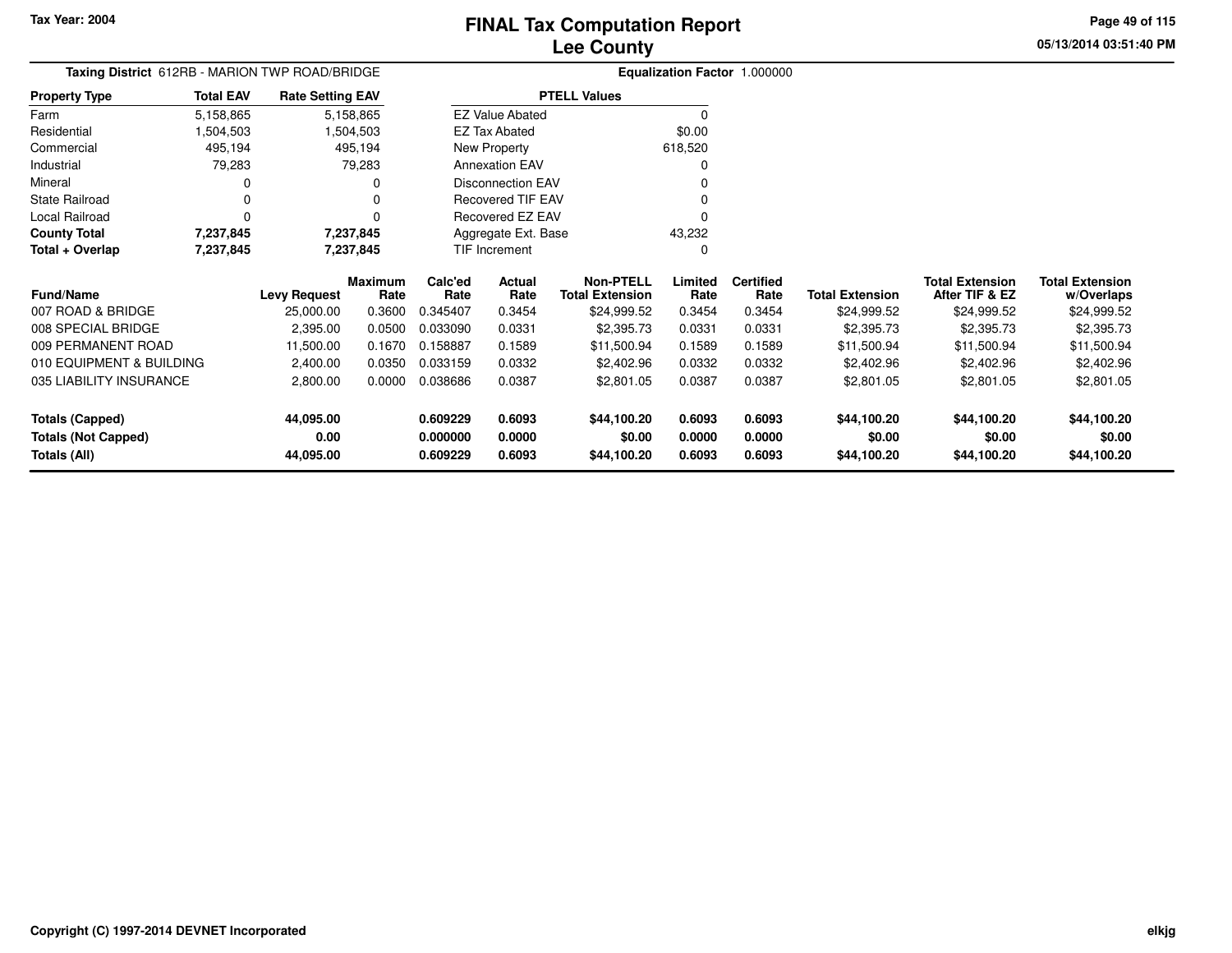# FINAL Tax Computation Report
## Lee County

Tax Year: 2004

**Taxing District** 612RB - MARION TWP ROAD/BRIDGE

**Equalization Factor** 1.000000

| Property Type | Total EAV | Rate Setting EAV |
|---|---|---|
| Farm | 5,158,865 | 5,158,865 |
| Residential | 1,504,503 | 1,504,503 |
| Commercial | 495,194 | 495,194 |
| Industrial | 79,283 | 79,283 |
| Mineral | 0 | 0 |
| State Railroad | 0 | 0 |
| Local Railroad | 0 | 0 |
| **County Total** | **7,237,845** | **7,237,845** |
| **Total + Overlap** | **7,237,845** | **7,237,845** |

| PTELL Values | |
|---|---|
| EZ Value Abated | 0 |
| EZ Tax Abated | $0.00 |
| New Property | 618,520 |
| Annexation EAV | 0 |
| Disconnection EAV | 0 |
| Recovered TIF EAV | 0 |
| Recovered EZ EAV | 0 |
| Aggregate Ext. Base | 43,232 |
| TIF Increment | 0 |

| Fund/Name | Levy Request | Maximum Rate | Calc'ed Rate | Actual Rate | Non-PTELL Total Extension | Limited Rate | Certified Rate | Total Extension | Total Extension After TIF & EZ | Total Extension w/Overlaps |
|---|---|---|---|---|---|---|---|---|---|---|
| 007 ROAD & BRIDGE | 25,000.00 | 0.3600 | 0.345407 | 0.3454 | $24,999.52 | 0.3454 | 0.3454 | $24,999.52 | $24,999.52 | $24,999.52 |
| 008 SPECIAL BRIDGE | 2,395.00 | 0.0500 | 0.033090 | 0.0331 | $2,395.73 | 0.0331 | 0.0331 | $2,395.73 | $2,395.73 | $2,395.73 |
| 009 PERMANENT ROAD | 11,500.00 | 0.1670 | 0.158887 | 0.1589 | $11,500.94 | 0.1589 | 0.1589 | $11,500.94 | $11,500.94 | $11,500.94 |
| 010 EQUIPMENT & BUILDING | 2,400.00 | 0.0350 | 0.033159 | 0.0332 | $2,402.96 | 0.0332 | 0.0332 | $2,402.96 | $2,402.96 | $2,402.96 |
| 035 LIABILITY INSURANCE | 2,800.00 | 0.0000 | 0.038686 | 0.0387 | $2,801.05 | 0.0387 | 0.0387 | $2,801.05 | $2,801.05 | $2,801.05 |
| **Totals (Capped)** | **44,095.00** | | **0.609229** | **0.6093** | **$44,100.20** | **0.6093** | **0.6093** | **$44,100.20** | **$44,100.20** | **$44,100.20** |
| **Totals (Not Capped)** | **0.00** | | **0.000000** | **0.0000** | **$0.00** | **0.0000** | **0.0000** | **$0.00** | **$0.00** | **$0.00** |
| **Totals (All)** | **44,095.00** | | **0.609229** | **0.6093** | **$44,100.20** | **0.6093** | **0.6093** | **$44,100.20** | **$44,100.20** | **$44,100.20** |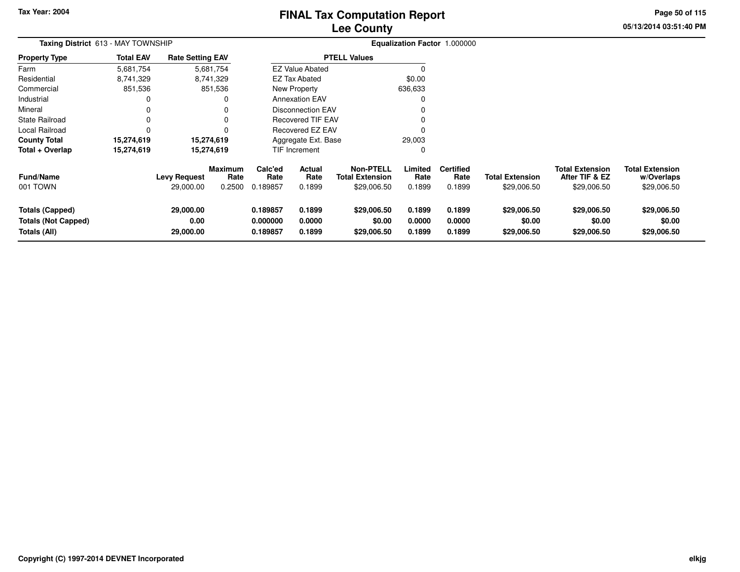# FINAL Tax Computation Report
## Lee County

Tax Year: 2004

05/13/2014 03:51:40 PM

**Taxing District** 613 - MAY TOWNSHIP

**Equalization Factor** 1.000000

| Property Type | Total EAV | Rate Setting EAV |
|---|---|---|
| Farm | 5,681,754 | 5,681,754 |
| Residential | 8,741,329 | 8,741,329 |
| Commercial | 851,536 | 851,536 |
| Industrial | 0 | 0 |
| Mineral | 0 | 0 |
| State Railroad | 0 | 0 |
| Local Railroad | 0 | 0 |
| **County Total** | **15,274,619** | **15,274,619** |
| **Total + Overlap** | **15,274,619** | **15,274,619** |

| PTELL Values | |
|---|---|
| EZ Value Abated | 0 |
| EZ Tax Abated | $0.00 |
| New Property | 636,633 |
| Annexation EAV | 0 |
| Disconnection EAV | 0 |
| Recovered TIF EAV | 0 |
| Recovered EZ EAV | 0 |
| Aggregate Ext. Base | 29,003 |
| TIF Increment | 0 |

| Fund/Name | Levy Request | Maximum Rate | Calc'ed Rate | Actual Rate | Non-PTELL Total Extension | Limited Rate | Certified Rate | Total Extension | Total Extension After TIF & EZ | Total Extension w/Overlaps |
|---|---|---|---|---|---|---|---|---|---|---|
| 001 TOWN | 29,000.00 | 0.2500 | 0.189857 | 0.1899 | $29,006.50 | 0.1899 | 0.1899 | $29,006.50 | $29,006.50 | $29,006.50 |
| **Totals (Capped)** | **29,000.00** | | **0.189857** | **0.1899** | **$29,006.50** | **0.1899** | **0.1899** | **$29,006.50** | **$29,006.50** | **$29,006.50** |
| **Totals (Not Capped)** | **0.00** | | **0.000000** | **0.0000** | **$0.00** | **0.0000** | **0.0000** | **$0.00** | **$0.00** | **$0.00** |
| **Totals (All)** | **29,000.00** | | **0.189857** | **0.1899** | **$29,006.50** | **0.1899** | **0.1899** | **$29,006.50** | **$29,006.50** | **$29,006.50** |

Copyright (C) 1997-2014 DEVNET Incorporated

elkjg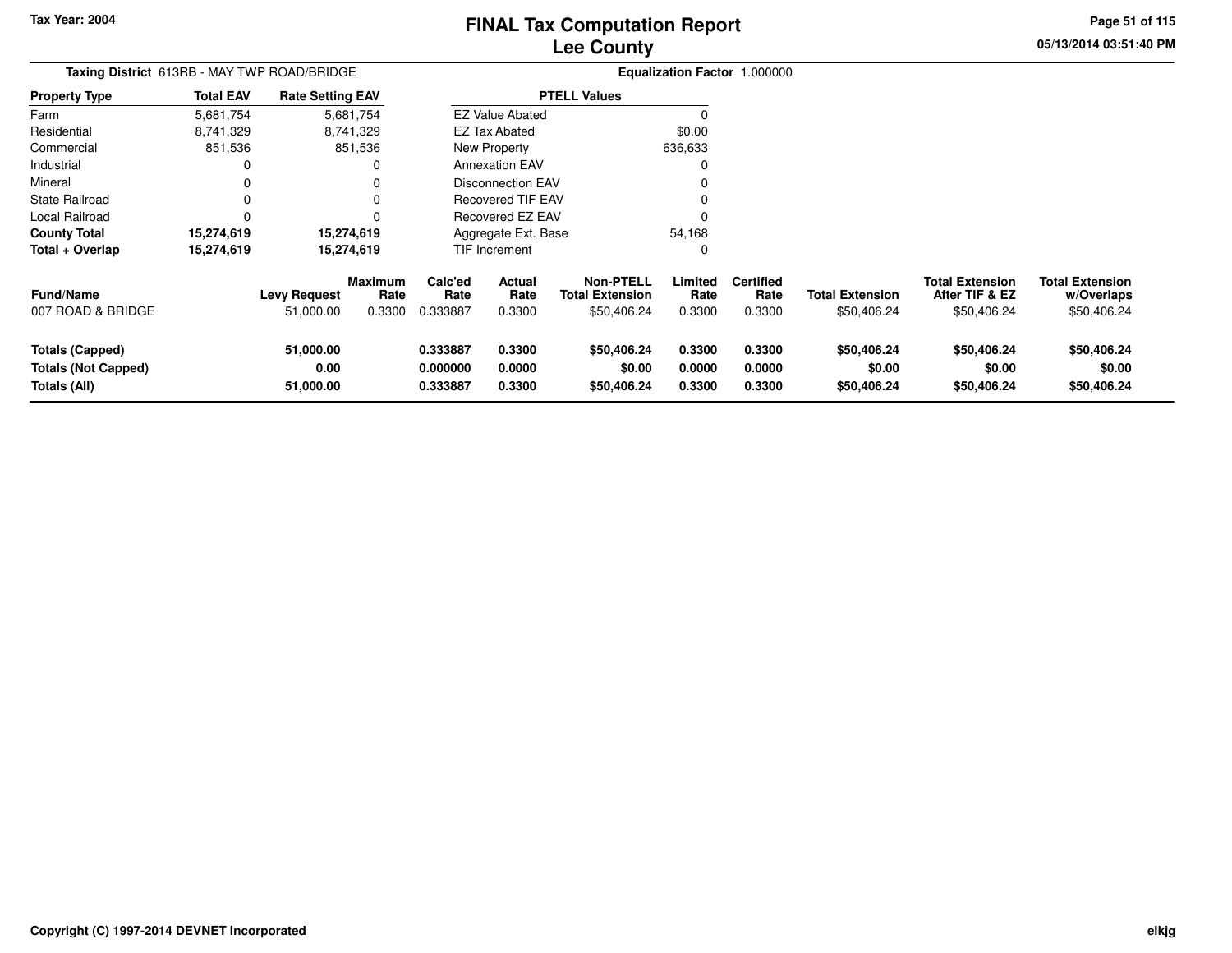# FINAL Tax Computation Report
## Lee County

Tax Year: 2004

05/13/2014 03:51:40 PM

**Taxing District** 613RB - MAY TWP ROAD/BRIDGE

**Equalization Factor** 1.000000

| Property Type | Total EAV | Rate Setting EAV |
|---|---|---|
| Farm | 5,681,754 | 5,681,754 |
| Residential | 8,741,329 | 8,741,329 |
| Commercial | 851,536 | 851,536 |
| Industrial | 0 | 0 |
| Mineral | 0 | 0 |
| State Railroad | 0 | 0 |
| Local Railroad | 0 | 0 |
| **County Total** | **15,274,619** | **15,274,619** |
| **Total + Overlap** | **15,274,619** | **15,274,619** |

| PTELL Values | |
|---|---|
| EZ Value Abated | 0 |
| EZ Tax Abated | $0.00 |
| New Property | 636,633 |
| Annexation EAV | 0 |
| Disconnection EAV | 0 |
| Recovered TIF EAV | 0 |
| Recovered EZ EAV | 0 |
| Aggregate Ext. Base | 54,168 |
| TIF Increment | 0 |

| Fund/Name | Levy Request | Maximum Rate | Calc'ed Rate | Actual Rate | Non-PTELL Total Extension | Limited Rate | Certified Rate | Total Extension | Total Extension After TIF & EZ | Total Extension w/Overlaps |
|---|---|---|---|---|---|---|---|---|---|---|
| 007 ROAD & BRIDGE | 51,000.00 | 0.3300 | 0.333887 | 0.3300 | $50,406.24 | 0.3300 | 0.3300 | $50,406.24 | $50,406.24 | $50,406.24 |
| **Totals (Capped)** | **51,000.00** | | **0.333887** | **0.3300** | **$50,406.24** | **0.3300** | **0.3300** | **$50,406.24** | **$50,406.24** | **$50,406.24** |
| **Totals (Not Capped)** | **0.00** | | **0.000000** | **0.0000** | **$0.00** | **0.0000** | **0.0000** | **$0.00** | **$0.00** | **$0.00** |
| **Totals (All)** | **51,000.00** | | **0.333887** | **0.3300** | **$50,406.24** | **0.3300** | **0.3300** | **$50,406.24** | **$50,406.24** | **$50,406.24** |

Copyright (C) 1997-2014 DEVNET Incorporated

elkjg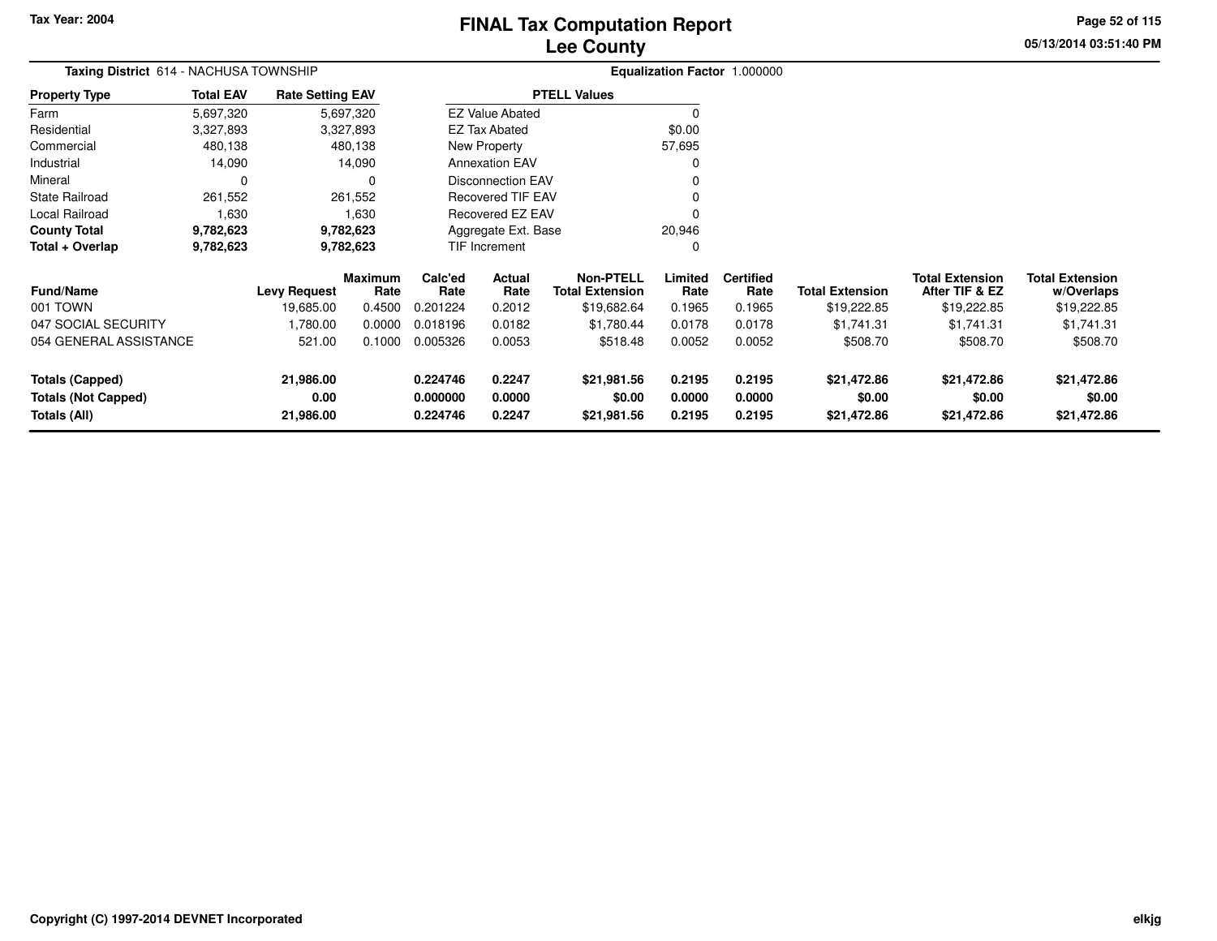# FINAL Tax Computation Report
## Lee County

Tax Year: 2004

**Taxing District** 614 - NACHUSA TOWNSHIP

**Equalization Factor** 1.000000

| Property Type | Total EAV | Rate Setting EAV |
|---|---|---|
| Farm | 5,697,320 | 5,697,320 |
| Residential | 3,327,893 | 3,327,893 |
| Commercial | 480,138 | 480,138 |
| Industrial | 14,090 | 14,090 |
| Mineral | 0 | 0 |
| State Railroad | 261,552 | 261,552 |
| Local Railroad | 1,630 | 1,630 |
| **County Total** | **9,782,623** | **9,782,623** |
| **Total + Overlap** | **9,782,623** | **9,782,623** |

| PTELL Values | |
|---|---|
| EZ Value Abated | 0 |
| EZ Tax Abated | $0.00 |
| New Property | 57,695 |
| Annexation EAV | 0 |
| Disconnection EAV | 0 |
| Recovered TIF EAV | 0 |
| Recovered EZ EAV | 0 |
| Aggregate Ext. Base | 20,946 |
| TIF Increment | 0 |

| Fund/Name | Levy Request | Maximum Rate | Calc'ed Rate | Actual Rate | Non-PTELL Total Extension | Limited Rate | Certified Rate | Total Extension | Total Extension After TIF & EZ | Total Extension w/Overlaps |
|---|---|---|---|---|---|---|---|---|---|---|
| 001 TOWN | 19,685.00 | 0.4500 | 0.201224 | 0.2012 | $19,682.64 | 0.1965 | 0.1965 | $19,222.85 | $19,222.85 | $19,222.85 |
| 047 SOCIAL SECURITY | 1,780.00 | 0.0000 | 0.018196 | 0.0182 | $1,780.44 | 0.0178 | 0.0178 | $1,741.31 | $1,741.31 | $1,741.31 |
| 054 GENERAL ASSISTANCE | 521.00 | 0.1000 | 0.005326 | 0.0053 | $518.48 | 0.0052 | 0.0052 | $508.70 | $508.70 | $508.70 |
| **Totals (Capped)** | **21,986.00** | | **0.224746** | **0.2247** | **$21,981.56** | **0.2195** | **0.2195** | **$21,472.86** | **$21,472.86** | **$21,472.86** |
| **Totals (Not Capped)** | **0.00** | | **0.000000** | **0.0000** | **$0.00** | **0.0000** | **0.0000** | **$0.00** | **$0.00** | **$0.00** |
| **Totals (All)** | **21,986.00** | | **0.224746** | **0.2247** | **$21,981.56** | **0.2195** | **0.2195** | **$21,472.86** | **$21,472.86** | **$21,472.86** |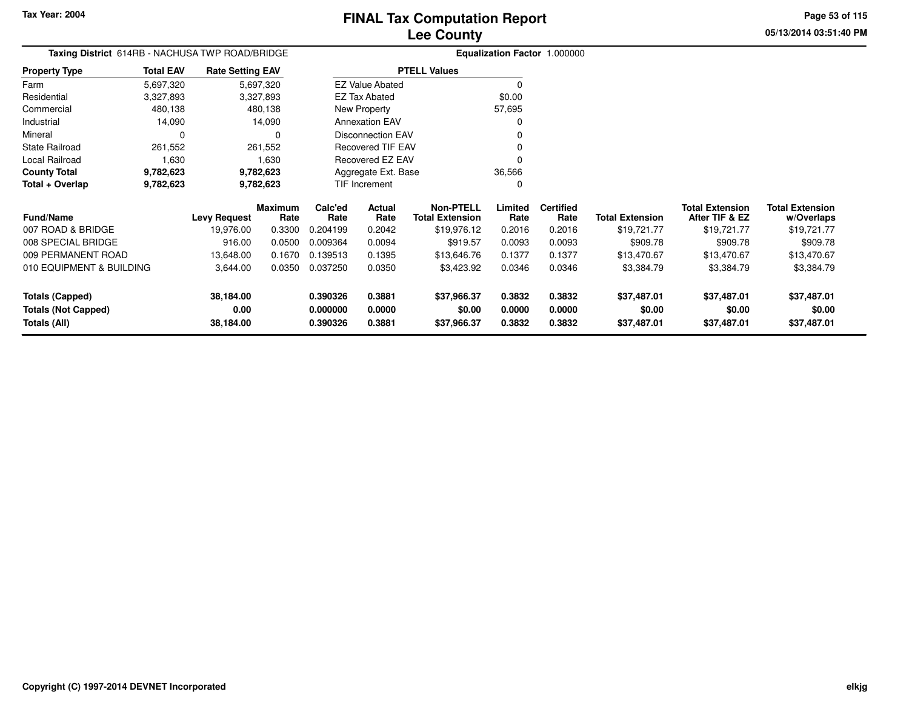Tax Year: 2004

# FINAL Tax Computation Report
## Lee County

05/13/2014 03:51:40 PM

**Taxing District** 614RB - NACHUSA TWP ROAD/BRIDGE

**Equalization Factor** 1.000000

| Property Type | Total EAV | Rate Setting EAV |
|---|---|---|
| Farm | 5,697,320 | 5,697,320 |
| Residential | 3,327,893 | 3,327,893 |
| Commercial | 480,138 | 480,138 |
| Industrial | 14,090 | 14,090 |
| Mineral | 0 | 0 |
| State Railroad | 261,552 | 261,552 |
| Local Railroad | 1,630 | 1,630 |
| **County Total** | **9,782,623** | **9,782,623** |
| **Total + Overlap** | **9,782,623** | **9,782,623** |

| PTELL Values | |
|---|---|
| EZ Value Abated | 0 |
| EZ Tax Abated | $0.00 |
| New Property | 57,695 |
| Annexation EAV | 0 |
| Disconnection EAV | 0 |
| Recovered TIF EAV | 0 |
| Recovered EZ EAV | 0 |
| Aggregate Ext. Base | 36,566 |
| TIF Increment | 0 |

| Fund/Name | Levy Request | Maximum Rate | Calc'ed Rate | Actual Rate | Non-PTELL Total Extension | Limited Rate | Certified Rate | Total Extension | Total Extension After TIF & EZ | Total Extension w/Overlaps |
|---|---|---|---|---|---|---|---|---|---|---|
| 007 ROAD & BRIDGE | 19,976.00 | 0.3300 | 0.204199 | 0.2042 | $19,976.12 | 0.2016 | 0.2016 | $19,721.77 | $19,721.77 | $19,721.77 |
| 008 SPECIAL BRIDGE | 916.00 | 0.0500 | 0.009364 | 0.0094 | $919.57 | 0.0093 | 0.0093 | $909.78 | $909.78 | $909.78 |
| 009 PERMANENT ROAD | 13,648.00 | 0.1670 | 0.139513 | 0.1395 | $13,646.76 | 0.1377 | 0.1377 | $13,470.67 | $13,470.67 | $13,470.67 |
| 010 EQUIPMENT & BUILDING | 3,644.00 | 0.0350 | 0.037250 | 0.0350 | $3,423.92 | 0.0346 | 0.0346 | $3,384.79 | $3,384.79 | $3,384.79 |
| **Totals (Capped)** | **38,184.00** | | **0.390326** | **0.3881** | **$37,966.37** | **0.3832** | **0.3832** | **$37,487.01** | **$37,487.01** | **$37,487.01** |
| **Totals (Not Capped)** | **0.00** | | **0.000000** | **0.0000** | **$0.00** | **0.0000** | **0.0000** | **$0.00** | **$0.00** | **$0.00** |
| **Totals (All)** | **38,184.00** | | **0.390326** | **0.3881** | **$37,966.37** | **0.3832** | **0.3832** | **$37,487.01** | **$37,487.01** | **$37,487.01** |

Copyright (C) 1997-2014 DEVNET Incorporated

elkjg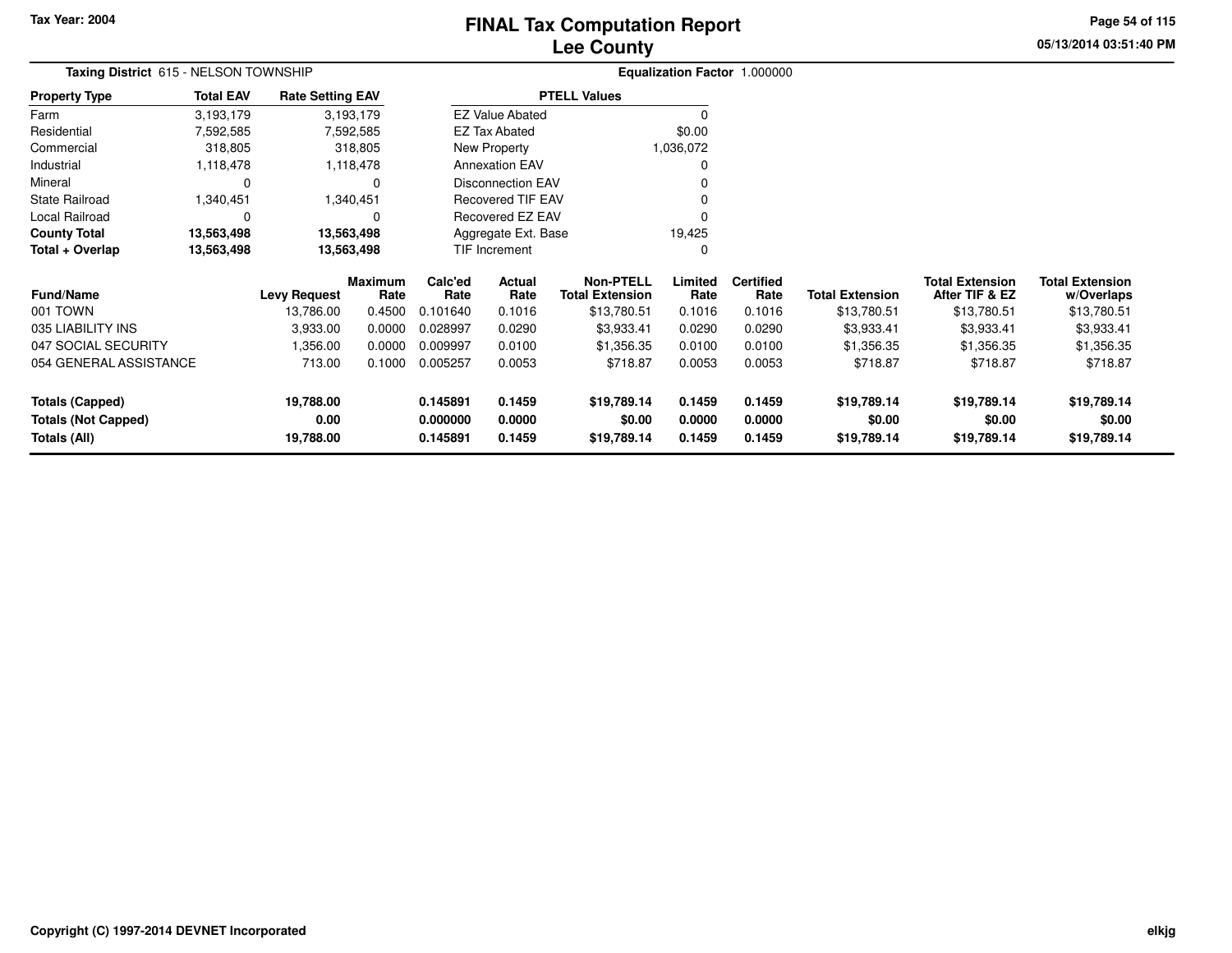Tax Year: 2004

# FINAL Tax Computation Report
## Lee County

05/13/2014 03:51:40 PM

**Taxing District** 615 - NELSON TOWNSHIP

**Equalization Factor** 1.000000

| Property Type | Total EAV | Rate Setting EAV |
|---|---|---|
| Farm | 3,193,179 | 3,193,179 |
| Residential | 7,592,585 | 7,592,585 |
| Commercial | 318,805 | 318,805 |
| Industrial | 1,118,478 | 1,118,478 |
| Mineral | 0 | 0 |
| State Railroad | 1,340,451 | 1,340,451 |
| Local Railroad | 0 | 0 |
| **County Total** | **13,563,498** | **13,563,498** |
| **Total + Overlap** | **13,563,498** | **13,563,498** |

| PTELL Values | |
|---|---|
| EZ Value Abated | 0 |
| EZ Tax Abated | $0.00 |
| New Property | 1,036,072 |
| Annexation EAV | 0 |
| Disconnection EAV | 0 |
| Recovered TIF EAV | 0 |
| Recovered EZ EAV | 0 |
| Aggregate Ext. Base | 19,425 |
| TIF Increment | 0 |

| Fund/Name | Levy Request | Maximum Rate | Calc'ed Rate | Actual Rate | Non-PTELL Total Extension | Limited Rate | Certified Rate | Total Extension | Total Extension After TIF & EZ | Total Extension w/Overlaps |
|---|---|---|---|---|---|---|---|---|---|---|
| 001 TOWN | 13,786.00 | 0.4500 | 0.101640 | 0.1016 | $13,780.51 | 0.1016 | 0.1016 | $13,780.51 | $13,780.51 | $13,780.51 |
| 035 LIABILITY INS | 3,933.00 | 0.0000 | 0.028997 | 0.0290 | $3,933.41 | 0.0290 | 0.0290 | $3,933.41 | $3,933.41 | $3,933.41 |
| 047 SOCIAL SECURITY | 1,356.00 | 0.0000 | 0.009997 | 0.0100 | $1,356.35 | 0.0100 | 0.0100 | $1,356.35 | $1,356.35 | $1,356.35 |
| 054 GENERAL ASSISTANCE | 713.00 | 0.1000 | 0.005257 | 0.0053 | $718.87 | 0.0053 | 0.0053 | $718.87 | $718.87 | $718.87 |
| **Totals (Capped)** | **19,788.00** | | **0.145891** | **0.1459** | **$19,789.14** | **0.1459** | **0.1459** | **$19,789.14** | **$19,789.14** | **$19,789.14** |
| **Totals (Not Capped)** | **0.00** | | **0.000000** | **0.0000** | **$0.00** | **0.0000** | **0.0000** | **$0.00** | **$0.00** | **$0.00** |
| **Totals (All)** | **19,788.00** | | **0.145891** | **0.1459** | **$19,789.14** | **0.1459** | **0.1459** | **$19,789.14** | **$19,789.14** | **$19,789.14** |

Copyright (C) 1997-2014 DEVNET Incorporated

elkjg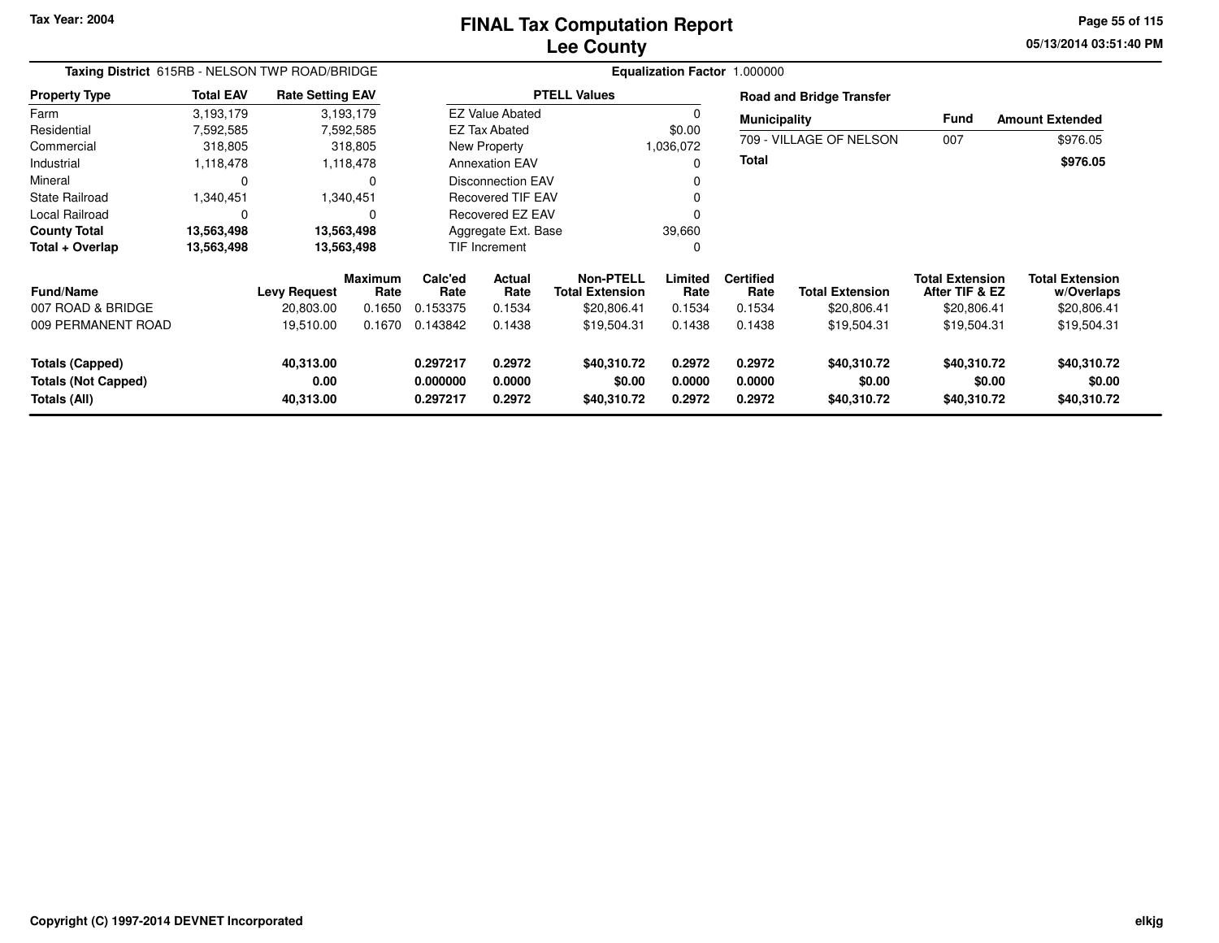# FINAL Tax Computation Report
## Lee County

Tax Year: 2004

05/13/2014 03:51:40 PM

**Taxing District** 615RB - NELSON TWP ROAD/BRIDGE

**Equalization Factor** 1.000000

| Property Type | Total EAV | Rate Setting EAV |
|---|---|---|
| Farm | 3,193,179 | 3,193,179 |
| Residential | 7,592,585 | 7,592,585 |
| Commercial | 318,805 | 318,805 |
| Industrial | 1,118,478 | 1,118,478 |
| Mineral | 0 | 0 |
| State Railroad | 1,340,451 | 1,340,451 |
| Local Railroad | 0 | 0 |
| **County Total** | **13,563,498** | **13,563,498** |
| **Total + Overlap** | **13,563,498** | **13,563,498** |

| PTELL Values | |
|---|---|
| EZ Value Abated | 0 |
| EZ Tax Abated | $0.00 |
| New Property | 1,036,072 |
| Annexation EAV | 0 |
| Disconnection EAV | 0 |
| Recovered TIF EAV | 0 |
| Recovered EZ EAV | 0 |
| Aggregate Ext. Base | 39,660 |
| TIF Increment | 0 |

**Road and Bridge Transfer**

| Municipality | Fund | Amount Extended |
|---|---|---|
| 709 - VILLAGE OF NELSON | 007 | $976.05 |
| **Total** | | **$976.05** |

| Fund/Name | Levy Request | Maximum Rate | Calc'ed Rate | Actual Rate | Non-PTELL Total Extension | Limited Rate | Certified Rate | Total Extension | Total Extension After TIF & EZ | Total Extension w/Overlaps |
|---|---|---|---|---|---|---|---|---|---|---|
| 007 ROAD & BRIDGE | 20,803.00 | 0.1650 | 0.153375 | 0.1534 | $20,806.41 | 0.1534 | 0.1534 | $20,806.41 | $20,806.41 | $20,806.41 |
| 009 PERMANENT ROAD | 19,510.00 | 0.1670 | 0.143842 | 0.1438 | $19,504.31 | 0.1438 | 0.1438 | $19,504.31 | $19,504.31 | $19,504.31 |
| **Totals (Capped)** | **40,313.00** | | **0.297217** | **0.2972** | **$40,310.72** | **0.2972** | **0.2972** | **$40,310.72** | **$40,310.72** | **$40,310.72** |
| **Totals (Not Capped)** | **0.00** | | **0.000000** | **0.0000** | **$0.00** | **0.0000** | **0.0000** | **$0.00** | **$0.00** | **$0.00** |
| **Totals (All)** | **40,313.00** | | **0.297217** | **0.2972** | **$40,310.72** | **0.2972** | **0.2972** | **$40,310.72** | **$40,310.72** | **$40,310.72** |

Copyright (C) 1997-2014 DEVNET Incorporated

elkjg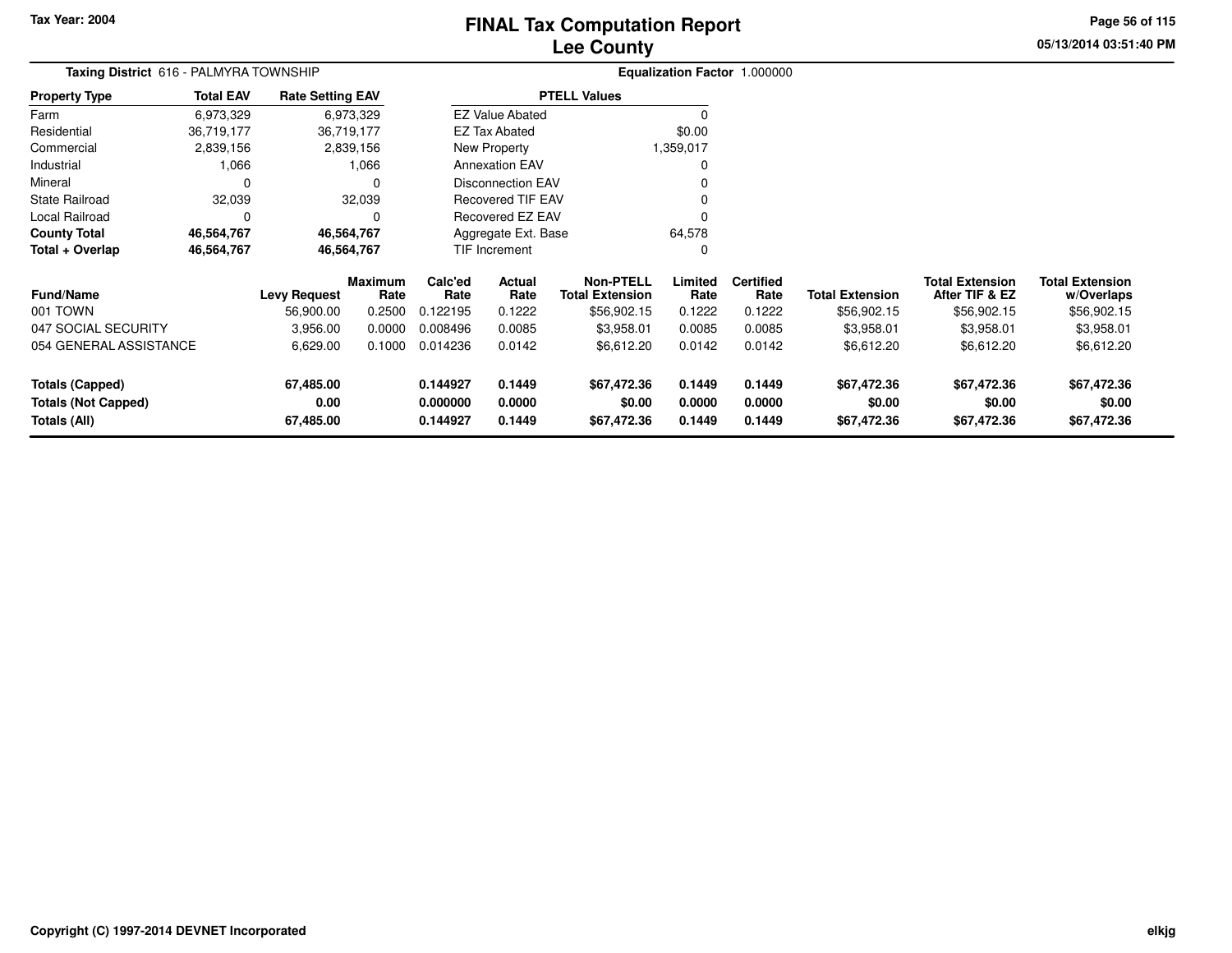**Tax Year: 2004**

# FINAL Tax Computation Report
## Lee County

05/13/2014 03:51:40 PM

**Taxing District** 616 - PALMYRA TOWNSHIP

**Equalization Factor** 1.000000

| Property Type | Total EAV | Rate Setting EAV |
|---|---|---|
| Farm | 6,973,329 | 6,973,329 |
| Residential | 36,719,177 | 36,719,177 |
| Commercial | 2,839,156 | 2,839,156 |
| Industrial | 1,066 | 1,066 |
| Mineral | 0 | 0 |
| State Railroad | 32,039 | 32,039 |
| Local Railroad | 0 | 0 |
| **County Total** | **46,564,767** | **46,564,767** |
| **Total + Overlap** | **46,564,767** | **46,564,767** |

| PTELL Values | |
|---|---|
| EZ Value Abated | 0 |
| EZ Tax Abated | $0.00 |
| New Property | 1,359,017 |
| Annexation EAV | 0 |
| Disconnection EAV | 0 |
| Recovered TIF EAV | 0 |
| Recovered EZ EAV | 0 |
| Aggregate Ext. Base | 64,578 |
| TIF Increment | 0 |

| Fund/Name | Levy Request | Maximum Rate | Calc'ed Rate | Actual Rate | Non-PTELL Total Extension | Limited Rate | Certified Rate | Total Extension | Total Extension After TIF & EZ | Total Extension w/Overlaps |
|---|---|---|---|---|---|---|---|---|---|---|
| 001 TOWN | 56,900.00 | 0.2500 | 0.122195 | 0.1222 | $56,902.15 | 0.1222 | 0.1222 | $56,902.15 | $56,902.15 | $56,902.15 |
| 047 SOCIAL SECURITY | 3,956.00 | 0.0000 | 0.008496 | 0.0085 | $3,958.01 | 0.0085 | 0.0085 | $3,958.01 | $3,958.01 | $3,958.01 |
| 054 GENERAL ASSISTANCE | 6,629.00 | 0.1000 | 0.014236 | 0.0142 | $6,612.20 | 0.0142 | 0.0142 | $6,612.20 | $6,612.20 | $6,612.20 |
| **Totals (Capped)** | **67,485.00** | | **0.144927** | **0.1449** | **$67,472.36** | **0.1449** | **0.1449** | **$67,472.36** | **$67,472.36** | **$67,472.36** |
| **Totals (Not Capped)** | **0.00** | | **0.000000** | **0.0000** | **$0.00** | **0.0000** | **0.0000** | **$0.00** | **$0.00** | **$0.00** |
| **Totals (All)** | **67,485.00** | | **0.144927** | **0.1449** | **$67,472.36** | **0.1449** | **0.1449** | **$67,472.36** | **$67,472.36** | **$67,472.36** |

Copyright (C) 1997-2014 DEVNET Incorporated

elkjg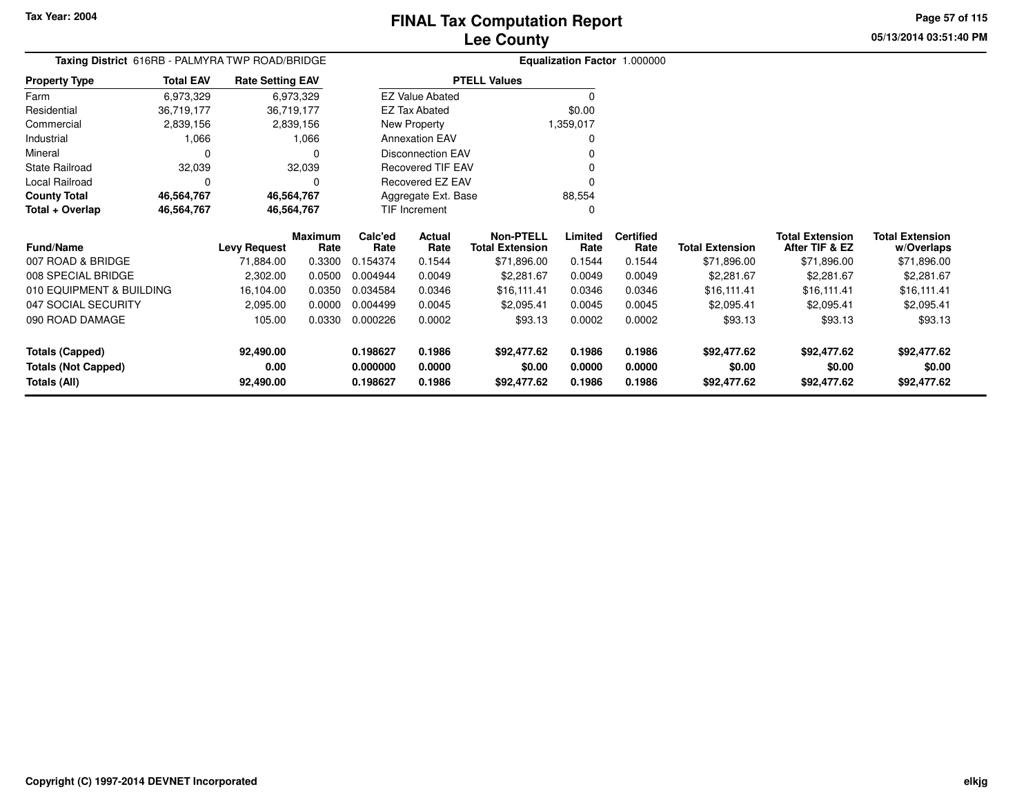# FINAL Tax Computation Report
## Lee County

Tax Year: 2004

**Taxing District** 616RB - PALMYRA TWP ROAD/BRIDGE

**Equalization Factor** 1.000000

| Property Type | Total EAV | Rate Setting EAV |
|---|---|---|
| Farm | 6,973,329 | 6,973,329 |
| Residential | 36,719,177 | 36,719,177 |
| Commercial | 2,839,156 | 2,839,156 |
| Industrial | 1,066 | 1,066 |
| Mineral | 0 | 0 |
| State Railroad | 32,039 | 32,039 |
| Local Railroad | 0 | 0 |
| **County Total** | **46,564,767** | **46,564,767** |
| **Total + Overlap** | **46,564,767** | **46,564,767** |

| PTELL Values | |
|---|---|
| EZ Value Abated | 0 |
| EZ Tax Abated | $0.00 |
| New Property | 1,359,017 |
| Annexation EAV | 0 |
| Disconnection EAV | 0 |
| Recovered TIF EAV | 0 |
| Recovered EZ EAV | 0 |
| Aggregate Ext. Base | 88,554 |
| TIF Increment | 0 |

| Fund/Name | Levy Request | Maximum Rate | Calc'ed Rate | Actual Rate | Non-PTELL Total Extension | Limited Rate | Certified Rate | Total Extension | Total Extension After TIF & EZ | Total Extension w/Overlaps |
|---|---|---|---|---|---|---|---|---|---|---|
| 007 ROAD & BRIDGE | 71,884.00 | 0.3300 | 0.154374 | 0.1544 | $71,896.00 | 0.1544 | 0.1544 | $71,896.00 | $71,896.00 | $71,896.00 |
| 008 SPECIAL BRIDGE | 2,302.00 | 0.0500 | 0.004944 | 0.0049 | $2,281.67 | 0.0049 | 0.0049 | $2,281.67 | $2,281.67 | $2,281.67 |
| 010 EQUIPMENT & BUILDING | 16,104.00 | 0.0350 | 0.034584 | 0.0346 | $16,111.41 | 0.0346 | 0.0346 | $16,111.41 | $16,111.41 | $16,111.41 |
| 047 SOCIAL SECURITY | 2,095.00 | 0.0000 | 0.004499 | 0.0045 | $2,095.41 | 0.0045 | 0.0045 | $2,095.41 | $2,095.41 | $2,095.41 |
| 090 ROAD DAMAGE | 105.00 | 0.0330 | 0.000226 | 0.0002 | $93.13 | 0.0002 | 0.0002 | $93.13 | $93.13 | $93.13 |
| **Totals (Capped)** | **92,490.00** | | **0.198627** | **0.1986** | **$92,477.62** | **0.1986** | **0.1986** | **$92,477.62** | **$92,477.62** | **$92,477.62** |
| **Totals (Not Capped)** | **0.00** | | **0.000000** | **0.0000** | **$0.00** | **0.0000** | **0.0000** | **$0.00** | **$0.00** | **$0.00** |
| **Totals (All)** | **92,490.00** | | **0.198627** | **0.1986** | **$92,477.62** | **0.1986** | **0.1986** | **$92,477.62** | **$92,477.62** | **$92,477.62** |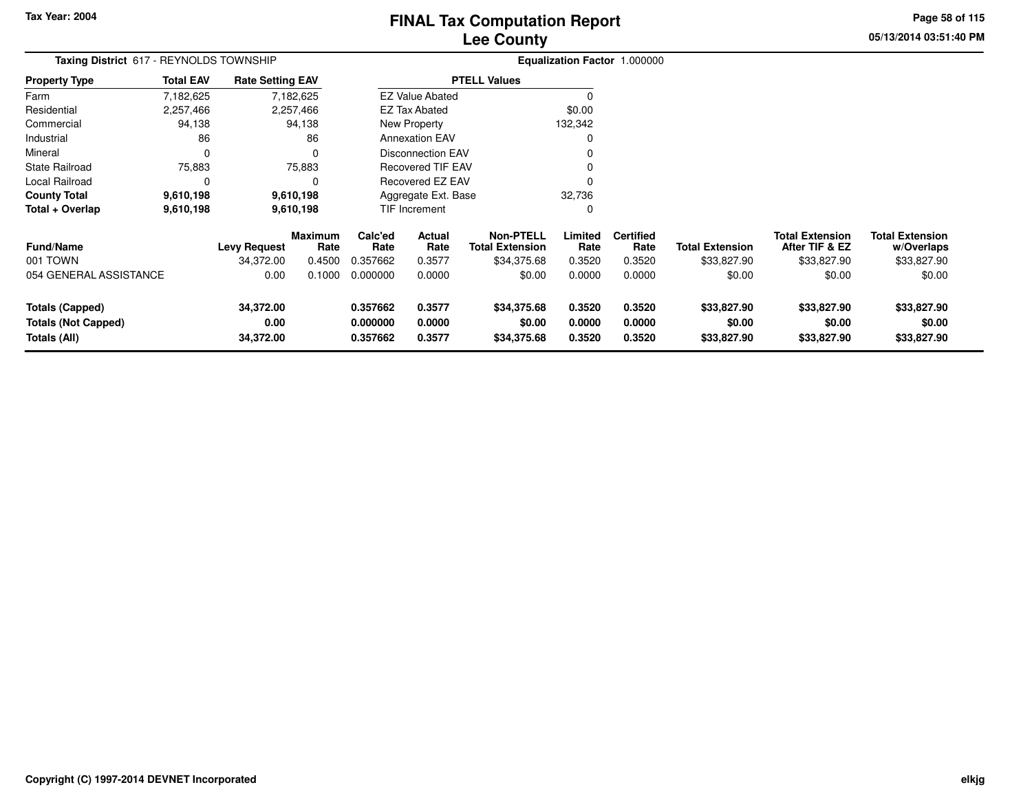Tax Year: 2004

# FINAL Tax Computation Report
## Lee County

**Taxing District** 617 - REYNOLDS TOWNSHIP | **Equalization Factor** 1.000000

| Property Type | Total EAV | Rate Setting EAV |
|---|---|---|
| Farm | 7,182,625 | 7,182,625 |
| Residential | 2,257,466 | 2,257,466 |
| Commercial | 94,138 | 94,138 |
| Industrial | 86 | 86 |
| Mineral | 0 | 0 |
| State Railroad | 75,883 | 75,883 |
| Local Railroad | 0 | 0 |
| **County Total** | **9,610,198** | **9,610,198** |
| **Total + Overlap** | **9,610,198** | **9,610,198** |

| PTELL Values | |
|---|---|
| EZ Value Abated | 0 |
| EZ Tax Abated | $0.00 |
| New Property | 132,342 |
| Annexation EAV | 0 |
| Disconnection EAV | 0 |
| Recovered TIF EAV | 0 |
| Recovered EZ EAV | 0 |
| Aggregate Ext. Base | 32,736 |
| TIF Increment | 0 |

| Fund/Name | Levy Request | Maximum Rate | Calc'ed Rate | Actual Rate | Non-PTELL Total Extension | Limited Rate | Certified Rate | Total Extension | Total Extension After TIF & EZ | Total Extension w/Overlaps |
|---|---|---|---|---|---|---|---|---|---|---|
| 001 TOWN | 34,372.00 | 0.4500 | 0.357662 | 0.3577 | $34,375.68 | 0.3520 | 0.3520 | $33,827.90 | $33,827.90 | $33,827.90 |
| 054 GENERAL ASSISTANCE | 0.00 | 0.1000 | 0.000000 | 0.0000 | $0.00 | 0.0000 | 0.0000 | $0.00 | $0.00 | $0.00 |
| **Totals (Capped)** | **34,372.00** | | **0.357662** | **0.3577** | **$34,375.68** | **0.3520** | **0.3520** | **$33,827.90** | **$33,827.90** | **$33,827.90** |
| **Totals (Not Capped)** | **0.00** | | **0.000000** | **0.0000** | **$0.00** | **0.0000** | **0.0000** | **$0.00** | **$0.00** | **$0.00** |
| **Totals (All)** | **34,372.00** | | **0.357662** | **0.3577** | **$34,375.68** | **0.3520** | **0.3520** | **$33,827.90** | **$33,827.90** | **$33,827.90** |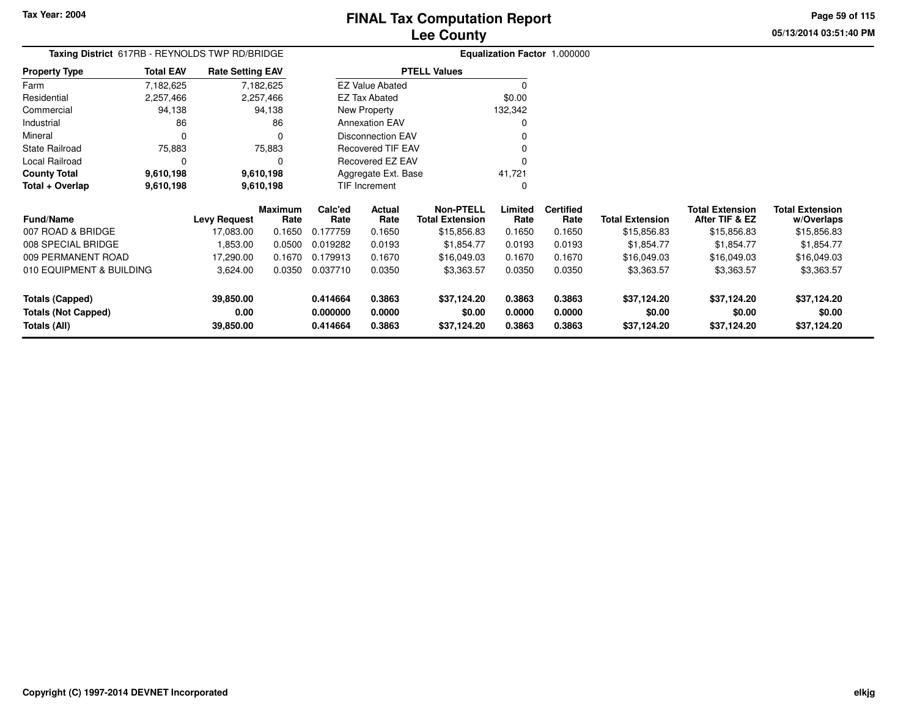Tax Year: 2004

# FINAL Tax Computation Report
## Lee County

05/13/2014 03:51:40 PM

**Taxing District** 617RB - REYNOLDS TWP RD/BRIDGE

**Equalization Factor** 1.000000

| Property Type | Total EAV | Rate Setting EAV |
|---|---|---|
| Farm | 7,182,625 | 7,182,625 |
| Residential | 2,257,466 | 2,257,466 |
| Commercial | 94,138 | 94,138 |
| Industrial | 86 | 86 |
| Mineral | 0 | 0 |
| State Railroad | 75,883 | 75,883 |
| Local Railroad | 0 | 0 |
| **County Total** | **9,610,198** | **9,610,198** |
| **Total + Overlap** | **9,610,198** | **9,610,198** |

| PTELL Values | |
|---|---|
| EZ Value Abated | 0 |
| EZ Tax Abated | $0.00 |
| New Property | 132,342 |
| Annexation EAV | 0 |
| Disconnection EAV | 0 |
| Recovered TIF EAV | 0 |
| Recovered EZ EAV | 0 |
| Aggregate Ext. Base | 41,721 |
| TIF Increment | 0 |

| Fund/Name | Levy Request | Maximum Rate | Calc'ed Rate | Actual Rate | Non-PTELL Total Extension | Limited Rate | Certified Rate | Total Extension | Total Extension After TIF & EZ | Total Extension w/Overlaps |
|---|---|---|---|---|---|---|---|---|---|---|
| 007 ROAD & BRIDGE | 17,083.00 | 0.1650 | 0.177759 | 0.1650 | $15,856.83 | 0.1650 | 0.1650 | $15,856.83 | $15,856.83 | $15,856.83 |
| 008 SPECIAL BRIDGE | 1,853.00 | 0.0500 | 0.019282 | 0.0193 | $1,854.77 | 0.0193 | 0.0193 | $1,854.77 | $1,854.77 | $1,854.77 |
| 009 PERMANENT ROAD | 17,290.00 | 0.1670 | 0.179913 | 0.1670 | $16,049.03 | 0.1670 | 0.1670 | $16,049.03 | $16,049.03 | $16,049.03 |
| 010 EQUIPMENT & BUILDING | 3,624.00 | 0.0350 | 0.037710 | 0.0350 | $3,363.57 | 0.0350 | 0.0350 | $3,363.57 | $3,363.57 | $3,363.57 |
| **Totals (Capped)** | **39,850.00** | | **0.414664** | **0.3863** | **$37,124.20** | **0.3863** | **0.3863** | **$37,124.20** | **$37,124.20** | **$37,124.20** |
| **Totals (Not Capped)** | **0.00** | | **0.000000** | **0.0000** | **$0.00** | **0.0000** | **0.0000** | **$0.00** | **$0.00** | **$0.00** |
| **Totals (All)** | **39,850.00** | | **0.414664** | **0.3863** | **$37,124.20** | **0.3863** | **0.3863** | **$37,124.20** | **$37,124.20** | **$37,124.20** |

Copyright (C) 1997-2014 DEVNET Incorporated

elkjg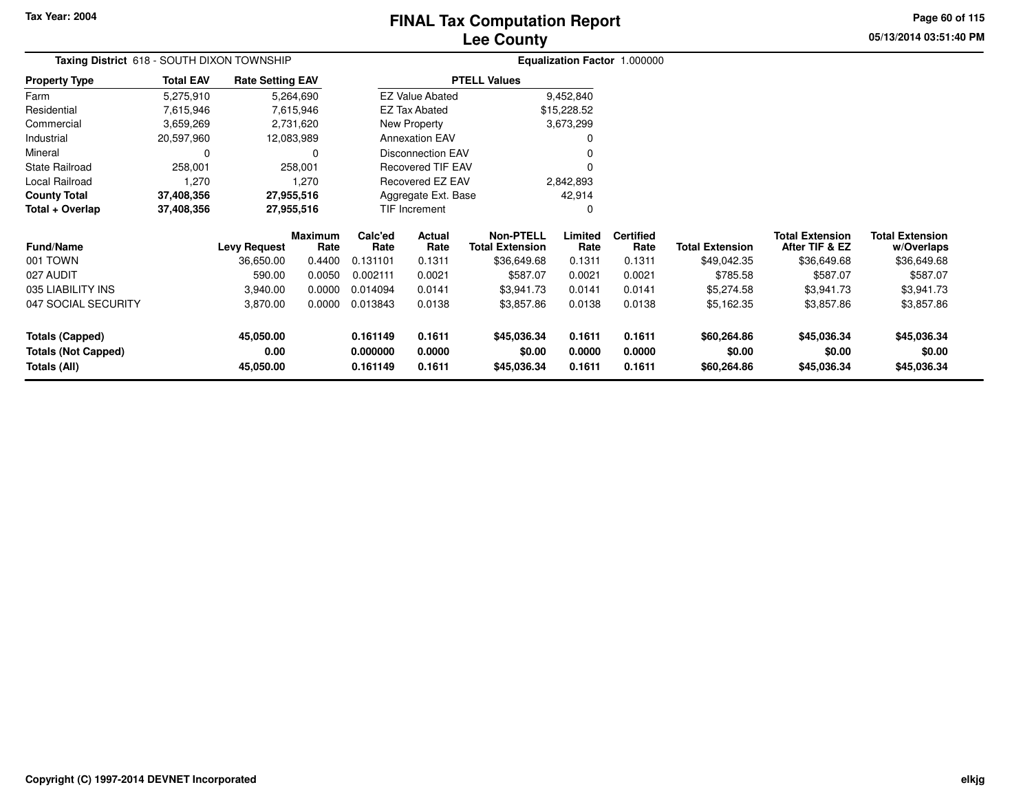# FINAL Tax Computation Report
## Lee County

Tax Year: 2004

**Taxing District** 618 - SOUTH DIXON TOWNSHIP

**Equalization Factor** 1.000000

| Property Type | Total EAV | Rate Setting EAV |
|---|---|---|
| Farm | 5,275,910 | 5,264,690 |
| Residential | 7,615,946 | 7,615,946 |
| Commercial | 3,659,269 | 2,731,620 |
| Industrial | 20,597,960 | 12,083,989 |
| Mineral | 0 | 0 |
| State Railroad | 258,001 | 258,001 |
| Local Railroad | 1,270 | 1,270 |
| **County Total** | **37,408,356** | **27,955,516** |
| **Total + Overlap** | **37,408,356** | **27,955,516** |

| PTELL Values | |
|---|---|
| EZ Value Abated | 9,452,840 |
| EZ Tax Abated | $15,228.52 |
| New Property | 3,673,299 |
| Annexation EAV | 0 |
| Disconnection EAV | 0 |
| Recovered TIF EAV | 0 |
| Recovered EZ EAV | 2,842,893 |
| Aggregate Ext. Base | 42,914 |
| TIF Increment | 0 |

| Fund/Name | Levy Request | Maximum Rate | Calc'ed Rate | Actual Rate | Non-PTELL Total Extension | Limited Rate | Certified Rate | Total Extension | Total Extension After TIF & EZ | Total Extension w/Overlaps |
|---|---|---|---|---|---|---|---|---|---|---|
| 001 TOWN | 36,650.00 | 0.4400 | 0.131101 | 0.1311 | $36,649.68 | 0.1311 | 0.1311 | $49,042.35 | $36,649.68 | $36,649.68 |
| 027 AUDIT | 590.00 | 0.0050 | 0.002111 | 0.0021 | $587.07 | 0.0021 | 0.0021 | $785.58 | $587.07 | $587.07 |
| 035 LIABILITY INS | 3,940.00 | 0.0000 | 0.014094 | 0.0141 | $3,941.73 | 0.0141 | 0.0141 | $5,274.58 | $3,941.73 | $3,941.73 |
| 047 SOCIAL SECURITY | 3,870.00 | 0.0000 | 0.013843 | 0.0138 | $3,857.86 | 0.0138 | 0.0138 | $5,162.35 | $3,857.86 | $3,857.86 |
| **Totals (Capped)** | **45,050.00** | | **0.161149** | **0.1611** | **$45,036.34** | **0.1611** | **0.1611** | **$60,264.86** | **$45,036.34** | **$45,036.34** |
| **Totals (Not Capped)** | **0.00** | | **0.000000** | **0.0000** | **$0.00** | **0.0000** | **0.0000** | **$0.00** | **$0.00** | **$0.00** |
| **Totals (All)** | **45,050.00** | | **0.161149** | **0.1611** | **$45,036.34** | **0.1611** | **0.1611** | **$60,264.86** | **$45,036.34** | **$45,036.34** |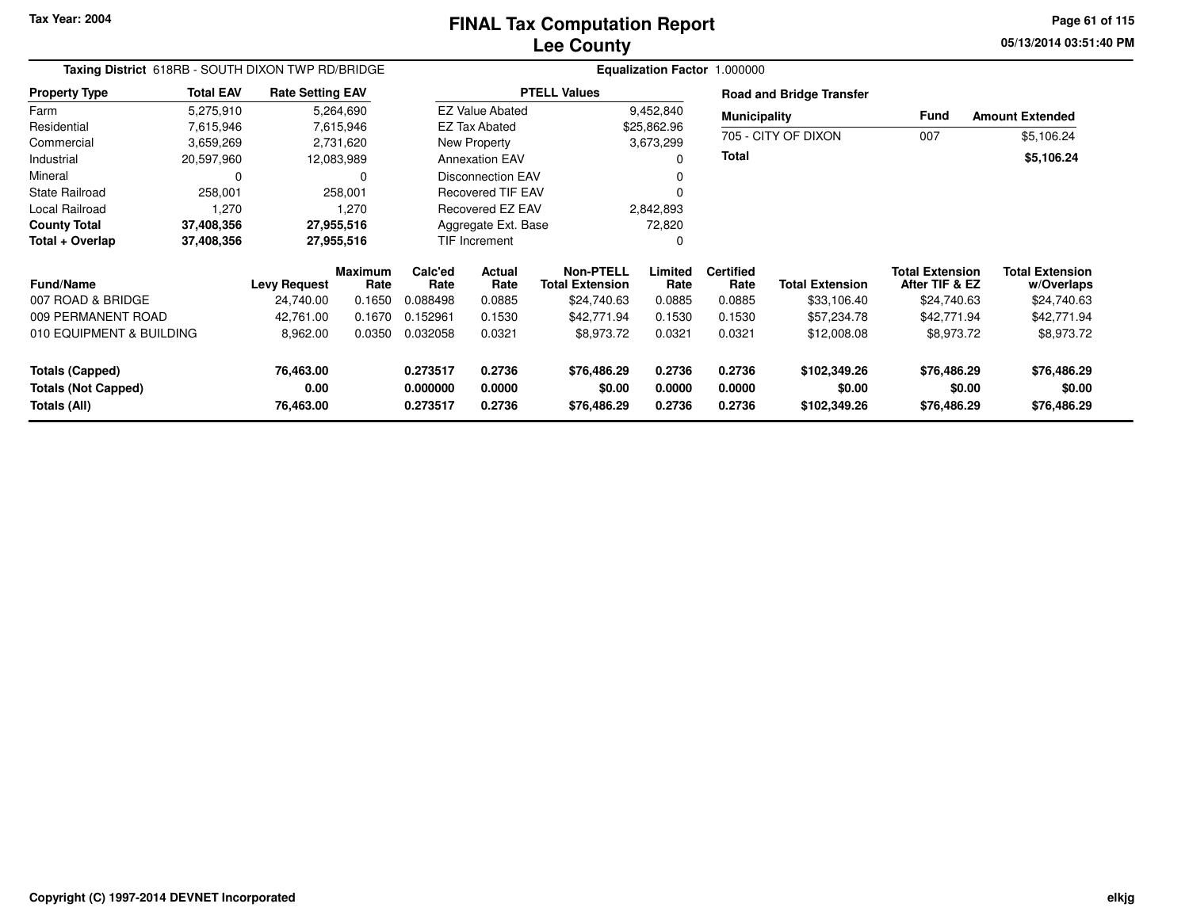Tax Year: 2004

# FINAL Tax Computation Report
## Lee County

05/13/2014 03:51:40 PM

**Taxing District** 618RB - SOUTH DIXON TWP RD/BRIDGE

**Equalization Factor** 1.000000

| Property Type | Total EAV | Rate Setting EAV |
|---|---|---|
| Farm | 5,275,910 | 5,264,690 |
| Residential | 7,615,946 | 7,615,946 |
| Commercial | 3,659,269 | 2,731,620 |
| Industrial | 20,597,960 | 12,083,989 |
| Mineral | 0 | 0 |
| State Railroad | 258,001 | 258,001 |
| Local Railroad | 1,270 | 1,270 |
| **County Total** | **37,408,356** | **27,955,516** |
| **Total + Overlap** | **37,408,356** | **27,955,516** |

| PTELL Values | |
|---|---|
| EZ Value Abated | 9,452,840 |
| EZ Tax Abated | $25,862.96 |
| New Property | 3,673,299 |
| Annexation EAV | 0 |
| Disconnection EAV | 0 |
| Recovered TIF EAV | 0 |
| Recovered EZ EAV | 2,842,893 |
| Aggregate Ext. Base | 72,820 |
| TIF Increment | 0 |

**Road and Bridge Transfer**

| Municipality | Fund | Amount Extended |
|---|---|---|
| 705 - CITY OF DIXON | 007 | $5,106.24 |
| **Total** | | **$5,106.24** |

| Fund/Name | Levy Request | Maximum Rate | Calc'ed Rate | Actual Rate | Non-PTELL Total Extension | Limited Rate | Certified Rate | Total Extension | Total Extension After TIF & EZ | Total Extension w/Overlaps |
|---|---|---|---|---|---|---|---|---|---|---|
| 007 ROAD & BRIDGE | 24,740.00 | 0.1650 | 0.088498 | 0.0885 | $24,740.63 | 0.0885 | 0.0885 | $33,106.40 | $24,740.63 | $24,740.63 |
| 009 PERMANENT ROAD | 42,761.00 | 0.1670 | 0.152961 | 0.1530 | $42,771.94 | 0.1530 | 0.1530 | $57,234.78 | $42,771.94 | $42,771.94 |
| 010 EQUIPMENT & BUILDING | 8,962.00 | 0.0350 | 0.032058 | 0.0321 | $8,973.72 | 0.0321 | 0.0321 | $12,008.08 | $8,973.72 | $8,973.72 |
| **Totals (Capped)** | **76,463.00** | | **0.273517** | **0.2736** | **$76,486.29** | **0.2736** | **0.2736** | **$102,349.26** | **$76,486.29** | **$76,486.29** |
| **Totals (Not Capped)** | **0.00** | | **0.000000** | **0.0000** | **$0.00** | **0.0000** | **0.0000** | **$0.00** | **$0.00** | **$0.00** |
| **Totals (All)** | **76,463.00** | | **0.273517** | **0.2736** | **$76,486.29** | **0.2736** | **0.2736** | **$102,349.26** | **$76,486.29** | **$76,486.29** |

Copyright (C) 1997-2014 DEVNET Incorporated

elkjg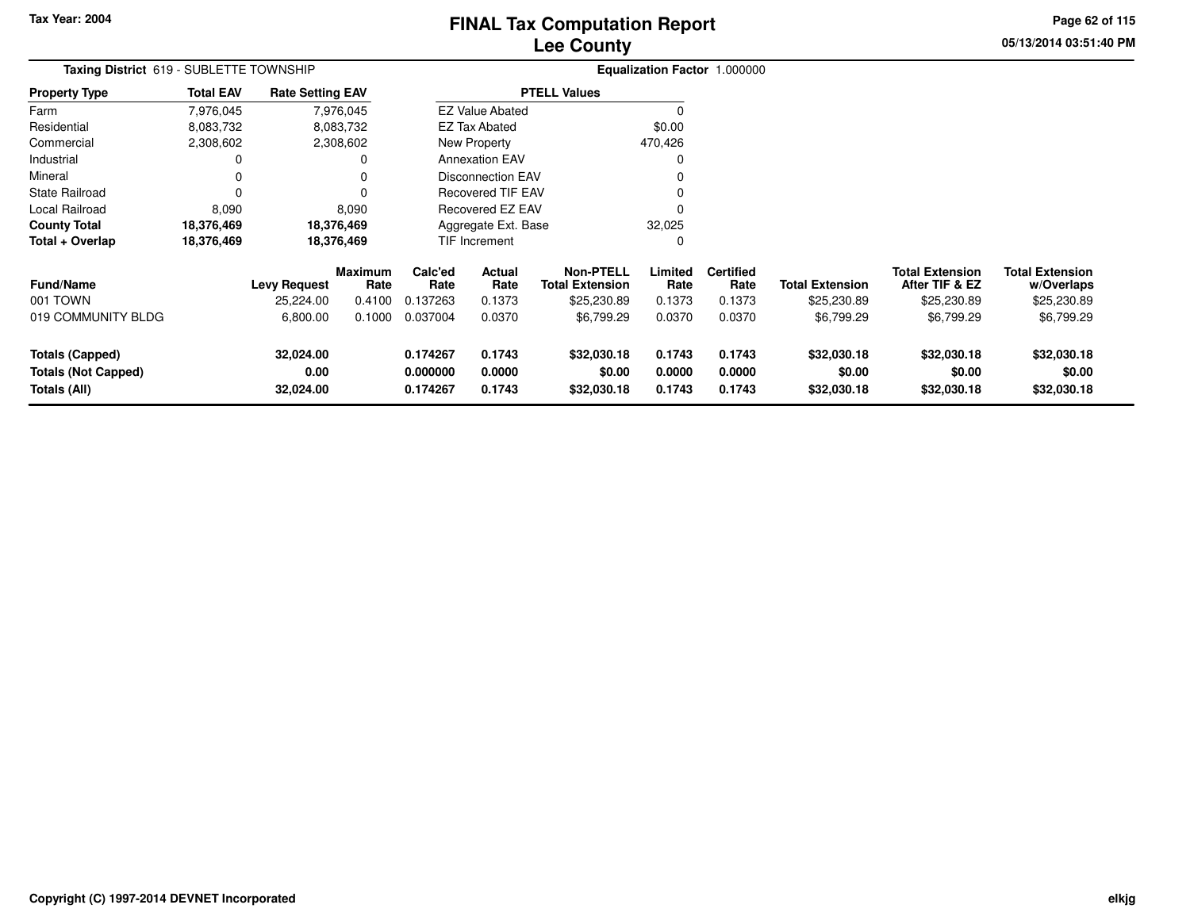Tax Year: 2004

# FINAL Tax Computation Report
## Lee County

05/13/2014 03:51:40 PM

**Taxing District** 619 - SUBLETTE TOWNSHIP

**Equalization Factor** 1.000000

| Property Type | Total EAV | Rate Setting EAV |
|---|---|---|
| Farm | 7,976,045 | 7,976,045 |
| Residential | 8,083,732 | 8,083,732 |
| Commercial | 2,308,602 | 2,308,602 |
| Industrial | 0 | 0 |
| Mineral | 0 | 0 |
| State Railroad | 0 | 0 |
| Local Railroad | 8,090 | 8,090 |
| **County Total** | **18,376,469** | **18,376,469** |
| **Total + Overlap** | **18,376,469** | **18,376,469** |

| PTELL Values | |
|---|---|
| EZ Value Abated | 0 |
| EZ Tax Abated | $0.00 |
| New Property | 470,426 |
| Annexation EAV | 0 |
| Disconnection EAV | 0 |
| Recovered TIF EAV | 0 |
| Recovered EZ EAV | 0 |
| Aggregate Ext. Base | 32,025 |
| TIF Increment | 0 |

| Fund/Name | Levy Request | Maximum Rate | Calc'ed Rate | Actual Rate | Non-PTELL Total Extension | Limited Rate | Certified Rate | Total Extension | Total Extension After TIF & EZ | Total Extension w/Overlaps |
|---|---|---|---|---|---|---|---|---|---|---|
| 001 TOWN | 25,224.00 | 0.4100 | 0.137263 | 0.1373 | $25,230.89 | 0.1373 | 0.1373 | $25,230.89 | $25,230.89 | $25,230.89 |
| 019 COMMUNITY BLDG | 6,800.00 | 0.1000 | 0.037004 | 0.0370 | $6,799.29 | 0.0370 | 0.0370 | $6,799.29 | $6,799.29 | $6,799.29 |
| **Totals (Capped)** | **32,024.00** | | **0.174267** | **0.1743** | **$32,030.18** | **0.1743** | **0.1743** | **$32,030.18** | **$32,030.18** | **$32,030.18** |
| **Totals (Not Capped)** | **0.00** | | **0.000000** | **0.0000** | **$0.00** | **0.0000** | **0.0000** | **$0.00** | **$0.00** | **$0.00** |
| **Totals (All)** | **32,024.00** | | **0.174267** | **0.1743** | **$32,030.18** | **0.1743** | **0.1743** | **$32,030.18** | **$32,030.18** | **$32,030.18** |

Copyright (C) 1997-2014 DEVNET Incorporated

elkjg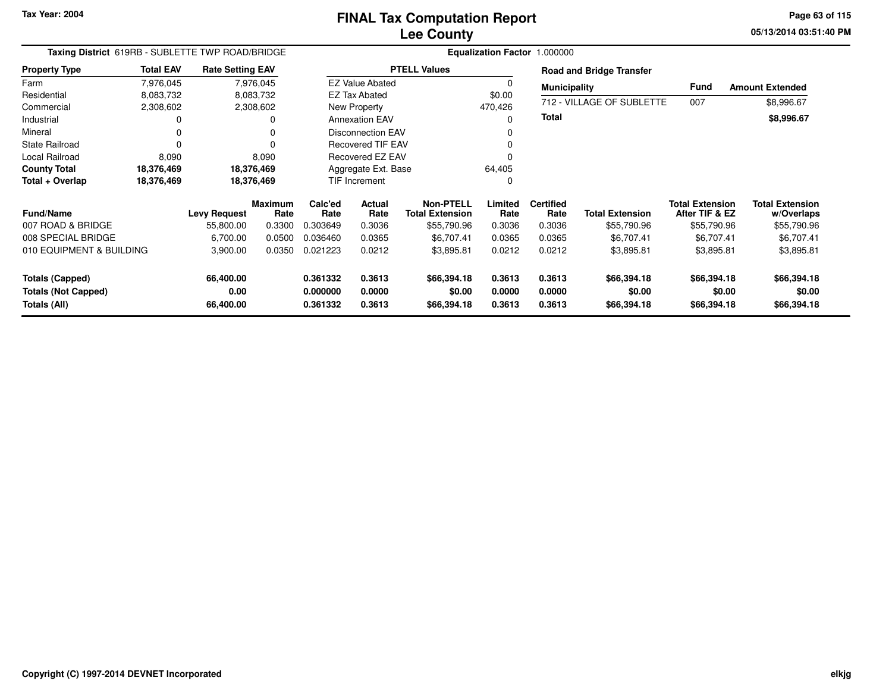# FINAL Tax Computation Report
# Lee County

Tax Year: 2004

05/13/2014 03:51:40 PM

**Taxing District** 619RB - SUBLETTE TWP ROAD/BRIDGE

**Equalization Factor** 1.000000

| Property Type | Total EAV | Rate Setting EAV |
|---|---|---|
| Farm | 7,976,045 | 7,976,045 |
| Residential | 8,083,732 | 8,083,732 |
| Commercial | 2,308,602 | 2,308,602 |
| Industrial | 0 | 0 |
| Mineral | 0 | 0 |
| State Railroad | 0 | 0 |
| Local Railroad | 8,090 | 8,090 |
| **County Total** | **18,376,469** | **18,376,469** |
| **Total + Overlap** | **18,376,469** | **18,376,469** |

| PTELL Values | |
|---|---|
| EZ Value Abated | 0 |
| EZ Tax Abated | $0.00 |
| New Property | 470,426 |
| Annexation EAV | 0 |
| Disconnection EAV | 0 |
| Recovered TIF EAV | 0 |
| Recovered EZ EAV | 0 |
| Aggregate Ext. Base | 64,405 |
| TIF Increment | 0 |

**Road and Bridge Transfer**

| Municipality | Fund | Amount Extended |
|---|---|---|
| 712 - VILLAGE OF SUBLETTE | 007 | $8,996.67 |
| **Total** | | **$8,996.67** |

| Fund/Name | Levy Request | Maximum Rate | Calc'ed Rate | Actual Rate | Non-PTELL Total Extension | Limited Rate | Certified Rate | Total Extension | Total Extension After TIF & EZ | Total Extension w/Overlaps |
|---|---|---|---|---|---|---|---|---|---|---|
| 007 ROAD & BRIDGE | 55,800.00 | 0.3300 | 0.303649 | 0.3036 | $55,790.96 | 0.3036 | 0.3036 | $55,790.96 | $55,790.96 | $55,790.96 |
| 008 SPECIAL BRIDGE | 6,700.00 | 0.0500 | 0.036460 | 0.0365 | $6,707.41 | 0.0365 | 0.0365 | $6,707.41 | $6,707.41 | $6,707.41 |
| 010 EQUIPMENT & BUILDING | 3,900.00 | 0.0350 | 0.021223 | 0.0212 | $3,895.81 | 0.0212 | 0.0212 | $3,895.81 | $3,895.81 | $3,895.81 |
| **Totals (Capped)** | **66,400.00** | | **0.361332** | **0.3613** | **$66,394.18** | **0.3613** | **0.3613** | **$66,394.18** | **$66,394.18** | **$66,394.18** |
| **Totals (Not Capped)** | **0.00** | | **0.000000** | **0.0000** | **$0.00** | **0.0000** | **0.0000** | **$0.00** | **$0.00** | **$0.00** |
| **Totals (All)** | **66,400.00** | | **0.361332** | **0.3613** | **$66,394.18** | **0.3613** | **0.3613** | **$66,394.18** | **$66,394.18** | **$66,394.18** |

Copyright (C) 1997-2014 DEVNET Incorporated

elkjg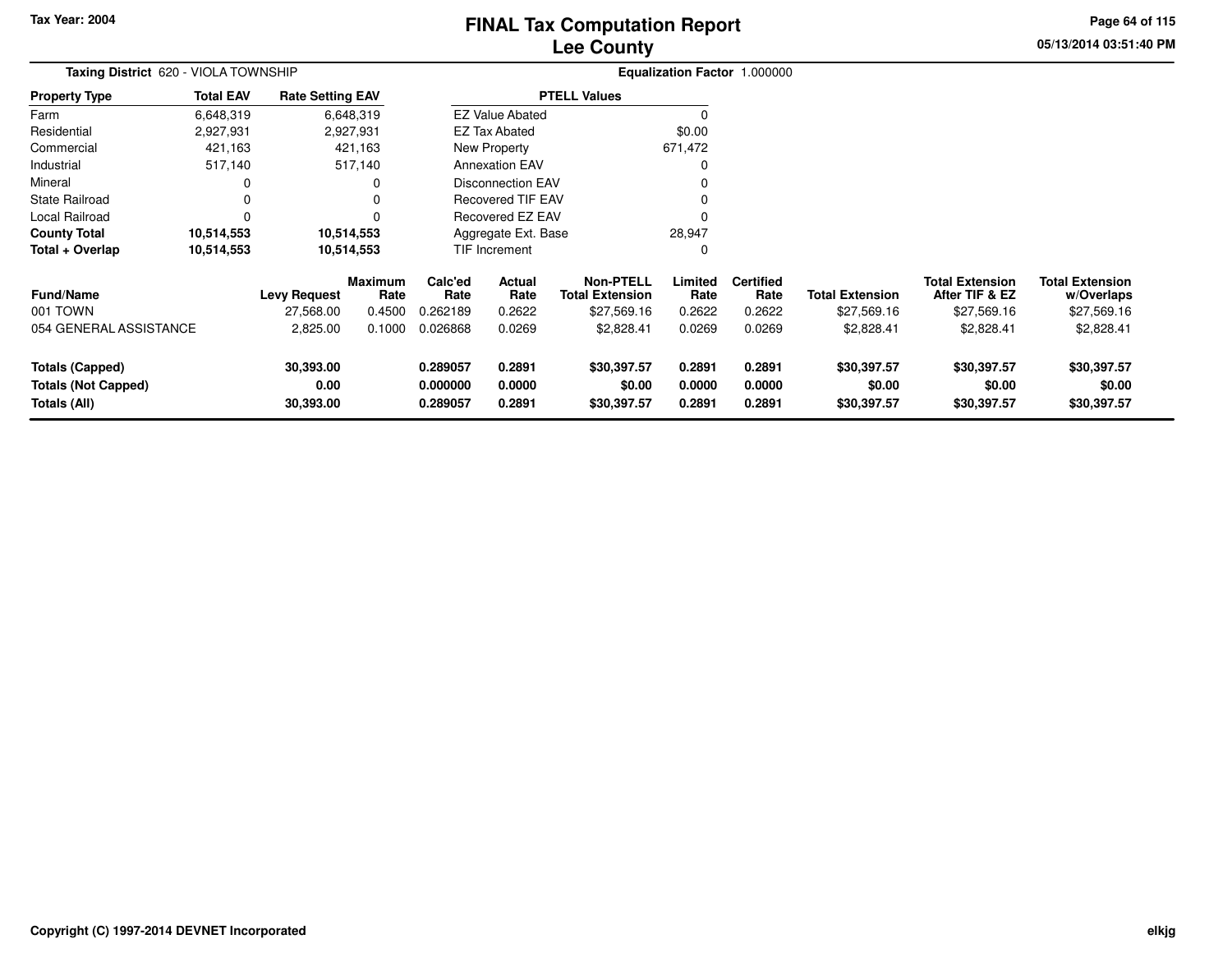Tax Year: 2004

# FINAL Tax Computation Report
# Lee County

05/13/2014 03:51:40 PM

**Taxing District** 620 - VIOLA TOWNSHIP | **Equalization Factor** 1.000000

| Property Type | Total EAV | Rate Setting EAV |
|---|---|---|
| Farm | 6,648,319 | 6,648,319 |
| Residential | 2,927,931 | 2,927,931 |
| Commercial | 421,163 | 421,163 |
| Industrial | 517,140 | 517,140 |
| Mineral | 0 | 0 |
| State Railroad | 0 | 0 |
| Local Railroad | 0 | 0 |
| **County Total** | **10,514,553** | **10,514,553** |
| **Total + Overlap** | **10,514,553** | **10,514,553** |

| PTELL Values | |
|---|---|
| EZ Value Abated | 0 |
| EZ Tax Abated | $0.00 |
| New Property | 671,472 |
| Annexation EAV | 0 |
| Disconnection EAV | 0 |
| Recovered TIF EAV | 0 |
| Recovered EZ EAV | 0 |
| Aggregate Ext. Base | 28,947 |
| TIF Increment | 0 |

| Fund/Name | Levy Request | Maximum Rate | Calc'ed Rate | Actual Rate | Non-PTELL Total Extension | Limited Rate | Certified Rate | Total Extension | Total Extension After TIF & EZ | Total Extension w/Overlaps |
|---|---|---|---|---|---|---|---|---|---|---|
| 001 TOWN | 27,568.00 | 0.4500 | 0.262189 | 0.2622 | $27,569.16 | 0.2622 | 0.2622 | $27,569.16 | $27,569.16 | $27,569.16 |
| 054 GENERAL ASSISTANCE | 2,825.00 | 0.1000 | 0.026868 | 0.0269 | $2,828.41 | 0.0269 | 0.0269 | $2,828.41 | $2,828.41 | $2,828.41 |
| **Totals (Capped)** | **30,393.00** | | **0.289057** | **0.2891** | **$30,397.57** | **0.2891** | **0.2891** | **$30,397.57** | **$30,397.57** | **$30,397.57** |
| **Totals (Not Capped)** | **0.00** | | **0.000000** | **0.0000** | **$0.00** | **0.0000** | **0.0000** | **$0.00** | **$0.00** | **$0.00** |
| **Totals (All)** | **30,393.00** | | **0.289057** | **0.2891** | **$30,397.57** | **0.2891** | **0.2891** | **$30,397.57** | **$30,397.57** | **$30,397.57** |

Copyright (C) 1997-2014 DEVNET Incorporated

elkjg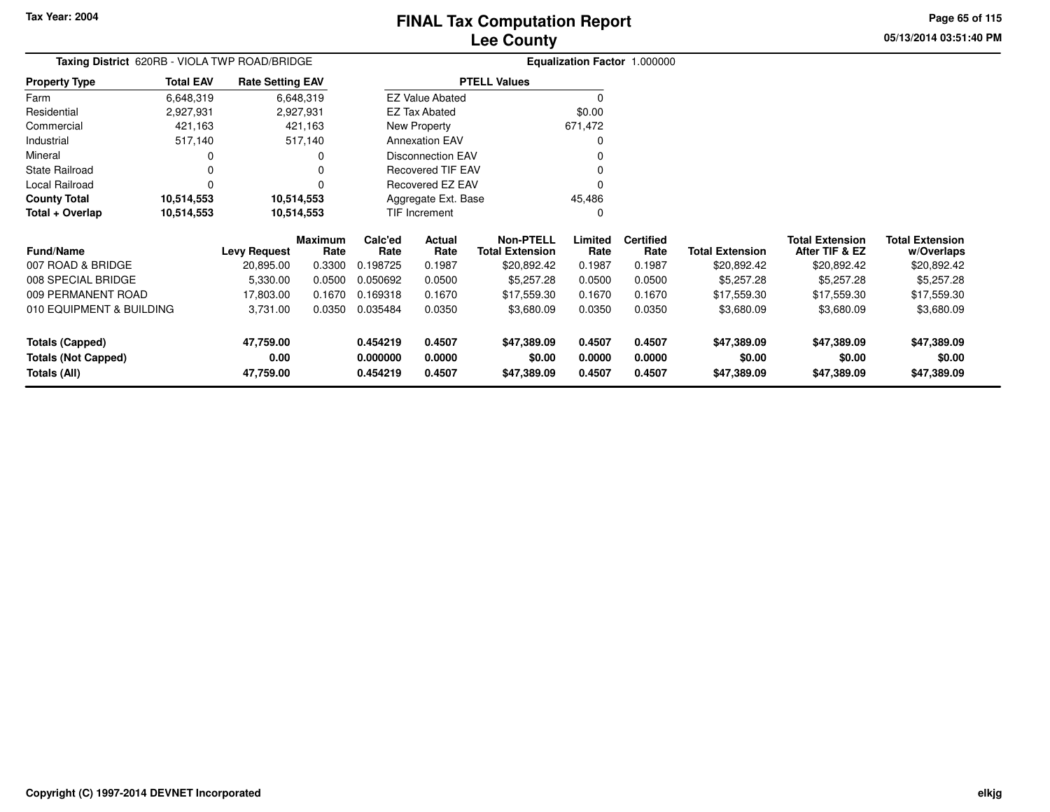# FINAL Tax Computation Report
## Lee County

Tax Year: 2004

05/13/2014 03:51:40 PM

**Taxing District** 620RB - VIOLA TWP ROAD/BRIDGE

**Equalization Factor** 1.000000

| Property Type | Total EAV | Rate Setting EAV |
|---|---|---|
| Farm | 6,648,319 | 6,648,319 |
| Residential | 2,927,931 | 2,927,931 |
| Commercial | 421,163 | 421,163 |
| Industrial | 517,140 | 517,140 |
| Mineral | 0 | 0 |
| State Railroad | 0 | 0 |
| Local Railroad | 0 | 0 |
| **County Total** | **10,514,553** | **10,514,553** |
| **Total + Overlap** | **10,514,553** | **10,514,553** |

| PTELL Values | |
|---|---|
| EZ Value Abated | 0 |
| EZ Tax Abated | $0.00 |
| New Property | 671,472 |
| Annexation EAV | 0 |
| Disconnection EAV | 0 |
| Recovered TIF EAV | 0 |
| Recovered EZ EAV | 0 |
| Aggregate Ext. Base | 45,486 |
| TIF Increment | 0 |

| Fund/Name | Levy Request | Maximum Rate | Calc'ed Rate | Actual Rate | Non-PTELL Total Extension | Limited Rate | Certified Rate | Total Extension | Total Extension After TIF & EZ | Total Extension w/Overlaps |
|---|---|---|---|---|---|---|---|---|---|---|
| 007 ROAD & BRIDGE | 20,895.00 | 0.3300 | 0.198725 | 0.1987 | $20,892.42 | 0.1987 | 0.1987 | $20,892.42 | $20,892.42 | $20,892.42 |
| 008 SPECIAL BRIDGE | 5,330.00 | 0.0500 | 0.050692 | 0.0500 | $5,257.28 | 0.0500 | 0.0500 | $5,257.28 | $5,257.28 | $5,257.28 |
| 009 PERMANENT ROAD | 17,803.00 | 0.1670 | 0.169318 | 0.1670 | $17,559.30 | 0.1670 | 0.1670 | $17,559.30 | $17,559.30 | $17,559.30 |
| 010 EQUIPMENT & BUILDING | 3,731.00 | 0.0350 | 0.035484 | 0.0350 | $3,680.09 | 0.0350 | 0.0350 | $3,680.09 | $3,680.09 | $3,680.09 |
| **Totals (Capped)** | **47,759.00** | | **0.454219** | **0.4507** | **$47,389.09** | **0.4507** | **0.4507** | **$47,389.09** | **$47,389.09** | **$47,389.09** |
| **Totals (Not Capped)** | **0.00** | | **0.000000** | **0.0000** | **$0.00** | **0.0000** | **0.0000** | **$0.00** | **$0.00** | **$0.00** |
| **Totals (All)** | **47,759.00** | | **0.454219** | **0.4507** | **$47,389.09** | **0.4507** | **0.4507** | **$47,389.09** | **$47,389.09** | **$47,389.09** |

Copyright (C) 1997-2014 DEVNET Incorporated

elkjg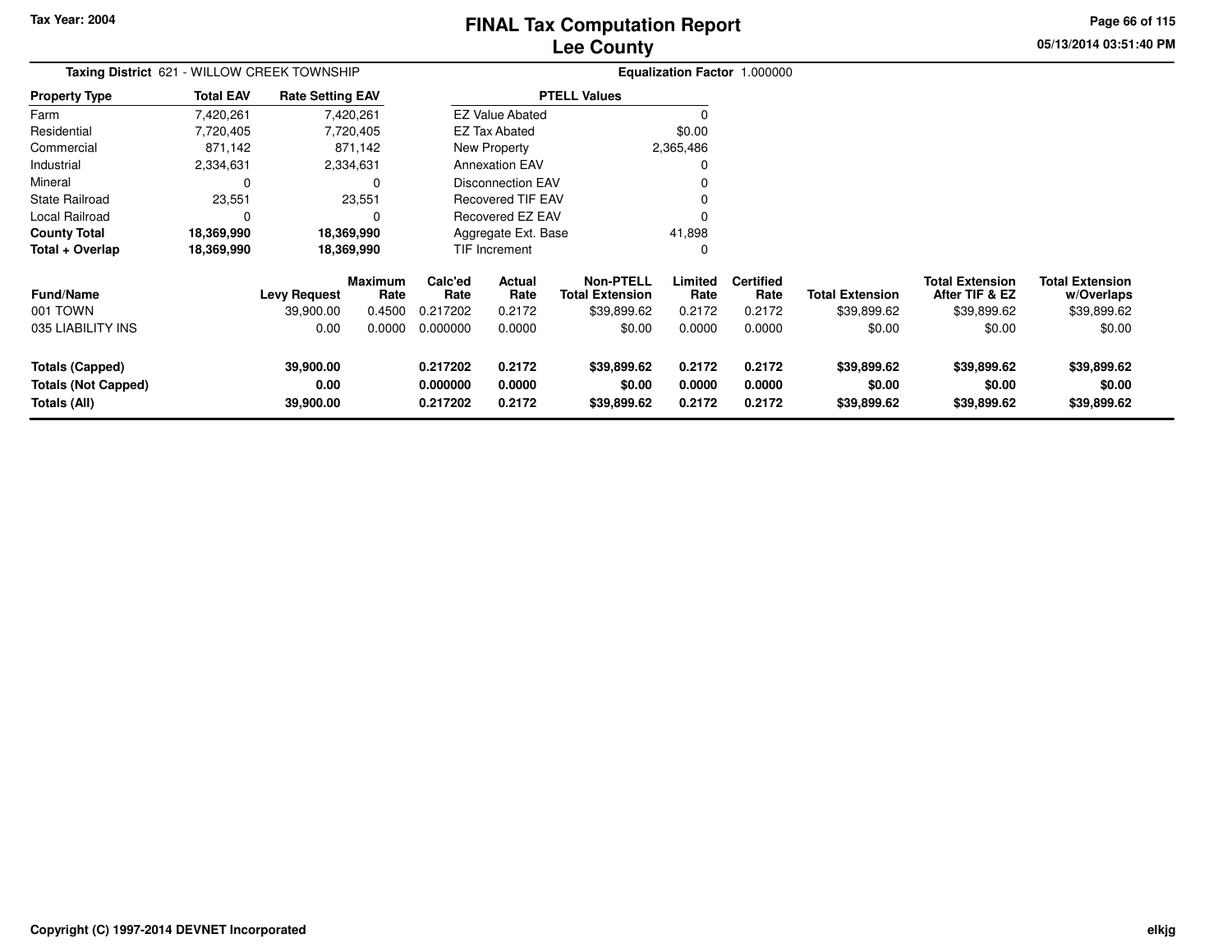# FINAL Tax Computation Report
# Lee County

Tax Year: 2004

05/13/2014 03:51:40 PM

**Taxing District** 621 - WILLOW CREEK TOWNSHIP

**Equalization Factor** 1.000000

| Property Type | Total EAV | Rate Setting EAV |
|---|---|---|
| Farm | 7,420,261 | 7,420,261 |
| Residential | 7,720,405 | 7,720,405 |
| Commercial | 871,142 | 871,142 |
| Industrial | 2,334,631 | 2,334,631 |
| Mineral | 0 | 0 |
| State Railroad | 23,551 | 23,551 |
| Local Railroad | 0 | 0 |
| **County Total** | **18,369,990** | **18,369,990** |
| **Total + Overlap** | **18,369,990** | **18,369,990** |

| PTELL Values | |
|---|---|
| EZ Value Abated | 0 |
| EZ Tax Abated | $0.00 |
| New Property | 2,365,486 |
| Annexation EAV | 0 |
| Disconnection EAV | 0 |
| Recovered TIF EAV | 0 |
| Recovered EZ EAV | 0 |
| Aggregate Ext. Base | 41,898 |
| TIF Increment | 0 |

| Fund/Name | Levy Request | Maximum Rate | Calc'ed Rate | Actual Rate | Non-PTELL Total Extension | Limited Rate | Certified Rate | Total Extension | Total Extension After TIF & EZ | Total Extension w/Overlaps |
|---|---|---|---|---|---|---|---|---|---|---|
| 001 TOWN | 39,900.00 | 0.4500 | 0.217202 | 0.2172 | $39,899.62 | 0.2172 | 0.2172 | $39,899.62 | $39,899.62 | $39,899.62 |
| 035 LIABILITY INS | 0.00 | 0.0000 | 0.000000 | 0.0000 | $0.00 | 0.0000 | 0.0000 | $0.00 | $0.00 | $0.00 |
| **Totals (Capped)** | **39,900.00** | | **0.217202** | **0.2172** | **$39,899.62** | **0.2172** | **0.2172** | **$39,899.62** | **$39,899.62** | **$39,899.62** |
| **Totals (Not Capped)** | **0.00** | | **0.000000** | **0.0000** | **$0.00** | **0.0000** | **0.0000** | **$0.00** | **$0.00** | **$0.00** |
| **Totals (All)** | **39,900.00** | | **0.217202** | **0.2172** | **$39,899.62** | **0.2172** | **0.2172** | **$39,899.62** | **$39,899.62** | **$39,899.62** |

Copyright (C) 1997-2014 DEVNET Incorporated

elkjg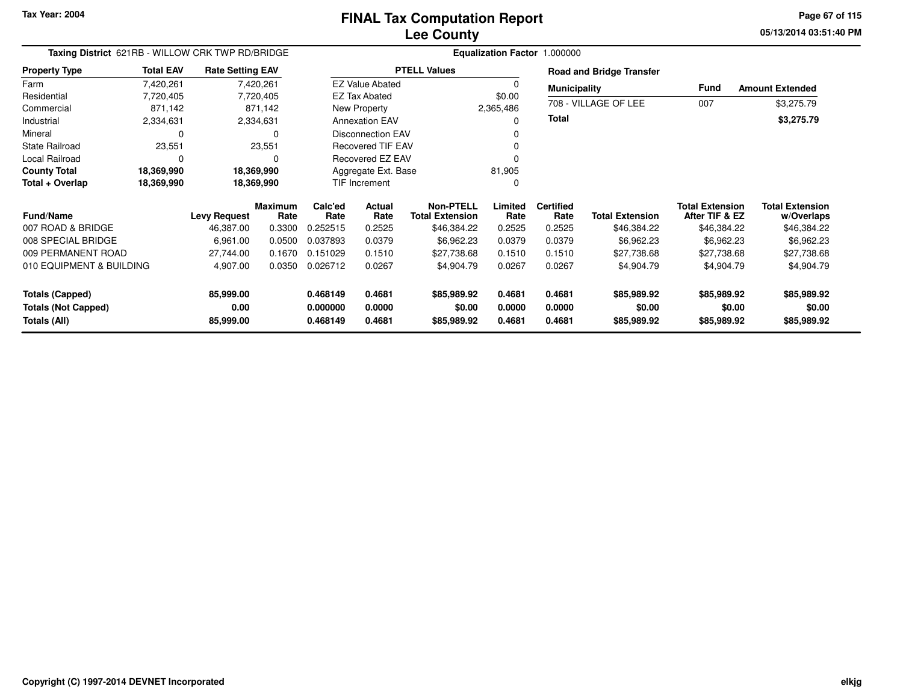# FINAL Tax Computation Report
## Lee County

Tax Year: 2004

**Taxing District** 621RB - WILLOW CRK TWP RD/BRIDGE

**Equalization Factor** 1.000000

| Property Type | Total EAV | Rate Setting EAV |
|---|---|---|
| Farm | 7,420,261 | 7,420,261 |
| Residential | 7,720,405 | 7,720,405 |
| Commercial | 871,142 | 871,142 |
| Industrial | 2,334,631 | 2,334,631 |
| Mineral | 0 | 0 |
| State Railroad | 23,551 | 23,551 |
| Local Railroad | 0 | 0 |
| **County Total** | **18,369,990** | **18,369,990** |
| **Total + Overlap** | **18,369,990** | **18,369,990** |

| PTELL Values | |
|---|---|
| EZ Value Abated | 0 |
| EZ Tax Abated | $0.00 |
| New Property | 2,365,486 |
| Annexation EAV | 0 |
| Disconnection EAV | 0 |
| Recovered TIF EAV | 0 |
| Recovered EZ EAV | 0 |
| Aggregate Ext. Base | 81,905 |
| TIF Increment | 0 |

**Road and Bridge Transfer**

| Municipality | Fund | Amount Extended |
|---|---|---|
| 708 - VILLAGE OF LEE | 007 | $3,275.79 |
| **Total** | | **$3,275.79** |

| Fund/Name | Levy Request | Maximum Rate | Calc'ed Rate | Actual Rate | Non-PTELL Total Extension | Limited Rate | Certified Rate | Total Extension | Total Extension After TIF & EZ | Total Extension w/Overlaps |
|---|---|---|---|---|---|---|---|---|---|---|
| 007 ROAD & BRIDGE | 46,387.00 | 0.3300 | 0.252515 | 0.2525 | $46,384.22 | 0.2525 | 0.2525 | $46,384.22 | $46,384.22 | $46,384.22 |
| 008 SPECIAL BRIDGE | 6,961.00 | 0.0500 | 0.037893 | 0.0379 | $6,962.23 | 0.0379 | 0.0379 | $6,962.23 | $6,962.23 | $6,962.23 |
| 009 PERMANENT ROAD | 27,744.00 | 0.1670 | 0.151029 | 0.1510 | $27,738.68 | 0.1510 | 0.1510 | $27,738.68 | $27,738.68 | $27,738.68 |
| 010 EQUIPMENT & BUILDING | 4,907.00 | 0.0350 | 0.026712 | 0.0267 | $4,904.79 | 0.0267 | 0.0267 | $4,904.79 | $4,904.79 | $4,904.79 |
| **Totals (Capped)** | **85,999.00** | | **0.468149** | **0.4681** | **$85,989.92** | **0.4681** | **0.4681** | **$85,989.92** | **$85,989.92** | **$85,989.92** |
| **Totals (Not Capped)** | **0.00** | | **0.000000** | **0.0000** | **$0.00** | **0.0000** | **0.0000** | **$0.00** | **$0.00** | **$0.00** |
| **Totals (All)** | **85,999.00** | | **0.468149** | **0.4681** | **$85,989.92** | **0.4681** | **0.4681** | **$85,989.92** | **$85,989.92** | **$85,989.92** |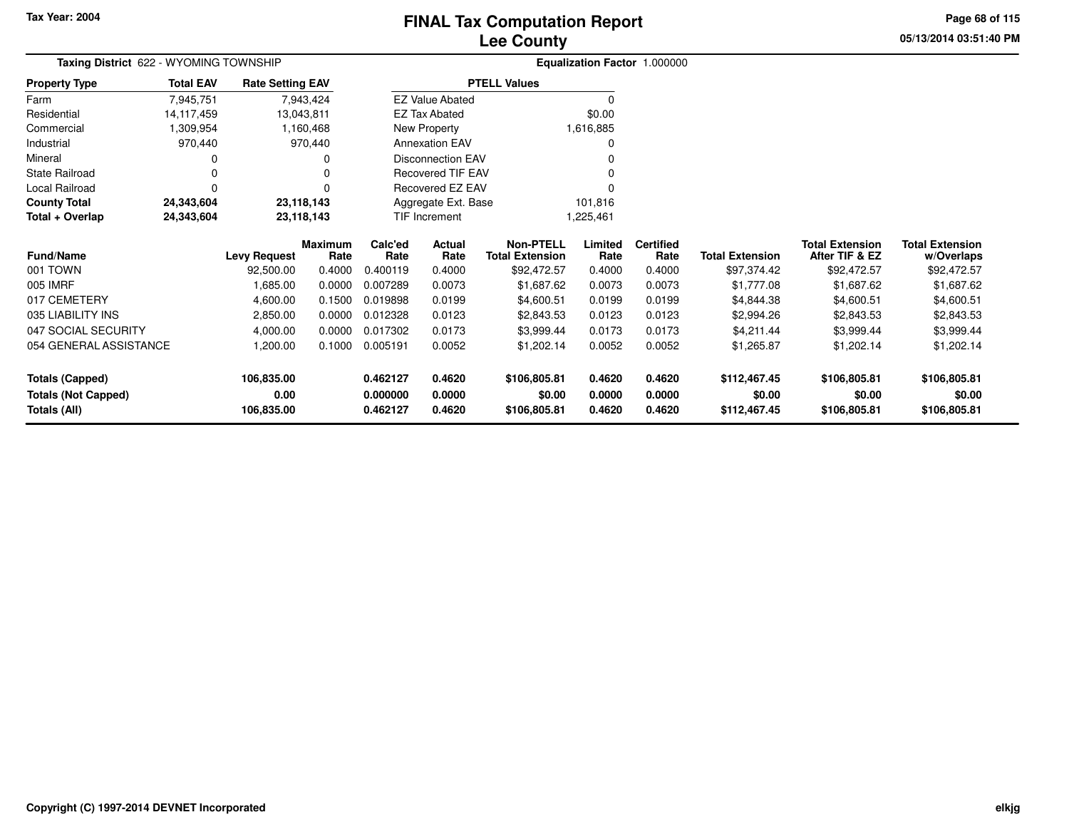Tax Year: 2004

# FINAL Tax Computation Report
## Lee County

05/13/2014 03:51:40 PM

**Taxing District** 622 - WYOMING TOWNSHIP

**Equalization Factor** 1.000000

| Property Type | Total EAV | Rate Setting EAV |
|---|---|---|
| Farm | 7,945,751 | 7,943,424 |
| Residential | 14,117,459 | 13,043,811 |
| Commercial | 1,309,954 | 1,160,468 |
| Industrial | 970,440 | 970,440 |
| Mineral | 0 | 0 |
| State Railroad | 0 | 0 |
| Local Railroad | 0 | 0 |
| **County Total** | **24,343,604** | **23,118,143** |
| **Total + Overlap** | **24,343,604** | **23,118,143** |

| PTELL Values | |
|---|---|
| EZ Value Abated | 0 |
| EZ Tax Abated | $0.00 |
| New Property | 1,616,885 |
| Annexation EAV | 0 |
| Disconnection EAV | 0 |
| Recovered TIF EAV | 0 |
| Recovered EZ EAV | 0 |
| Aggregate Ext. Base | 101,816 |
| TIF Increment | 1,225,461 |

| Fund/Name | Levy Request | Maximum Rate | Calc'ed Rate | Actual Rate | Non-PTELL Total Extension | Limited Rate | Certified Rate | Total Extension | Total Extension After TIF & EZ | Total Extension w/Overlaps |
|---|---|---|---|---|---|---|---|---|---|---|
| 001 TOWN | 92,500.00 | 0.4000 | 0.400119 | 0.4000 | $92,472.57 | 0.4000 | 0.4000 | $97,374.42 | $92,472.57 | $92,472.57 |
| 005 IMRF | 1,685.00 | 0.0000 | 0.007289 | 0.0073 | $1,687.62 | 0.0073 | 0.0073 | $1,777.08 | $1,687.62 | $1,687.62 |
| 017 CEMETERY | 4,600.00 | 0.1500 | 0.019898 | 0.0199 | $4,600.51 | 0.0199 | 0.0199 | $4,844.38 | $4,600.51 | $4,600.51 |
| 035 LIABILITY INS | 2,850.00 | 0.0000 | 0.012328 | 0.0123 | $2,843.53 | 0.0123 | 0.0123 | $2,994.26 | $2,843.53 | $2,843.53 |
| 047 SOCIAL SECURITY | 4,000.00 | 0.0000 | 0.017302 | 0.0173 | $3,999.44 | 0.0173 | 0.0173 | $4,211.44 | $3,999.44 | $3,999.44 |
| 054 GENERAL ASSISTANCE | 1,200.00 | 0.1000 | 0.005191 | 0.0052 | $1,202.14 | 0.0052 | 0.0052 | $1,265.87 | $1,202.14 | $1,202.14 |
| **Totals (Capped)** | **106,835.00** | | **0.462127** | **0.4620** | **$106,805.81** | **0.4620** | **0.4620** | **$112,467.45** | **$106,805.81** | **$106,805.81** |
| **Totals (Not Capped)** | **0.00** | | **0.000000** | **0.0000** | **$0.00** | **0.0000** | **0.0000** | **$0.00** | **$0.00** | **$0.00** |
| **Totals (All)** | **106,835.00** | | **0.462127** | **0.4620** | **$106,805.81** | **0.4620** | **0.4620** | **$112,467.45** | **$106,805.81** | **$106,805.81** |

Copyright (C) 1997-2014 DEVNET Incorporated

elkjg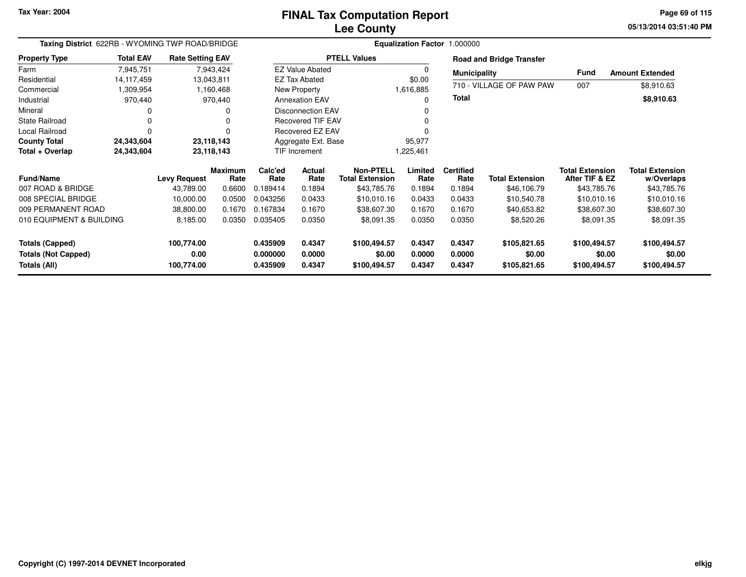# FINAL Tax Computation Report
## Lee County

Tax Year: 2004

**Taxing District** 622RB - WYOMING TWP ROAD/BRIDGE **Equalization Factor** 1.000000

| Property Type | Total EAV | Rate Setting EAV |
|---|---|---|
| Farm | 7,945,751 | 7,943,424 |
| Residential | 14,117,459 | 13,043,811 |
| Commercial | 1,309,954 | 1,160,468 |
| Industrial | 970,440 | 970,440 |
| Mineral | 0 | 0 |
| State Railroad | 0 | 0 |
| Local Railroad | 0 | 0 |
| **County Total** | **24,343,604** | **23,118,143** |
| **Total + Overlap** | **24,343,604** | **23,118,143** |

| PTELL Values | |
|---|---|
| EZ Value Abated | 0 |
| EZ Tax Abated | $0.00 |
| New Property | 1,616,885 |
| Annexation EAV | 0 |
| Disconnection EAV | 0 |
| Recovered TIF EAV | 0 |
| Recovered EZ EAV | 0 |
| Aggregate Ext. Base | 95,977 |
| TIF Increment | 1,225,461 |

**Road and Bridge Transfer**

| Municipality | Fund | Amount Extended |
|---|---|---|
| 710 - VILLAGE OF PAW PAW | 007 | $8,910.63 |
| **Total** | | **$8,910.63** |

| Fund/Name | Levy Request | Maximum Rate | Calc'ed Rate | Actual Rate | Non-PTELL Total Extension | Limited Rate | Certified Rate | Total Extension | Total Extension After TIF & EZ | Total Extension w/Overlaps |
|---|---|---|---|---|---|---|---|---|---|---|
| 007 ROAD & BRIDGE | 43,789.00 | 0.6600 | 0.189414 | 0.1894 | $43,785.76 | 0.1894 | 0.1894 | $46,106.79 | $43,785.76 | $43,785.76 |
| 008 SPECIAL BRIDGE | 10,000.00 | 0.0500 | 0.043256 | 0.0433 | $10,010.16 | 0.0433 | 0.0433 | $10,540.78 | $10,010.16 | $10,010.16 |
| 009 PERMANENT ROAD | 38,800.00 | 0.1670 | 0.167834 | 0.1670 | $38,607.30 | 0.1670 | 0.1670 | $40,653.82 | $38,607.30 | $38,607.30 |
| 010 EQUIPMENT & BUILDING | 8,185.00 | 0.0350 | 0.035405 | 0.0350 | $8,091.35 | 0.0350 | 0.0350 | $8,520.26 | $8,091.35 | $8,091.35 |
| **Totals (Capped)** | **100,774.00** | | **0.435909** | **0.4347** | **$100,494.57** | **0.4347** | **0.4347** | **$105,821.65** | **$100,494.57** | **$100,494.57** |
| **Totals (Not Capped)** | **0.00** | | **0.000000** | **0.0000** | **$0.00** | **0.0000** | **0.0000** | **$0.00** | **$0.00** | **$0.00** |
| **Totals (All)** | **100,774.00** | | **0.435909** | **0.4347** | **$100,494.57** | **0.4347** | **0.4347** | **$105,821.65** | **$100,494.57** | **$100,494.57** |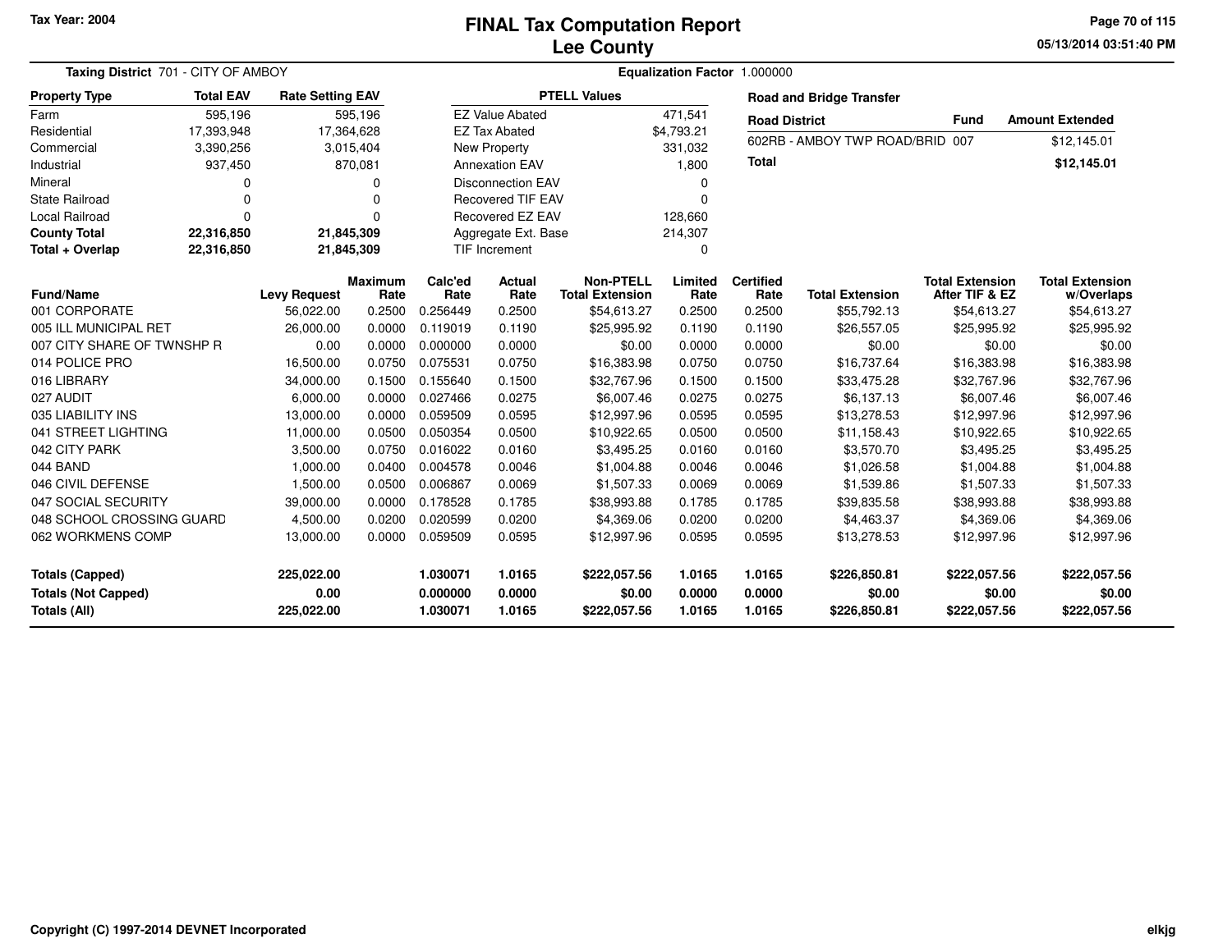Tax Year: 2004

# FINAL Tax Computation Report
## Lee County

**Taxing District** 701 - CITY OF AMBOY — **Equalization Factor** 1.000000

| Property Type | Total EAV | Rate Setting EAV |
|---|---|---|
| Farm | 595,196 | 595,196 |
| Residential | 17,393,948 | 17,364,628 |
| Commercial | 3,390,256 | 3,015,404 |
| Industrial | 937,450 | 870,081 |
| Mineral | 0 | 0 |
| State Railroad | 0 | 0 |
| Local Railroad | 0 | 0 |
| **County Total** | **22,316,850** | **21,845,309** |
| **Total + Overlap** | **22,316,850** | **21,845,309** |

| PTELL Values | |
|---|---|
| EZ Value Abated | 471,541 |
| EZ Tax Abated | $4,793.21 |
| New Property | 331,032 |
| Annexation EAV | 1,800 |
| Disconnection EAV | 0 |
| Recovered TIF EAV | 0 |
| Recovered EZ EAV | 128,660 |
| Aggregate Ext. Base | 214,307 |
| TIF Increment | 0 |

**Road and Bridge Transfer**

| Road District | Fund | Amount Extended |
|---|---|---|
| 602RB - AMBOY TWP ROAD/BRID | 007 | $12,145.01 |
| **Total** | | **$12,145.01** |

| Fund/Name | Levy Request | Maximum Rate | Calc'ed Rate | Actual Rate | Non-PTELL Total Extension | Limited Rate | Certified Rate | Total Extension | Total Extension After TIF & EZ | Total Extension w/Overlaps |
|---|---|---|---|---|---|---|---|---|---|---|
| 001 CORPORATE | 56,022.00 | 0.2500 | 0.256449 | 0.2500 | $54,613.27 | 0.2500 | 0.2500 | $55,792.13 | $54,613.27 | $54,613.27 |
| 005 ILL MUNICIPAL RET | 26,000.00 | 0.0000 | 0.119019 | 0.1190 | $25,995.92 | 0.1190 | 0.1190 | $26,557.05 | $25,995.92 | $25,995.92 |
| 007 CITY SHARE OF TWNSHP R | 0.00 | 0.0000 | 0.000000 | 0.0000 | $0.00 | 0.0000 | 0.0000 | $0.00 | $0.00 | $0.00 |
| 014 POLICE PRO | 16,500.00 | 0.0750 | 0.075531 | 0.0750 | $16,383.98 | 0.0750 | 0.0750 | $16,737.64 | $16,383.98 | $16,383.98 |
| 016 LIBRARY | 34,000.00 | 0.1500 | 0.155640 | 0.1500 | $32,767.96 | 0.1500 | 0.1500 | $33,475.28 | $32,767.96 | $32,767.96 |
| 027 AUDIT | 6,000.00 | 0.0000 | 0.027466 | 0.0275 | $6,007.46 | 0.0275 | 0.0275 | $6,137.13 | $6,007.46 | $6,007.46 |
| 035 LIABILITY INS | 13,000.00 | 0.0000 | 0.059509 | 0.0595 | $12,997.96 | 0.0595 | 0.0595 | $13,278.53 | $12,997.96 | $12,997.96 |
| 041 STREET LIGHTING | 11,000.00 | 0.0500 | 0.050354 | 0.0500 | $10,922.65 | 0.0500 | 0.0500 | $11,158.43 | $10,922.65 | $10,922.65 |
| 042 CITY PARK | 3,500.00 | 0.0750 | 0.016022 | 0.0160 | $3,495.25 | 0.0160 | 0.0160 | $3,570.70 | $3,495.25 | $3,495.25 |
| 044 BAND | 1,000.00 | 0.0400 | 0.004578 | 0.0046 | $1,004.88 | 0.0046 | 0.0046 | $1,026.58 | $1,004.88 | $1,004.88 |
| 046 CIVIL DEFENSE | 1,500.00 | 0.0500 | 0.006867 | 0.0069 | $1,507.33 | 0.0069 | 0.0069 | $1,539.86 | $1,507.33 | $1,507.33 |
| 047 SOCIAL SECURITY | 39,000.00 | 0.0000 | 0.178528 | 0.1785 | $38,993.88 | 0.1785 | 0.1785 | $39,835.58 | $38,993.88 | $38,993.88 |
| 048 SCHOOL CROSSING GUARD | 4,500.00 | 0.0200 | 0.020599 | 0.0200 | $4,369.06 | 0.0200 | 0.0200 | $4,463.37 | $4,369.06 | $4,369.06 |
| 062 WORKMENS COMP | 13,000.00 | 0.0000 | 0.059509 | 0.0595 | $12,997.96 | 0.0595 | 0.0595 | $13,278.53 | $12,997.96 | $12,997.96 |
| **Totals (Capped)** | **225,022.00** | | **1.030071** | **1.0165** | **$222,057.56** | **1.0165** | **1.0165** | **$226,850.81** | **$222,057.56** | **$222,057.56** |
| **Totals (Not Capped)** | **0.00** | | **0.000000** | **0.0000** | **$0.00** | **0.0000** | **0.0000** | **$0.00** | **$0.00** | **$0.00** |
| **Totals (All)** | **225,022.00** | | **1.030071** | **1.0165** | **$222,057.56** | **1.0165** | **1.0165** | **$226,850.81** | **$222,057.56** | **$222,057.56** |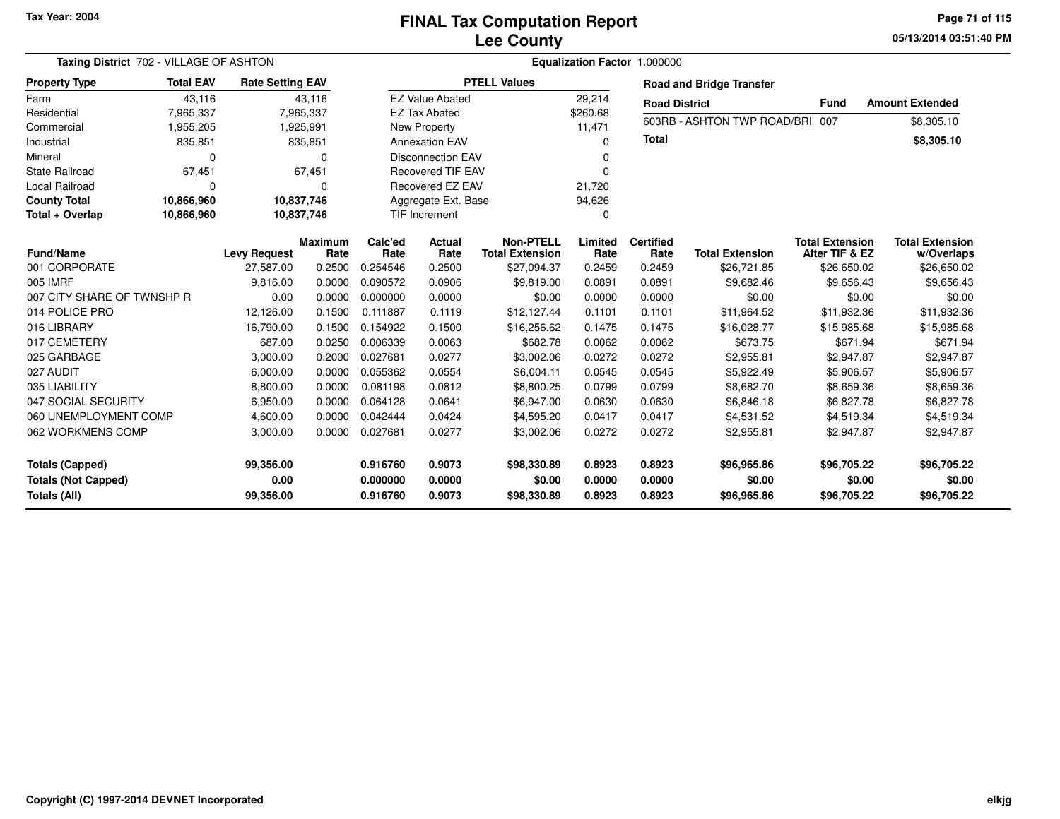Tax Year: 2004

# FINAL Tax Computation Report
## Lee County

05/13/2014 03:51:40 PM

**Taxing District** 702 - VILLAGE OF ASHTON

**Equalization Factor** 1.000000

| Property Type | Total EAV | Rate Setting EAV |
|---|---|---|
| Farm | 43,116 | 43,116 |
| Residential | 7,965,337 | 7,965,337 |
| Commercial | 1,955,205 | 1,925,991 |
| Industrial | 835,851 | 835,851 |
| Mineral | 0 | 0 |
| State Railroad | 67,451 | 67,451 |
| Local Railroad | 0 | 0 |
| **County Total** | **10,866,960** | **10,837,746** |
| **Total + Overlap** | **10,866,960** | **10,837,746** |

| PTELL Values | |
|---|---|
| EZ Value Abated | 29,214 |
| EZ Tax Abated | $260.68 |
| New Property | 11,471 |
| Annexation EAV | 0 |
| Disconnection EAV | 0 |
| Recovered TIF EAV | 0 |
| Recovered EZ EAV | 21,720 |
| Aggregate Ext. Base | 94,626 |
| TIF Increment | 0 |

**Road and Bridge Transfer**

| Road District | Fund | Amount Extended |
|---|---|---|
| 603RB - ASHTON TWP ROAD/BRI | 007 | $8,305.10 |
| **Total** | | **$8,305.10** |

| Fund/Name | Levy Request | Maximum Rate | Calc'ed Rate | Actual Rate | Non-PTELL Total Extension | Limited Rate | Certified Rate | Total Extension | Total Extension After TIF & EZ | Total Extension w/Overlaps |
|---|---|---|---|---|---|---|---|---|---|---|
| 001 CORPORATE | 27,587.00 | 0.2500 | 0.254546 | 0.2500 | $27,094.37 | 0.2459 | 0.2459 | $26,721.85 | $26,650.02 | $26,650.02 |
| 005 IMRF | 9,816.00 | 0.0000 | 0.090572 | 0.0906 | $9,819.00 | 0.0891 | 0.0891 | $9,682.46 | $9,656.43 | $9,656.43 |
| 007 CITY SHARE OF TWNSHP R | 0.00 | 0.0000 | 0.000000 | 0.0000 | $0.00 | 0.0000 | 0.0000 | $0.00 | $0.00 | $0.00 |
| 014 POLICE PRO | 12,126.00 | 0.1500 | 0.111887 | 0.1119 | $12,127.44 | 0.1101 | 0.1101 | $11,964.52 | $11,932.36 | $11,932.36 |
| 016 LIBRARY | 16,790.00 | 0.1500 | 0.154922 | 0.1500 | $16,256.62 | 0.1475 | 0.1475 | $16,028.77 | $15,985.68 | $15,985.68 |
| 017 CEMETERY | 687.00 | 0.0250 | 0.006339 | 0.0063 | $682.78 | 0.0062 | 0.0062 | $673.75 | $671.94 | $671.94 |
| 025 GARBAGE | 3,000.00 | 0.2000 | 0.027681 | 0.0277 | $3,002.06 | 0.0272 | 0.0272 | $2,955.81 | $2,947.87 | $2,947.87 |
| 027 AUDIT | 6,000.00 | 0.0000 | 0.055362 | 0.0554 | $6,004.11 | 0.0545 | 0.0545 | $5,922.49 | $5,906.57 | $5,906.57 |
| 035 LIABILITY | 8,800.00 | 0.0000 | 0.081198 | 0.0812 | $8,800.25 | 0.0799 | 0.0799 | $8,682.70 | $8,659.36 | $8,659.36 |
| 047 SOCIAL SECURITY | 6,950.00 | 0.0000 | 0.064128 | 0.0641 | $6,947.00 | 0.0630 | 0.0630 | $6,846.18 | $6,827.78 | $6,827.78 |
| 060 UNEMPLOYMENT COMP | 4,600.00 | 0.0000 | 0.042444 | 0.0424 | $4,595.20 | 0.0417 | 0.0417 | $4,531.52 | $4,519.34 | $4,519.34 |
| 062 WORKMENS COMP | 3,000.00 | 0.0000 | 0.027681 | 0.0277 | $3,002.06 | 0.0272 | 0.0272 | $2,955.81 | $2,947.87 | $2,947.87 |
| **Totals (Capped)** | **99,356.00** | | **0.916760** | **0.9073** | **$98,330.89** | **0.8923** | **0.8923** | **$96,965.86** | **$96,705.22** | **$96,705.22** |
| **Totals (Not Capped)** | **0.00** | | **0.000000** | **0.0000** | **$0.00** | **0.0000** | **0.0000** | **$0.00** | **$0.00** | **$0.00** |
| **Totals (All)** | **99,356.00** | | **0.916760** | **0.9073** | **$98,330.89** | **0.8923** | **0.8923** | **$96,965.86** | **$96,705.22** | **$96,705.22** |

Copyright (C) 1997-2014 DEVNET Incorporated

elkjg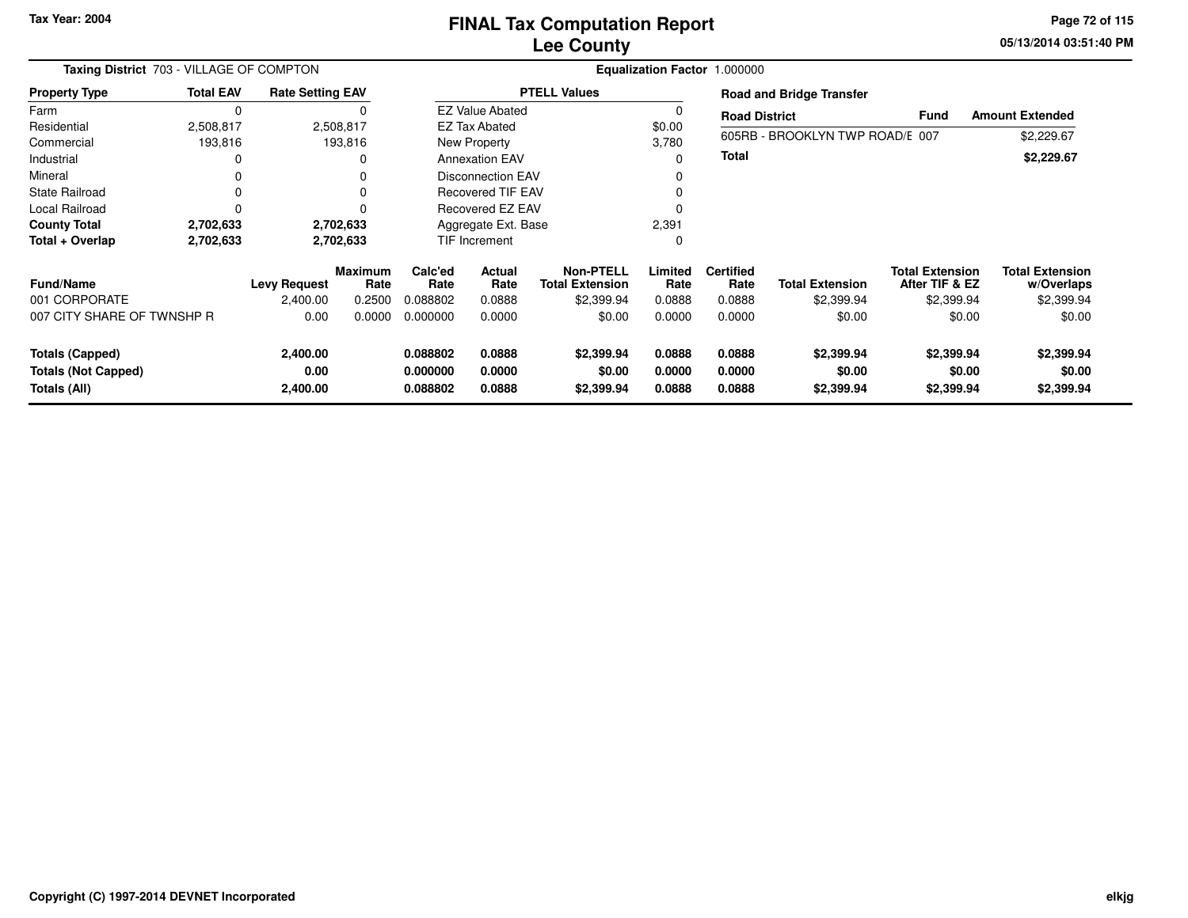# FINAL Tax Computation Report
# Lee County

Tax Year: 2004

**Taxing District** 703 - VILLAGE OF COMPTON

**Equalization Factor** 1.000000

| Property Type | Total EAV | Rate Setting EAV |
|---|---|---|
| Farm | 0 | 0 |
| Residential | 2,508,817 | 2,508,817 |
| Commercial | 193,816 | 193,816 |
| Industrial | 0 | 0 |
| Mineral | 0 | 0 |
| State Railroad | 0 | 0 |
| Local Railroad | 0 | 0 |
| **County Total** | **2,702,633** | **2,702,633** |
| **Total + Overlap** | **2,702,633** | **2,702,633** |

| PTELL Values | |
|---|---|
| EZ Value Abated | 0 |
| EZ Tax Abated | $0.00 |
| New Property | 3,780 |
| Annexation EAV | 0 |
| Disconnection EAV | 0 |
| Recovered TIF EAV | 0 |
| Recovered EZ EAV | 0 |
| Aggregate Ext. Base | 2,391 |
| TIF Increment | 0 |

**Road and Bridge Transfer**

| Road District | Fund | Amount Extended |
|---|---|---|
| 605RB - BROOKLYN TWP ROAD/E | 007 | $2,229.67 |
| **Total** | | **$2,229.67** |

| Fund/Name | Levy Request | Maximum Rate | Calc'ed Rate | Actual Rate | Non-PTELL Total Extension | Limited Rate | Certified Rate | Total Extension | Total Extension After TIF & EZ | Total Extension w/Overlaps |
|---|---|---|---|---|---|---|---|---|---|---|
| 001 CORPORATE | 2,400.00 | 0.2500 | 0.088802 | 0.0888 | $2,399.94 | 0.0888 | 0.0888 | $2,399.94 | $2,399.94 | $2,399.94 |
| 007 CITY SHARE OF TWNSHP R | 0.00 | 0.0000 | 0.000000 | 0.0000 | $0.00 | 0.0000 | 0.0000 | $0.00 | $0.00 | $0.00 |
| **Totals (Capped)** | **2,400.00** | | **0.088802** | **0.0888** | **$2,399.94** | **0.0888** | **0.0888** | **$2,399.94** | **$2,399.94** | **$2,399.94** |
| **Totals (Not Capped)** | **0.00** | | **0.000000** | **0.0000** | **$0.00** | **0.0000** | **0.0000** | **$0.00** | **$0.00** | **$0.00** |
| **Totals (All)** | **2,400.00** | | **0.088802** | **0.0888** | **$2,399.94** | **0.0888** | **0.0888** | **$2,399.94** | **$2,399.94** | **$2,399.94** |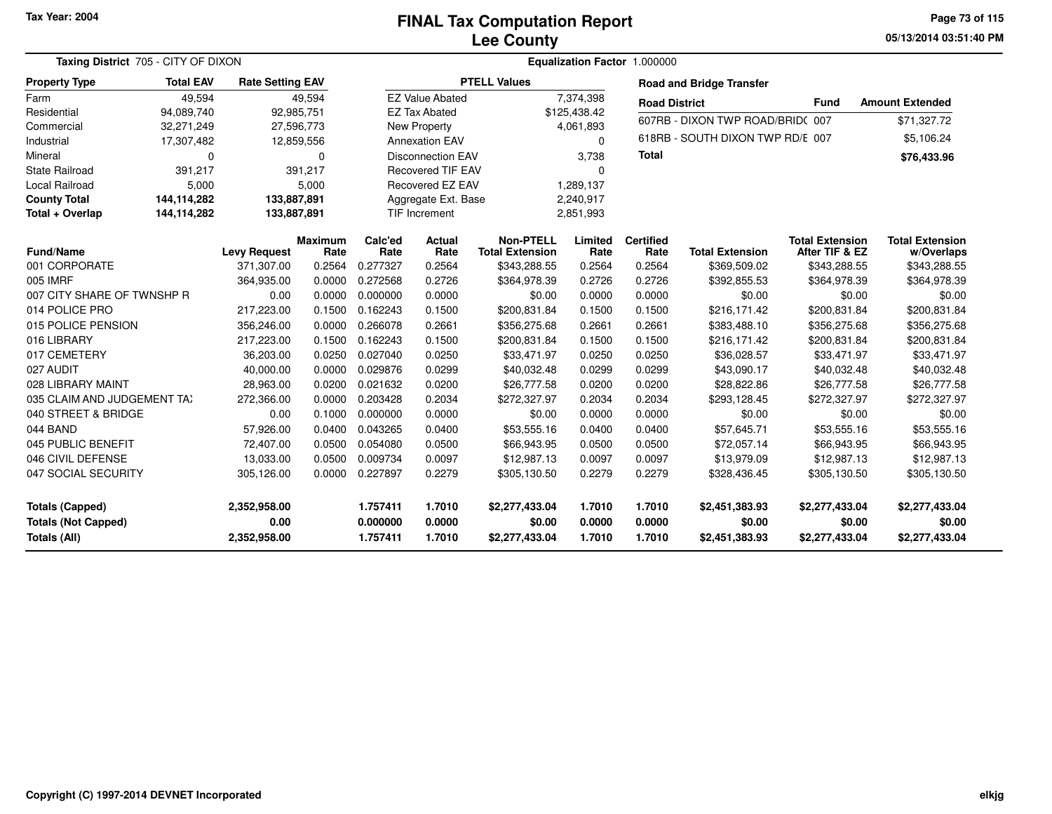Tax Year: 2004

# FINAL Tax Computation Report
## Lee County

05/13/2014 03:51:40 PM

**Taxing District** 705 - CITY OF DIXON

**Equalization Factor** 1.000000

| Property Type | Total EAV | Rate Setting EAV |
|---|---|---|
| Farm | 49,594 | 49,594 |
| Residential | 94,089,740 | 92,985,751 |
| Commercial | 32,271,249 | 27,596,773 |
| Industrial | 17,307,482 | 12,859,556 |
| Mineral | 0 | 0 |
| State Railroad | 391,217 | 391,217 |
| Local Railroad | 5,000 | 5,000 |
| **County Total** | **144,114,282** | **133,887,891** |
| **Total + Overlap** | **144,114,282** | **133,887,891** |

| PTELL Values | |
|---|---|
| EZ Value Abated | 7,374,398 |
| EZ Tax Abated | $125,438.42 |
| New Property | 4,061,893 |
| Annexation EAV | 0 |
| Disconnection EAV | 3,738 |
| Recovered TIF EAV | 0 |
| Recovered EZ EAV | 1,289,137 |
| Aggregate Ext. Base | 2,240,917 |
| TIF Increment | 2,851,993 |

**Road and Bridge Transfer**

| Road District | Fund | Amount Extended |
|---|---|---|
| 607RB - DIXON TWP ROAD/BRID( | 007 | $71,327.72 |
| 618RB - SOUTH DIXON TWP RD/E | 007 | $5,106.24 |
| **Total** | | **$76,433.96** |

| Fund/Name | Levy Request | Maximum Rate | Calc'ed Rate | Actual Rate | Non-PTELL Total Extension | Limited Rate | Certified Rate | Total Extension | Total Extension After TIF & EZ | Total Extension w/Overlaps |
|---|---|---|---|---|---|---|---|---|---|---|
| 001 CORPORATE | 371,307.00 | 0.2564 | 0.277327 | 0.2564 | $343,288.55 | 0.2564 | 0.2564 | $369,509.02 | $343,288.55 | $343,288.55 |
| 005 IMRF | 364,935.00 | 0.0000 | 0.272568 | 0.2726 | $364,978.39 | 0.2726 | 0.2726 | $392,855.53 | $364,978.39 | $364,978.39 |
| 007 CITY SHARE OF TWNSHP R | 0.00 | 0.0000 | 0.000000 | 0.0000 | $0.00 | 0.0000 | 0.0000 | $0.00 | $0.00 | $0.00 |
| 014 POLICE PRO | 217,223.00 | 0.1500 | 0.162243 | 0.1500 | $200,831.84 | 0.1500 | 0.1500 | $216,171.42 | $200,831.84 | $200,831.84 |
| 015 POLICE PENSION | 356,246.00 | 0.0000 | 0.266078 | 0.2661 | $356,275.68 | 0.2661 | 0.2661 | $383,488.10 | $356,275.68 | $356,275.68 |
| 016 LIBRARY | 217,223.00 | 0.1500 | 0.162243 | 0.1500 | $200,831.84 | 0.1500 | 0.1500 | $216,171.42 | $200,831.84 | $200,831.84 |
| 017 CEMETERY | 36,203.00 | 0.0250 | 0.027040 | 0.0250 | $33,471.97 | 0.0250 | 0.0250 | $36,028.57 | $33,471.97 | $33,471.97 |
| 027 AUDIT | 40,000.00 | 0.0000 | 0.029876 | 0.0299 | $40,032.48 | 0.0299 | 0.0299 | $43,090.17 | $40,032.48 | $40,032.48 |
| 028 LIBRARY MAINT | 28,963.00 | 0.0200 | 0.021632 | 0.0200 | $26,777.58 | 0.0200 | 0.0200 | $28,822.86 | $26,777.58 | $26,777.58 |
| 035 CLAIM AND JUDGEMENT TA) | 272,366.00 | 0.0000 | 0.203428 | 0.2034 | $272,327.97 | 0.2034 | 0.2034 | $293,128.45 | $272,327.97 | $272,327.97 |
| 040 STREET & BRIDGE | 0.00 | 0.1000 | 0.000000 | 0.0000 | $0.00 | 0.0000 | 0.0000 | $0.00 | $0.00 | $0.00 |
| 044 BAND | 57,926.00 | 0.0400 | 0.043265 | 0.0400 | $53,555.16 | 0.0400 | 0.0400 | $57,645.71 | $53,555.16 | $53,555.16 |
| 045 PUBLIC BENEFIT | 72,407.00 | 0.0500 | 0.054080 | 0.0500 | $66,943.95 | 0.0500 | 0.0500 | $72,057.14 | $66,943.95 | $66,943.95 |
| 046 CIVIL DEFENSE | 13,033.00 | 0.0500 | 0.009734 | 0.0097 | $12,987.13 | 0.0097 | 0.0097 | $13,979.09 | $12,987.13 | $12,987.13 |
| 047 SOCIAL SECURITY | 305,126.00 | 0.0000 | 0.227897 | 0.2279 | $305,130.50 | 0.2279 | 0.2279 | $328,436.45 | $305,130.50 | $305,130.50 |
| **Totals (Capped)** | **2,352,958.00** | | **1.757411** | **1.7010** | **$2,277,433.04** | **1.7010** | **1.7010** | **$2,451,383.93** | **$2,277,433.04** | **$2,277,433.04** |
| **Totals (Not Capped)** | **0.00** | | **0.000000** | **0.0000** | **$0.00** | **0.0000** | **0.0000** | **$0.00** | **$0.00** | **$0.00** |
| **Totals (All)** | **2,352,958.00** | | **1.757411** | **1.7010** | **$2,277,433.04** | **1.7010** | **1.7010** | **$2,451,383.93** | **$2,277,433.04** | **$2,277,433.04** |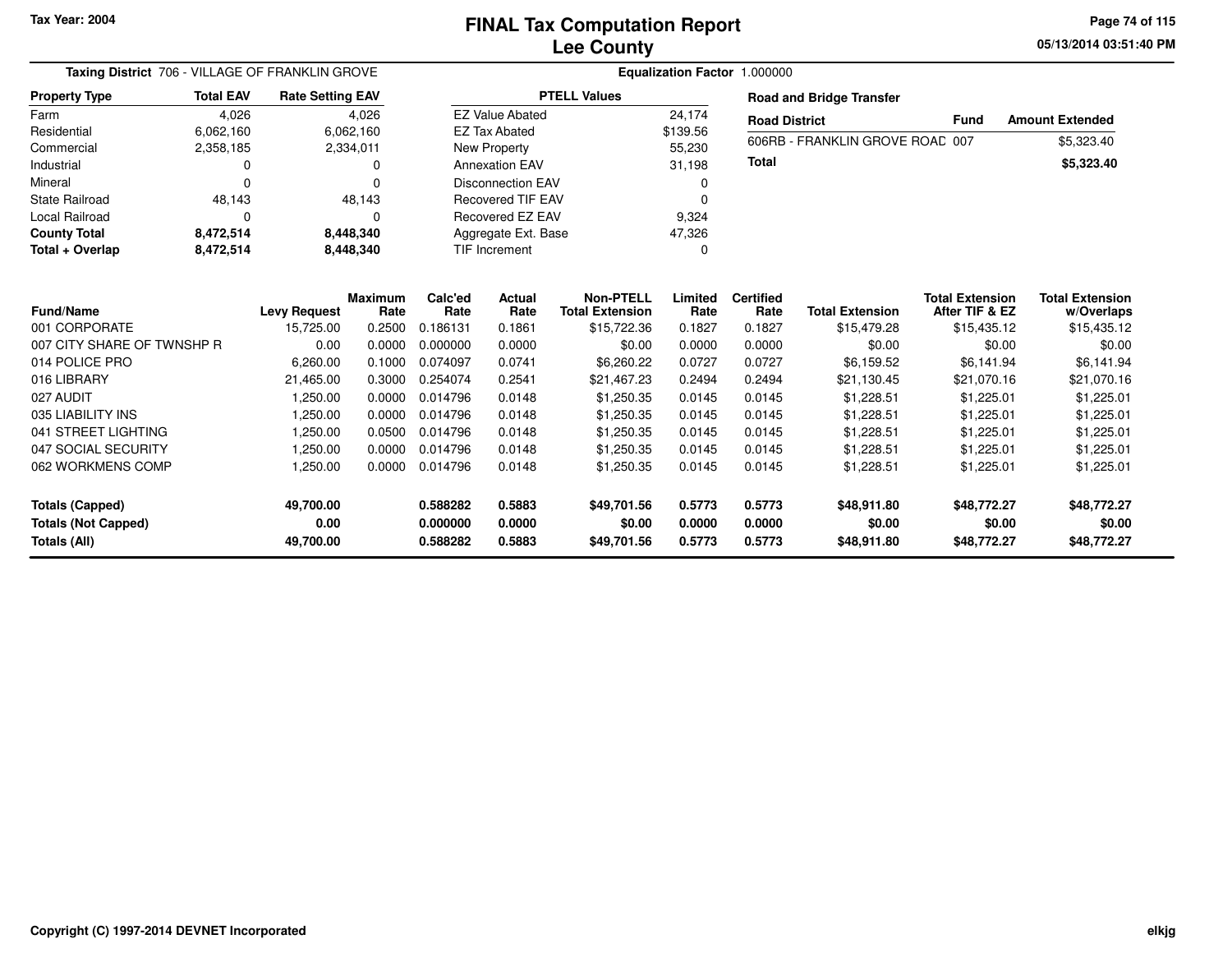**Tax Year: 2004**

# FINAL Tax Computation Report
## Lee County

05/13/2014 03:51:40 PM

**Taxing District** 706 - VILLAGE OF FRANKLIN GROVE

**Equalization Factor** 1.000000

| Property Type | Total EAV | Rate Setting EAV |
|---|---|---|
| Farm | 4,026 | 4,026 |
| Residential | 6,062,160 | 6,062,160 |
| Commercial | 2,358,185 | 2,334,011 |
| Industrial | 0 | 0 |
| Mineral | 0 | 0 |
| State Railroad | 48,143 | 48,143 |
| Local Railroad | 0 | 0 |
| **County Total** | **8,472,514** | **8,448,340** |
| **Total + Overlap** | **8,472,514** | **8,448,340** |

| PTELL Values | |
|---|---|
| EZ Value Abated | 24,174 |
| EZ Tax Abated | $139.56 |
| New Property | 55,230 |
| Annexation EAV | 31,198 |
| Disconnection EAV | 0 |
| Recovered TIF EAV | 0 |
| Recovered EZ EAV | 9,324 |
| Aggregate Ext. Base | 47,326 |
| TIF Increment | 0 |

**Road and Bridge Transfer**

| Road District | Fund | Amount Extended |
|---|---|---|
| 606RB - FRANKLIN GROVE ROAD | 007 | $5,323.40 |
| **Total** | | **$5,323.40** |

| Fund/Name | Levy Request | Maximum Rate | Calc'ed Rate | Actual Rate | Non-PTELL Total Extension | Limited Rate | Certified Rate | Total Extension | Total Extension After TIF & EZ | Total Extension w/Overlaps |
|---|---|---|---|---|---|---|---|---|---|---|
| 001 CORPORATE | 15,725.00 | 0.2500 | 0.186131 | 0.1861 | $15,722.36 | 0.1827 | 0.1827 | $15,479.28 | $15,435.12 | $15,435.12 |
| 007 CITY SHARE OF TWNSHP R | 0.00 | 0.0000 | 0.000000 | 0.0000 | $0.00 | 0.0000 | 0.0000 | $0.00 | $0.00 | $0.00 |
| 014 POLICE PRO | 6,260.00 | 0.1000 | 0.074097 | 0.0741 | $6,260.22 | 0.0727 | 0.0727 | $6,159.52 | $6,141.94 | $6,141.94 |
| 016 LIBRARY | 21,465.00 | 0.3000 | 0.254074 | 0.2541 | $21,467.23 | 0.2494 | 0.2494 | $21,130.45 | $21,070.16 | $21,070.16 |
| 027 AUDIT | 1,250.00 | 0.0000 | 0.014796 | 0.0148 | $1,250.35 | 0.0145 | 0.0145 | $1,228.51 | $1,225.01 | $1,225.01 |
| 035 LIABILITY INS | 1,250.00 | 0.0000 | 0.014796 | 0.0148 | $1,250.35 | 0.0145 | 0.0145 | $1,228.51 | $1,225.01 | $1,225.01 |
| 041 STREET LIGHTING | 1,250.00 | 0.0500 | 0.014796 | 0.0148 | $1,250.35 | 0.0145 | 0.0145 | $1,228.51 | $1,225.01 | $1,225.01 |
| 047 SOCIAL SECURITY | 1,250.00 | 0.0000 | 0.014796 | 0.0148 | $1,250.35 | 0.0145 | 0.0145 | $1,228.51 | $1,225.01 | $1,225.01 |
| 062 WORKMENS COMP | 1,250.00 | 0.0000 | 0.014796 | 0.0148 | $1,250.35 | 0.0145 | 0.0145 | $1,228.51 | $1,225.01 | $1,225.01 |
| **Totals (Capped)** | **49,700.00** | | **0.588282** | **0.5883** | **$49,701.56** | **0.5773** | **0.5773** | **$48,911.80** | **$48,772.27** | **$48,772.27** |
| **Totals (Not Capped)** | **0.00** | | **0.000000** | **0.0000** | **$0.00** | **0.0000** | **0.0000** | **$0.00** | **$0.00** | **$0.00** |
| **Totals (All)** | **49,700.00** | | **0.588282** | **0.5883** | **$49,701.56** | **0.5773** | **0.5773** | **$48,911.80** | **$48,772.27** | **$48,772.27** |

**Copyright (C) 1997-2014 DEVNET Incorporated** elkjg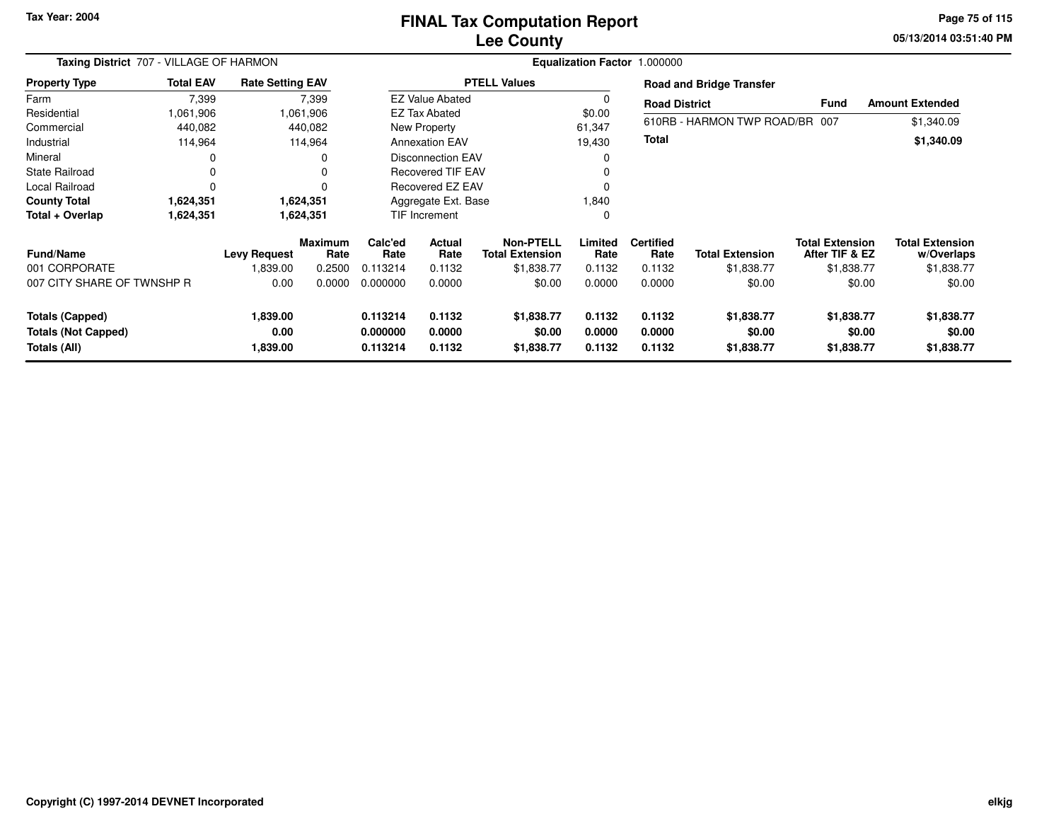# FINAL Tax Computation Report
## Lee County

Tax Year: 2004

05/13/2014 03:51:40 PM

**Taxing District** 707 - VILLAGE OF HARMON

**Equalization Factor** 1.000000

| Property Type | Total EAV | Rate Setting EAV |
|---|---|---|
| Farm | 7,399 | 7,399 |
| Residential | 1,061,906 | 1,061,906 |
| Commercial | 440,082 | 440,082 |
| Industrial | 114,964 | 114,964 |
| Mineral | 0 | 0 |
| State Railroad | 0 | 0 |
| Local Railroad | 0 | 0 |
| **County Total** | **1,624,351** | **1,624,351** |
| **Total + Overlap** | **1,624,351** | **1,624,351** |

| PTELL Values | |
|---|---|
| EZ Value Abated | 0 |
| EZ Tax Abated | $0.00 |
| New Property | 61,347 |
| Annexation EAV | 19,430 |
| Disconnection EAV | 0 |
| Recovered TIF EAV | 0 |
| Recovered EZ EAV | 0 |
| Aggregate Ext. Base | 1,840 |
| TIF Increment | 0 |

**Road and Bridge Transfer**

| Road District | Fund | Amount Extended |
|---|---|---|
| 610RB - HARMON TWP ROAD/BR | 007 | $1,340.09 |
| **Total** | | **$1,340.09** |

| Fund/Name | Levy Request | Maximum Rate | Calc'ed Rate | Actual Rate | Non-PTELL Total Extension | Limited Rate | Certified Rate | Total Extension | Total Extension After TIF & EZ | Total Extension w/Overlaps |
|---|---|---|---|---|---|---|---|---|---|---|
| 001 CORPORATE | 1,839.00 | 0.2500 | 0.113214 | 0.1132 | $1,838.77 | 0.1132 | 0.1132 | $1,838.77 | $1,838.77 | $1,838.77 |
| 007 CITY SHARE OF TWNSHP R | 0.00 | 0.0000 | 0.000000 | 0.0000 | $0.00 | 0.0000 | 0.0000 | $0.00 | $0.00 | $0.00 |
| **Totals (Capped)** | **1,839.00** | | **0.113214** | **0.1132** | **$1,838.77** | **0.1132** | **0.1132** | **$1,838.77** | **$1,838.77** | **$1,838.77** |
| **Totals (Not Capped)** | **0.00** | | **0.000000** | **0.0000** | **$0.00** | **0.0000** | **0.0000** | **$0.00** | **$0.00** | **$0.00** |
| **Totals (All)** | **1,839.00** | | **0.113214** | **0.1132** | **$1,838.77** | **0.1132** | **0.1132** | **$1,838.77** | **$1,838.77** | **$1,838.77** |

Copyright (C) 1997-2014 DEVNET Incorporated

elkjg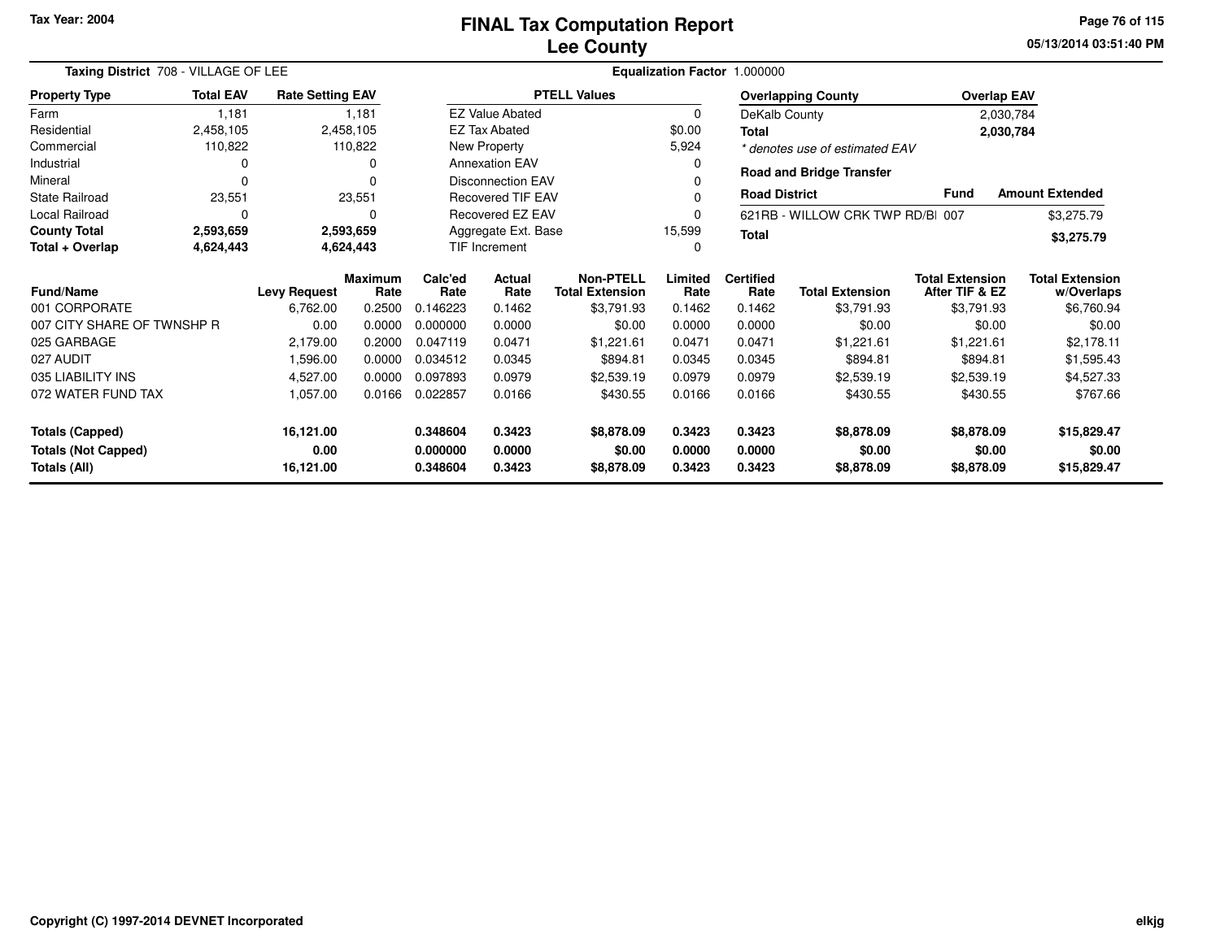Tax Year: 2004

# FINAL Tax Computation Report
## Lee County

05/13/2014 03:51:40 PM

**Taxing District** 708 - VILLAGE OF LEE

**Equalization Factor** 1.000000

| Property Type | Total EAV | Rate Setting EAV |
|---|---|---|
| Farm | 1,181 | 1,181 |
| Residential | 2,458,105 | 2,458,105 |
| Commercial | 110,822 | 110,822 |
| Industrial | 0 | 0 |
| Mineral | 0 | 0 |
| State Railroad | 23,551 | 23,551 |
| Local Railroad | 0 | 0 |
| **County Total** | **2,593,659** | **2,593,659** |
| **Total + Overlap** | **4,624,443** | **4,624,443** |

| PTELL Values | |
|---|---|
| EZ Value Abated | 0 |
| EZ Tax Abated | $0.00 |
| New Property | 5,924 |
| Annexation EAV | 0 |
| Disconnection EAV | 0 |
| Recovered TIF EAV | 0 |
| Recovered EZ EAV | 0 |
| Aggregate Ext. Base | 15,599 |
| TIF Increment | 0 |

| Overlapping County | Overlap EAV |
|---|---|
| DeKalb County | 2,030,784 |
| **Total** | **2,030,784** |

*\* denotes use of estimated EAV*

**Road and Bridge Transfer**

| Road District | Fund | Amount Extended |
|---|---|---|
| 621RB - WILLOW CRK TWP RD/BI | 007 | $3,275.79 |
| **Total** | | **$3,275.79** |

| Fund/Name | Levy Request | Maximum Rate | Calc'ed Rate | Actual Rate | Non-PTELL Total Extension | Limited Rate | Certified Rate | Total Extension | Total Extension After TIF & EZ | Total Extension w/Overlaps |
|---|---|---|---|---|---|---|---|---|---|---|
| 001 CORPORATE | 6,762.00 | 0.2500 | 0.146223 | 0.1462 | $3,791.93 | 0.1462 | 0.1462 | $3,791.93 | $3,791.93 | $6,760.94 |
| 007 CITY SHARE OF TWNSHP R | 0.00 | 0.0000 | 0.000000 | 0.0000 | $0.00 | 0.0000 | 0.0000 | $0.00 | $0.00 | $0.00 |
| 025 GARBAGE | 2,179.00 | 0.2000 | 0.047119 | 0.0471 | $1,221.61 | 0.0471 | 0.0471 | $1,221.61 | $1,221.61 | $2,178.11 |
| 027 AUDIT | 1,596.00 | 0.0000 | 0.034512 | 0.0345 | $894.81 | 0.0345 | 0.0345 | $894.81 | $894.81 | $1,595.43 |
| 035 LIABILITY INS | 4,527.00 | 0.0000 | 0.097893 | 0.0979 | $2,539.19 | 0.0979 | 0.0979 | $2,539.19 | $2,539.19 | $4,527.33 |
| 072 WATER FUND TAX | 1,057.00 | 0.0166 | 0.022857 | 0.0166 | $430.55 | 0.0166 | 0.0166 | $430.55 | $430.55 | $767.66 |
| **Totals (Capped)** | **16,121.00** | | **0.348604** | **0.3423** | **$8,878.09** | **0.3423** | **0.3423** | **$8,878.09** | **$8,878.09** | **$15,829.47** |
| **Totals (Not Capped)** | **0.00** | | **0.000000** | **0.0000** | **$0.00** | **0.0000** | **0.0000** | **$0.00** | **$0.00** | **$0.00** |
| **Totals (All)** | **16,121.00** | | **0.348604** | **0.3423** | **$8,878.09** | **0.3423** | **0.3423** | **$8,878.09** | **$8,878.09** | **$15,829.47** |

Copyright (C) 1997-2014 DEVNET Incorporated

elkjg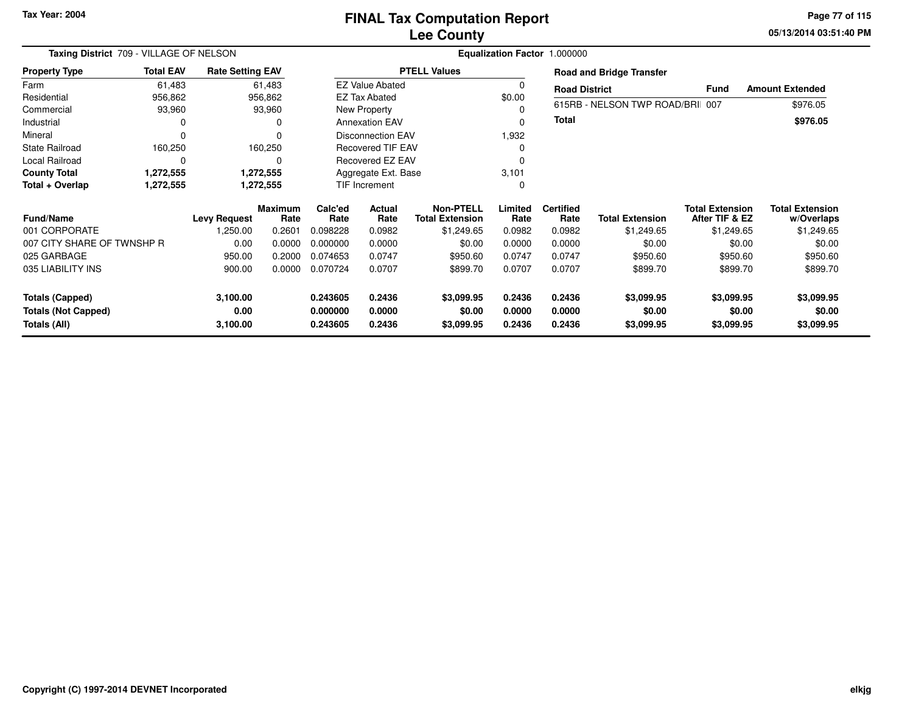Tax Year: 2004

# FINAL Tax Computation Report
## Lee County

05/13/2014 03:51:40 PM

**Taxing District** 709 - VILLAGE OF NELSON

**Equalization Factor** 1.000000

| Property Type | Total EAV | Rate Setting EAV |
|---|---|---|
| Farm | 61,483 | 61,483 |
| Residential | 956,862 | 956,862 |
| Commercial | 93,960 | 93,960 |
| Industrial | 0 | 0 |
| Mineral | 0 | 0 |
| State Railroad | 160,250 | 160,250 |
| Local Railroad | 0 | 0 |
| **County Total** | **1,272,555** | **1,272,555** |
| **Total + Overlap** | **1,272,555** | **1,272,555** |

| PTELL Values | |
|---|---|
| EZ Value Abated | 0 |
| EZ Tax Abated | $0.00 |
| New Property | 0 |
| Annexation EAV | 0 |
| Disconnection EAV | 1,932 |
| Recovered TIF EAV | 0 |
| Recovered EZ EAV | 0 |
| Aggregate Ext. Base | 3,101 |
| TIF Increment | 0 |

**Road and Bridge Transfer**

| Road District | Fund | Amount Extended |
|---|---|---|
| 615RB - NELSON TWP ROAD/BRI | 007 | $976.05 |
| **Total** | | **$976.05** |

| Fund/Name | Levy Request | Maximum Rate | Calc'ed Rate | Actual Rate | Non-PTELL Total Extension | Limited Rate | Certified Rate | Total Extension | Total Extension After TIF & EZ | Total Extension w/Overlaps |
|---|---|---|---|---|---|---|---|---|---|---|
| 001 CORPORATE | 1,250.00 | 0.2601 | 0.098228 | 0.0982 | $1,249.65 | 0.0982 | 0.0982 | $1,249.65 | $1,249.65 | $1,249.65 |
| 007 CITY SHARE OF TWNSHP R | 0.00 | 0.0000 | 0.000000 | 0.0000 | $0.00 | 0.0000 | 0.0000 | $0.00 | $0.00 | $0.00 |
| 025 GARBAGE | 950.00 | 0.2000 | 0.074653 | 0.0747 | $950.60 | 0.0747 | 0.0747 | $950.60 | $950.60 | $950.60 |
| 035 LIABILITY INS | 900.00 | 0.0000 | 0.070724 | 0.0707 | $899.70 | 0.0707 | 0.0707 | $899.70 | $899.70 | $899.70 |
| **Totals (Capped)** | **3,100.00** | | **0.243605** | **0.2436** | **$3,099.95** | **0.2436** | **0.2436** | **$3,099.95** | **$3,099.95** | **$3,099.95** |
| **Totals (Not Capped)** | **0.00** | | **0.000000** | **0.0000** | **$0.00** | **0.0000** | **0.0000** | **$0.00** | **$0.00** | **$0.00** |
| **Totals (All)** | **3,100.00** | | **0.243605** | **0.2436** | **$3,099.95** | **0.2436** | **0.2436** | **$3,099.95** | **$3,099.95** | **$3,099.95** |

Copyright (C) 1997-2014 DEVNET Incorporated

elkjg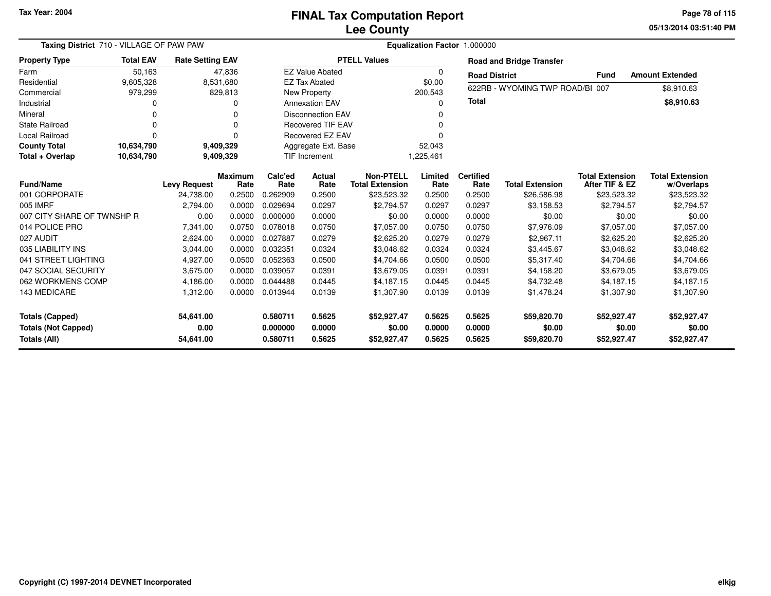# FINAL Tax Computation Report
## Lee County

Tax Year: 2004

05/13/2014 03:51:40 PM

**Taxing District** 710 - VILLAGE OF PAW PAW

**Equalization Factor** 1.000000

| Property Type | Total EAV | Rate Setting EAV |
|---|---|---|
| Farm | 50,163 | 47,836 |
| Residential | 9,605,328 | 8,531,680 |
| Commercial | 979,299 | 829,813 |
| Industrial | 0 | 0 |
| Mineral | 0 | 0 |
| State Railroad | 0 | 0 |
| Local Railroad | 0 | 0 |
| **County Total** | **10,634,790** | **9,409,329** |
| **Total + Overlap** | **10,634,790** | **9,409,329** |

| PTELL Values | |
|---|---|
| EZ Value Abated | 0 |
| EZ Tax Abated | $0.00 |
| New Property | 200,543 |
| Annexation EAV | 0 |
| Disconnection EAV | 0 |
| Recovered TIF EAV | 0 |
| Recovered EZ EAV | 0 |
| Aggregate Ext. Base | 52,043 |
| TIF Increment | 1,225,461 |

**Road and Bridge Transfer**

| Road District | Fund | Amount Extended |
|---|---|---|
| 622RB - WYOMING TWP ROAD/BI | 007 | $8,910.63 |
| **Total** | | **$8,910.63** |

| Fund/Name | Levy Request | Maximum Rate | Calc'ed Rate | Actual Rate | Non-PTELL Total Extension | Limited Rate | Certified Rate | Total Extension | Total Extension After TIF & EZ | Total Extension w/Overlaps |
|---|---|---|---|---|---|---|---|---|---|---|
| 001 CORPORATE | 24,738.00 | 0.2500 | 0.262909 | 0.2500 | $23,523.32 | 0.2500 | 0.2500 | $26,586.98 | $23,523.32 | $23,523.32 |
| 005 IMRF | 2,794.00 | 0.0000 | 0.029694 | 0.0297 | $2,794.57 | 0.0297 | 0.0297 | $3,158.53 | $2,794.57 | $2,794.57 |
| 007 CITY SHARE OF TWNSHP R | 0.00 | 0.0000 | 0.000000 | 0.0000 | $0.00 | 0.0000 | 0.0000 | $0.00 | $0.00 | $0.00 |
| 014 POLICE PRO | 7,341.00 | 0.0750 | 0.078018 | 0.0750 | $7,057.00 | 0.0750 | 0.0750 | $7,976.09 | $7,057.00 | $7,057.00 |
| 027 AUDIT | 2,624.00 | 0.0000 | 0.027887 | 0.0279 | $2,625.20 | 0.0279 | 0.0279 | $2,967.11 | $2,625.20 | $2,625.20 |
| 035 LIABILITY INS | 3,044.00 | 0.0000 | 0.032351 | 0.0324 | $3,048.62 | 0.0324 | 0.0324 | $3,445.67 | $3,048.62 | $3,048.62 |
| 041 STREET LIGHTING | 4,927.00 | 0.0500 | 0.052363 | 0.0500 | $4,704.66 | 0.0500 | 0.0500 | $5,317.40 | $4,704.66 | $4,704.66 |
| 047 SOCIAL SECURITY | 3,675.00 | 0.0000 | 0.039057 | 0.0391 | $3,679.05 | 0.0391 | 0.0391 | $4,158.20 | $3,679.05 | $3,679.05 |
| 062 WORKMENS COMP | 4,186.00 | 0.0000 | 0.044488 | 0.0445 | $4,187.15 | 0.0445 | 0.0445 | $4,732.48 | $4,187.15 | $4,187.15 |
| 143 MEDICARE | 1,312.00 | 0.0000 | 0.013944 | 0.0139 | $1,307.90 | 0.0139 | 0.0139 | $1,478.24 | $1,307.90 | $1,307.90 |
| **Totals (Capped)** | **54,641.00** | | **0.580711** | **0.5625** | **$52,927.47** | **0.5625** | **0.5625** | **$59,820.70** | **$52,927.47** | **$52,927.47** |
| **Totals (Not Capped)** | **0.00** | | **0.000000** | **0.0000** | **$0.00** | **0.0000** | **0.0000** | **$0.00** | **$0.00** | **$0.00** |
| **Totals (All)** | **54,641.00** | | **0.580711** | **0.5625** | **$52,927.47** | **0.5625** | **0.5625** | **$59,820.70** | **$52,927.47** | **$52,927.47** |

Copyright (C) 1997-2014 DEVNET Incorporated

elkjg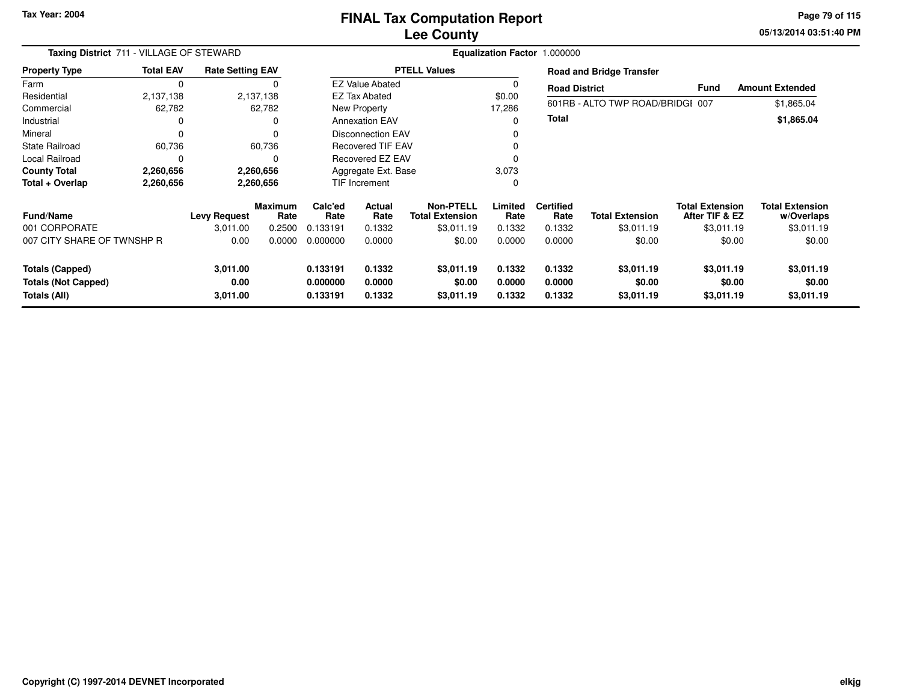Tax Year: 2004

# FINAL Tax Computation Report
## Lee County

**Taxing District** 711 - VILLAGE OF STEWARD

**Equalization Factor** 1.000000

| Property Type | Total EAV | Rate Setting EAV |
|---|---|---|
| Farm | 0 | 0 |
| Residential | 2,137,138 | 2,137,138 |
| Commercial | 62,782 | 62,782 |
| Industrial | 0 | 0 |
| Mineral | 0 | 0 |
| State Railroad | 60,736 | 60,736 |
| Local Railroad | 0 | 0 |
| **County Total** | **2,260,656** | **2,260,656** |
| **Total + Overlap** | **2,260,656** | **2,260,656** |

| PTELL Values | |
|---|---|
| EZ Value Abated | 0 |
| EZ Tax Abated | $0.00 |
| New Property | 17,286 |
| Annexation EAV | 0 |
| Disconnection EAV | 0 |
| Recovered TIF EAV | 0 |
| Recovered EZ EAV | 0 |
| Aggregate Ext. Base | 3,073 |
| TIF Increment | 0 |

**Road and Bridge Transfer**

| Road District | Fund | Amount Extended |
|---|---|---|
| 601RB - ALTO TWP ROAD/BRIDGE | 007 | $1,865.04 |
| **Total** | | **$1,865.04** |

| Fund/Name | Levy Request | Maximum Rate | Calc'ed Rate | Actual Rate | Non-PTELL Total Extension | Limited Rate | Certified Rate | Total Extension | Total Extension After TIF & EZ | Total Extension w/Overlaps |
|---|---|---|---|---|---|---|---|---|---|---|
| 001 CORPORATE | 3,011.00 | 0.2500 | 0.133191 | 0.1332 | $3,011.19 | 0.1332 | 0.1332 | $3,011.19 | $3,011.19 | $3,011.19 |
| 007 CITY SHARE OF TWNSHP R | 0.00 | 0.0000 | 0.000000 | 0.0000 | $0.00 | 0.0000 | 0.0000 | $0.00 | $0.00 | $0.00 |
| **Totals (Capped)** | **3,011.00** | | **0.133191** | **0.1332** | **$3,011.19** | **0.1332** | **0.1332** | **$3,011.19** | **$3,011.19** | **$3,011.19** |
| **Totals (Not Capped)** | **0.00** | | **0.000000** | **0.0000** | **$0.00** | **0.0000** | **0.0000** | **$0.00** | **$0.00** | **$0.00** |
| **Totals (All)** | **3,011.00** | | **0.133191** | **0.1332** | **$3,011.19** | **0.1332** | **0.1332** | **$3,011.19** | **$3,011.19** | **$3,011.19** |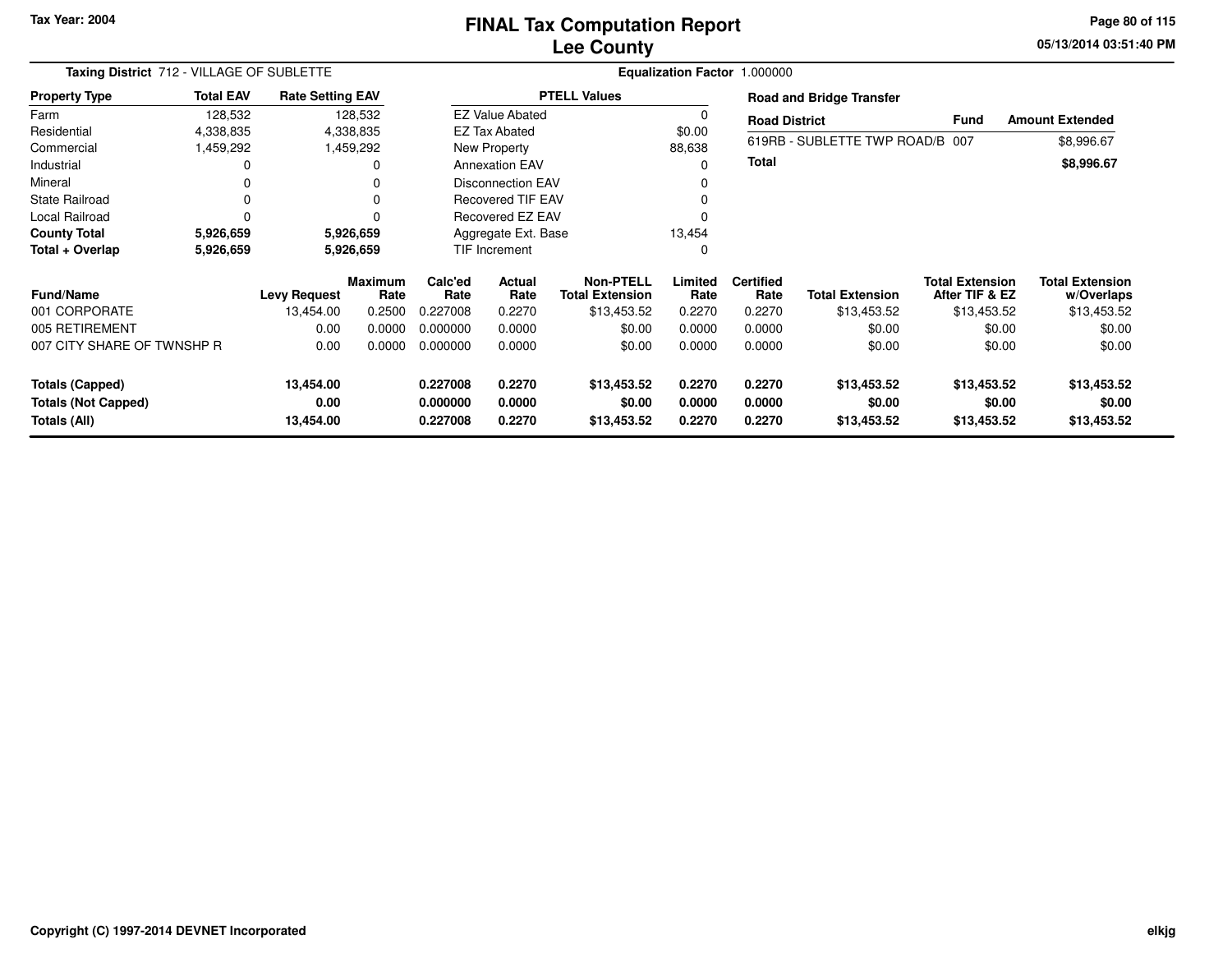Tax Year: 2004

# FINAL Tax Computation Report
## Lee County

05/13/2014 03:51:40 PM

**Taxing District** 712 - VILLAGE OF SUBLETTE

**Equalization Factor** 1.000000

| Property Type | Total EAV | Rate Setting EAV |
|---|---|---|
| Farm | 128,532 | 128,532 |
| Residential | 4,338,835 | 4,338,835 |
| Commercial | 1,459,292 | 1,459,292 |
| Industrial | 0 | 0 |
| Mineral | 0 | 0 |
| State Railroad | 0 | 0 |
| Local Railroad | 0 | 0 |
| **County Total** | **5,926,659** | **5,926,659** |
| **Total + Overlap** | **5,926,659** | **5,926,659** |

| PTELL Values | |
|---|---|
| EZ Value Abated | 0 |
| EZ Tax Abated | $0.00 |
| New Property | 88,638 |
| Annexation EAV | 0 |
| Disconnection EAV | 0 |
| Recovered TIF EAV | 0 |
| Recovered EZ EAV | 0 |
| Aggregate Ext. Base | 13,454 |
| TIF Increment | 0 |

**Road and Bridge Transfer**

| Road District | Fund | Amount Extended |
|---|---|---|
| 619RB - SUBLETTE TWP ROAD/B | 007 | $8,996.67 |
| **Total** | | **$8,996.67** |

| Fund/Name | Levy Request | Maximum Rate | Calc'ed Rate | Actual Rate | Non-PTELL Total Extension | Limited Rate | Certified Rate | Total Extension | Total Extension After TIF & EZ | Total Extension w/Overlaps |
|---|---|---|---|---|---|---|---|---|---|---|
| 001 CORPORATE | 13,454.00 | 0.2500 | 0.227008 | 0.2270 | $13,453.52 | 0.2270 | 0.2270 | $13,453.52 | $13,453.52 | $13,453.52 |
| 005 RETIREMENT | 0.00 | 0.0000 | 0.000000 | 0.0000 | $0.00 | 0.0000 | 0.0000 | $0.00 | $0.00 | $0.00 |
| 007 CITY SHARE OF TWNSHP R | 0.00 | 0.0000 | 0.000000 | 0.0000 | $0.00 | 0.0000 | 0.0000 | $0.00 | $0.00 | $0.00 |
| **Totals (Capped)** | **13,454.00** | | **0.227008** | **0.2270** | **$13,453.52** | **0.2270** | **0.2270** | **$13,453.52** | **$13,453.52** | **$13,453.52** |
| **Totals (Not Capped)** | **0.00** | | **0.000000** | **0.0000** | **$0.00** | **0.0000** | **0.0000** | **$0.00** | **$0.00** | **$0.00** |
| **Totals (All)** | **13,454.00** | | **0.227008** | **0.2270** | **$13,453.52** | **0.2270** | **0.2270** | **$13,453.52** | **$13,453.52** | **$13,453.52** |

Copyright (C) 1997-2014 DEVNET Incorporated

elkjg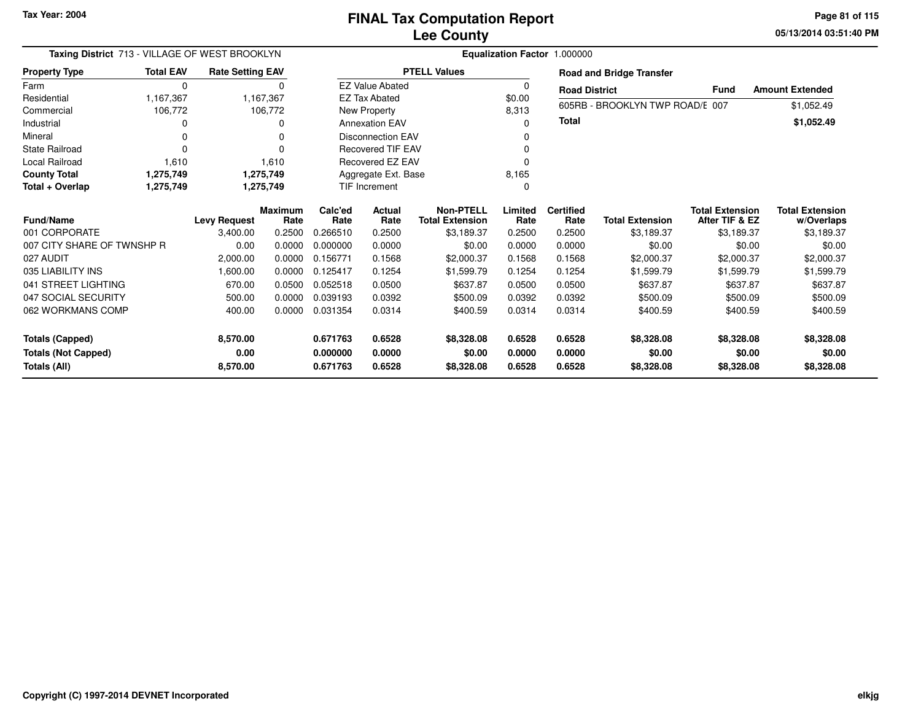Tax Year: 2004

# FINAL Tax Computation Report
## Lee County

05/13/2014 03:51:40 PM

**Taxing District** 713 - VILLAGE OF WEST BROOKLYN

**Equalization Factor** 1.000000

| Property Type | Total EAV | Rate Setting EAV |
|---|---|---|
| Farm | 0 | 0 |
| Residential | 1,167,367 | 1,167,367 |
| Commercial | 106,772 | 106,772 |
| Industrial | 0 | 0 |
| Mineral | 0 | 0 |
| State Railroad | 0 | 0 |
| Local Railroad | 1,610 | 1,610 |
| **County Total** | **1,275,749** | **1,275,749** |
| **Total + Overlap** | **1,275,749** | **1,275,749** |

| PTELL Values | |
|---|---|
| EZ Value Abated | 0 |
| EZ Tax Abated | $0.00 |
| New Property | 8,313 |
| Annexation EAV | 0 |
| Disconnection EAV | 0 |
| Recovered TIF EAV | 0 |
| Recovered EZ EAV | 0 |
| Aggregate Ext. Base | 8,165 |
| TIF Increment | 0 |

**Road and Bridge Transfer**

| Road District | Fund | Amount Extended |
|---|---|---|
| 605RB - BROOKLYN TWP ROAD/E | 007 | $1,052.49 |
| **Total** | | **$1,052.49** |

| Fund/Name | Levy Request | Maximum Rate | Calc'ed Rate | Actual Rate | Non-PTELL Total Extension | Limited Rate | Certified Rate | Total Extension | Total Extension After TIF & EZ | Total Extension w/Overlaps |
|---|---|---|---|---|---|---|---|---|---|---|
| 001 CORPORATE | 3,400.00 | 0.2500 | 0.266510 | 0.2500 | $3,189.37 | 0.2500 | 0.2500 | $3,189.37 | $3,189.37 | $3,189.37 |
| 007 CITY SHARE OF TWNSHP R | 0.00 | 0.0000 | 0.000000 | 0.0000 | $0.00 | 0.0000 | 0.0000 | $0.00 | $0.00 | $0.00 |
| 027 AUDIT | 2,000.00 | 0.0000 | 0.156771 | 0.1568 | $2,000.37 | 0.1568 | 0.1568 | $2,000.37 | $2,000.37 | $2,000.37 |
| 035 LIABILITY INS | 1,600.00 | 0.0000 | 0.125417 | 0.1254 | $1,599.79 | 0.1254 | 0.1254 | $1,599.79 | $1,599.79 | $1,599.79 |
| 041 STREET LIGHTING | 670.00 | 0.0500 | 0.052518 | 0.0500 | $637.87 | 0.0500 | 0.0500 | $637.87 | $637.87 | $637.87 |
| 047 SOCIAL SECURITY | 500.00 | 0.0000 | 0.039193 | 0.0392 | $500.09 | 0.0392 | 0.0392 | $500.09 | $500.09 | $500.09 |
| 062 WORKMANS COMP | 400.00 | 0.0000 | 0.031354 | 0.0314 | $400.59 | 0.0314 | 0.0314 | $400.59 | $400.59 | $400.59 |
| **Totals (Capped)** | **8,570.00** | | **0.671763** | **0.6528** | **$8,328.08** | **0.6528** | **0.6528** | **$8,328.08** | **$8,328.08** | **$8,328.08** |
| **Totals (Not Capped)** | **0.00** | | **0.000000** | **0.0000** | **$0.00** | **0.0000** | **0.0000** | **$0.00** | **$0.00** | **$0.00** |
| **Totals (All)** | **8,570.00** | | **0.671763** | **0.6528** | **$8,328.08** | **0.6528** | **0.6528** | **$8,328.08** | **$8,328.08** | **$8,328.08** |

Copyright (C) 1997-2014 DEVNET Incorporated

elkjg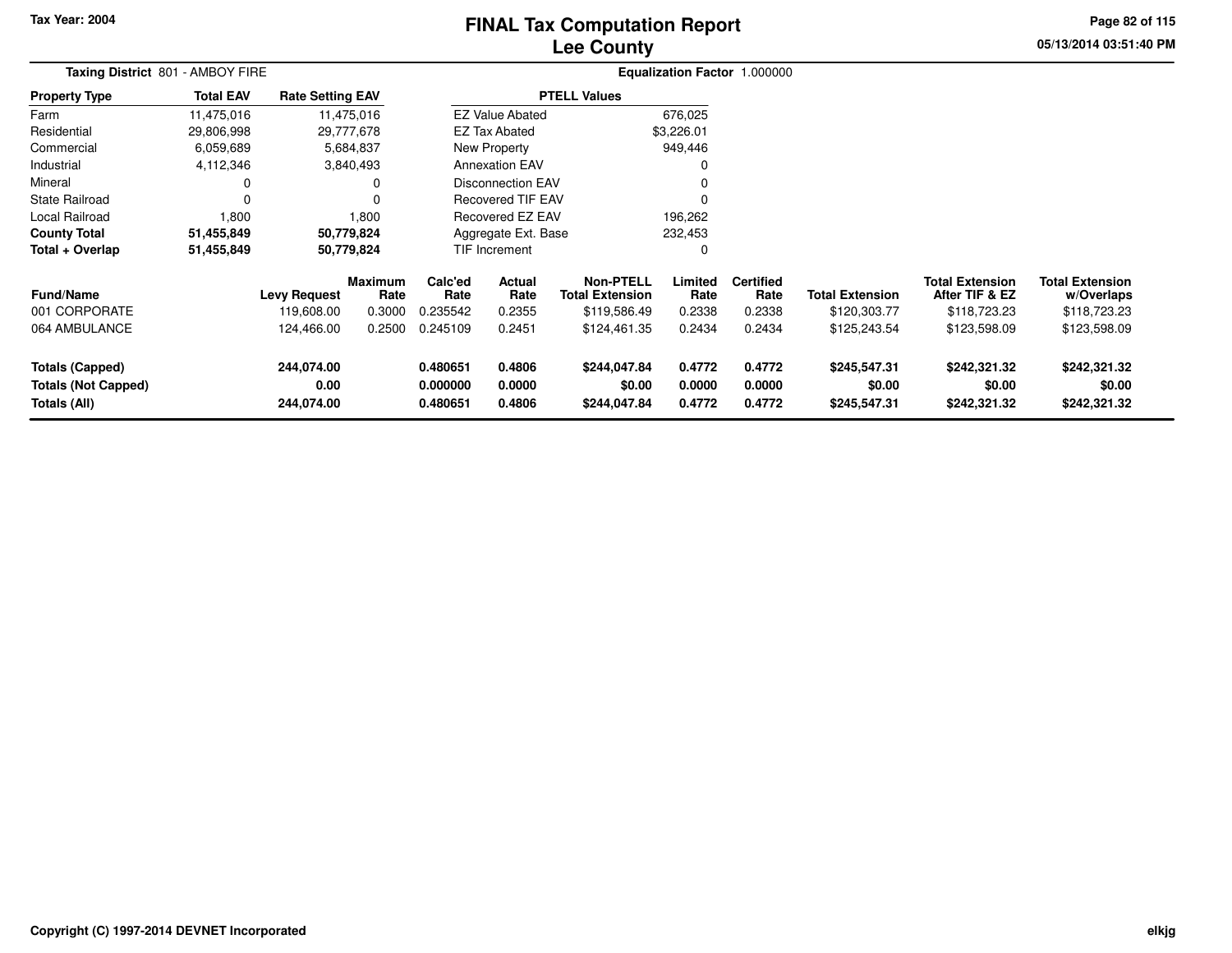# FINAL Tax Computation Report
## Lee County

Tax Year: 2004

**Taxing District** 801 - AMBOY FIRE

**Equalization Factor** 1.000000

| Property Type | Total EAV | Rate Setting EAV |
|---|---|---|
| Farm | 11,475,016 | 11,475,016 |
| Residential | 29,806,998 | 29,777,678 |
| Commercial | 6,059,689 | 5,684,837 |
| Industrial | 4,112,346 | 3,840,493 |
| Mineral | 0 | 0 |
| State Railroad | 0 | 0 |
| Local Railroad | 1,800 | 1,800 |
| **County Total** | **51,455,849** | **50,779,824** |
| **Total + Overlap** | **51,455,849** | **50,779,824** |

| PTELL Values | |
|---|---|
| EZ Value Abated | 676,025 |
| EZ Tax Abated | $3,226.01 |
| New Property | 949,446 |
| Annexation EAV | 0 |
| Disconnection EAV | 0 |
| Recovered TIF EAV | 0 |
| Recovered EZ EAV | 196,262 |
| Aggregate Ext. Base | 232,453 |
| TIF Increment | 0 |

| Fund/Name | Levy Request | Maximum Rate | Calc'ed Rate | Actual Rate | Non-PTELL Total Extension | Limited Rate | Certified Rate | Total Extension | Total Extension After TIF & EZ | Total Extension w/Overlaps |
|---|---|---|---|---|---|---|---|---|---|---|
| 001 CORPORATE | 119,608.00 | 0.3000 | 0.235542 | 0.2355 | $119,586.49 | 0.2338 | 0.2338 | $120,303.77 | $118,723.23 | $118,723.23 |
| 064 AMBULANCE | 124,466.00 | 0.2500 | 0.245109 | 0.2451 | $124,461.35 | 0.2434 | 0.2434 | $125,243.54 | $123,598.09 | $123,598.09 |
| **Totals (Capped)** | **244,074.00** | | **0.480651** | **0.4806** | **$244,047.84** | **0.4772** | **0.4772** | **$245,547.31** | **$242,321.32** | **$242,321.32** |
| **Totals (Not Capped)** | **0.00** | | **0.000000** | **0.0000** | **$0.00** | **0.0000** | **0.0000** | **$0.00** | **$0.00** | **$0.00** |
| **Totals (All)** | **244,074.00** | | **0.480651** | **0.4806** | **$244,047.84** | **0.4772** | **0.4772** | **$245,547.31** | **$242,321.32** | **$242,321.32** |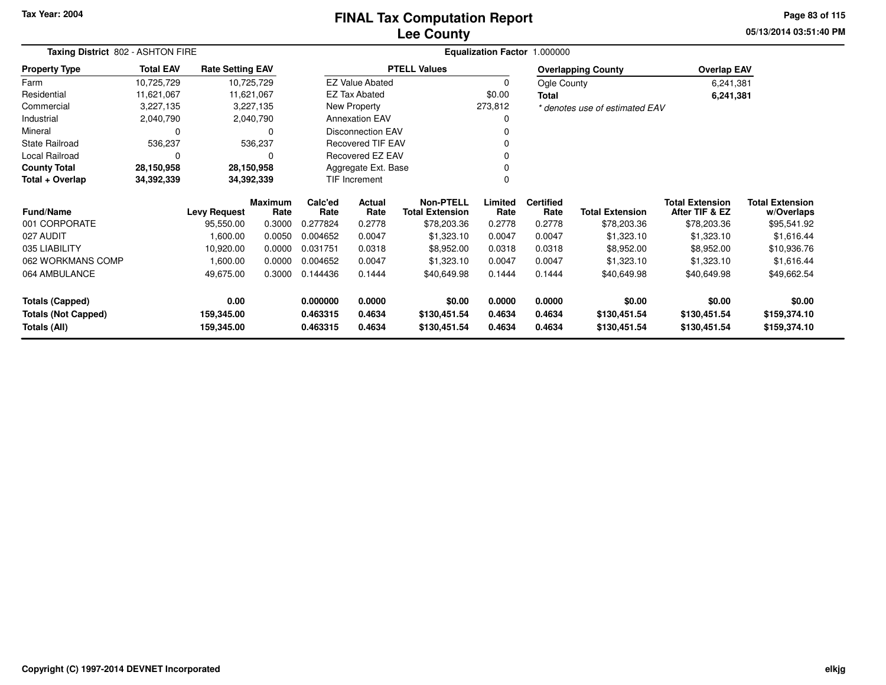Tax Year: 2004

# FINAL Tax Computation Report
## Lee County

05/13/2014 03:51:40 PM

**Taxing District** 802 - ASHTON FIRE

**Equalization Factor** 1.000000

| Property Type | Total EAV | Rate Setting EAV |
|---|---|---|
| Farm | 10,725,729 | 10,725,729 |
| Residential | 11,621,067 | 11,621,067 |
| Commercial | 3,227,135 | 3,227,135 |
| Industrial | 2,040,790 | 2,040,790 |
| Mineral | 0 | 0 |
| State Railroad | 536,237 | 536,237 |
| Local Railroad | 0 | 0 |
| **County Total** | **28,150,958** | **28,150,958** |
| **Total + Overlap** | **34,392,339** | **34,392,339** |

| PTELL Values | |
|---|---|
| EZ Value Abated | 0 |
| EZ Tax Abated | $0.00 |
| New Property | 273,812 |
| Annexation EAV | 0 |
| Disconnection EAV | 0 |
| Recovered TIF EAV | 0 |
| Recovered EZ EAV | 0 |
| Aggregate Ext. Base | 0 |
| TIF Increment | 0 |

| Overlapping County | Overlap EAV |
|---|---|
| Ogle County | 6,241,381 |
| **Total** | **6,241,381** |

*\* denotes use of estimated EAV*

| Fund/Name | Levy Request | Maximum Rate | Calc'ed Rate | Actual Rate | Non-PTELL Total Extension | Limited Rate | Certified Rate | Total Extension | Total Extension After TIF & EZ | Total Extension w/Overlaps |
|---|---|---|---|---|---|---|---|---|---|---|
| 001 CORPORATE | 95,550.00 | 0.3000 | 0.277824 | 0.2778 | $78,203.36 | 0.2778 | 0.2778 | $78,203.36 | $78,203.36 | $95,541.92 |
| 027 AUDIT | 1,600.00 | 0.0050 | 0.004652 | 0.0047 | $1,323.10 | 0.0047 | 0.0047 | $1,323.10 | $1,323.10 | $1,616.44 |
| 035 LIABILITY | 10,920.00 | 0.0000 | 0.031751 | 0.0318 | $8,952.00 | 0.0318 | 0.0318 | $8,952.00 | $8,952.00 | $10,936.76 |
| 062 WORKMANS COMP | 1,600.00 | 0.0000 | 0.004652 | 0.0047 | $1,323.10 | 0.0047 | 0.0047 | $1,323.10 | $1,323.10 | $1,616.44 |
| 064 AMBULANCE | 49,675.00 | 0.3000 | 0.144436 | 0.1444 | $40,649.98 | 0.1444 | 0.1444 | $40,649.98 | $40,649.98 | $49,662.54 |
| **Totals (Capped)** | **0.00** | | **0.000000** | **0.0000** | **$0.00** | **0.0000** | **0.0000** | **$0.00** | **$0.00** | **$0.00** |
| **Totals (Not Capped)** | **159,345.00** | | **0.463315** | **0.4634** | **$130,451.54** | **0.4634** | **0.4634** | **$130,451.54** | **$130,451.54** | **$159,374.10** |
| **Totals (All)** | **159,345.00** | | **0.463315** | **0.4634** | **$130,451.54** | **0.4634** | **0.4634** | **$130,451.54** | **$130,451.54** | **$159,374.10** |

Copyright (C) 1997-2014 DEVNET Incorporated

elkjg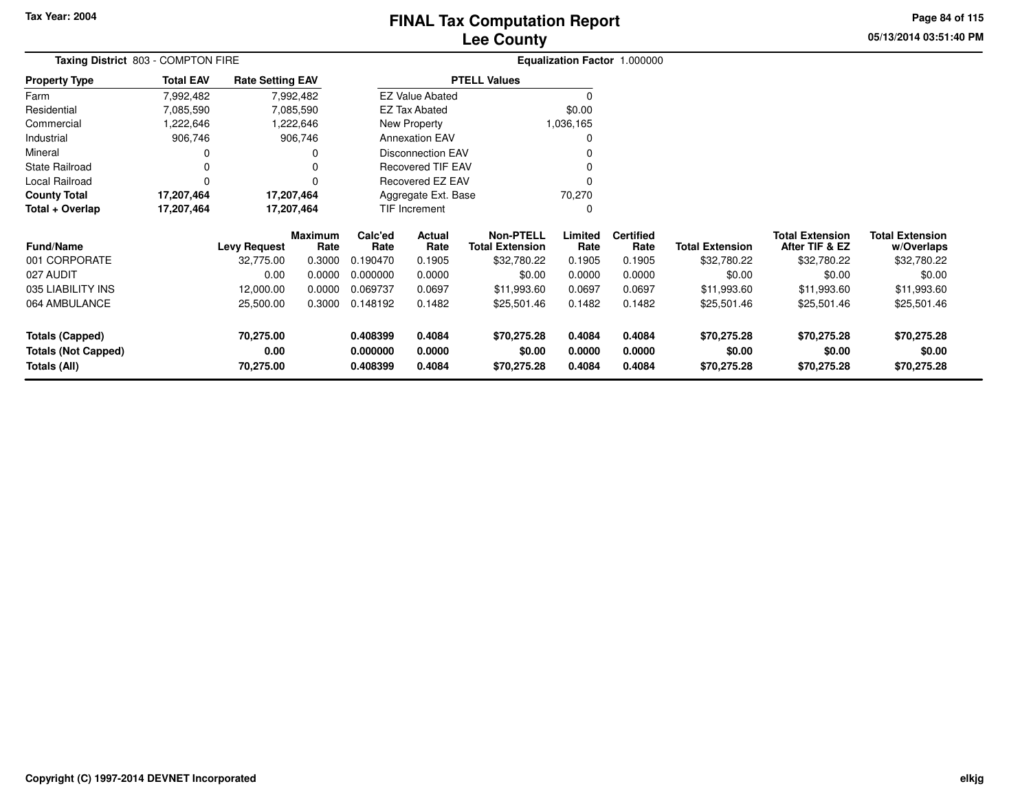Tax Year: 2004

# FINAL Tax Computation Report
## Lee County

05/13/2014 03:51:40 PM

**Taxing District** 803 - COMPTON FIRE

**Equalization Factor** 1.000000

| Property Type | Total EAV | Rate Setting EAV |
|---|---|---|
| Farm | 7,992,482 | 7,992,482 |
| Residential | 7,085,590 | 7,085,590 |
| Commercial | 1,222,646 | 1,222,646 |
| Industrial | 906,746 | 906,746 |
| Mineral | 0 | 0 |
| State Railroad | 0 | 0 |
| Local Railroad | 0 | 0 |
| **County Total** | **17,207,464** | **17,207,464** |
| **Total + Overlap** | **17,207,464** | **17,207,464** |

| PTELL Values | |
|---|---|
| EZ Value Abated | 0 |
| EZ Tax Abated | $0.00 |
| New Property | 1,036,165 |
| Annexation EAV | 0 |
| Disconnection EAV | 0 |
| Recovered TIF EAV | 0 |
| Recovered EZ EAV | 0 |
| Aggregate Ext. Base | 70,270 |
| TIF Increment | 0 |

| Fund/Name | Levy Request | Maximum Rate | Calc'ed Rate | Actual Rate | Non-PTELL Total Extension | Limited Rate | Certified Rate | Total Extension | Total Extension After TIF & EZ | Total Extension w/Overlaps |
|---|---|---|---|---|---|---|---|---|---|---|
| 001 CORPORATE | 32,775.00 | 0.3000 | 0.190470 | 0.1905 | $32,780.22 | 0.1905 | 0.1905 | $32,780.22 | $32,780.22 | $32,780.22 |
| 027 AUDIT | 0.00 | 0.0000 | 0.000000 | 0.0000 | $0.00 | 0.0000 | 0.0000 | $0.00 | $0.00 | $0.00 |
| 035 LIABILITY INS | 12,000.00 | 0.0000 | 0.069737 | 0.0697 | $11,993.60 | 0.0697 | 0.0697 | $11,993.60 | $11,993.60 | $11,993.60 |
| 064 AMBULANCE | 25,500.00 | 0.3000 | 0.148192 | 0.1482 | $25,501.46 | 0.1482 | 0.1482 | $25,501.46 | $25,501.46 | $25,501.46 |
| **Totals (Capped)** | **70,275.00** | | **0.408399** | **0.4084** | **$70,275.28** | **0.4084** | **0.4084** | **$70,275.28** | **$70,275.28** | **$70,275.28** |
| **Totals (Not Capped)** | **0.00** | | **0.000000** | **0.0000** | **$0.00** | **0.0000** | **0.0000** | **$0.00** | **$0.00** | **$0.00** |
| **Totals (All)** | **70,275.00** | | **0.408399** | **0.4084** | **$70,275.28** | **0.4084** | **0.4084** | **$70,275.28** | **$70,275.28** | **$70,275.28** |

Copyright (C) 1997-2014 DEVNET Incorporated

elkjg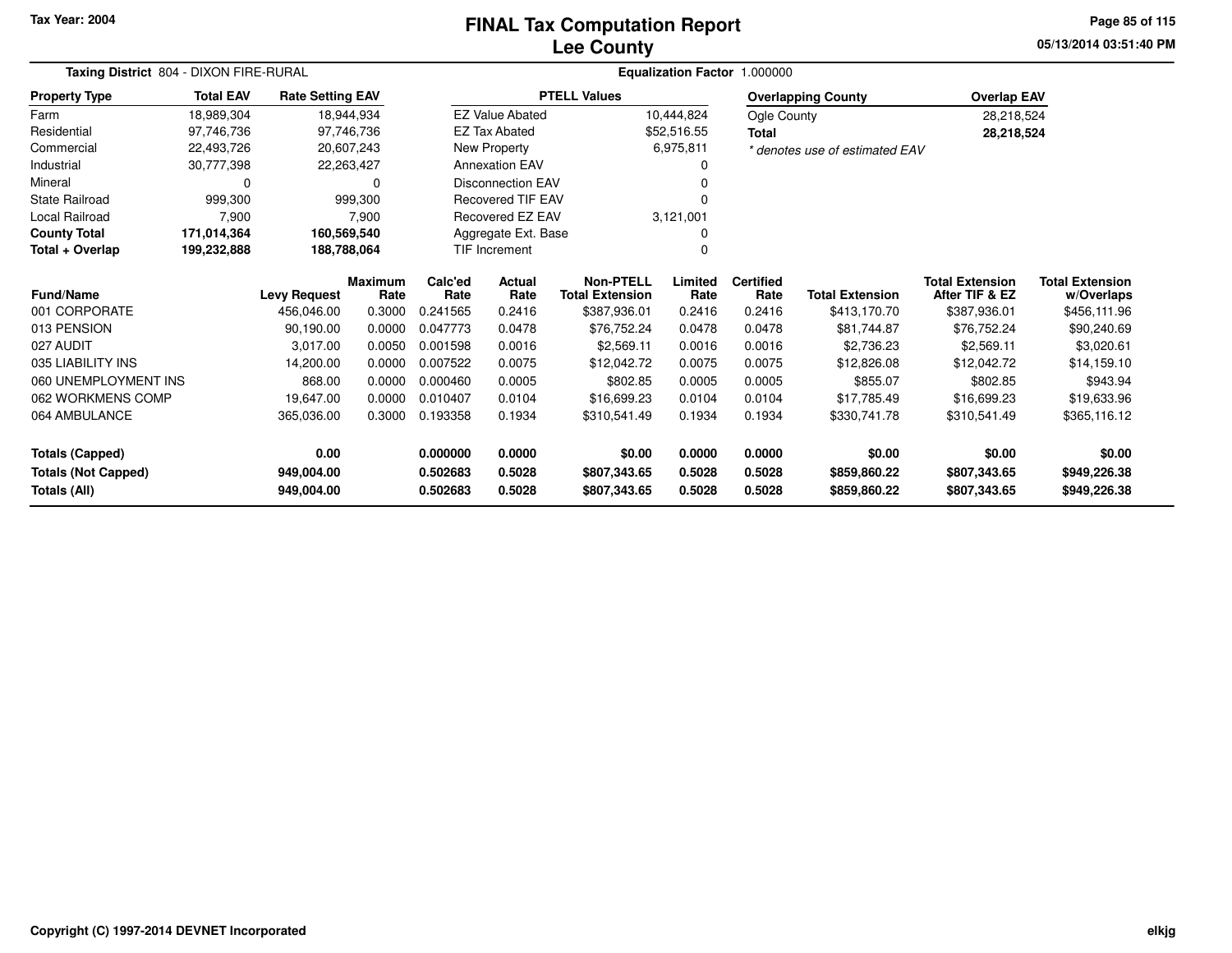# FINAL Tax Computation Report
# Lee County

Tax Year: 2004

05/13/2014 03:51:40 PM

**Taxing District** 804 - DIXON FIRE-RURAL

**Equalization Factor** 1.000000

| Property Type | Total EAV | Rate Setting EAV |
|---|---|---|
| Farm | 18,989,304 | 18,944,934 |
| Residential | 97,746,736 | 97,746,736 |
| Commercial | 22,493,726 | 20,607,243 |
| Industrial | 30,777,398 | 22,263,427 |
| Mineral | 0 | 0 |
| State Railroad | 999,300 | 999,300 |
| Local Railroad | 7,900 | 7,900 |
| **County Total** | **171,014,364** | **160,569,540** |
| **Total + Overlap** | **199,232,888** | **188,788,064** |

| PTELL Values | |
|---|---|
| EZ Value Abated | 10,444,824 |
| EZ Tax Abated | $52,516.55 |
| New Property | 6,975,811 |
| Annexation EAV | 0 |
| Disconnection EAV | 0 |
| Recovered TIF EAV | 0 |
| Recovered EZ EAV | 3,121,001 |
| Aggregate Ext. Base | 0 |
| TIF Increment | 0 |

| Overlapping County | Overlap EAV |
|---|---|
| Ogle County | 28,218,524 |
| **Total** | **28,218,524** |

*\* denotes use of estimated EAV*

| Fund/Name | Levy Request | Maximum Rate | Calc'ed Rate | Actual Rate | Non-PTELL Total Extension | Limited Rate | Certified Rate | Total Extension | Total Extension After TIF & EZ | Total Extension w/Overlaps |
|---|---|---|---|---|---|---|---|---|---|---|
| 001 CORPORATE | 456,046.00 | 0.3000 | 0.241565 | 0.2416 | $387,936.01 | 0.2416 | 0.2416 | $413,170.70 | $387,936.01 | $456,111.96 |
| 013 PENSION | 90,190.00 | 0.0000 | 0.047773 | 0.0478 | $76,752.24 | 0.0478 | 0.0478 | $81,744.87 | $76,752.24 | $90,240.69 |
| 027 AUDIT | 3,017.00 | 0.0050 | 0.001598 | 0.0016 | $2,569.11 | 0.0016 | 0.0016 | $2,736.23 | $2,569.11 | $3,020.61 |
| 035 LIABILITY INS | 14,200.00 | 0.0000 | 0.007522 | 0.0075 | $12,042.72 | 0.0075 | 0.0075 | $12,826.08 | $12,042.72 | $14,159.10 |
| 060 UNEMPLOYMENT INS | 868.00 | 0.0000 | 0.000460 | 0.0005 | $802.85 | 0.0005 | 0.0005 | $855.07 | $802.85 | $943.94 |
| 062 WORKMENS COMP | 19,647.00 | 0.0000 | 0.010407 | 0.0104 | $16,699.23 | 0.0104 | 0.0104 | $17,785.49 | $16,699.23 | $19,633.96 |
| 064 AMBULANCE | 365,036.00 | 0.3000 | 0.193358 | 0.1934 | $310,541.49 | 0.1934 | 0.1934 | $330,741.78 | $310,541.49 | $365,116.12 |
| **Totals (Capped)** | **0.00** | | **0.000000** | **0.0000** | **$0.00** | **0.0000** | **0.0000** | **$0.00** | **$0.00** | **$0.00** |
| **Totals (Not Capped)** | **949,004.00** | | **0.502683** | **0.5028** | **$807,343.65** | **0.5028** | **0.5028** | **$859,860.22** | **$807,343.65** | **$949,226.38** |
| **Totals (All)** | **949,004.00** | | **0.502683** | **0.5028** | **$807,343.65** | **0.5028** | **0.5028** | **$859,860.22** | **$807,343.65** | **$949,226.38** |

Copyright (C) 1997-2014 DEVNET Incorporated

elkjg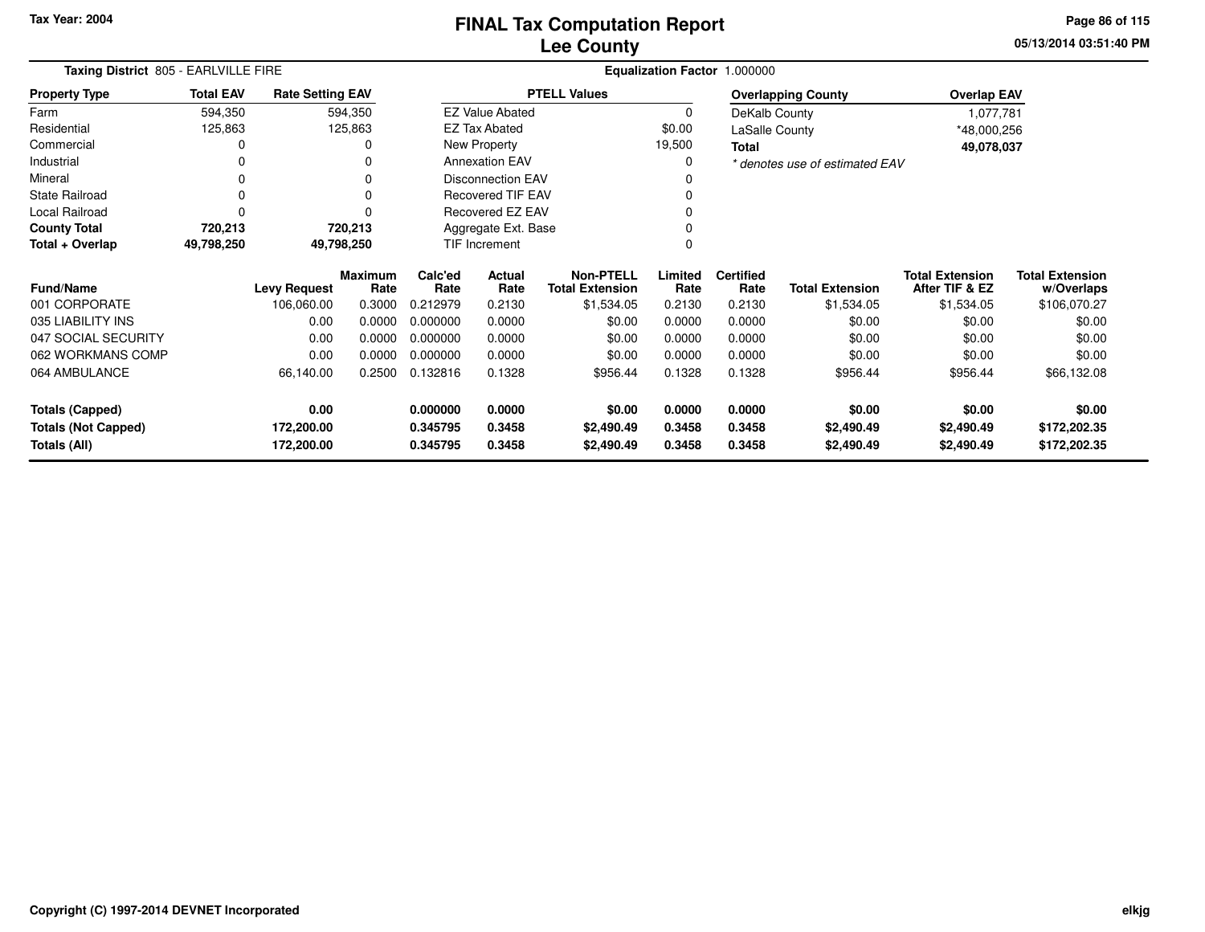Tax Year: 2004

# FINAL Tax Computation Report
## Lee County

05/13/2014 03:51:40 PM

**Taxing District** 805 - EARLVILLE FIRE

**Equalization Factor** 1.000000

| Property Type | Total EAV | Rate Setting EAV |
|---|---|---|
| Farm | 594,350 | 594,350 |
| Residential | 125,863 | 125,863 |
| Commercial | 0 | 0 |
| Industrial | 0 | 0 |
| Mineral | 0 | 0 |
| State Railroad | 0 | 0 |
| Local Railroad | 0 | 0 |
| **County Total** | **720,213** | **720,213** |
| **Total + Overlap** | **49,798,250** | **49,798,250** |

| PTELL Values | |
|---|---|
| EZ Value Abated | 0 |
| EZ Tax Abated | $0.00 |
| New Property | 19,500 |
| Annexation EAV | 0 |
| Disconnection EAV | 0 |
| Recovered TIF EAV | 0 |
| Recovered EZ EAV | 0 |
| Aggregate Ext. Base | 0 |
| TIF Increment | 0 |

| Overlapping County | Overlap EAV |
|---|---|
| DeKalb County | 1,077,781 |
| LaSalle County | *48,000,256 |
| **Total** | **49,078,037** |

*\* denotes use of estimated EAV*

| Fund/Name | Levy Request | Maximum Rate | Calc'ed Rate | Actual Rate | Non-PTELL Total Extension | Limited Rate | Certified Rate | Total Extension | Total Extension After TIF & EZ | Total Extension w/Overlaps |
|---|---|---|---|---|---|---|---|---|---|---|
| 001 CORPORATE | 106,060.00 | 0.3000 | 0.212979 | 0.2130 | $1,534.05 | 0.2130 | 0.2130 | $1,534.05 | $1,534.05 | $106,070.27 |
| 035 LIABILITY INS | 0.00 | 0.0000 | 0.000000 | 0.0000 | $0.00 | 0.0000 | 0.0000 | $0.00 | $0.00 | $0.00 |
| 047 SOCIAL SECURITY | 0.00 | 0.0000 | 0.000000 | 0.0000 | $0.00 | 0.0000 | 0.0000 | $0.00 | $0.00 | $0.00 |
| 062 WORKMANS COMP | 0.00 | 0.0000 | 0.000000 | 0.0000 | $0.00 | 0.0000 | 0.0000 | $0.00 | $0.00 | $0.00 |
| 064 AMBULANCE | 66,140.00 | 0.2500 | 0.132816 | 0.1328 | $956.44 | 0.1328 | 0.1328 | $956.44 | $956.44 | $66,132.08 |
| **Totals (Capped)** | **0.00** | | **0.000000** | **0.0000** | **$0.00** | **0.0000** | **0.0000** | **$0.00** | **$0.00** | **$0.00** |
| **Totals (Not Capped)** | **172,200.00** | | **0.345795** | **0.3458** | **$2,490.49** | **0.3458** | **0.3458** | **$2,490.49** | **$2,490.49** | **$172,202.35** |
| **Totals (All)** | **172,200.00** | | **0.345795** | **0.3458** | **$2,490.49** | **0.3458** | **0.3458** | **$2,490.49** | **$2,490.49** | **$172,202.35** |

Copyright (C) 1997-2014 DEVNET Incorporated

elkjg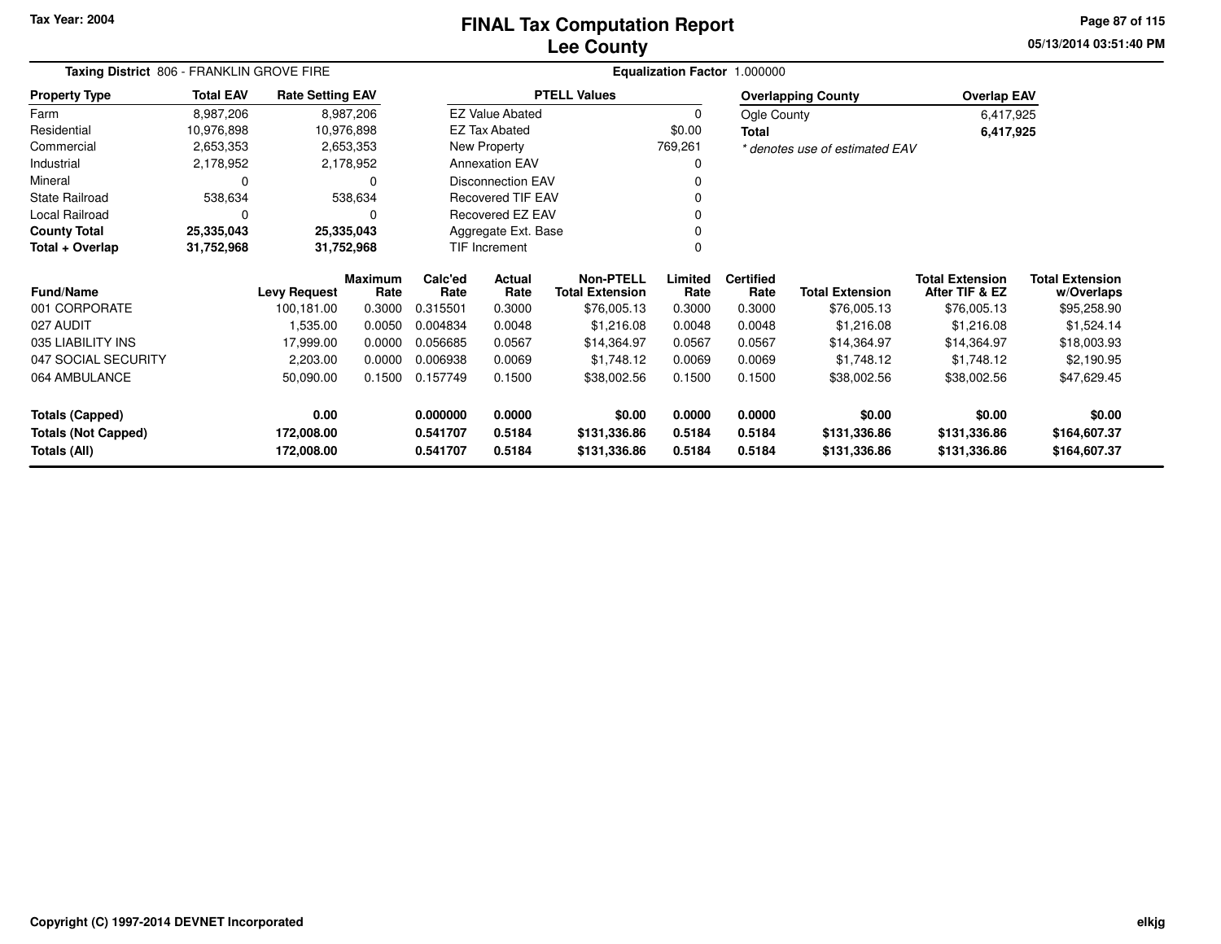Tax Year: 2004

# FINAL Tax Computation Report
## Lee County

**Taxing District** 806 - FRANKLIN GROVE FIRE

**Equalization Factor** 1.000000

| Property Type | Total EAV | Rate Setting EAV |
|---|---|---|
| Farm | 8,987,206 | 8,987,206 |
| Residential | 10,976,898 | 10,976,898 |
| Commercial | 2,653,353 | 2,653,353 |
| Industrial | 2,178,952 | 2,178,952 |
| Mineral | 0 | 0 |
| State Railroad | 538,634 | 538,634 |
| Local Railroad | 0 | 0 |
| **County Total** | **25,335,043** | **25,335,043** |
| **Total + Overlap** | **31,752,968** | **31,752,968** |

| PTELL Values | |
|---|---|
| EZ Value Abated | 0 |
| EZ Tax Abated | $0.00 |
| New Property | 769,261 |
| Annexation EAV | 0 |
| Disconnection EAV | 0 |
| Recovered TIF EAV | 0 |
| Recovered EZ EAV | 0 |
| Aggregate Ext. Base | 0 |
| TIF Increment | 0 |

| Overlapping County | Overlap EAV |
|---|---|
| Ogle County | 6,417,925 |
| **Total** | **6,417,925** |

*\* denotes use of estimated EAV*

| Fund/Name | Levy Request | Maximum Rate | Calc'ed Rate | Actual Rate | Non-PTELL Total Extension | Limited Rate | Certified Rate | Total Extension | Total Extension After TIF & EZ | Total Extension w/Overlaps |
|---|---|---|---|---|---|---|---|---|---|---|
| 001 CORPORATE | 100,181.00 | 0.3000 | 0.315501 | 0.3000 | $76,005.13 | 0.3000 | 0.3000 | $76,005.13 | $76,005.13 | $95,258.90 |
| 027 AUDIT | 1,535.00 | 0.0050 | 0.004834 | 0.0048 | $1,216.08 | 0.0048 | 0.0048 | $1,216.08 | $1,216.08 | $1,524.14 |
| 035 LIABILITY INS | 17,999.00 | 0.0000 | 0.056685 | 0.0567 | $14,364.97 | 0.0567 | 0.0567 | $14,364.97 | $14,364.97 | $18,003.93 |
| 047 SOCIAL SECURITY | 2,203.00 | 0.0000 | 0.006938 | 0.0069 | $1,748.12 | 0.0069 | 0.0069 | $1,748.12 | $1,748.12 | $2,190.95 |
| 064 AMBULANCE | 50,090.00 | 0.1500 | 0.157749 | 0.1500 | $38,002.56 | 0.1500 | 0.1500 | $38,002.56 | $38,002.56 | $47,629.45 |
| **Totals (Capped)** | **0.00** | | **0.000000** | **0.0000** | **$0.00** | **0.0000** | **0.0000** | **$0.00** | **$0.00** | **$0.00** |
| **Totals (Not Capped)** | **172,008.00** | | **0.541707** | **0.5184** | **$131,336.86** | **0.5184** | **0.5184** | **$131,336.86** | **$131,336.86** | **$164,607.37** |
| **Totals (All)** | **172,008.00** | | **0.541707** | **0.5184** | **$131,336.86** | **0.5184** | **0.5184** | **$131,336.86** | **$131,336.86** | **$164,607.37** |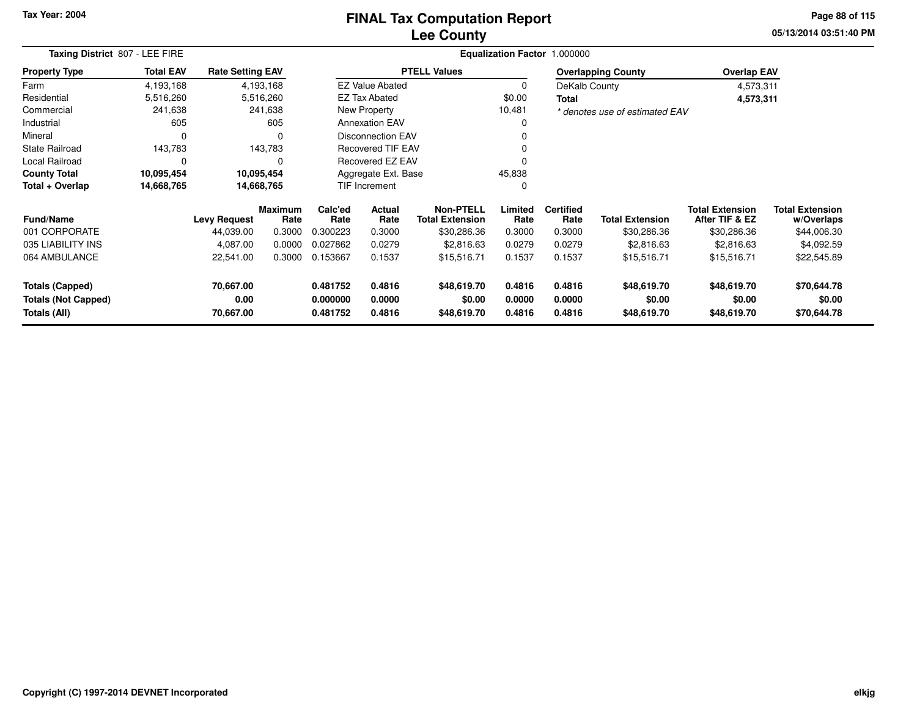Tax Year: 2004

# FINAL Tax Computation Report
## Lee County

05/13/2014 03:51:40 PM

**Taxing District** 807 - LEE FIRE

**Equalization Factor** 1.000000

| Property Type | Total EAV | Rate Setting EAV |
|---|---|---|
| Farm | 4,193,168 | 4,193,168 |
| Residential | 5,516,260 | 5,516,260 |
| Commercial | 241,638 | 241,638 |
| Industrial | 605 | 605 |
| Mineral | 0 | 0 |
| State Railroad | 143,783 | 143,783 |
| Local Railroad | 0 | 0 |
| **County Total** | **10,095,454** | **10,095,454** |
| **Total + Overlap** | **14,668,765** | **14,668,765** |

| PTELL Values | |
|---|---|
| EZ Value Abated | 0 |
| EZ Tax Abated | $0.00 |
| New Property | 10,481 |
| Annexation EAV | 0 |
| Disconnection EAV | 0 |
| Recovered TIF EAV | 0 |
| Recovered EZ EAV | 0 |
| Aggregate Ext. Base | 45,838 |
| TIF Increment | 0 |

| Overlapping County | Overlap EAV |
|---|---|
| DeKalb County | 4,573,311 |
| **Total** | **4,573,311** |

*\* denotes use of estimated EAV*

| Fund/Name | Levy Request | Maximum Rate | Calc'ed Rate | Actual Rate | Non-PTELL Total Extension | Limited Rate | Certified Rate | Total Extension | Total Extension After TIF & EZ | Total Extension w/Overlaps |
|---|---|---|---|---|---|---|---|---|---|---|
| 001 CORPORATE | 44,039.00 | 0.3000 | 0.300223 | 0.3000 | $30,286.36 | 0.3000 | 0.3000 | $30,286.36 | $30,286.36 | $44,006.30 |
| 035 LIABILITY INS | 4,087.00 | 0.0000 | 0.027862 | 0.0279 | $2,816.63 | 0.0279 | 0.0279 | $2,816.63 | $2,816.63 | $4,092.59 |
| 064 AMBULANCE | 22,541.00 | 0.3000 | 0.153667 | 0.1537 | $15,516.71 | 0.1537 | 0.1537 | $15,516.71 | $15,516.71 | $22,545.89 |
| **Totals (Capped)** | **70,667.00** | | **0.481752** | **0.4816** | **$48,619.70** | **0.4816** | **0.4816** | **$48,619.70** | **$48,619.70** | **$70,644.78** |
| **Totals (Not Capped)** | **0.00** | | **0.000000** | **0.0000** | **$0.00** | **0.0000** | **0.0000** | **$0.00** | **$0.00** | **$0.00** |
| **Totals (All)** | **70,667.00** | | **0.481752** | **0.4816** | **$48,619.70** | **0.4816** | **0.4816** | **$48,619.70** | **$48,619.70** | **$70,644.78** |

Copyright (C) 1997-2014 DEVNET Incorporated

elkjg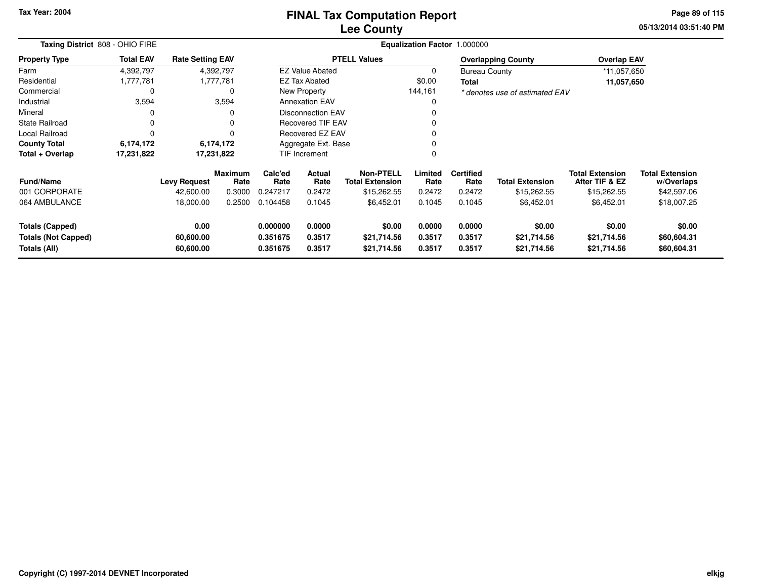# FINAL Tax Computation Report
# Lee County

Tax Year: 2004

05/13/2014 03:51:40 PM

**Taxing District** 808 - OHIO FIRE

**Equalization Factor** 1.000000

| Property Type | Total EAV | Rate Setting EAV |
|---|---|---|
| Farm | 4,392,797 | 4,392,797 |
| Residential | 1,777,781 | 1,777,781 |
| Commercial | 0 | 0 |
| Industrial | 3,594 | 3,594 |
| Mineral | 0 | 0 |
| State Railroad | 0 | 0 |
| Local Railroad | 0 | 0 |
| **County Total** | **6,174,172** | **6,174,172** |
| **Total + Overlap** | **17,231,822** | **17,231,822** |

| PTELL Values | |
|---|---|
| EZ Value Abated | 0 |
| EZ Tax Abated | $0.00 |
| New Property | 144,161 |
| Annexation EAV | 0 |
| Disconnection EAV | 0 |
| Recovered TIF EAV | 0 |
| Recovered EZ EAV | 0 |
| Aggregate Ext. Base | 0 |
| TIF Increment | 0 |

| Overlapping County | Overlap EAV |
|---|---|
| Bureau County | *11,057,650 |
| **Total** | **11,057,650** |

*\* denotes use of estimated EAV*

| Fund/Name | Levy Request | Maximum Rate | Calc'ed Rate | Actual Rate | Non-PTELL Total Extension | Limited Rate | Certified Rate | Total Extension | Total Extension After TIF & EZ | Total Extension w/Overlaps |
|---|---|---|---|---|---|---|---|---|---|---|
| 001 CORPORATE | 42,600.00 | 0.3000 | 0.247217 | 0.2472 | $15,262.55 | 0.2472 | 0.2472 | $15,262.55 | $15,262.55 | $42,597.06 |
| 064 AMBULANCE | 18,000.00 | 0.2500 | 0.104458 | 0.1045 | $6,452.01 | 0.1045 | 0.1045 | $6,452.01 | $6,452.01 | $18,007.25 |
| **Totals (Capped)** | **0.00** | | **0.000000** | **0.0000** | **$0.00** | **0.0000** | **0.0000** | **$0.00** | **$0.00** | **$0.00** |
| **Totals (Not Capped)** | **60,600.00** | | **0.351675** | **0.3517** | **$21,714.56** | **0.3517** | **0.3517** | **$21,714.56** | **$21,714.56** | **$60,604.31** |
| **Totals (All)** | **60,600.00** | | **0.351675** | **0.3517** | **$21,714.56** | **0.3517** | **0.3517** | **$21,714.56** | **$21,714.56** | **$60,604.31** |

Copyright (C) 1997-2014 DEVNET Incorporated

elkjg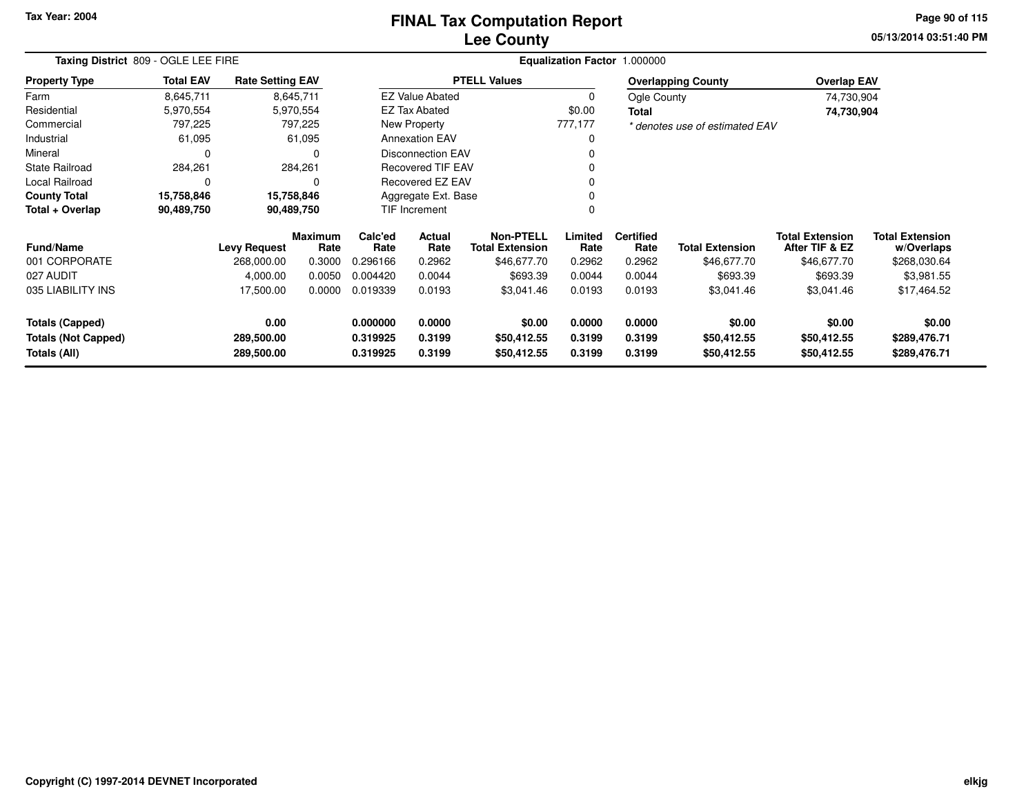Tax Year: 2004

# FINAL Tax Computation Report
## Lee County

05/13/2014 03:51:40 PM

**Taxing District** 809 - OGLE LEE FIRE

**Equalization Factor** 1.000000

| Property Type | Total EAV | Rate Setting EAV |
|---|---|---|
| Farm | 8,645,711 | 8,645,711 |
| Residential | 5,970,554 | 5,970,554 |
| Commercial | 797,225 | 797,225 |
| Industrial | 61,095 | 61,095 |
| Mineral | 0 | 0 |
| State Railroad | 284,261 | 284,261 |
| Local Railroad | 0 | 0 |
| **County Total** | **15,758,846** | **15,758,846** |
| **Total + Overlap** | **90,489,750** | **90,489,750** |

| PTELL Values | |
|---|---|
| EZ Value Abated | 0 |
| EZ Tax Abated | $0.00 |
| New Property | 777,177 |
| Annexation EAV | 0 |
| Disconnection EAV | 0 |
| Recovered TIF EAV | 0 |
| Recovered EZ EAV | 0 |
| Aggregate Ext. Base | 0 |
| TIF Increment | 0 |

| Overlapping County | Overlap EAV |
|---|---|
| Ogle County | 74,730,904 |
| **Total** | **74,730,904** |

*\* denotes use of estimated EAV*

| Fund/Name | Levy Request | Maximum Rate | Calc'ed Rate | Actual Rate | Non-PTELL Total Extension | Limited Rate | Certified Rate | Total Extension | Total Extension After TIF & EZ | Total Extension w/Overlaps |
|---|---|---|---|---|---|---|---|---|---|---|
| 001 CORPORATE | 268,000.00 | 0.3000 | 0.296166 | 0.2962 | $46,677.70 | 0.2962 | 0.2962 | $46,677.70 | $46,677.70 | $268,030.64 |
| 027 AUDIT | 4,000.00 | 0.0050 | 0.004420 | 0.0044 | $693.39 | 0.0044 | 0.0044 | $693.39 | $693.39 | $3,981.55 |
| 035 LIABILITY INS | 17,500.00 | 0.0000 | 0.019339 | 0.0193 | $3,041.46 | 0.0193 | 0.0193 | $3,041.46 | $3,041.46 | $17,464.52 |
| **Totals (Capped)** | **0.00** | | **0.000000** | **0.0000** | **$0.00** | **0.0000** | **0.0000** | **$0.00** | **$0.00** | **$0.00** |
| **Totals (Not Capped)** | **289,500.00** | | **0.319925** | **0.3199** | **$50,412.55** | **0.3199** | **0.3199** | **$50,412.55** | **$50,412.55** | **$289,476.71** |
| **Totals (All)** | **289,500.00** | | **0.319925** | **0.3199** | **$50,412.55** | **0.3199** | **0.3199** | **$50,412.55** | **$50,412.55** | **$289,476.71** |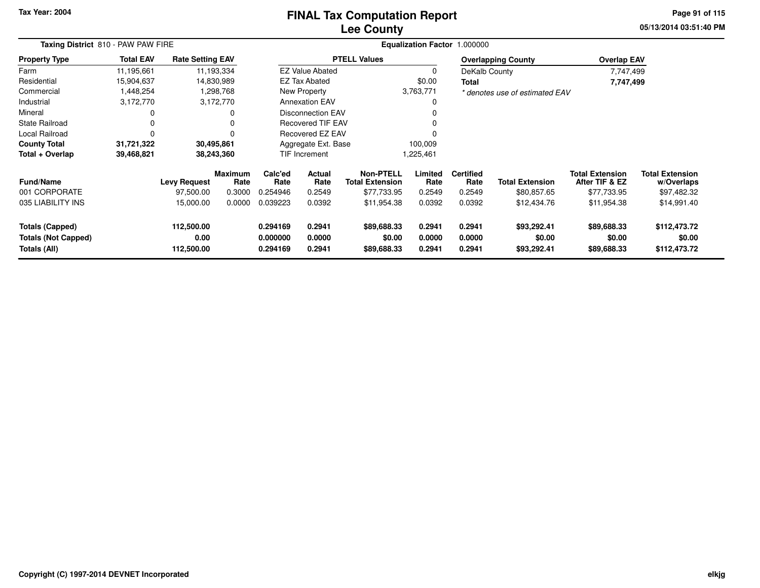# FINAL Tax Computation Report
# Lee County

Tax Year: 2004

**Taxing District** 810 - PAW PAW FIRE

**Equalization Factor** 1.000000

| Property Type | Total EAV | Rate Setting EAV |
|---|---|---|
| Farm | 11,195,661 | 11,193,334 |
| Residential | 15,904,637 | 14,830,989 |
| Commercial | 1,448,254 | 1,298,768 |
| Industrial | 3,172,770 | 3,172,770 |
| Mineral | 0 | 0 |
| State Railroad | 0 | 0 |
| Local Railroad | 0 | 0 |
| **County Total** | **31,721,322** | **30,495,861** |
| **Total + Overlap** | **39,468,821** | **38,243,360** |

| PTELL Values | |
|---|---|
| EZ Value Abated | 0 |
| EZ Tax Abated | $0.00 |
| New Property | 3,763,771 |
| Annexation EAV | 0 |
| Disconnection EAV | 0 |
| Recovered TIF EAV | 0 |
| Recovered EZ EAV | 0 |
| Aggregate Ext. Base | 100,009 |
| TIF Increment | 1,225,461 |

| Overlapping County | Overlap EAV |
|---|---|
| DeKalb County | 7,747,499 |
| **Total** | **7,747,499** |

*\* denotes use of estimated EAV*

| Fund/Name | Levy Request | Maximum Rate | Calc'ed Rate | Actual Rate | Non-PTELL Total Extension | Limited Rate | Certified Rate | Total Extension | Total Extension After TIF & EZ | Total Extension w/Overlaps |
|---|---|---|---|---|---|---|---|---|---|---|
| 001 CORPORATE | 97,500.00 | 0.3000 | 0.254946 | 0.2549 | $77,733.95 | 0.2549 | 0.2549 | $80,857.65 | $77,733.95 | $97,482.32 |
| 035 LIABILITY INS | 15,000.00 | 0.0000 | 0.039223 | 0.0392 | $11,954.38 | 0.0392 | 0.0392 | $12,434.76 | $11,954.38 | $14,991.40 |
| **Totals (Capped)** | **112,500.00** | | **0.294169** | **0.2941** | **$89,688.33** | **0.2941** | **0.2941** | **$93,292.41** | **$89,688.33** | **$112,473.72** |
| **Totals (Not Capped)** | **0.00** | | **0.000000** | **0.0000** | **$0.00** | **0.0000** | **0.0000** | **$0.00** | **$0.00** | **$0.00** |
| **Totals (All)** | **112,500.00** | | **0.294169** | **0.2941** | **$89,688.33** | **0.2941** | **0.2941** | **$93,292.41** | **$89,688.33** | **$112,473.72** |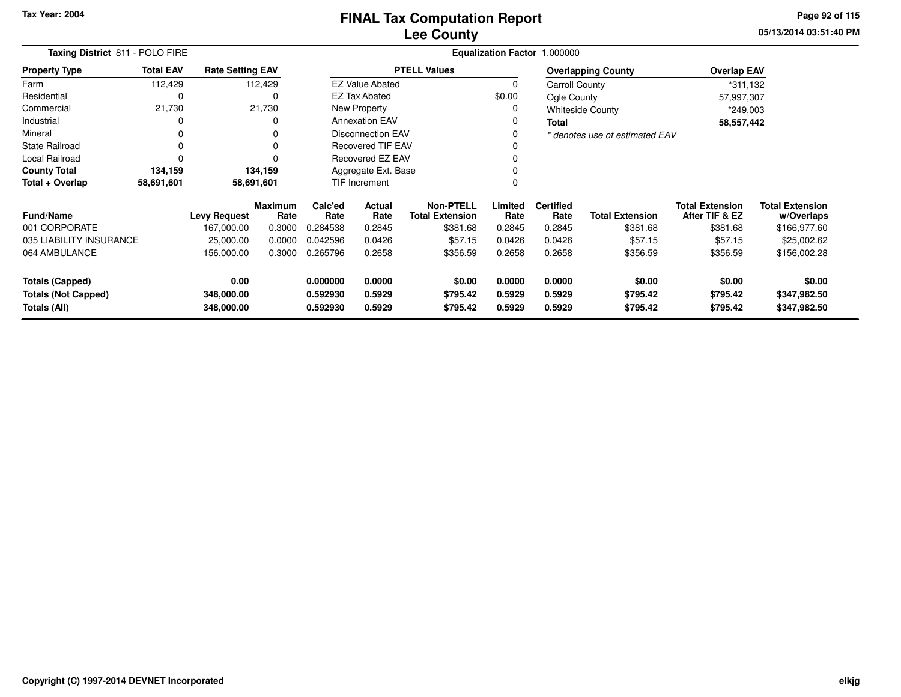Tax Year: 2004

# FINAL Tax Computation Report
## Lee County

05/13/2014 03:51:40 PM

**Taxing District** 811 - POLO FIRE

**Equalization Factor** 1.000000

| Property Type | Total EAV | Rate Setting EAV |
|---|---|---|
| Farm | 112,429 | 112,429 |
| Residential | 0 | 0 |
| Commercial | 21,730 | 21,730 |
| Industrial | 0 | 0 |
| Mineral | 0 | 0 |
| State Railroad | 0 | 0 |
| Local Railroad | 0 | 0 |
| **County Total** | **134,159** | **134,159** |
| **Total + Overlap** | **58,691,601** | **58,691,601** |

| PTELL Values | |
|---|---|
| EZ Value Abated | 0 |
| EZ Tax Abated | $0.00 |
| New Property | 0 |
| Annexation EAV | 0 |
| Disconnection EAV | 0 |
| Recovered TIF EAV | 0 |
| Recovered EZ EAV | 0 |
| Aggregate Ext. Base | 0 |
| TIF Increment | 0 |

| Overlapping County | Overlap EAV |
|---|---|
| Carroll County | *311,132 |
| Ogle County | 57,997,307 |
| Whiteside County | *249,003 |
| **Total** | **58,557,442** |

*\* denotes use of estimated EAV*

| Fund/Name | Levy Request | Maximum Rate | Calc'ed Rate | Actual Rate | Non-PTELL Total Extension | Limited Rate | Certified Rate | Total Extension | Total Extension After TIF & EZ | Total Extension w/Overlaps |
|---|---|---|---|---|---|---|---|---|---|---|
| 001 CORPORATE | 167,000.00 | 0.3000 | 0.284538 | 0.2845 | $381.68 | 0.2845 | 0.2845 | $381.68 | $381.68 | $166,977.60 |
| 035 LIABILITY INSURANCE | 25,000.00 | 0.0000 | 0.042596 | 0.0426 | $57.15 | 0.0426 | 0.0426 | $57.15 | $57.15 | $25,002.62 |
| 064 AMBULANCE | 156,000.00 | 0.3000 | 0.265796 | 0.2658 | $356.59 | 0.2658 | 0.2658 | $356.59 | $356.59 | $156,002.28 |
| **Totals (Capped)** | **0.00** | | **0.000000** | **0.0000** | **$0.00** | **0.0000** | **0.0000** | **$0.00** | **$0.00** | **$0.00** |
| **Totals (Not Capped)** | **348,000.00** | | **0.592930** | **0.5929** | **$795.42** | **0.5929** | **0.5929** | **$795.42** | **$795.42** | **$347,982.50** |
| **Totals (All)** | **348,000.00** | | **0.592930** | **0.5929** | **$795.42** | **0.5929** | **0.5929** | **$795.42** | **$795.42** | **$347,982.50** |

Copyright (C) 1997-2014 DEVNET Incorporated

elkjg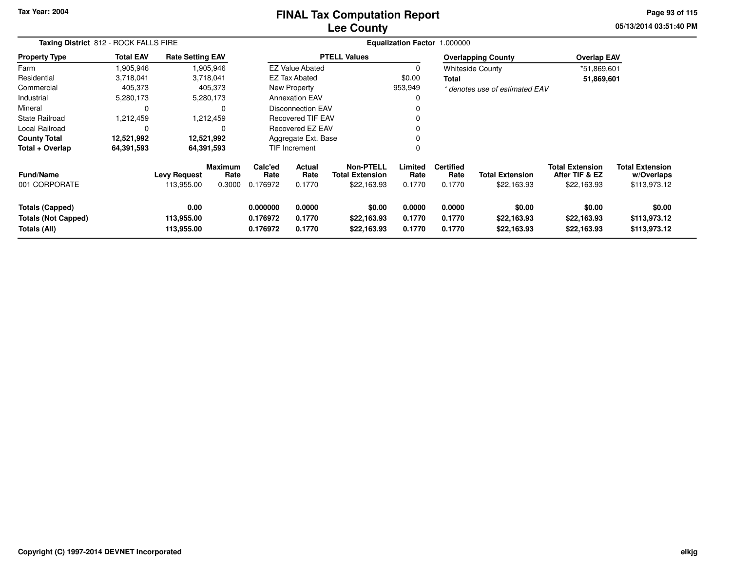Tax Year: 2004

# FINAL Tax Computation Report
## Lee County

05/13/2014 03:51:40 PM

**Taxing District** 812 - ROCK FALLS FIRE

**Equalization Factor** 1.000000

| Property Type | Total EAV | Rate Setting EAV |
|---|---|---|
| Farm | 1,905,946 | 1,905,946 |
| Residential | 3,718,041 | 3,718,041 |
| Commercial | 405,373 | 405,373 |
| Industrial | 5,280,173 | 5,280,173 |
| Mineral | 0 | 0 |
| State Railroad | 1,212,459 | 1,212,459 |
| Local Railroad | 0 | 0 |
| **County Total** | **12,521,992** | **12,521,992** |
| **Total + Overlap** | **64,391,593** | **64,391,593** |

| PTELL Values | |
|---|---|
| EZ Value Abated | 0 |
| EZ Tax Abated | $0.00 |
| New Property | 953,949 |
| Annexation EAV | 0 |
| Disconnection EAV | 0 |
| Recovered TIF EAV | 0 |
| Recovered EZ EAV | 0 |
| Aggregate Ext. Base | 0 |
| TIF Increment | 0 |

| Overlapping County | Overlap EAV |
|---|---|
| Whiteside County | *51,869,601 |
| **Total** | **51,869,601** |

*\* denotes use of estimated EAV*

| Fund/Name | Levy Request | Maximum Rate | Calc'ed Rate | Actual Rate | Non-PTELL Total Extension | Limited Rate | Certified Rate | Total Extension | Total Extension After TIF & EZ | Total Extension w/Overlaps |
|---|---|---|---|---|---|---|---|---|---|---|
| 001 CORPORATE | 113,955.00 | 0.3000 | 0.176972 | 0.1770 | $22,163.93 | 0.1770 | 0.1770 | $22,163.93 | $22,163.93 | $113,973.12 |
| **Totals (Capped)** | **0.00** | | **0.000000** | **0.0000** | **$0.00** | **0.0000** | **0.0000** | **$0.00** | **$0.00** | **$0.00** |
| **Totals (Not Capped)** | **113,955.00** | | **0.176972** | **0.1770** | **$22,163.93** | **0.1770** | **0.1770** | **$22,163.93** | **$22,163.93** | **$113,973.12** |
| **Totals (All)** | **113,955.00** | | **0.176972** | **0.1770** | **$22,163.93** | **0.1770** | **0.1770** | **$22,163.93** | **$22,163.93** | **$113,973.12** |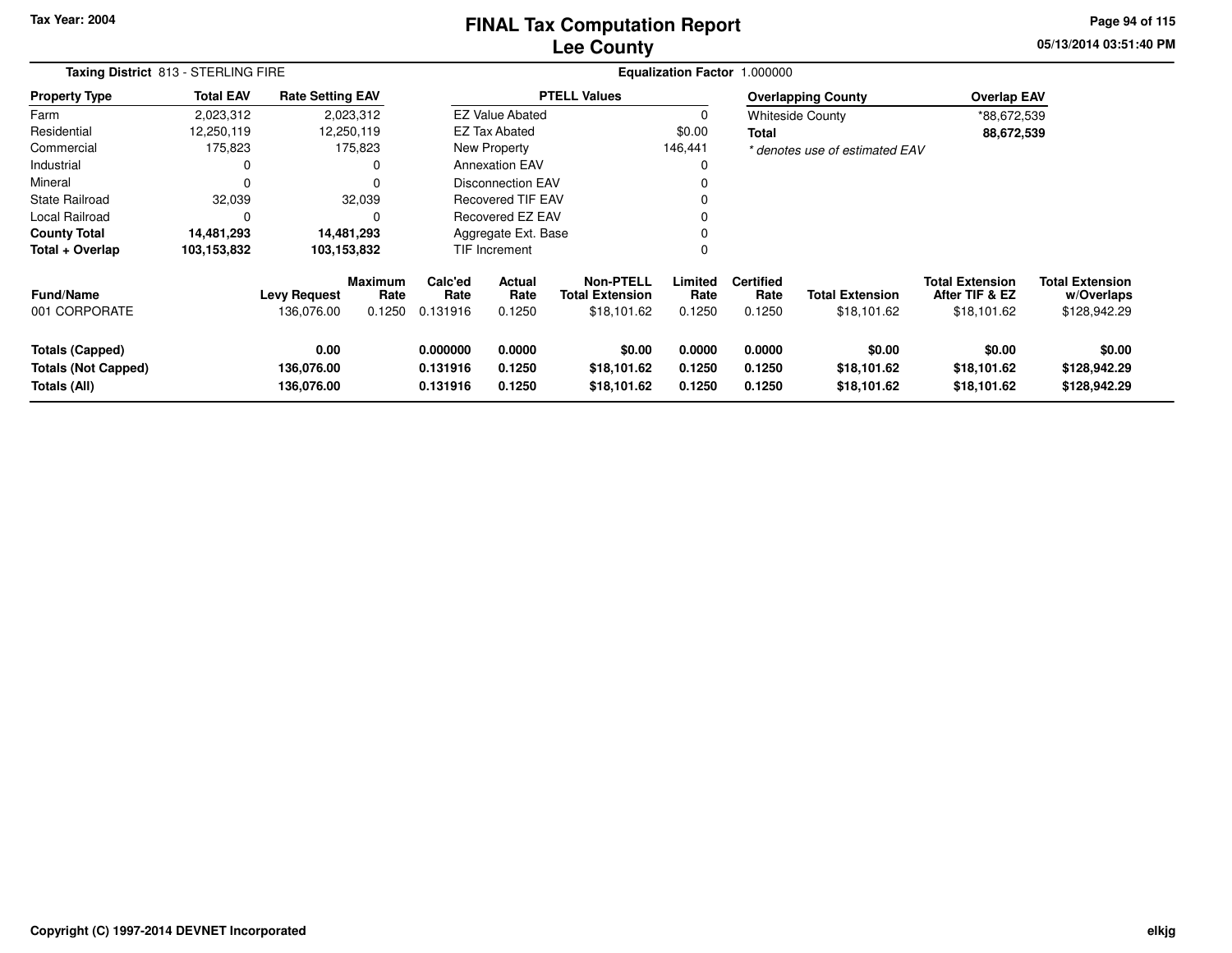Tax Year: 2004

# FINAL Tax Computation Report
## Lee County

05/13/2014 03:51:40 PM

**Taxing District** 813 - STERLING FIRE

**Equalization Factor** 1.000000

| Property Type | Total EAV | Rate Setting EAV |
|---|---|---|
| Farm | 2,023,312 | 2,023,312 |
| Residential | 12,250,119 | 12,250,119 |
| Commercial | 175,823 | 175,823 |
| Industrial | 0 | 0 |
| Mineral | 0 | 0 |
| State Railroad | 32,039 | 32,039 |
| Local Railroad | 0 | 0 |
| **County Total** | **14,481,293** | **14,481,293** |
| **Total + Overlap** | **103,153,832** | **103,153,832** |

| PTELL Values | |
|---|---|
| EZ Value Abated | 0 |
| EZ Tax Abated | $0.00 |
| New Property | 146,441 |
| Annexation EAV | 0 |
| Disconnection EAV | 0 |
| Recovered TIF EAV | 0 |
| Recovered EZ EAV | 0 |
| Aggregate Ext. Base | 0 |
| TIF Increment | 0 |

| Overlapping County | Overlap EAV |
|---|---|
| Whiteside County | *88,672,539 |
| **Total** | **88,672,539** |

*\* denotes use of estimated EAV*

| Fund/Name | Levy Request | Maximum Rate | Calc'ed Rate | Actual Rate | Non-PTELL Total Extension | Limited Rate | Certified Rate | Total Extension | Total Extension After TIF & EZ | Total Extension w/Overlaps |
|---|---|---|---|---|---|---|---|---|---|---|
| 001 CORPORATE | 136,076.00 | 0.1250 | 0.131916 | 0.1250 | $18,101.62 | 0.1250 | 0.1250 | $18,101.62 | $18,101.62 | $128,942.29 |
| **Totals (Capped)** | **0.00** | | **0.000000** | **0.0000** | **$0.00** | **0.0000** | **0.0000** | **$0.00** | **$0.00** | **$0.00** |
| **Totals (Not Capped)** | **136,076.00** | | **0.131916** | **0.1250** | **$18,101.62** | **0.1250** | **0.1250** | **$18,101.62** | **$18,101.62** | **$128,942.29** |
| **Totals (All)** | **136,076.00** | | **0.131916** | **0.1250** | **$18,101.62** | **0.1250** | **0.1250** | **$18,101.62** | **$18,101.62** | **$128,942.29** |

Copyright (C) 1997-2014 DEVNET Incorporated

elkjg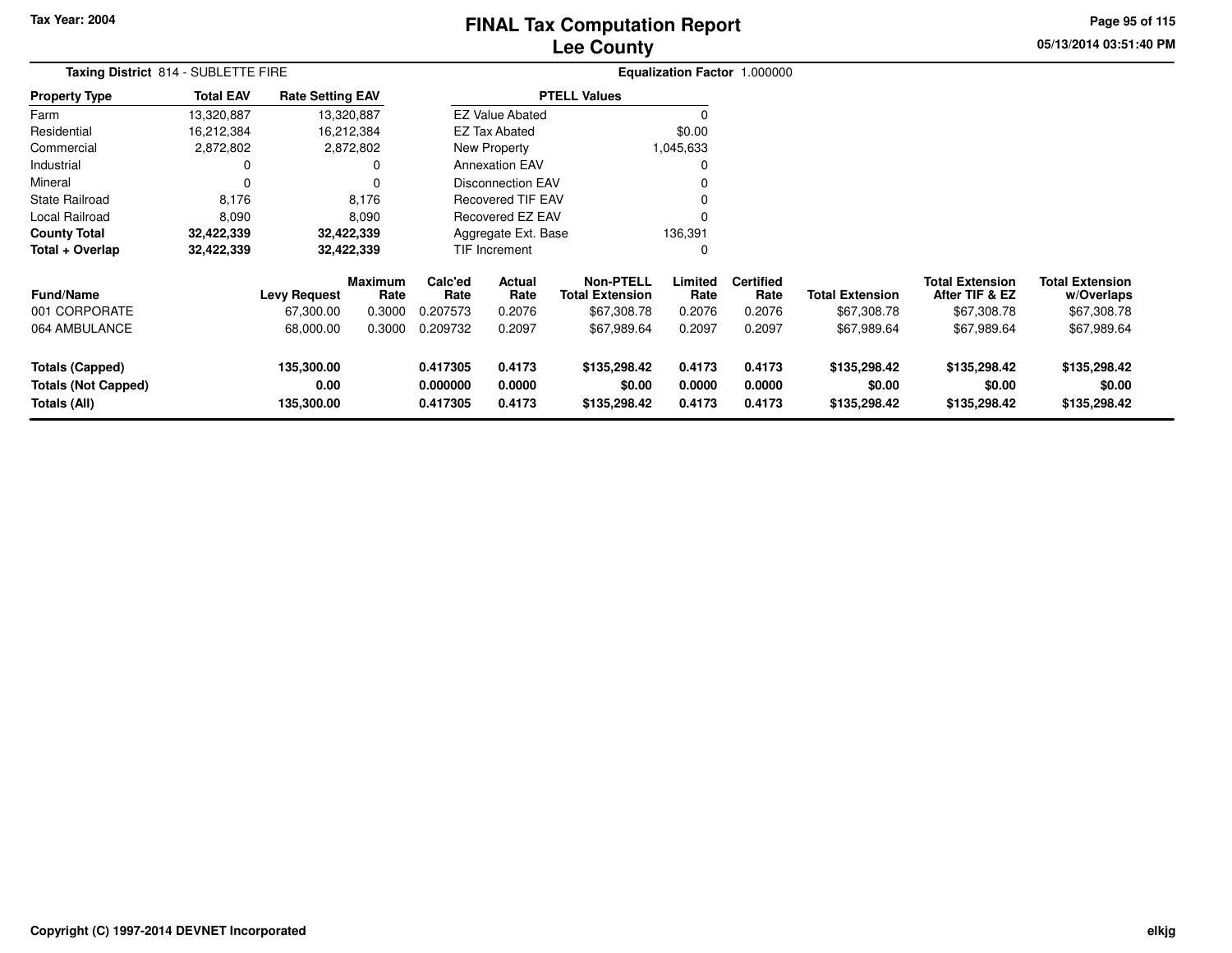Tax Year: 2004

# FINAL Tax Computation Report
## Lee County

05/13/2014 03:51:40 PM

**Taxing District** 814 - SUBLETTE FIRE

**Equalization Factor** 1.000000

| Property Type | Total EAV | Rate Setting EAV |
|---|---|---|
| Farm | 13,320,887 | 13,320,887 |
| Residential | 16,212,384 | 16,212,384 |
| Commercial | 2,872,802 | 2,872,802 |
| Industrial | 0 | 0 |
| Mineral | 0 | 0 |
| State Railroad | 8,176 | 8,176 |
| Local Railroad | 8,090 | 8,090 |
| **County Total** | **32,422,339** | **32,422,339** |
| **Total + Overlap** | **32,422,339** | **32,422,339** |

| PTELL Values | |
|---|---|
| EZ Value Abated | 0 |
| EZ Tax Abated | $0.00 |
| New Property | 1,045,633 |
| Annexation EAV | 0 |
| Disconnection EAV | 0 |
| Recovered TIF EAV | 0 |
| Recovered EZ EAV | 0 |
| Aggregate Ext. Base | 136,391 |
| TIF Increment | 0 |

| Fund/Name | Levy Request | Maximum Rate | Calc'ed Rate | Actual Rate | Non-PTELL Total Extension | Limited Rate | Certified Rate | Total Extension | Total Extension After TIF & EZ | Total Extension w/Overlaps |
|---|---|---|---|---|---|---|---|---|---|---|
| 001 CORPORATE | 67,300.00 | 0.3000 | 0.207573 | 0.2076 | $67,308.78 | 0.2076 | 0.2076 | $67,308.78 | $67,308.78 | $67,308.78 |
| 064 AMBULANCE | 68,000.00 | 0.3000 | 0.209732 | 0.2097 | $67,989.64 | 0.2097 | 0.2097 | $67,989.64 | $67,989.64 | $67,989.64 |
| **Totals (Capped)** | **135,300.00** | | **0.417305** | **0.4173** | **$135,298.42** | **0.4173** | **0.4173** | **$135,298.42** | **$135,298.42** | **$135,298.42** |
| **Totals (Not Capped)** | **0.00** | | **0.000000** | **0.0000** | **$0.00** | **0.0000** | **0.0000** | **$0.00** | **$0.00** | **$0.00** |
| **Totals (All)** | **135,300.00** | | **0.417305** | **0.4173** | **$135,298.42** | **0.4173** | **0.4173** | **$135,298.42** | **$135,298.42** | **$135,298.42** |

Copyright (C) 1997-2014 DEVNET Incorporated

elkjg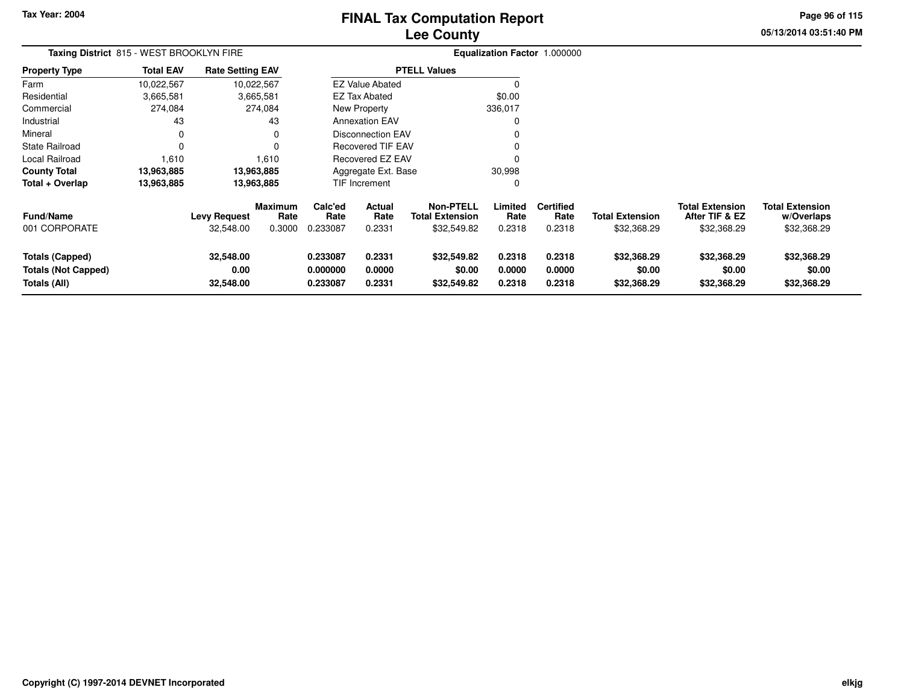# FINAL Tax Computation Report
## Lee County

Tax Year: 2004

05/13/2014 03:51:40 PM

**Taxing District** 815 - WEST BROOKLYN FIRE

**Equalization Factor** 1.000000

| Property Type | Total EAV | Rate Setting EAV |
|---|---|---|
| Farm | 10,022,567 | 10,022,567 |
| Residential | 3,665,581 | 3,665,581 |
| Commercial | 274,084 | 274,084 |
| Industrial | 43 | 43 |
| Mineral | 0 | 0 |
| State Railroad | 0 | 0 |
| Local Railroad | 1,610 | 1,610 |
| **County Total** | **13,963,885** | **13,963,885** |
| **Total + Overlap** | **13,963,885** | **13,963,885** |

| PTELL Values | |
|---|---|
| EZ Value Abated | 0 |
| EZ Tax Abated | $0.00 |
| New Property | 336,017 |
| Annexation EAV | 0 |
| Disconnection EAV | 0 |
| Recovered TIF EAV | 0 |
| Recovered EZ EAV | 0 |
| Aggregate Ext. Base | 30,998 |
| TIF Increment | 0 |

| Fund/Name | Levy Request | Maximum Rate | Calc'ed Rate | Actual Rate | Non-PTELL Total Extension | Limited Rate | Certified Rate | Total Extension | Total Extension After TIF & EZ | Total Extension w/Overlaps |
|---|---|---|---|---|---|---|---|---|---|---|
| 001 CORPORATE | 32,548.00 | 0.3000 | 0.233087 | 0.2331 | $32,549.82 | 0.2318 | 0.2318 | $32,368.29 | $32,368.29 | $32,368.29 |
| **Totals (Capped)** | **32,548.00** | | **0.233087** | **0.2331** | **$32,549.82** | **0.2318** | **0.2318** | **$32,368.29** | **$32,368.29** | **$32,368.29** |
| **Totals (Not Capped)** | **0.00** | | **0.000000** | **0.0000** | **$0.00** | **0.0000** | **0.0000** | **$0.00** | **$0.00** | **$0.00** |
| **Totals (All)** | **32,548.00** | | **0.233087** | **0.2331** | **$32,549.82** | **0.2318** | **0.2318** | **$32,368.29** | **$32,368.29** | **$32,368.29** |

Copyright (C) 1997-2014 DEVNET Incorporated

elkjg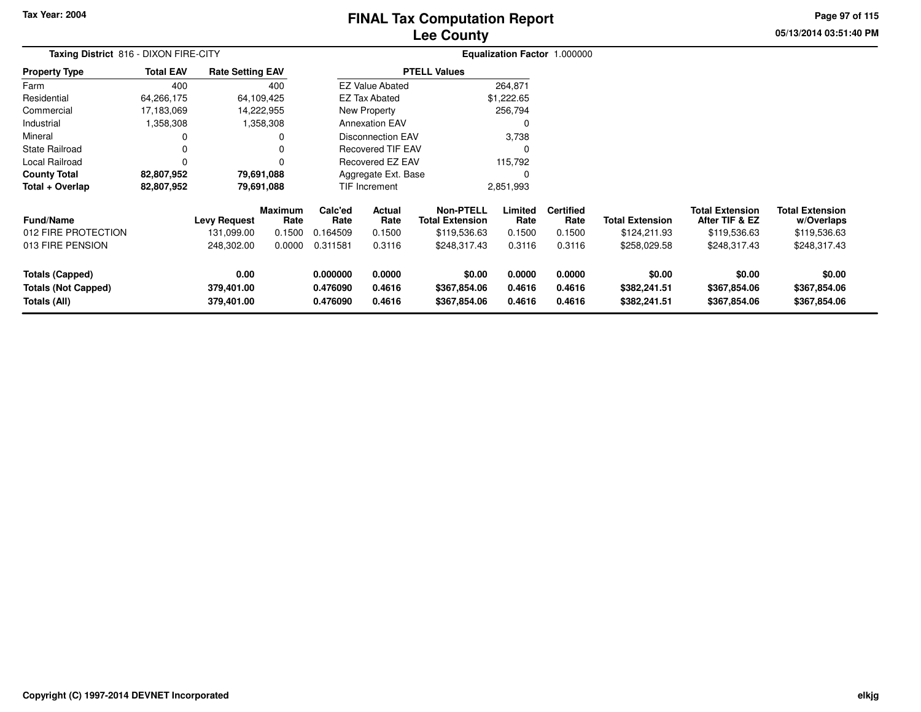Tax Year: 2004

# FINAL Tax Computation Report
# Lee County

05/13/2014 03:51:40 PM

**Taxing District** 816 - DIXON FIRE-CITY

**Equalization Factor** 1.000000

| Property Type | Total EAV | Rate Setting EAV |
|---|---|---|
| Farm | 400 | 400 |
| Residential | 64,266,175 | 64,109,425 |
| Commercial | 17,183,069 | 14,222,955 |
| Industrial | 1,358,308 | 1,358,308 |
| Mineral | 0 | 0 |
| State Railroad | 0 | 0 |
| Local Railroad | 0 | 0 |
| **County Total** | **82,807,952** | **79,691,088** |
| **Total + Overlap** | **82,807,952** | **79,691,088** |

| PTELL Values | |
|---|---|
| EZ Value Abated | 264,871 |
| EZ Tax Abated | $1,222.65 |
| New Property | 256,794 |
| Annexation EAV | 0 |
| Disconnection EAV | 3,738 |
| Recovered TIF EAV | 0 |
| Recovered EZ EAV | 115,792 |
| Aggregate Ext. Base | 0 |
| TIF Increment | 2,851,993 |

| Fund/Name | Levy Request | Maximum Rate | Calc'ed Rate | Actual Rate | Non-PTELL Total Extension | Limited Rate | Certified Rate | Total Extension | Total Extension After TIF & EZ | Total Extension w/Overlaps |
|---|---|---|---|---|---|---|---|---|---|---|
| 012 FIRE PROTECTION | 131,099.00 | 0.1500 | 0.164509 | 0.1500 | $119,536.63 | 0.1500 | 0.1500 | $124,211.93 | $119,536.63 | $119,536.63 |
| 013 FIRE PENSION | 248,302.00 | 0.0000 | 0.311581 | 0.3116 | $248,317.43 | 0.3116 | 0.3116 | $258,029.58 | $248,317.43 | $248,317.43 |
| **Totals (Capped)** | **0.00** | | **0.000000** | **0.0000** | **$0.00** | **0.0000** | **0.0000** | **$0.00** | **$0.00** | **$0.00** |
| **Totals (Not Capped)** | **379,401.00** | | **0.476090** | **0.4616** | **$367,854.06** | **0.4616** | **0.4616** | **$382,241.51** | **$367,854.06** | **$367,854.06** |
| **Totals (All)** | **379,401.00** | | **0.476090** | **0.4616** | **$367,854.06** | **0.4616** | **0.4616** | **$382,241.51** | **$367,854.06** | **$367,854.06** |

Copyright (C) 1997-2014 DEVNET Incorporated

elkjg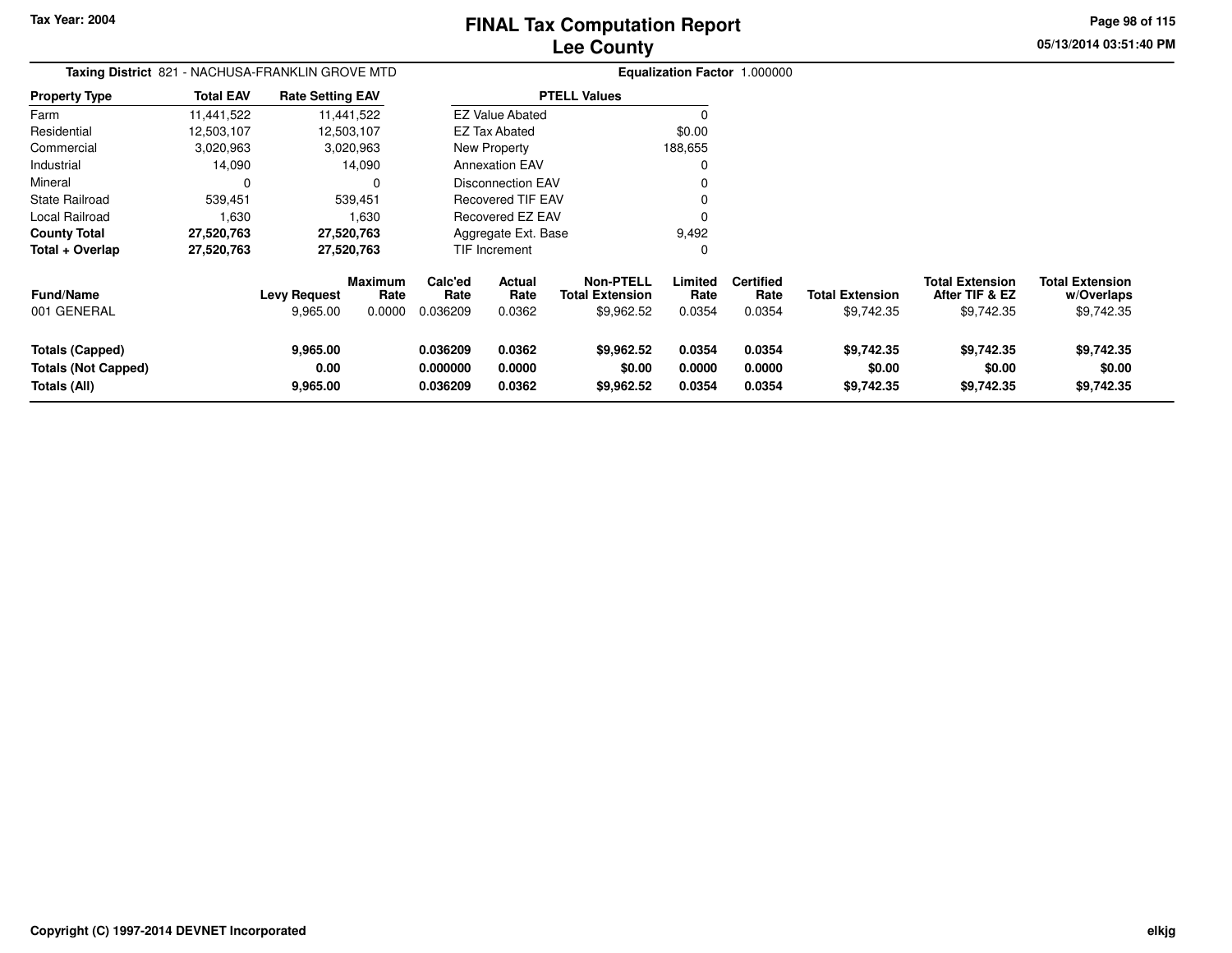Tax Year: 2004

# FINAL Tax Computation Report
## Lee County

05/13/2014 03:51:40 PM

**Taxing District** 821 - NACHUSA-FRANKLIN GROVE MTD **Equalization Factor** 1.000000

| Property Type | Total EAV | Rate Setting EAV |
|---|---|---|
| Farm | 11,441,522 | 11,441,522 |
| Residential | 12,503,107 | 12,503,107 |
| Commercial | 3,020,963 | 3,020,963 |
| Industrial | 14,090 | 14,090 |
| Mineral | 0 | 0 |
| State Railroad | 539,451 | 539,451 |
| Local Railroad | 1,630 | 1,630 |
| **County Total** | **27,520,763** | **27,520,763** |
| **Total + Overlap** | **27,520,763** | **27,520,763** |

| PTELL Values | |
|---|---|
| EZ Value Abated | 0 |
| EZ Tax Abated | $0.00 |
| New Property | 188,655 |
| Annexation EAV | 0 |
| Disconnection EAV | 0 |
| Recovered TIF EAV | 0 |
| Recovered EZ EAV | 0 |
| Aggregate Ext. Base | 9,492 |
| TIF Increment | 0 |

| Fund/Name | Levy Request | Maximum Rate | Calc'ed Rate | Actual Rate | Non-PTELL Total Extension | Limited Rate | Certified Rate | Total Extension | Total Extension After TIF & EZ | Total Extension w/Overlaps |
|---|---|---|---|---|---|---|---|---|---|---|
| 001 GENERAL | 9,965.00 | 0.0000 | 0.036209 | 0.0362 | $9,962.52 | 0.0354 | 0.0354 | $9,742.35 | $9,742.35 | $9,742.35 |
| **Totals (Capped)** | **9,965.00** | | **0.036209** | **0.0362** | **$9,962.52** | **0.0354** | **0.0354** | **$9,742.35** | **$9,742.35** | **$9,742.35** |
| **Totals (Not Capped)** | **0.00** | | **0.000000** | **0.0000** | **$0.00** | **0.0000** | **0.0000** | **$0.00** | **$0.00** | **$0.00** |
| **Totals (All)** | **9,965.00** | | **0.036209** | **0.0362** | **$9,962.52** | **0.0354** | **0.0354** | **$9,742.35** | **$9,742.35** | **$9,742.35** |

Copyright (C) 1997-2014 DEVNET Incorporated

elkjg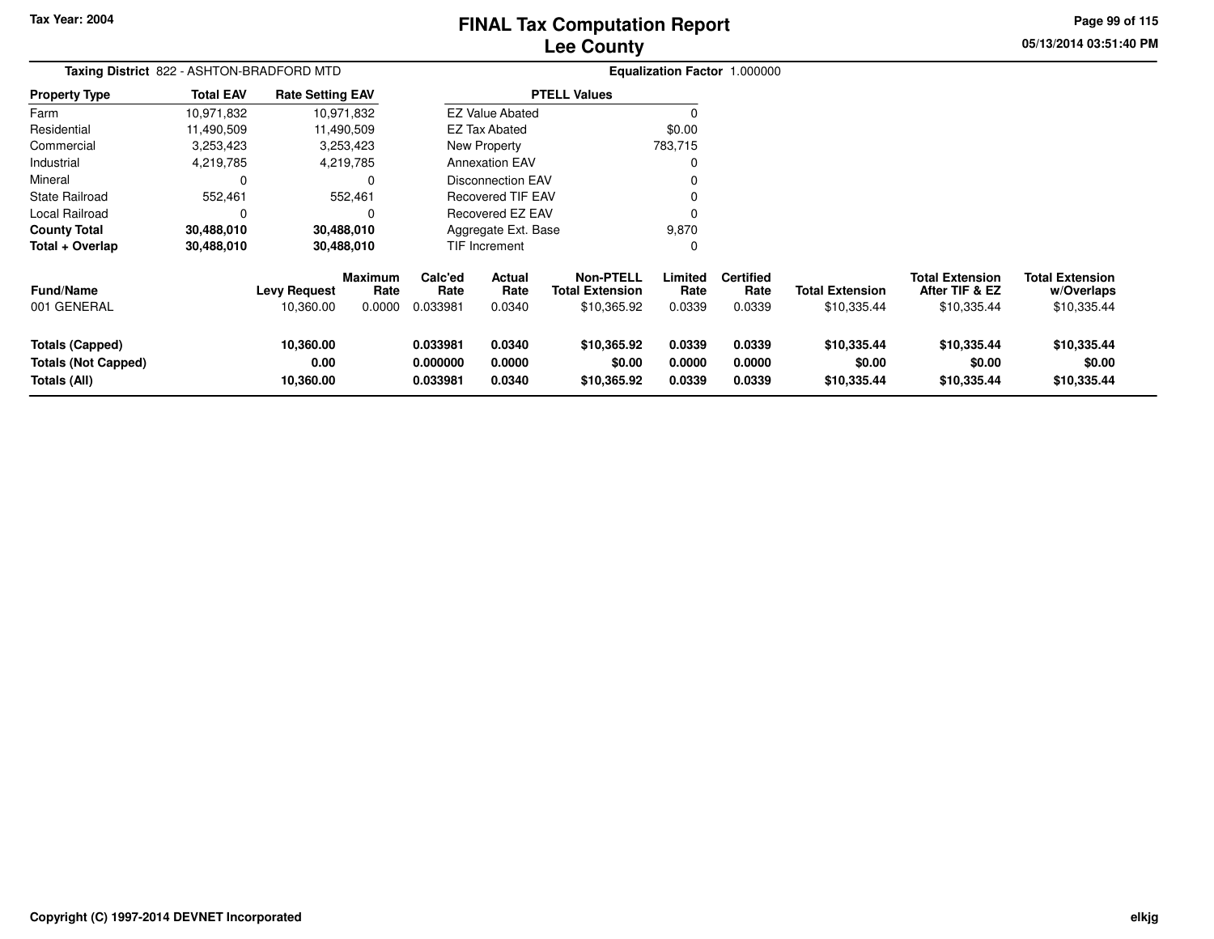# FINAL Tax Computation Report
# Lee County

Tax Year: 2004

05/13/2014 03:51:40 PM

**Taxing District** 822 - ASHTON-BRADFORD MTD

**Equalization Factor** 1.000000

| Property Type | Total EAV | Rate Setting EAV |
|---|---|---|
| Farm | 10,971,832 | 10,971,832 |
| Residential | 11,490,509 | 11,490,509 |
| Commercial | 3,253,423 | 3,253,423 |
| Industrial | 4,219,785 | 4,219,785 |
| Mineral | 0 | 0 |
| State Railroad | 552,461 | 552,461 |
| Local Railroad | 0 | 0 |
| **County Total** | **30,488,010** | **30,488,010** |
| **Total + Overlap** | **30,488,010** | **30,488,010** |

| PTELL Values | |
|---|---|
| EZ Value Abated | 0 |
| EZ Tax Abated | $0.00 |
| New Property | 783,715 |
| Annexation EAV | 0 |
| Disconnection EAV | 0 |
| Recovered TIF EAV | 0 |
| Recovered EZ EAV | 0 |
| Aggregate Ext. Base | 9,870 |
| TIF Increment | 0 |

| Fund/Name | Levy Request | Maximum Rate | Calc'ed Rate | Actual Rate | Non-PTELL Total Extension | Limited Rate | Certified Rate | Total Extension | Total Extension After TIF & EZ | Total Extension w/Overlaps |
|---|---|---|---|---|---|---|---|---|---|---|
| 001 GENERAL | 10,360.00 | 0.0000 | 0.033981 | 0.0340 | $10,365.92 | 0.0339 | 0.0339 | $10,335.44 | $10,335.44 | $10,335.44 |
| **Totals (Capped)** | **10,360.00** | | **0.033981** | **0.0340** | **$10,365.92** | **0.0339** | **0.0339** | **$10,335.44** | **$10,335.44** | **$10,335.44** |
| **Totals (Not Capped)** | **0.00** | | **0.000000** | **0.0000** | **$0.00** | **0.0000** | **0.0000** | **$0.00** | **$0.00** | **$0.00** |
| **Totals (All)** | **10,360.00** | | **0.033981** | **0.0340** | **$10,365.92** | **0.0339** | **0.0339** | **$10,335.44** | **$10,335.44** | **$10,335.44** |

Copyright (C) 1997-2014 DEVNET Incorporated

elkjg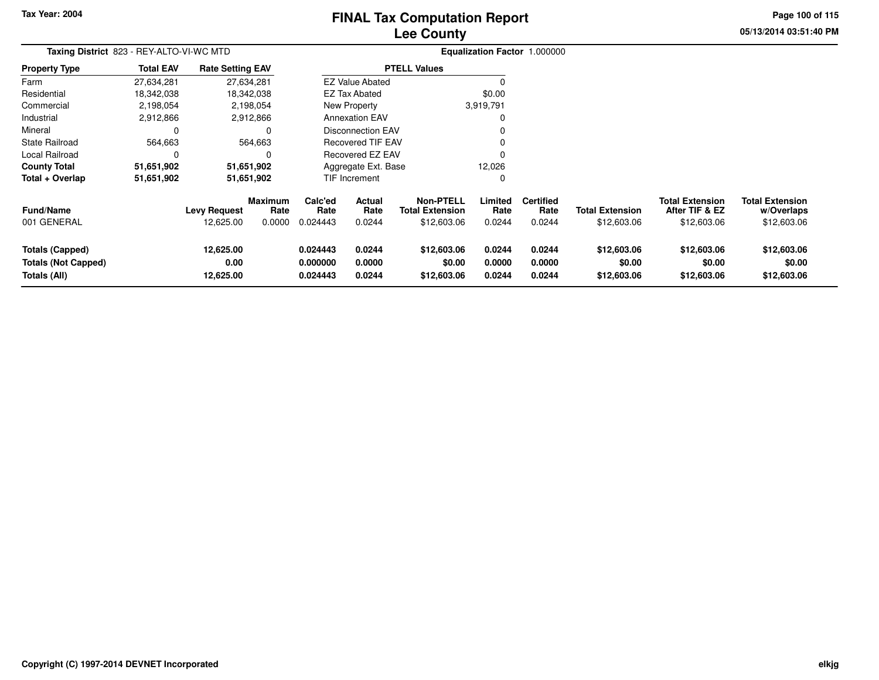Tax Year: 2004

# FINAL Tax Computation Report
## Lee County

05/13/2014 03:51:40 PM

**Taxing District** 823 - REY-ALTO-VI-WC MTD

**Equalization Factor** 1.000000

| Property Type | Total EAV | Rate Setting EAV |
|---|---|---|
| Farm | 27,634,281 | 27,634,281 |
| Residential | 18,342,038 | 18,342,038 |
| Commercial | 2,198,054 | 2,198,054 |
| Industrial | 2,912,866 | 2,912,866 |
| Mineral | 0 | 0 |
| State Railroad | 564,663 | 564,663 |
| Local Railroad | 0 | 0 |
| **County Total** | **51,651,902** | **51,651,902** |
| **Total + Overlap** | **51,651,902** | **51,651,902** |

| PTELL Values | |
|---|---|
| EZ Value Abated | 0 |
| EZ Tax Abated | $0.00 |
| New Property | 3,919,791 |
| Annexation EAV | 0 |
| Disconnection EAV | 0 |
| Recovered TIF EAV | 0 |
| Recovered EZ EAV | 0 |
| Aggregate Ext. Base | 12,026 |
| TIF Increment | 0 |

| Fund/Name | Levy Request | Maximum Rate | Calc'ed Rate | Actual Rate | Non-PTELL Total Extension | Limited Rate | Certified Rate | Total Extension | Total Extension After TIF & EZ | Total Extension w/Overlaps |
|---|---|---|---|---|---|---|---|---|---|---|
| 001 GENERAL | 12,625.00 | 0.0000 | 0.024443 | 0.0244 | $12,603.06 | 0.0244 | 0.0244 | $12,603.06 | $12,603.06 | $12,603.06 |
| **Totals (Capped)** | **12,625.00** | | **0.024443** | **0.0244** | **$12,603.06** | **0.0244** | **0.0244** | **$12,603.06** | **$12,603.06** | **$12,603.06** |
| **Totals (Not Capped)** | **0.00** | | **0.000000** | **0.0000** | **$0.00** | **0.0000** | **0.0000** | **$0.00** | **$0.00** | **$0.00** |
| **Totals (All)** | **12,625.00** | | **0.024443** | **0.0244** | **$12,603.06** | **0.0244** | **0.0244** | **$12,603.06** | **$12,603.06** | **$12,603.06** |

Copyright (C) 1997-2014 DEVNET Incorporated

elkjg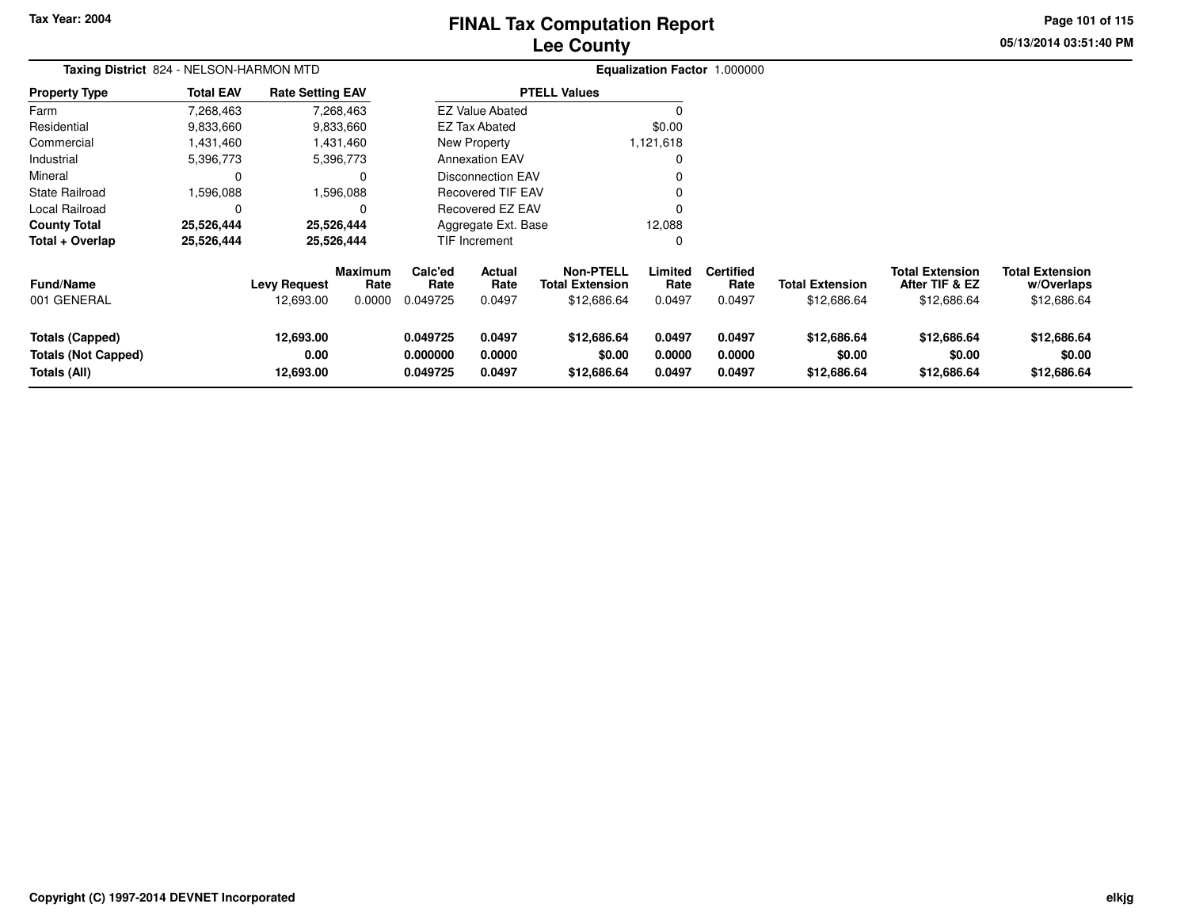# FINAL Tax Computation Report
## Lee County

Tax Year: 2004

05/13/2014 03:51:40 PM

**Taxing District** 824 - NELSON-HARMON MTD

**Equalization Factor** 1.000000

| Property Type | Total EAV | Rate Setting EAV |
|---|---|---|
| Farm | 7,268,463 | 7,268,463 |
| Residential | 9,833,660 | 9,833,660 |
| Commercial | 1,431,460 | 1,431,460 |
| Industrial | 5,396,773 | 5,396,773 |
| Mineral | 0 | 0 |
| State Railroad | 1,596,088 | 1,596,088 |
| Local Railroad | 0 | 0 |
| **County Total** | **25,526,444** | **25,526,444** |
| **Total + Overlap** | **25,526,444** | **25,526,444** |

| PTELL Values | |
|---|---|
| EZ Value Abated | 0 |
| EZ Tax Abated | $0.00 |
| New Property | 1,121,618 |
| Annexation EAV | 0 |
| Disconnection EAV | 0 |
| Recovered TIF EAV | 0 |
| Recovered EZ EAV | 0 |
| Aggregate Ext. Base | 12,088 |
| TIF Increment | 0 |

| Fund/Name | Levy Request | Maximum Rate | Calc'ed Rate | Actual Rate | Non-PTELL Total Extension | Limited Rate | Certified Rate | Total Extension | Total Extension After TIF & EZ | Total Extension w/Overlaps |
|---|---|---|---|---|---|---|---|---|---|---|
| 001 GENERAL | 12,693.00 | 0.0000 | 0.049725 | 0.0497 | $12,686.64 | 0.0497 | 0.0497 | $12,686.64 | $12,686.64 | $12,686.64 |
| **Totals (Capped)** | **12,693.00** | | **0.049725** | **0.0497** | **$12,686.64** | **0.0497** | **0.0497** | **$12,686.64** | **$12,686.64** | **$12,686.64** |
| **Totals (Not Capped)** | **0.00** | | **0.000000** | **0.0000** | **$0.00** | **0.0000** | **0.0000** | **$0.00** | **$0.00** | **$0.00** |
| **Totals (All)** | **12,693.00** | | **0.049725** | **0.0497** | **$12,686.64** | **0.0497** | **0.0497** | **$12,686.64** | **$12,686.64** | **$12,686.64** |

Copyright (C) 1997-2014 DEVNET Incorporated

elkjg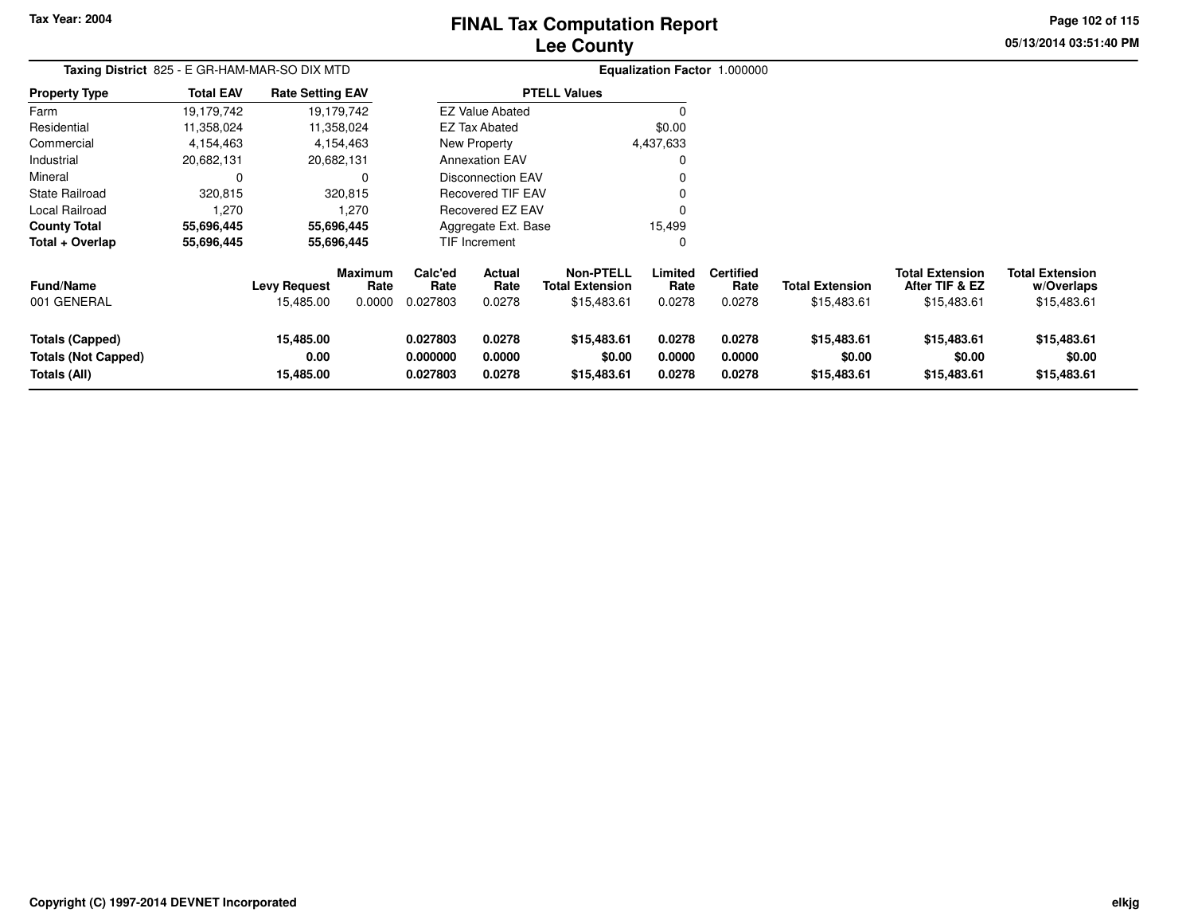# FINAL Tax Computation Report
## Lee County

Tax Year: 2004

05/13/2014 03:51:40 PM

**Taxing District** 825 - E GR-HAM-MAR-SO DIX MTD

**Equalization Factor** 1.000000

| Property Type | Total EAV | Rate Setting EAV |
|---|---|---|
| Farm | 19,179,742 | 19,179,742 |
| Residential | 11,358,024 | 11,358,024 |
| Commercial | 4,154,463 | 4,154,463 |
| Industrial | 20,682,131 | 20,682,131 |
| Mineral | 0 | 0 |
| State Railroad | 320,815 | 320,815 |
| Local Railroad | 1,270 | 1,270 |
| **County Total** | **55,696,445** | **55,696,445** |
| **Total + Overlap** | **55,696,445** | **55,696,445** |

| PTELL Values | |
|---|---|
| EZ Value Abated | 0 |
| EZ Tax Abated | $0.00 |
| New Property | 4,437,633 |
| Annexation EAV | 0 |
| Disconnection EAV | 0 |
| Recovered TIF EAV | 0 |
| Recovered EZ EAV | 0 |
| Aggregate Ext. Base | 15,499 |
| TIF Increment | 0 |

| Fund/Name | Levy Request | Maximum Rate | Calc'ed Rate | Actual Rate | Non-PTELL Total Extension | Limited Rate | Certified Rate | Total Extension | Total Extension After TIF & EZ | Total Extension w/Overlaps |
|---|---|---|---|---|---|---|---|---|---|---|
| 001 GENERAL | 15,485.00 | 0.0000 | 0.027803 | 0.0278 | $15,483.61 | 0.0278 | 0.0278 | $15,483.61 | $15,483.61 | $15,483.61 |
| **Totals (Capped)** | **15,485.00** | | **0.027803** | **0.0278** | **$15,483.61** | **0.0278** | **0.0278** | **$15,483.61** | **$15,483.61** | **$15,483.61** |
| **Totals (Not Capped)** | **0.00** | | **0.000000** | **0.0000** | **$0.00** | **0.0000** | **0.0000** | **$0.00** | **$0.00** | **$0.00** |
| **Totals (All)** | **15,485.00** | | **0.027803** | **0.0278** | **$15,483.61** | **0.0278** | **0.0278** | **$15,483.61** | **$15,483.61** | **$15,483.61** |

Copyright (C) 1997-2014 DEVNET Incorporated

elkjg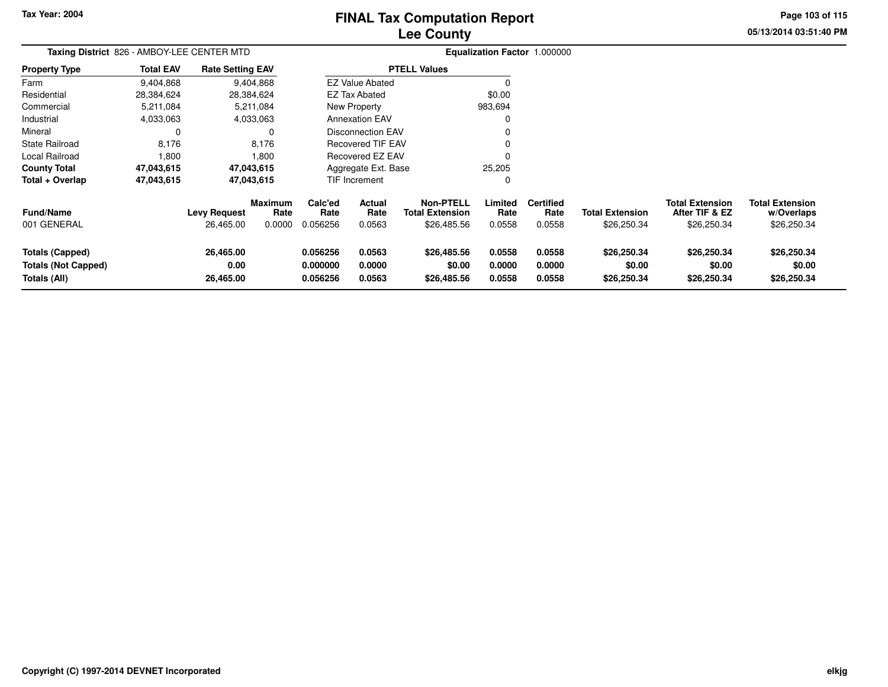Tax Year: 2004

# FINAL Tax Computation Report
## Lee County

05/13/2014 03:51:40 PM

**Taxing District** 826 - AMBOY-LEE CENTER MTD

**Equalization Factor** 1.000000

| Property Type | Total EAV | Rate Setting EAV |
|---|---|---|
| Farm | 9,404,868 | 9,404,868 |
| Residential | 28,384,624 | 28,384,624 |
| Commercial | 5,211,084 | 5,211,084 |
| Industrial | 4,033,063 | 4,033,063 |
| Mineral | 0 | 0 |
| State Railroad | 8,176 | 8,176 |
| Local Railroad | 1,800 | 1,800 |
| **County Total** | **47,043,615** | **47,043,615** |
| **Total + Overlap** | **47,043,615** | **47,043,615** |

| PTELL Values | |
|---|---|
| EZ Value Abated | 0 |
| EZ Tax Abated | $0.00 |
| New Property | 983,694 |
| Annexation EAV | 0 |
| Disconnection EAV | 0 |
| Recovered TIF EAV | 0 |
| Recovered EZ EAV | 0 |
| Aggregate Ext. Base | 25,205 |
| TIF Increment | 0 |

| Fund/Name | Levy Request | Maximum Rate | Calc'ed Rate | Actual Rate | Non-PTELL Total Extension | Limited Rate | Certified Rate | Total Extension | Total Extension After TIF & EZ | Total Extension w/Overlaps |
|---|---|---|---|---|---|---|---|---|---|---|
| 001 GENERAL | 26,465.00 | 0.0000 | 0.056256 | 0.0563 | $26,485.56 | 0.0558 | 0.0558 | $26,250.34 | $26,250.34 | $26,250.34 |
| **Totals (Capped)** | **26,465.00** | | **0.056256** | **0.0563** | **$26,485.56** | **0.0558** | **0.0558** | **$26,250.34** | **$26,250.34** | **$26,250.34** |
| **Totals (Not Capped)** | **0.00** | | **0.000000** | **0.0000** | **$0.00** | **0.0000** | **0.0000** | **$0.00** | **$0.00** | **$0.00** |
| **Totals (All)** | **26,465.00** | | **0.056256** | **0.0563** | **$26,485.56** | **0.0558** | **0.0558** | **$26,250.34** | **$26,250.34** | **$26,250.34** |

**Copyright (C) 1997-2014 DEVNET Incorporated** elkjg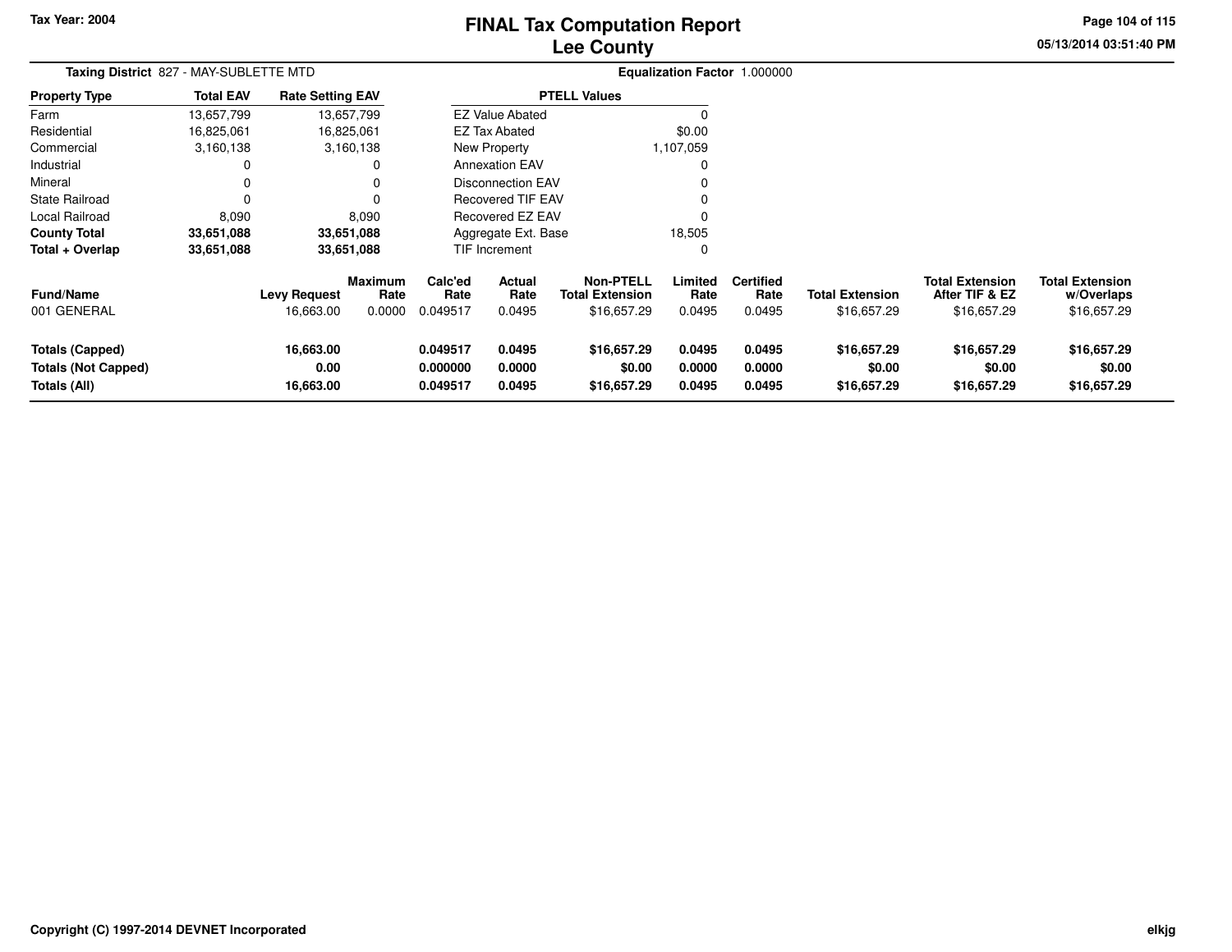**Tax Year: 2004**

# FINAL Tax Computation Report
## Lee County

**Taxing District** 827 - MAY-SUBLETTE MTD

**Equalization Factor** 1.000000

| Property Type | Total EAV | Rate Setting EAV |
|---|---|---|
| Farm | 13,657,799 | 13,657,799 |
| Residential | 16,825,061 | 16,825,061 |
| Commercial | 3,160,138 | 3,160,138 |
| Industrial | 0 | 0 |
| Mineral | 0 | 0 |
| State Railroad | 0 | 0 |
| Local Railroad | 8,090 | 8,090 |
| **County Total** | **33,651,088** | **33,651,088** |
| **Total + Overlap** | **33,651,088** | **33,651,088** |

| PTELL Values | |
|---|---|
| EZ Value Abated | 0 |
| EZ Tax Abated | $0.00 |
| New Property | 1,107,059 |
| Annexation EAV | 0 |
| Disconnection EAV | 0 |
| Recovered TIF EAV | 0 |
| Recovered EZ EAV | 0 |
| Aggregate Ext. Base | 18,505 |
| TIF Increment | 0 |

| Fund/Name | Levy Request | Maximum Rate | Calc'ed Rate | Actual Rate | Non-PTELL Total Extension | Limited Rate | Certified Rate | Total Extension | Total Extension After TIF & EZ | Total Extension w/Overlaps |
|---|---|---|---|---|---|---|---|---|---|---|
| 001 GENERAL | 16,663.00 | 0.0000 | 0.049517 | 0.0495 | $16,657.29 | 0.0495 | 0.0495 | $16,657.29 | $16,657.29 | $16,657.29 |
| **Totals (Capped)** | **16,663.00** | | **0.049517** | **0.0495** | **$16,657.29** | **0.0495** | **0.0495** | **$16,657.29** | **$16,657.29** | **$16,657.29** |
| **Totals (Not Capped)** | **0.00** | | **0.000000** | **0.0000** | **$0.00** | **0.0000** | **0.0000** | **$0.00** | **$0.00** | **$0.00** |
| **Totals (All)** | **16,663.00** | | **0.049517** | **0.0495** | **$16,657.29** | **0.0495** | **0.0495** | **$16,657.29** | **$16,657.29** | **$16,657.29** |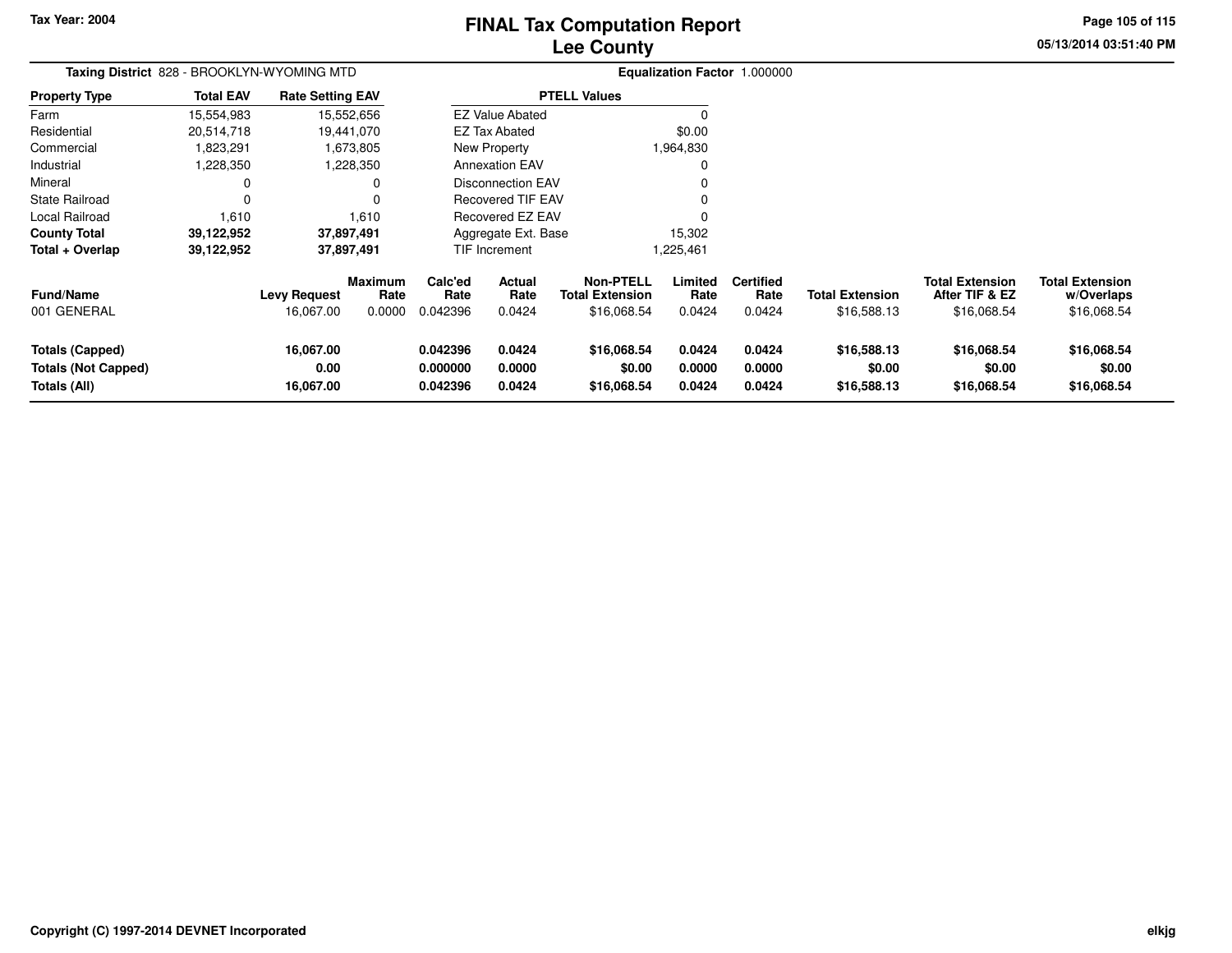Tax Year: 2004

# FINAL Tax Computation Report
## Lee County

**Taxing District** 828 - BROOKLYN-WYOMING MTD **Equalization Factor** 1.000000

| Property Type | Total EAV | Rate Setting EAV |
|---|---|---|
| Farm | 15,554,983 | 15,552,656 |
| Residential | 20,514,718 | 19,441,070 |
| Commercial | 1,823,291 | 1,673,805 |
| Industrial | 1,228,350 | 1,228,350 |
| Mineral | 0 | 0 |
| State Railroad | 0 | 0 |
| Local Railroad | 1,610 | 1,610 |
| **County Total** | **39,122,952** | **37,897,491** |
| **Total + Overlap** | **39,122,952** | **37,897,491** |

| PTELL Values | |
|---|---|
| EZ Value Abated | 0 |
| EZ Tax Abated | $0.00 |
| New Property | 1,964,830 |
| Annexation EAV | 0 |
| Disconnection EAV | 0 |
| Recovered TIF EAV | 0 |
| Recovered EZ EAV | 0 |
| Aggregate Ext. Base | 15,302 |
| TIF Increment | 1,225,461 |

| Fund/Name | Levy Request | Maximum Rate | Calc'ed Rate | Actual Rate | Non-PTELL Total Extension | Limited Rate | Certified Rate | Total Extension | Total Extension After TIF & EZ | Total Extension w/Overlaps |
|---|---|---|---|---|---|---|---|---|---|---|
| 001 GENERAL | 16,067.00 | 0.0000 | 0.042396 | 0.0424 | $16,068.54 | 0.0424 | 0.0424 | $16,588.13 | $16,068.54 | $16,068.54 |
| **Totals (Capped)** | **16,067.00** | | **0.042396** | **0.0424** | **$16,068.54** | **0.0424** | **0.0424** | **$16,588.13** | **$16,068.54** | **$16,068.54** |
| **Totals (Not Capped)** | **0.00** | | **0.000000** | **0.0000** | **$0.00** | **0.0000** | **0.0000** | **$0.00** | **$0.00** | **$0.00** |
| **Totals (All)** | **16,067.00** | | **0.042396** | **0.0424** | **$16,068.54** | **0.0424** | **0.0424** | **$16,588.13** | **$16,068.54** | **$16,068.54** |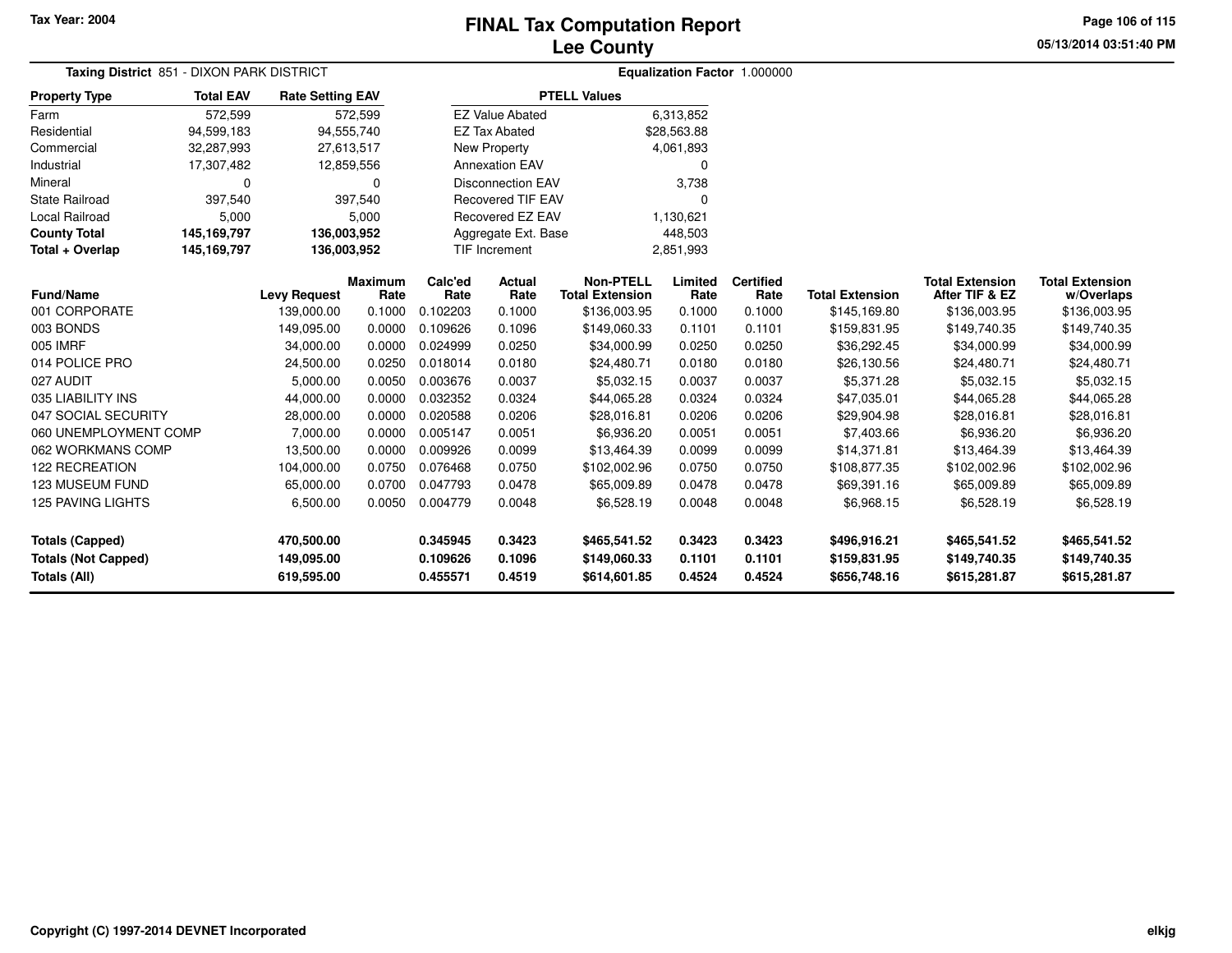# FINAL Tax Computation Report
# Lee County

Tax Year: 2004

05/13/2014 03:51:40 PM

**Taxing District** 851 - DIXON PARK DISTRICT

**Equalization Factor** 1.000000

| Property Type | Total EAV | Rate Setting EAV |
|---|---|---|
| Farm | 572,599 | 572,599 |
| Residential | 94,599,183 | 94,555,740 |
| Commercial | 32,287,993 | 27,613,517 |
| Industrial | 17,307,482 | 12,859,556 |
| Mineral | 0 | 0 |
| State Railroad | 397,540 | 397,540 |
| Local Railroad | 5,000 | 5,000 |
| **County Total** | **145,169,797** | **136,003,952** |
| **Total + Overlap** | **145,169,797** | **136,003,952** |

| PTELL Values | |
|---|---|
| EZ Value Abated | 6,313,852 |
| EZ Tax Abated | $28,563.88 |
| New Property | 4,061,893 |
| Annexation EAV | 0 |
| Disconnection EAV | 3,738 |
| Recovered TIF EAV | 0 |
| Recovered EZ EAV | 1,130,621 |
| Aggregate Ext. Base | 448,503 |
| TIF Increment | 2,851,993 |

| Fund/Name | Levy Request | Maximum Rate | Calc'ed Rate | Actual Rate | Non-PTELL Total Extension | Limited Rate | Certified Rate | Total Extension | Total Extension After TIF & EZ | Total Extension w/Overlaps |
|---|---|---|---|---|---|---|---|---|---|---|
| 001 CORPORATE | 139,000.00 | 0.1000 | 0.102203 | 0.1000 | $136,003.95 | 0.1000 | 0.1000 | $145,169.80 | $136,003.95 | $136,003.95 |
| 003 BONDS | 149,095.00 | 0.0000 | 0.109626 | 0.1096 | $149,060.33 | 0.1101 | 0.1101 | $159,831.95 | $149,740.35 | $149,740.35 |
| 005 IMRF | 34,000.00 | 0.0000 | 0.024999 | 0.0250 | $34,000.99 | 0.0250 | 0.0250 | $36,292.45 | $34,000.99 | $34,000.99 |
| 014 POLICE PRO | 24,500.00 | 0.0250 | 0.018014 | 0.0180 | $24,480.71 | 0.0180 | 0.0180 | $26,130.56 | $24,480.71 | $24,480.71 |
| 027 AUDIT | 5,000.00 | 0.0050 | 0.003676 | 0.0037 | $5,032.15 | 0.0037 | 0.0037 | $5,371.28 | $5,032.15 | $5,032.15 |
| 035 LIABILITY INS | 44,000.00 | 0.0000 | 0.032352 | 0.0324 | $44,065.28 | 0.0324 | 0.0324 | $47,035.01 | $44,065.28 | $44,065.28 |
| 047 SOCIAL SECURITY | 28,000.00 | 0.0000 | 0.020588 | 0.0206 | $28,016.81 | 0.0206 | 0.0206 | $29,904.98 | $28,016.81 | $28,016.81 |
| 060 UNEMPLOYMENT COMP | 7,000.00 | 0.0000 | 0.005147 | 0.0051 | $6,936.20 | 0.0051 | 0.0051 | $7,403.66 | $6,936.20 | $6,936.20 |
| 062 WORKMANS COMP | 13,500.00 | 0.0000 | 0.009926 | 0.0099 | $13,464.39 | 0.0099 | 0.0099 | $14,371.81 | $13,464.39 | $13,464.39 |
| 122 RECREATION | 104,000.00 | 0.0750 | 0.076468 | 0.0750 | $102,002.96 | 0.0750 | 0.0750 | $108,877.35 | $102,002.96 | $102,002.96 |
| 123 MUSEUM FUND | 65,000.00 | 0.0700 | 0.047793 | 0.0478 | $65,009.89 | 0.0478 | 0.0478 | $69,391.16 | $65,009.89 | $65,009.89 |
| 125 PAVING LIGHTS | 6,500.00 | 0.0050 | 0.004779 | 0.0048 | $6,528.19 | 0.0048 | 0.0048 | $6,968.15 | $6,528.19 | $6,528.19 |
| **Totals (Capped)** | **470,500.00** | | **0.345945** | **0.3423** | **$465,541.52** | **0.3423** | **0.3423** | **$496,916.21** | **$465,541.52** | **$465,541.52** |
| **Totals (Not Capped)** | **149,095.00** | | **0.109626** | **0.1096** | **$149,060.33** | **0.1101** | **0.1101** | **$159,831.95** | **$149,740.35** | **$149,740.35** |
| **Totals (All)** | **619,595.00** | | **0.455571** | **0.4519** | **$614,601.85** | **0.4524** | **0.4524** | **$656,748.16** | **$615,281.87** | **$615,281.87** |

Copyright (C) 1997-2014 DEVNET Incorporated

elkjg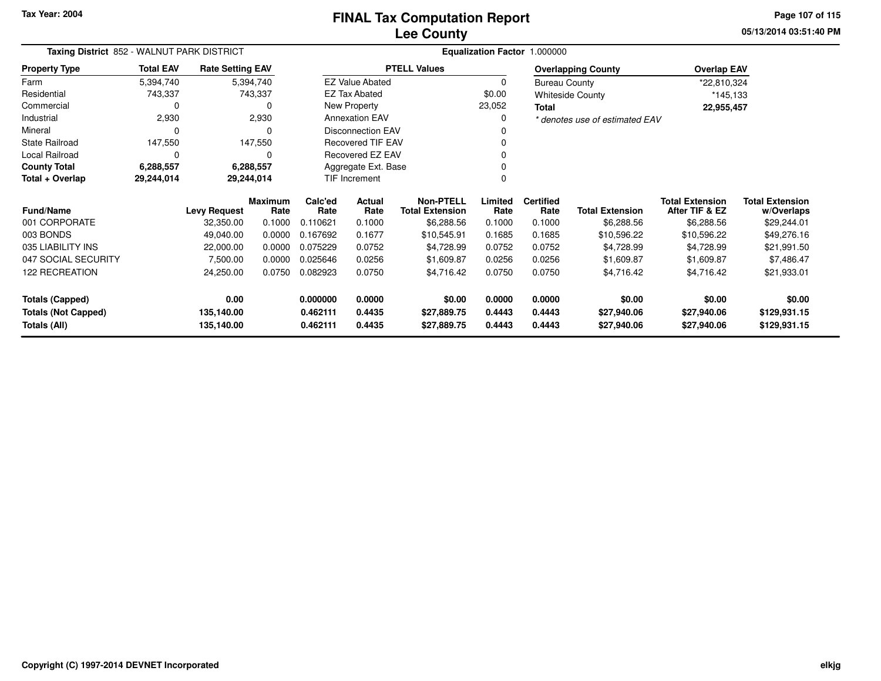Tax Year: 2004

# FINAL Tax Computation Report
## Lee County

05/13/2014 03:51:40 PM

**Taxing District** 852 - WALNUT PARK DISTRICT **Equalization Factor** 1.000000

| Property Type | Total EAV | Rate Setting EAV |
|---|---|---|
| Farm | 5,394,740 | 5,394,740 |
| Residential | 743,337 | 743,337 |
| Commercial | 0 | 0 |
| Industrial | 2,930 | 2,930 |
| Mineral | 0 | 0 |
| State Railroad | 147,550 | 147,550 |
| Local Railroad | 0 | 0 |
| **County Total** | **6,288,557** | **6,288,557** |
| **Total + Overlap** | **29,244,014** | **29,244,014** |

| PTELL Values | |
|---|---|
| EZ Value Abated | 0 |
| EZ Tax Abated | $0.00 |
| New Property | 23,052 |
| Annexation EAV | 0 |
| Disconnection EAV | 0 |
| Recovered TIF EAV | 0 |
| Recovered EZ EAV | 0 |
| Aggregate Ext. Base | 0 |
| TIF Increment | 0 |

| Overlapping County | Overlap EAV |
|---|---|
| Bureau County | *22,810,324 |
| Whiteside County | *145,133 |
| **Total** | **22,955,457** |

*\* denotes use of estimated EAV*

| Fund/Name | Levy Request | Maximum Rate | Calc'ed Rate | Actual Rate | Non-PTELL Total Extension | Limited Rate | Certified Rate | Total Extension | Total Extension After TIF & EZ | Total Extension w/Overlaps |
|---|---|---|---|---|---|---|---|---|---|---|
| 001 CORPORATE | 32,350.00 | 0.1000 | 0.110621 | 0.1000 | $6,288.56 | 0.1000 | 0.1000 | $6,288.56 | $6,288.56 | $29,244.01 |
| 003 BONDS | 49,040.00 | 0.0000 | 0.167692 | 0.1677 | $10,545.91 | 0.1685 | 0.1685 | $10,596.22 | $10,596.22 | $49,276.16 |
| 035 LIABILITY INS | 22,000.00 | 0.0000 | 0.075229 | 0.0752 | $4,728.99 | 0.0752 | 0.0752 | $4,728.99 | $4,728.99 | $21,991.50 |
| 047 SOCIAL SECURITY | 7,500.00 | 0.0000 | 0.025646 | 0.0256 | $1,609.87 | 0.0256 | 0.0256 | $1,609.87 | $1,609.87 | $7,486.47 |
| 122 RECREATION | 24,250.00 | 0.0750 | 0.082923 | 0.0750 | $4,716.42 | 0.0750 | 0.0750 | $4,716.42 | $4,716.42 | $21,933.01 |
| **Totals (Capped)** | **0.00** | | **0.000000** | **0.0000** | **$0.00** | **0.0000** | **0.0000** | **$0.00** | **$0.00** | **$0.00** |
| **Totals (Not Capped)** | **135,140.00** | | **0.462111** | **0.4435** | **$27,889.75** | **0.4443** | **0.4443** | **$27,940.06** | **$27,940.06** | **$129,931.15** |
| **Totals (All)** | **135,140.00** | | **0.462111** | **0.4435** | **$27,889.75** | **0.4443** | **0.4443** | **$27,940.06** | **$27,940.06** | **$129,931.15** |

Copyright (C) 1997-2014 DEVNET Incorporated

elkjg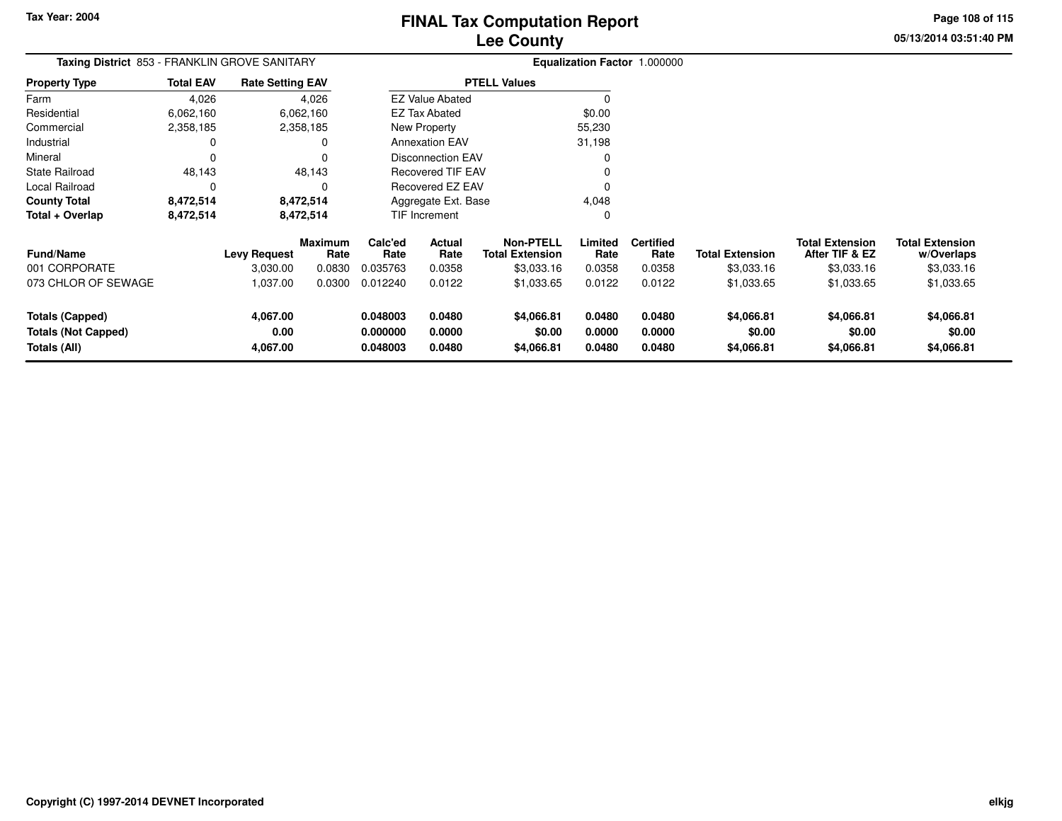# FINAL Tax Computation Report
## Lee County

Tax Year: 2004

**Taxing District** 853 - FRANKLIN GROVE SANITARY

**Equalization Factor** 1.000000

| Property Type | Total EAV | Rate Setting EAV |
|---|---|---|
| Farm | 4,026 | 4,026 |
| Residential | 6,062,160 | 6,062,160 |
| Commercial | 2,358,185 | 2,358,185 |
| Industrial | 0 | 0 |
| Mineral | 0 | 0 |
| State Railroad | 48,143 | 48,143 |
| Local Railroad | 0 | 0 |
| **County Total** | **8,472,514** | **8,472,514** |
| **Total + Overlap** | **8,472,514** | **8,472,514** |

| PTELL Values | |
|---|---|
| EZ Value Abated | 0 |
| EZ Tax Abated | $0.00 |
| New Property | 55,230 |
| Annexation EAV | 31,198 |
| Disconnection EAV | 0 |
| Recovered TIF EAV | 0 |
| Recovered EZ EAV | 0 |
| Aggregate Ext. Base | 4,048 |
| TIF Increment | 0 |

| Fund/Name | Levy Request | Maximum Rate | Calc'ed Rate | Actual Rate | Non-PTELL Total Extension | Limited Rate | Certified Rate | Total Extension | Total Extension After TIF & EZ | Total Extension w/Overlaps |
|---|---|---|---|---|---|---|---|---|---|---|
| 001 CORPORATE | 3,030.00 | 0.0830 | 0.035763 | 0.0358 | $3,033.16 | 0.0358 | 0.0358 | $3,033.16 | $3,033.16 | $3,033.16 |
| 073 CHLOR OF SEWAGE | 1,037.00 | 0.0300 | 0.012240 | 0.0122 | $1,033.65 | 0.0122 | 0.0122 | $1,033.65 | $1,033.65 | $1,033.65 |
| **Totals (Capped)** | **4,067.00** | | **0.048003** | **0.0480** | **$4,066.81** | **0.0480** | **0.0480** | **$4,066.81** | **$4,066.81** | **$4,066.81** |
| **Totals (Not Capped)** | **0.00** | | **0.000000** | **0.0000** | **$0.00** | **0.0000** | **0.0000** | **$0.00** | **$0.00** | **$0.00** |
| **Totals (All)** | **4,067.00** | | **0.048003** | **0.0480** | **$4,066.81** | **0.0480** | **0.0480** | **$4,066.81** | **$4,066.81** | **$4,066.81** |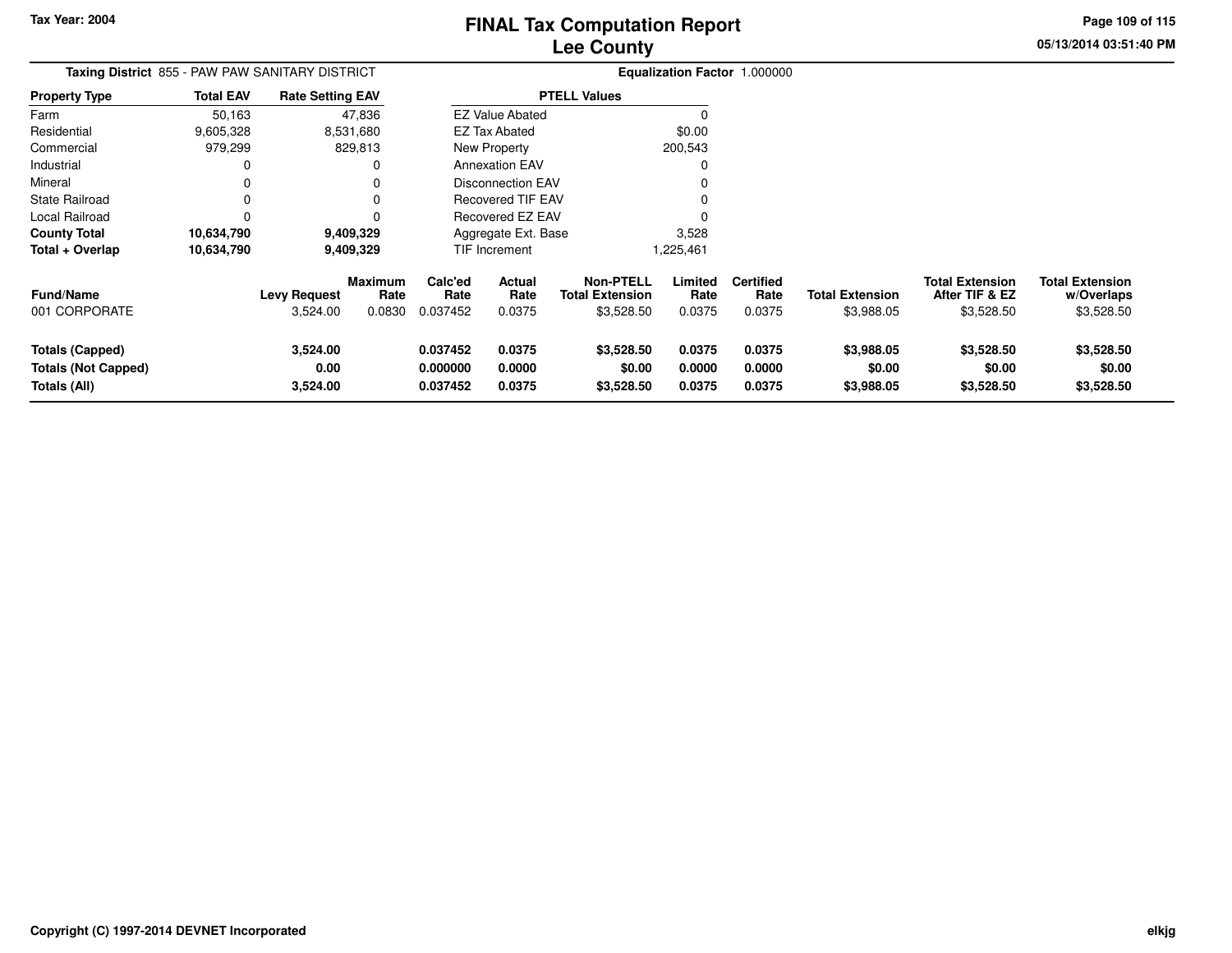# FINAL Tax Computation Report
## Lee County

Tax Year: 2004

05/13/2014 03:51:40 PM

**Taxing District** 855 - PAW PAW SANITARY DISTRICT

**Equalization Factor** 1.000000

| Property Type | Total EAV | Rate Setting EAV |
|---|---|---|
| Farm | 50,163 | 47,836 |
| Residential | 9,605,328 | 8,531,680 |
| Commercial | 979,299 | 829,813 |
| Industrial | 0 | 0 |
| Mineral | 0 | 0 |
| State Railroad | 0 | 0 |
| Local Railroad | 0 | 0 |
| **County Total** | **10,634,790** | **9,409,329** |
| **Total + Overlap** | **10,634,790** | **9,409,329** |

| PTELL Values | |
|---|---|
| EZ Value Abated | 0 |
| EZ Tax Abated | $0.00 |
| New Property | 200,543 |
| Annexation EAV | 0 |
| Disconnection EAV | 0 |
| Recovered TIF EAV | 0 |
| Recovered EZ EAV | 0 |
| Aggregate Ext. Base | 3,528 |
| TIF Increment | 1,225,461 |

| Fund/Name | Levy Request | Maximum Rate | Calc'ed Rate | Actual Rate | Non-PTELL Total Extension | Limited Rate | Certified Rate | Total Extension | Total Extension After TIF & EZ | Total Extension w/Overlaps |
|---|---|---|---|---|---|---|---|---|---|---|
| 001 CORPORATE | 3,524.00 | 0.0830 | 0.037452 | 0.0375 | $3,528.50 | 0.0375 | 0.0375 | $3,988.05 | $3,528.50 | $3,528.50 |
| **Totals (Capped)** | **3,524.00** | | **0.037452** | **0.0375** | **$3,528.50** | **0.0375** | **0.0375** | **$3,988.05** | **$3,528.50** | **$3,528.50** |
| **Totals (Not Capped)** | **0.00** | | **0.000000** | **0.0000** | **$0.00** | **0.0000** | **0.0000** | **$0.00** | **$0.00** | **$0.00** |
| **Totals (All)** | **3,524.00** | | **0.037452** | **0.0375** | **$3,528.50** | **0.0375** | **0.0375** | **$3,988.05** | **$3,528.50** | **$3,528.50** |

Copyright (C) 1997-2014 DEVNET Incorporated

elkjg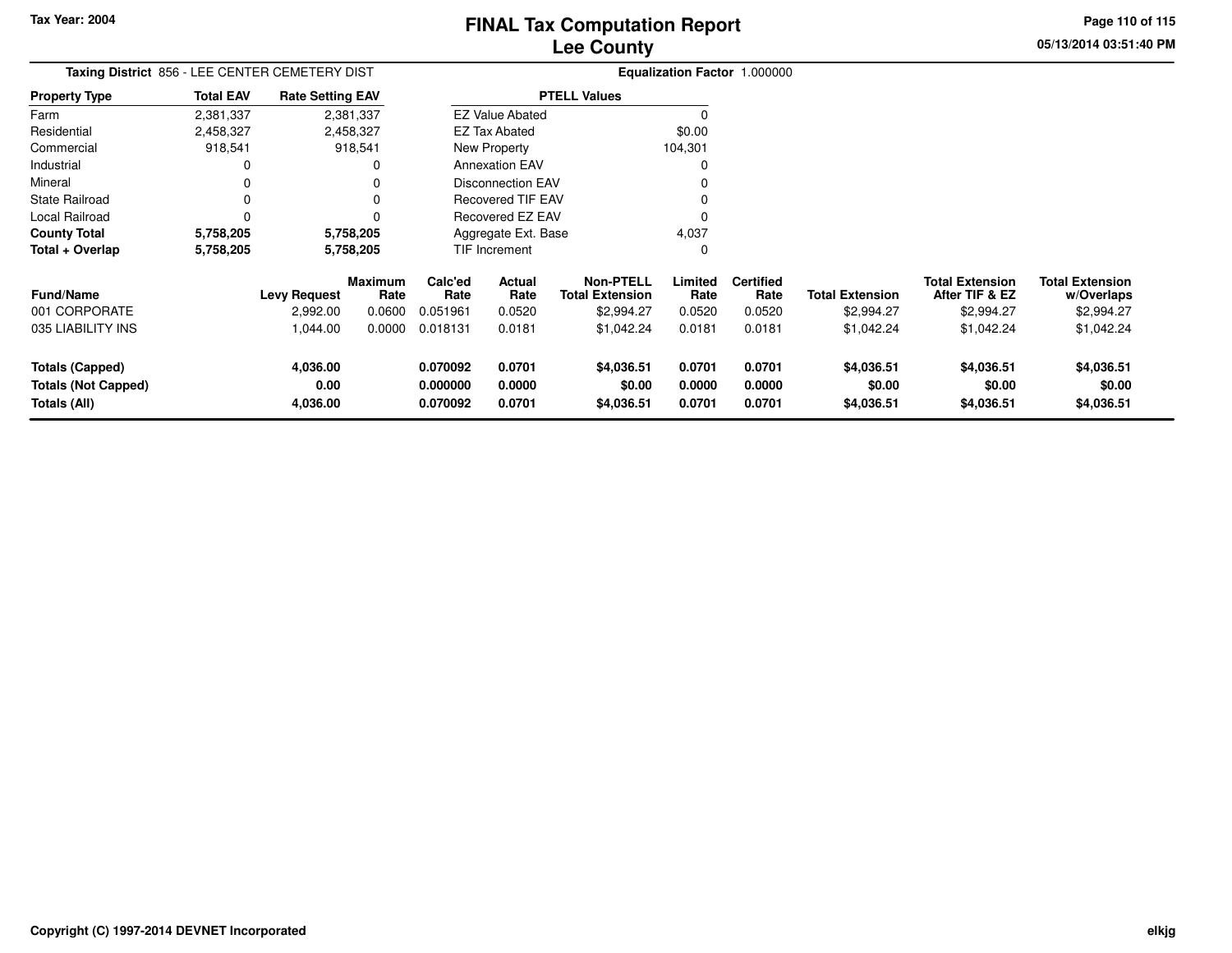Tax Year: 2004

# FINAL Tax Computation Report
## Lee County

**Taxing District** 856 - LEE CENTER CEMETERY DIST

**Equalization Factor** 1.000000

| Property Type | Total EAV | Rate Setting EAV |
|---|---|---|
| Farm | 2,381,337 | 2,381,337 |
| Residential | 2,458,327 | 2,458,327 |
| Commercial | 918,541 | 918,541 |
| Industrial | 0 | 0 |
| Mineral | 0 | 0 |
| State Railroad | 0 | 0 |
| Local Railroad | 0 | 0 |
| **County Total** | **5,758,205** | **5,758,205** |
| **Total + Overlap** | **5,758,205** | **5,758,205** |

| PTELL Values | |
|---|---|
| EZ Value Abated | 0 |
| EZ Tax Abated | $0.00 |
| New Property | 104,301 |
| Annexation EAV | 0 |
| Disconnection EAV | 0 |
| Recovered TIF EAV | 0 |
| Recovered EZ EAV | 0 |
| Aggregate Ext. Base | 4,037 |
| TIF Increment | 0 |

| Fund/Name | Levy Request | Maximum Rate | Calc'ed Rate | Actual Rate | Non-PTELL Total Extension | Limited Rate | Certified Rate | Total Extension | Total Extension After TIF & EZ | Total Extension w/Overlaps |
|---|---|---|---|---|---|---|---|---|---|---|
| 001 CORPORATE | 2,992.00 | 0.0600 | 0.051961 | 0.0520 | $2,994.27 | 0.0520 | 0.0520 | $2,994.27 | $2,994.27 | $2,994.27 |
| 035 LIABILITY INS | 1,044.00 | 0.0000 | 0.018131 | 0.0181 | $1,042.24 | 0.0181 | 0.0181 | $1,042.24 | $1,042.24 | $1,042.24 |
| **Totals (Capped)** | **4,036.00** | | **0.070092** | **0.0701** | **$4,036.51** | **0.0701** | **0.0701** | **$4,036.51** | **$4,036.51** | **$4,036.51** |
| **Totals (Not Capped)** | **0.00** | | **0.000000** | **0.0000** | **$0.00** | **0.0000** | **0.0000** | **$0.00** | **$0.00** | **$0.00** |
| **Totals (All)** | **4,036.00** | | **0.070092** | **0.0701** | **$4,036.51** | **0.0701** | **0.0701** | **$4,036.51** | **$4,036.51** | **$4,036.51** |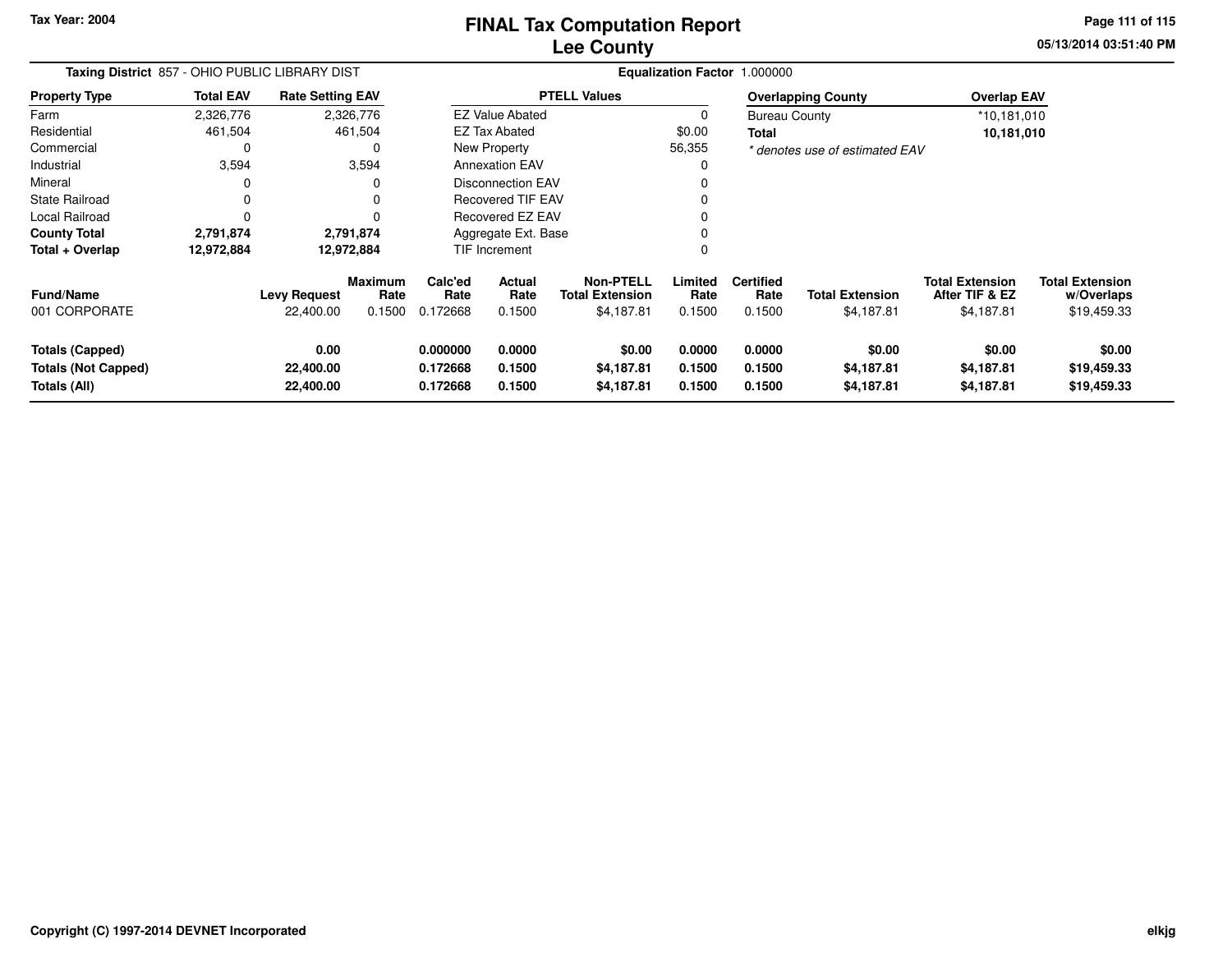Tax Year: 2004

# FINAL Tax Computation Report
## Lee County

05/13/2014 03:51:40 PM

**Taxing District** 857 - OHIO PUBLIC LIBRARY DIST

**Equalization Factor** 1.000000

| Property Type | Total EAV | Rate Setting EAV |
|---|---|---|
| Farm | 2,326,776 | 2,326,776 |
| Residential | 461,504 | 461,504 |
| Commercial | 0 | 0 |
| Industrial | 3,594 | 3,594 |
| Mineral | 0 | 0 |
| State Railroad | 0 | 0 |
| Local Railroad | 0 | 0 |
| **County Total** | **2,791,874** | **2,791,874** |
| **Total + Overlap** | **12,972,884** | **12,972,884** |

| PTELL Values | |
|---|---|
| EZ Value Abated | 0 |
| EZ Tax Abated | $0.00 |
| New Property | 56,355 |
| Annexation EAV | 0 |
| Disconnection EAV | 0 |
| Recovered TIF EAV | 0 |
| Recovered EZ EAV | 0 |
| Aggregate Ext. Base | 0 |
| TIF Increment | 0 |

| Overlapping County | Overlap EAV |
|---|---|
| Bureau County | *10,181,010 |
| **Total** | **10,181,010** |

*\* denotes use of estimated EAV*

| Fund/Name | Levy Request | Maximum Rate | Calc'ed Rate | Actual Rate | Non-PTELL Total Extension | Limited Rate | Certified Rate | Total Extension | Total Extension After TIF & EZ | Total Extension w/Overlaps |
|---|---|---|---|---|---|---|---|---|---|---|
| 001 CORPORATE | 22,400.00 | 0.1500 | 0.172668 | 0.1500 | $4,187.81 | 0.1500 | 0.1500 | $4,187.81 | $4,187.81 | $19,459.33 |
| **Totals (Capped)** | **0.00** | | **0.000000** | **0.0000** | **$0.00** | **0.0000** | **0.0000** | **$0.00** | **$0.00** | **$0.00** |
| **Totals (Not Capped)** | **22,400.00** | | **0.172668** | **0.1500** | **$4,187.81** | **0.1500** | **0.1500** | **$4,187.81** | **$4,187.81** | **$19,459.33** |
| **Totals (All)** | **22,400.00** | | **0.172668** | **0.1500** | **$4,187.81** | **0.1500** | **0.1500** | **$4,187.81** | **$4,187.81** | **$19,459.33** |

Copyright (C) 1997-2014 DEVNET Incorporated

elkjg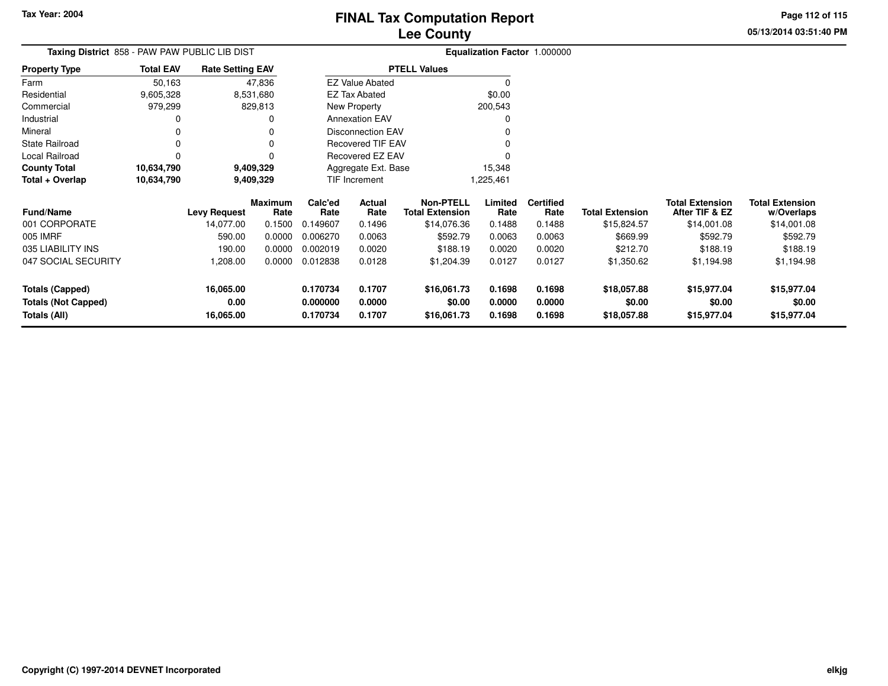Tax Year: 2004

# FINAL Tax Computation Report
## Lee County

05/13/2014 03:51:40 PM

**Taxing District** 858 - PAW PAW PUBLIC LIB DIST

**Equalization Factor** 1.000000

| Property Type | Total EAV | Rate Setting EAV |
|---|---|---|
| Farm | 50,163 | 47,836 |
| Residential | 9,605,328 | 8,531,680 |
| Commercial | 979,299 | 829,813 |
| Industrial | 0 | 0 |
| Mineral | 0 | 0 |
| State Railroad | 0 | 0 |
| Local Railroad | 0 | 0 |
| **County Total** | **10,634,790** | **9,409,329** |
| **Total + Overlap** | **10,634,790** | **9,409,329** |

| PTELL Values | |
|---|---|
| EZ Value Abated | 0 |
| EZ Tax Abated | $0.00 |
| New Property | 200,543 |
| Annexation EAV | 0 |
| Disconnection EAV | 0 |
| Recovered TIF EAV | 0 |
| Recovered EZ EAV | 0 |
| Aggregate Ext. Base | 15,348 |
| TIF Increment | 1,225,461 |

| Fund/Name | Levy Request | Maximum Rate | Calc'ed Rate | Actual Rate | Non-PTELL Total Extension | Limited Rate | Certified Rate | Total Extension | Total Extension After TIF & EZ | Total Extension w/Overlaps |
|---|---|---|---|---|---|---|---|---|---|---|
| 001 CORPORATE | 14,077.00 | 0.1500 | 0.149607 | 0.1496 | $14,076.36 | 0.1488 | 0.1488 | $15,824.57 | $14,001.08 | $14,001.08 |
| 005 IMRF | 590.00 | 0.0000 | 0.006270 | 0.0063 | $592.79 | 0.0063 | 0.0063 | $669.99 | $592.79 | $592.79 |
| 035 LIABILITY INS | 190.00 | 0.0000 | 0.002019 | 0.0020 | $188.19 | 0.0020 | 0.0020 | $212.70 | $188.19 | $188.19 |
| 047 SOCIAL SECURITY | 1,208.00 | 0.0000 | 0.012838 | 0.0128 | $1,204.39 | 0.0127 | 0.0127 | $1,350.62 | $1,194.98 | $1,194.98 |
| **Totals (Capped)** | **16,065.00** | | **0.170734** | **0.1707** | **$16,061.73** | **0.1698** | **0.1698** | **$18,057.88** | **$15,977.04** | **$15,977.04** |
| **Totals (Not Capped)** | **0.00** | | **0.000000** | **0.0000** | **$0.00** | **0.0000** | **0.0000** | **$0.00** | **$0.00** | **$0.00** |
| **Totals (All)** | **16,065.00** | | **0.170734** | **0.1707** | **$16,061.73** | **0.1698** | **0.1698** | **$18,057.88** | **$15,977.04** | **$15,977.04** |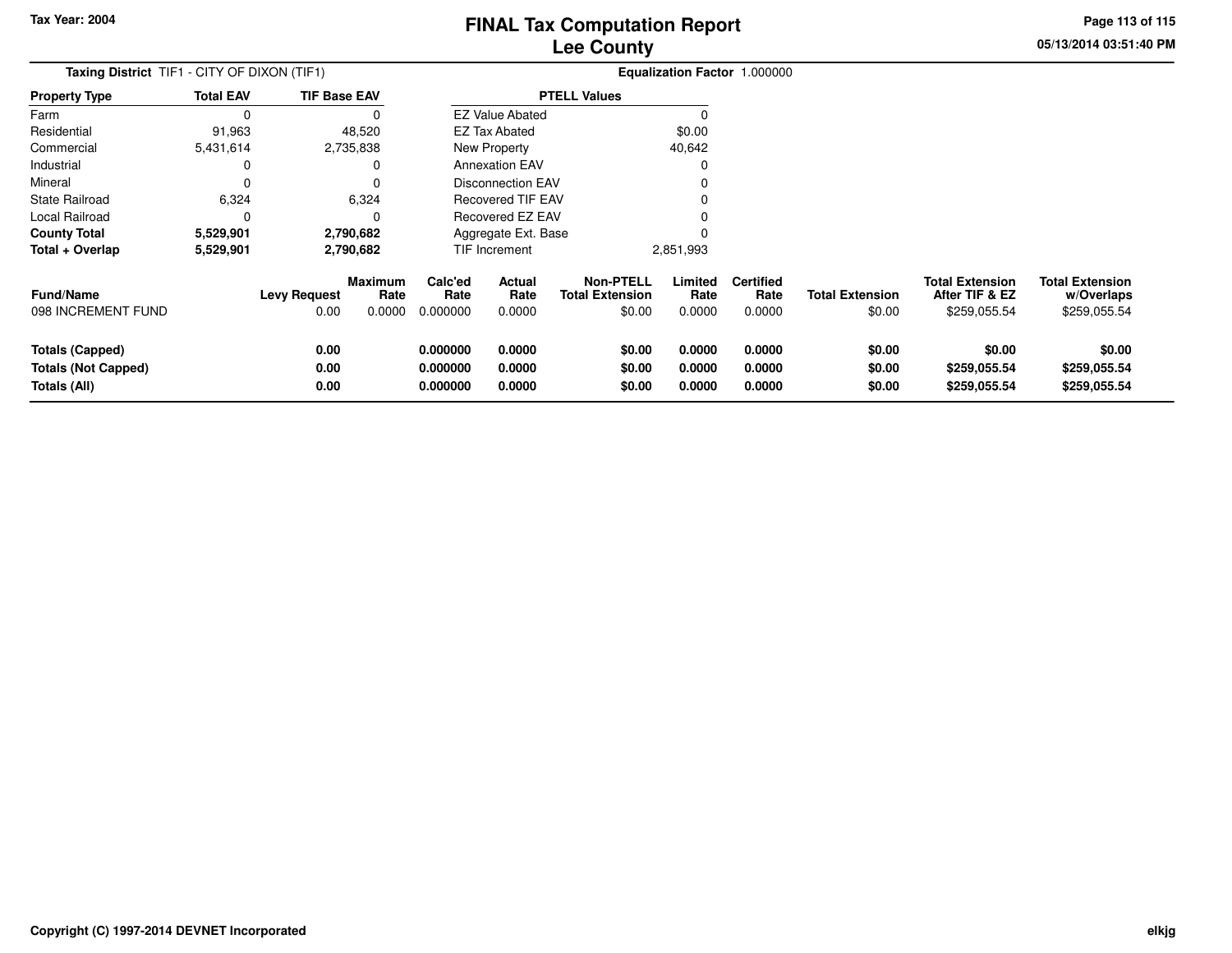Tax Year: 2004

# FINAL Tax Computation Report
## Lee County

05/13/2014 03:51:40 PM

**Taxing District** TIF1 - CITY OF DIXON (TIF1) **Equalization Factor** 1.000000

| Property Type | Total EAV | TIF Base EAV |
|---|---|---|
| Farm | 0 | 0 |
| Residential | 91,963 | 48,520 |
| Commercial | 5,431,614 | 2,735,838 |
| Industrial | 0 | 0 |
| Mineral | 0 | 0 |
| State Railroad | 6,324 | 6,324 |
| Local Railroad | 0 | 0 |
| **County Total** | **5,529,901** | **2,790,682** |
| **Total + Overlap** | **5,529,901** | **2,790,682** |

| PTELL Values | |
|---|---|
| EZ Value Abated | 0 |
| EZ Tax Abated | $0.00 |
| New Property | 40,642 |
| Annexation EAV | 0 |
| Disconnection EAV | 0 |
| Recovered TIF EAV | 0 |
| Recovered EZ EAV | 0 |
| Aggregate Ext. Base | 0 |
| TIF Increment | 2,851,993 |

| Fund/Name | Levy Request | Maximum Rate | Calc'ed Rate | Actual Rate | Non-PTELL Total Extension | Limited Rate | Certified Rate | Total Extension | Total Extension After TIF & EZ | Total Extension w/Overlaps |
|---|---|---|---|---|---|---|---|---|---|---|
| 098 INCREMENT FUND | 0.00 | 0.0000 | 0.000000 | 0.0000 | $0.00 | 0.0000 | 0.0000 | $0.00 | $259,055.54 | $259,055.54 |
| **Totals (Capped)** | **0.00** | | **0.000000** | **0.0000** | **$0.00** | **0.0000** | **0.0000** | **$0.00** | **$0.00** | **$0.00** |
| **Totals (Not Capped)** | **0.00** | | **0.000000** | **0.0000** | **$0.00** | **0.0000** | **0.0000** | **$0.00** | **$259,055.54** | **$259,055.54** |
| **Totals (All)** | **0.00** | | **0.000000** | **0.0000** | **$0.00** | **0.0000** | **0.0000** | **$0.00** | **$259,055.54** | **$259,055.54** |

Copyright (C) 1997-2014 DEVNET Incorporated

elkjg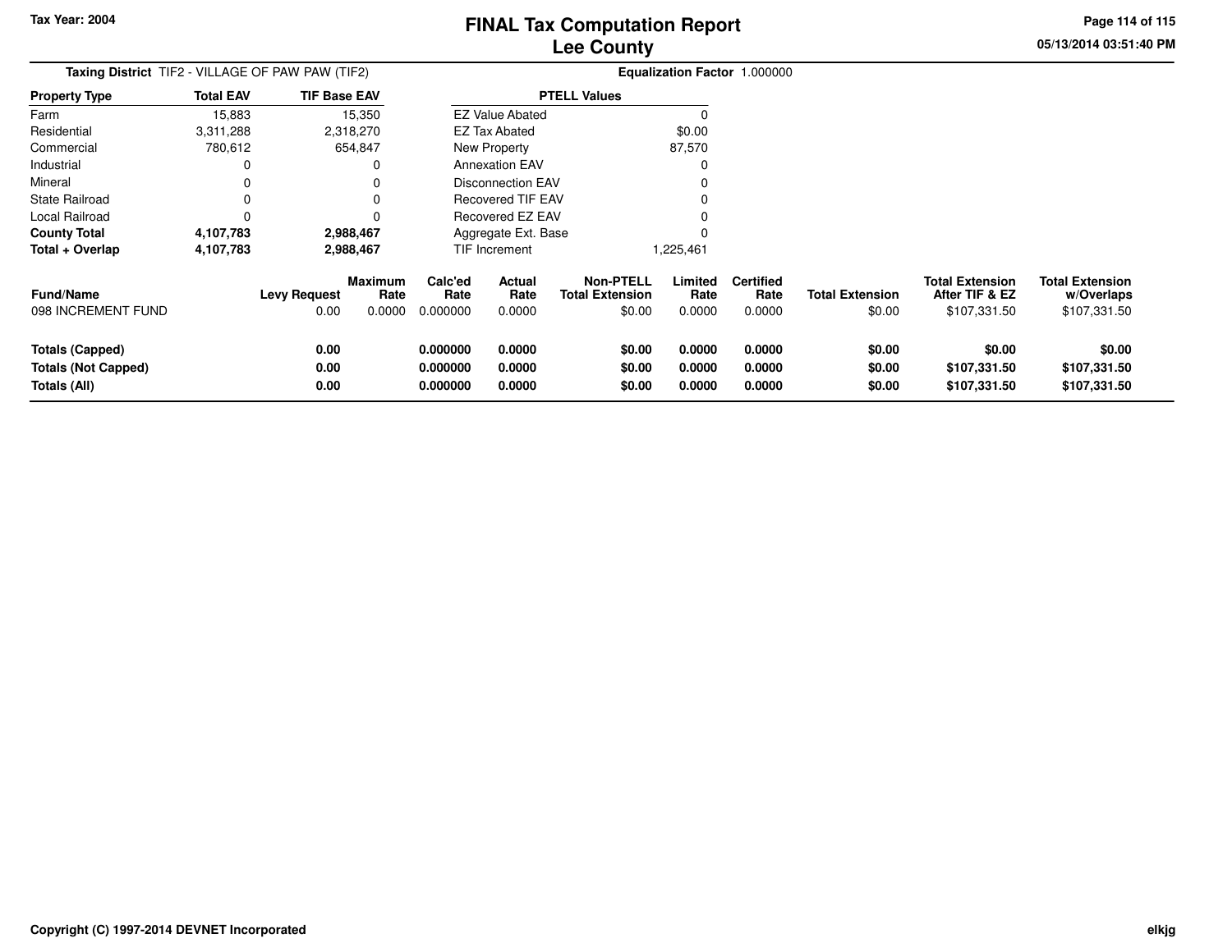Tax Year: 2004

# FINAL Tax Computation Report
## Lee County

05/13/2014 03:51:40 PM

**Taxing District** TIF2 - VILLAGE OF PAW PAW (TIF2)

**Equalization Factor** 1.000000

| Property Type | Total EAV | TIF Base EAV |
|---|---|---|
| Farm | 15,883 | 15,350 |
| Residential | 3,311,288 | 2,318,270 |
| Commercial | 780,612 | 654,847 |
| Industrial | 0 | 0 |
| Mineral | 0 | 0 |
| State Railroad | 0 | 0 |
| Local Railroad | 0 | 0 |
| **County Total** | **4,107,783** | **2,988,467** |
| **Total + Overlap** | **4,107,783** | **2,988,467** |

| PTELL Values | |
|---|---|
| EZ Value Abated | 0 |
| EZ Tax Abated | $0.00 |
| New Property | 87,570 |
| Annexation EAV | 0 |
| Disconnection EAV | 0 |
| Recovered TIF EAV | 0 |
| Recovered EZ EAV | 0 |
| Aggregate Ext. Base | 0 |
| TIF Increment | 1,225,461 |

| Fund/Name | Levy Request | Maximum Rate | Calc'ed Rate | Actual Rate | Non-PTELL Total Extension | Limited Rate | Certified Rate | Total Extension | Total Extension After TIF & EZ | Total Extension w/Overlaps |
|---|---|---|---|---|---|---|---|---|---|---|
| 098 INCREMENT FUND | 0.00 | 0.0000 | 0.000000 | 0.0000 | $0.00 | 0.0000 | 0.0000 | $0.00 | $107,331.50 | $107,331.50 |
| **Totals (Capped)** | **0.00** | | **0.000000** | **0.0000** | **$0.00** | **0.0000** | **0.0000** | **$0.00** | **$0.00** | **$0.00** |
| **Totals (Not Capped)** | **0.00** | | **0.000000** | **0.0000** | **$0.00** | **0.0000** | **0.0000** | **$0.00** | **$107,331.50** | **$107,331.50** |
| **Totals (All)** | **0.00** | | **0.000000** | **0.0000** | **$0.00** | **0.0000** | **0.0000** | **$0.00** | **$107,331.50** | **$107,331.50** |

Copyright (C) 1997-2014 DEVNET Incorporated

elkjg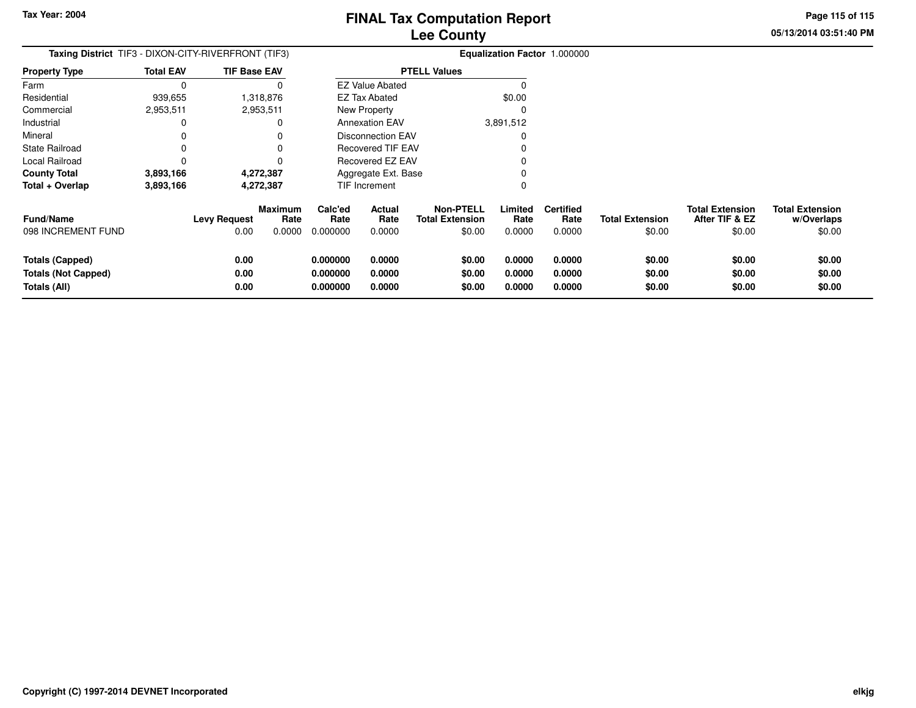Tax Year: 2004

# FINAL Tax Computation Report
## Lee County

05/13/2014 03:51:40 PM

**Taxing District** TIF3 - DIXON-CITY-RIVERFRONT (TIF3) **Equalization Factor** 1.000000

| Property Type | Total EAV | TIF Base EAV |
|---|---|---|
| Farm | 0 | 0 |
| Residential | 939,655 | 1,318,876 |
| Commercial | 2,953,511 | 2,953,511 |
| Industrial | 0 | 0 |
| Mineral | 0 | 0 |
| State Railroad | 0 | 0 |
| Local Railroad | 0 | 0 |
| **County Total** | **3,893,166** | **4,272,387** |
| **Total + Overlap** | **3,893,166** | **4,272,387** |

| PTELL Values | |
|---|---|
| EZ Value Abated | 0 |
| EZ Tax Abated | $0.00 |
| New Property | 0 |
| Annexation EAV | 3,891,512 |
| Disconnection EAV | 0 |
| Recovered TIF EAV | 0 |
| Recovered EZ EAV | 0 |
| Aggregate Ext. Base | 0 |
| TIF Increment | 0 |

| Fund/Name | Levy Request | Maximum Rate | Calc'ed Rate | Actual Rate | Non-PTELL Total Extension | Limited Rate | Certified Rate | Total Extension | Total Extension After TIF & EZ | Total Extension w/Overlaps |
|---|---|---|---|---|---|---|---|---|---|---|
| 098 INCREMENT FUND | 0.00 | 0.0000 | 0.000000 | 0.0000 | $0.00 | 0.0000 | 0.0000 | $0.00 | $0.00 | $0.00 |
| **Totals (Capped)** | **0.00** | | **0.000000** | **0.0000** | **$0.00** | **0.0000** | **0.0000** | **$0.00** | **$0.00** | **$0.00** |
| **Totals (Not Capped)** | **0.00** | | **0.000000** | **0.0000** | **$0.00** | **0.0000** | **0.0000** | **$0.00** | **$0.00** | **$0.00** |
| **Totals (All)** | **0.00** | | **0.000000** | **0.0000** | **$0.00** | **0.0000** | **0.0000** | **$0.00** | **$0.00** | **$0.00** |

**Copyright (C) 1997-2014 DEVNET Incorporated** elkjg